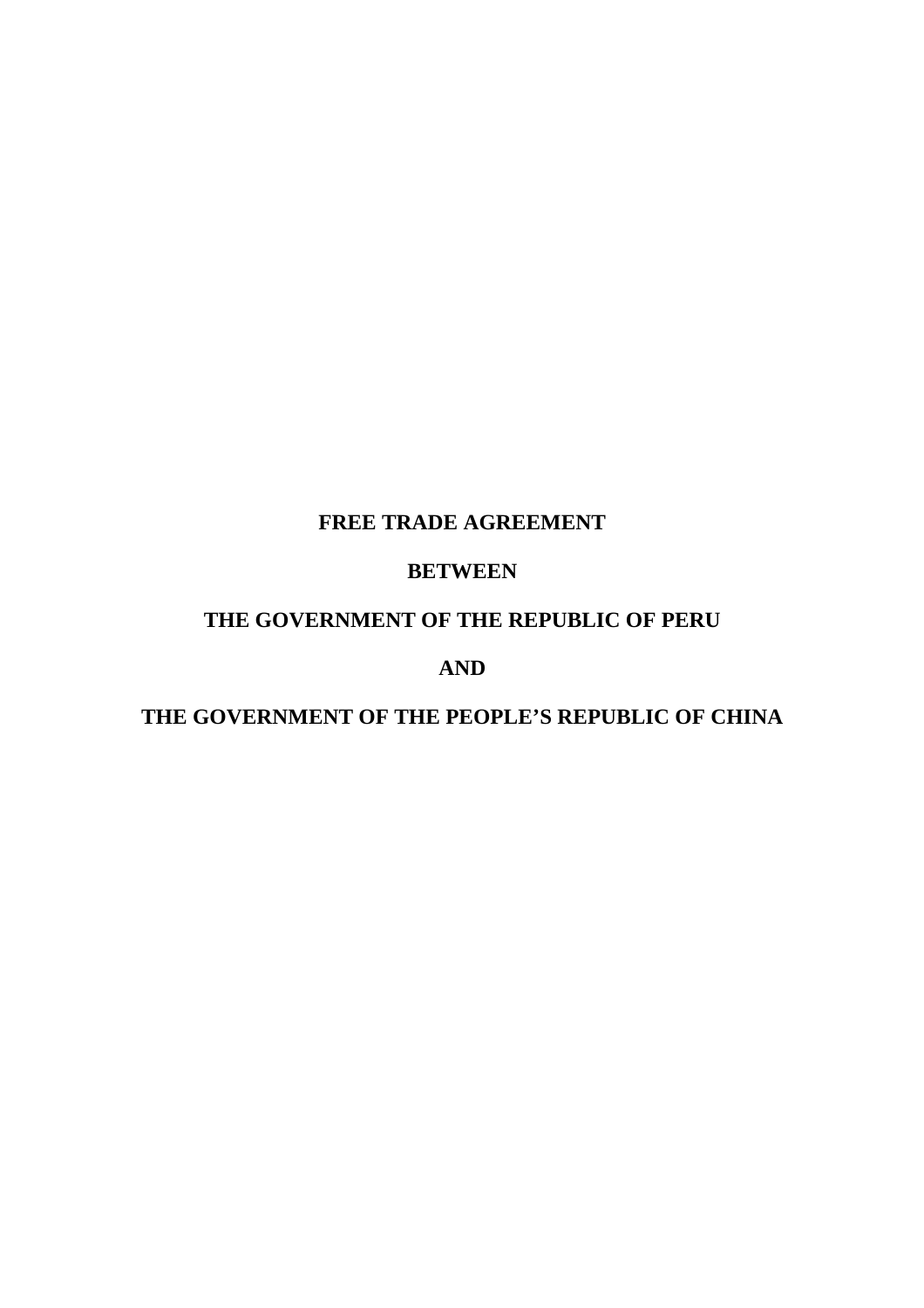# FREE TRADE AGREEMENT

# BETWEEN

# THE GOVERNMENT OF THE REPUBLIC OF PERU

# AND

# THE GOVERNMENT OF THE PEOPLE'S REPUBLIC OF CHINA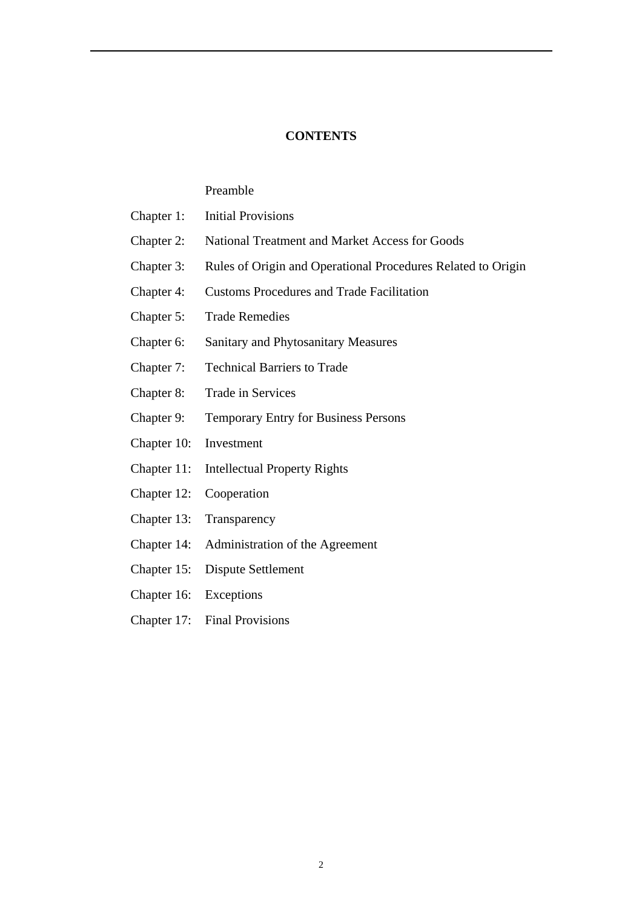# CONTENTS

| | |
|---|---|
| | Preamble |
| Chapter 1: | Initial Provisions |
| Chapter 2: | National Treatment and Market Access for Goods |
| Chapter 3: | Rules of Origin and Operational Procedures Related to Origin |
| Chapter 4: | Customs Procedures and Trade Facilitation |
| Chapter 5: | Trade Remedies |
| Chapter 6: | Sanitary and Phytosanitary Measures |
| Chapter 7: | Technical Barriers to Trade |
| Chapter 8: | Trade in Services |
| Chapter 9: | Temporary Entry for Business Persons |
| Chapter 10: | Investment |
| Chapter 11: | Intellectual Property Rights |
| Chapter 12: | Cooperation |
| Chapter 13: | Transparency |
| Chapter 14: | Administration of the Agreement |
| Chapter 15: | Dispute Settlement |
| Chapter 16: | Exceptions |
| Chapter 17: | Final Provisions |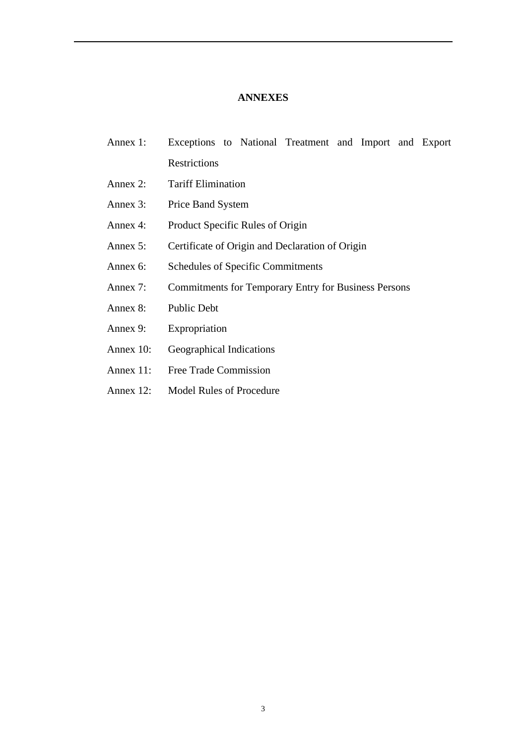# ANNEXES

| | |
|---|---|
| Annex 1: | Exceptions to National Treatment and Import and Export Restrictions |
| Annex 2: | Tariff Elimination |
| Annex 3: | Price Band System |
| Annex 4: | Product Specific Rules of Origin |
| Annex 5: | Certificate of Origin and Declaration of Origin |
| Annex 6: | Schedules of Specific Commitments |
| Annex 7: | Commitments for Temporary Entry for Business Persons |
| Annex 8: | Public Debt |
| Annex 9: | Expropriation |
| Annex 10: | Geographical Indications |
| Annex 11: | Free Trade Commission |
| Annex 12: | Model Rules of Procedure |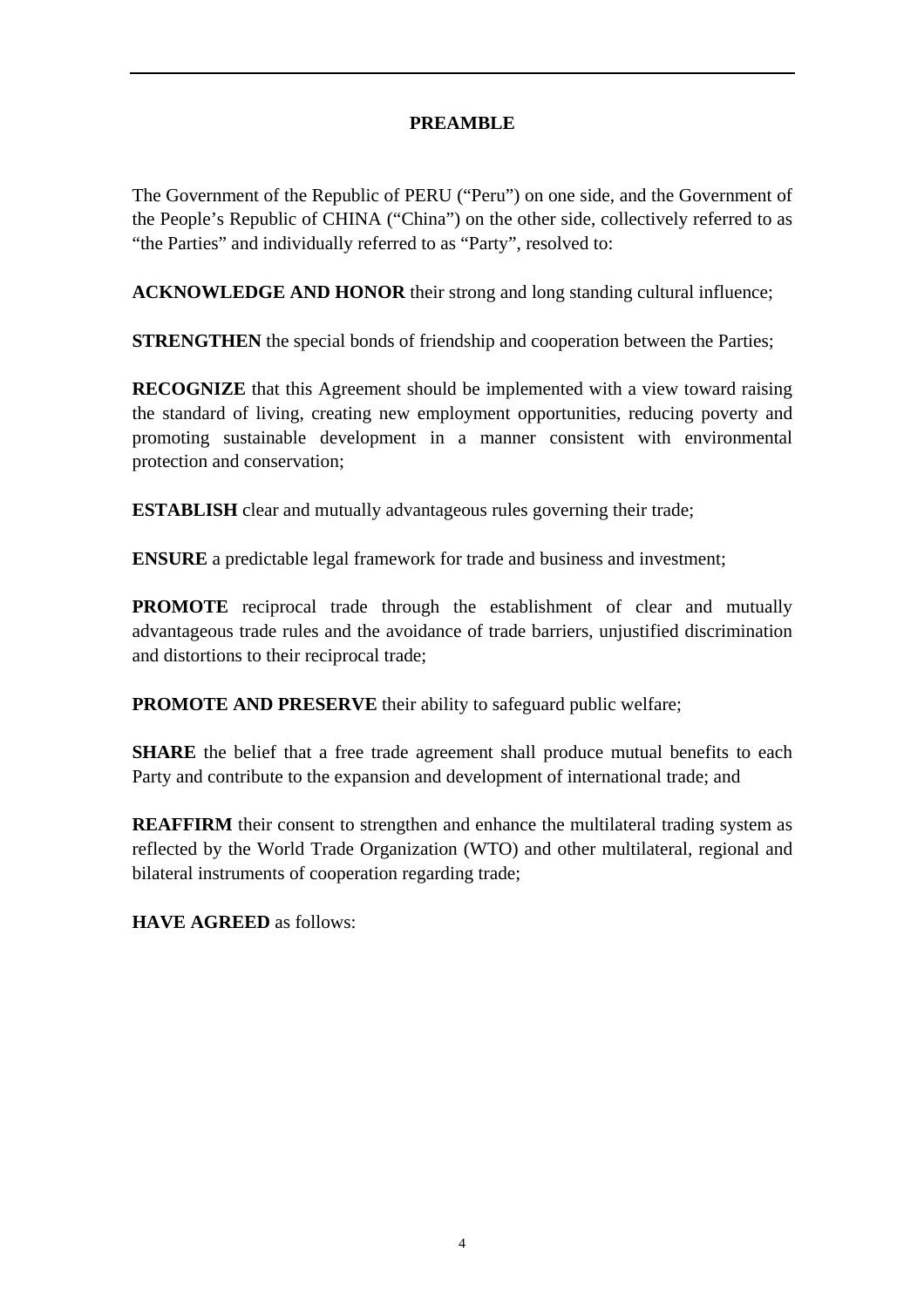## PREAMBLE

The Government of the Republic of PERU ("Peru") on one side, and the Government of the People's Republic of CHINA ("China") on the other side, collectively referred to as "the Parties" and individually referred to as "Party", resolved to:

**ACKNOWLEDGE AND HONOR** their strong and long standing cultural influence;

**STRENGTHEN** the special bonds of friendship and cooperation between the Parties;

**RECOGNIZE** that this Agreement should be implemented with a view toward raising the standard of living, creating new employment opportunities, reducing poverty and promoting sustainable development in a manner consistent with environmental protection and conservation;

**ESTABLISH** clear and mutually advantageous rules governing their trade;

**ENSURE** a predictable legal framework for trade and business and investment;

**PROMOTE** reciprocal trade through the establishment of clear and mutually advantageous trade rules and the avoidance of trade barriers, unjustified discrimination and distortions to their reciprocal trade;

**PROMOTE AND PRESERVE** their ability to safeguard public welfare;

**SHARE** the belief that a free trade agreement shall produce mutual benefits to each Party and contribute to the expansion and development of international trade; and

**REAFFIRM** their consent to strengthen and enhance the multilateral trading system as reflected by the World Trade Organization (WTO) and other multilateral, regional and bilateral instruments of cooperation regarding trade;

**HAVE AGREED** as follows: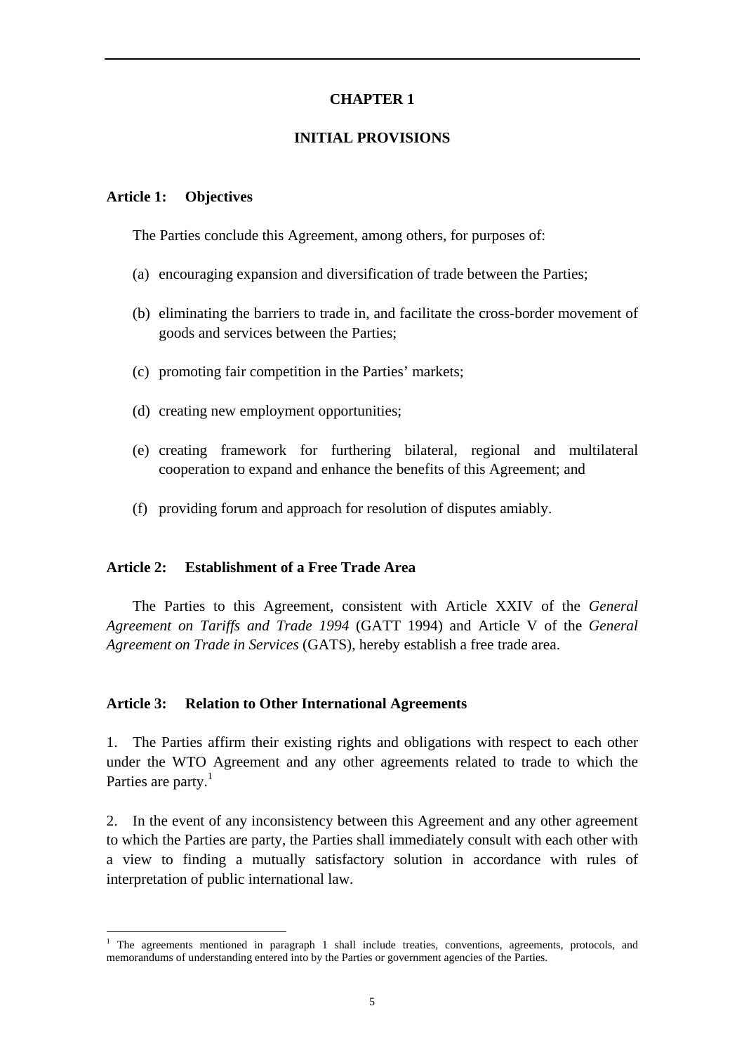# CHAPTER 1

# INITIAL PROVISIONS

**Article 1: Objectives**

The Parties conclude this Agreement, among others, for purposes of:

(a) encouraging expansion and diversification of trade between the Parties;

(b) eliminating the barriers to trade in, and facilitate the cross-border movement of goods and services between the Parties;

(c) promoting fair competition in the Parties' markets;

(d) creating new employment opportunities;

(e) creating framework for furthering bilateral, regional and multilateral cooperation to expand and enhance the benefits of this Agreement; and

(f) providing forum and approach for resolution of disputes amiably.

**Article 2: Establishment of a Free Trade Area**

The Parties to this Agreement, consistent with Article XXIV of the *General Agreement on Tariffs and Trade 1994* (GATT 1994) and Article V of the *General Agreement on Trade in Services* (GATS), hereby establish a free trade area.

**Article 3: Relation to Other International Agreements**

1. The Parties affirm their existing rights and obligations with respect to each other under the WTO Agreement and any other agreements related to trade to which the Parties are party.[1]

2. In the event of any inconsistency between this Agreement and any other agreement to which the Parties are party, the Parties shall immediately consult with each other with a view to finding a mutually satisfactory solution in accordance with rules of interpretation of public international law.

[1] The agreements mentioned in paragraph 1 shall include treaties, conventions, agreements, protocols, and memorandums of understanding entered into by the Parties or government agencies of the Parties.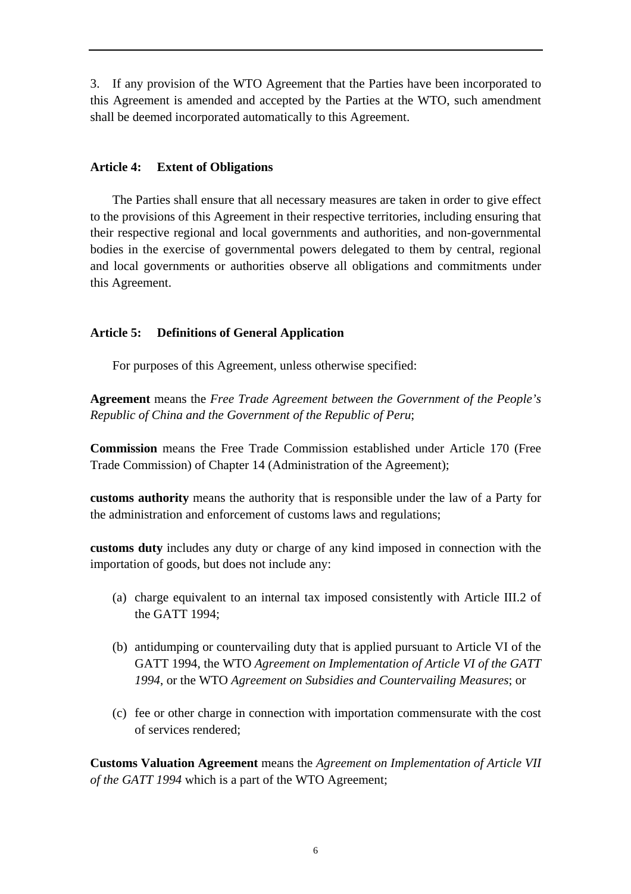3. If any provision of the WTO Agreement that the Parties have been incorporated to this Agreement is amended and accepted by the Parties at the WTO, such amendment shall be deemed incorporated automatically to this Agreement.

**Article 4: Extent of Obligations**

The Parties shall ensure that all necessary measures are taken in order to give effect to the provisions of this Agreement in their respective territories, including ensuring that their respective regional and local governments and authorities, and non-governmental bodies in the exercise of governmental powers delegated to them by central, regional and local governments or authorities observe all obligations and commitments under this Agreement.

**Article 5: Definitions of General Application**

For purposes of this Agreement, unless otherwise specified:

**Agreement** means the *Free Trade Agreement between the Government of the People's Republic of China and the Government of the Republic of Peru*;

**Commission** means the Free Trade Commission established under Article 170 (Free Trade Commission) of Chapter 14 (Administration of the Agreement);

**customs authority** means the authority that is responsible under the law of a Party for the administration and enforcement of customs laws and regulations;

**customs duty** includes any duty or charge of any kind imposed in connection with the importation of goods, but does not include any:

(a) charge equivalent to an internal tax imposed consistently with Article III.2 of the GATT 1994;

(b) antidumping or countervailing duty that is applied pursuant to Article VI of the GATT 1994, the WTO *Agreement on Implementation of Article VI of the GATT 1994*, or the WTO *Agreement on Subsidies and Countervailing Measures*; or

(c) fee or other charge in connection with importation commensurate with the cost of services rendered;

**Customs Valuation Agreement** means the *Agreement on Implementation of Article VII of the GATT 1994* which is a part of the WTO Agreement;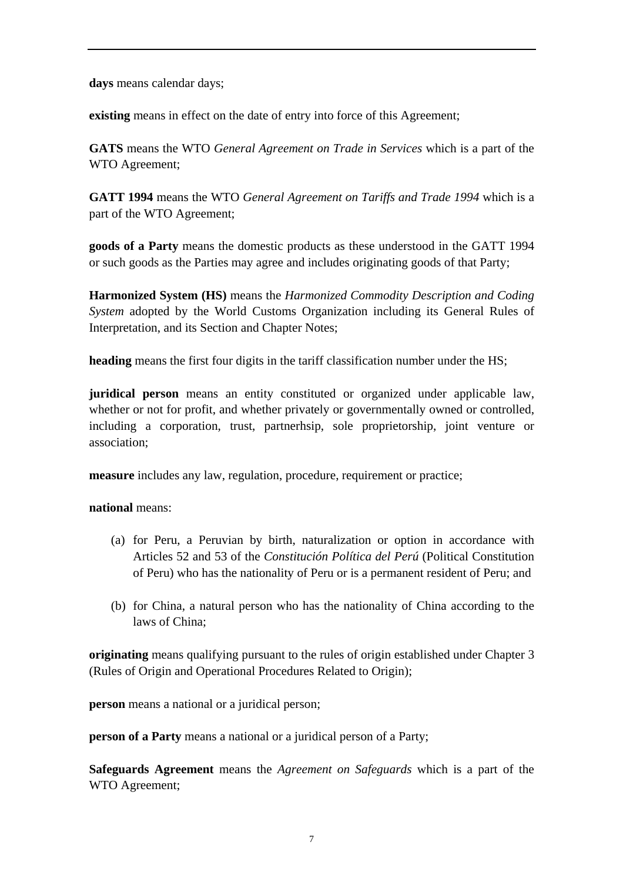**days** means calendar days;

**existing** means in effect on the date of entry into force of this Agreement;

**GATS** means the WTO *General Agreement on Trade in Services* which is a part of the WTO Agreement;

**GATT 1994** means the WTO *General Agreement on Tariffs and Trade 1994* which is a part of the WTO Agreement;

**goods of a Party** means the domestic products as these understood in the GATT 1994 or such goods as the Parties may agree and includes originating goods of that Party;

**Harmonized System (HS)** means the *Harmonized Commodity Description and Coding System* adopted by the World Customs Organization including its General Rules of Interpretation, and its Section and Chapter Notes;

**heading** means the first four digits in the tariff classification number under the HS;

**juridical person** means an entity constituted or organized under applicable law, whether or not for profit, and whether privately or governmentally owned or controlled, including a corporation, trust, partnerhsip, sole proprietorship, joint venture or association;

**measure** includes any law, regulation, procedure, requirement or practice;

**national** means:

(a) for Peru, a Peruvian by birth, naturalization or option in accordance with Articles 52 and 53 of the *Constitución Política del Perú* (Political Constitution of Peru) who has the nationality of Peru or is a permanent resident of Peru; and

(b) for China, a natural person who has the nationality of China according to the laws of China;

**originating** means qualifying pursuant to the rules of origin established under Chapter 3 (Rules of Origin and Operational Procedures Related to Origin);

**person** means a national or a juridical person;

**person of a Party** means a national or a juridical person of a Party;

**Safeguards Agreement** means the *Agreement on Safeguards* which is a part of the WTO Agreement;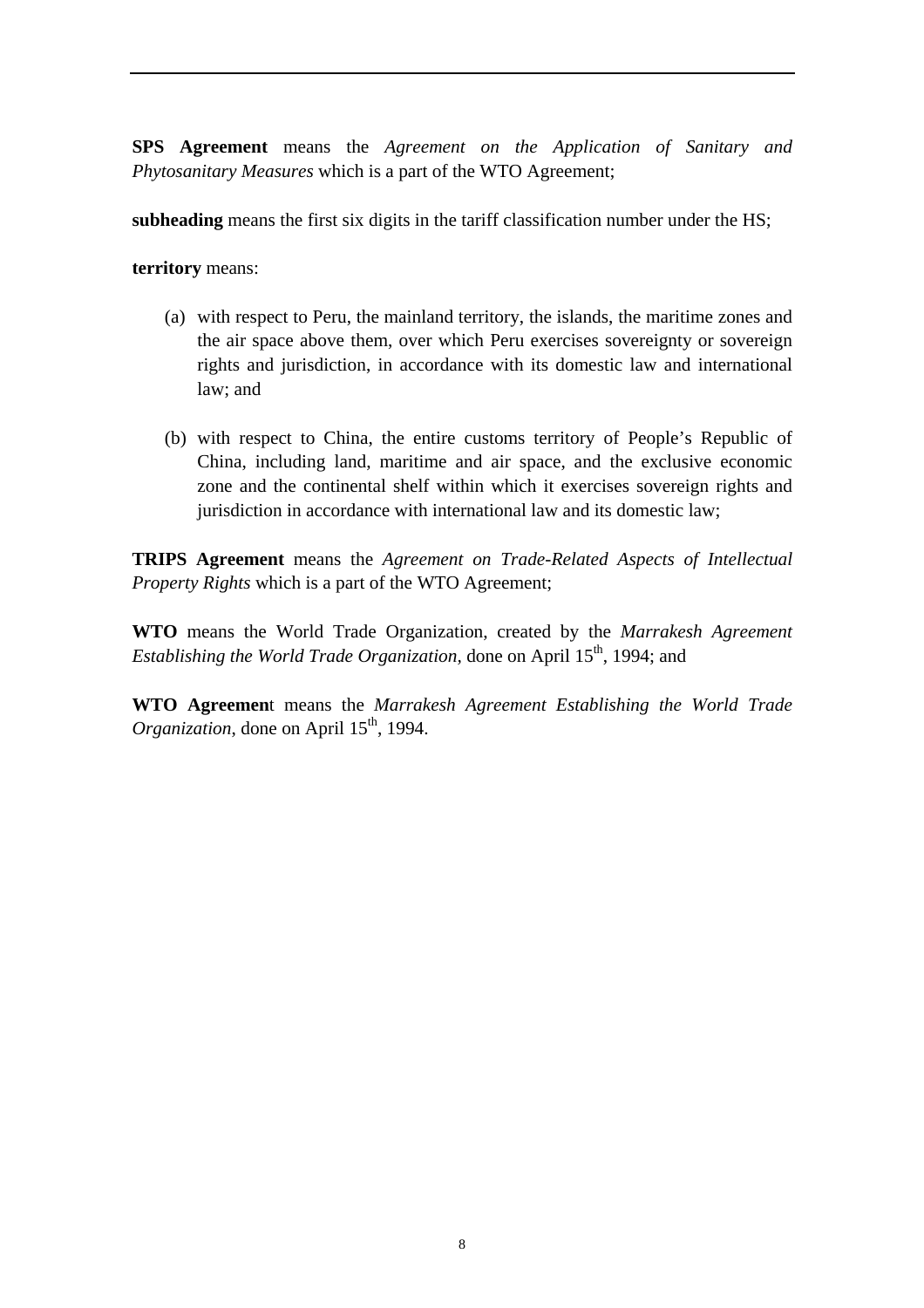**SPS Agreement** means the *Agreement on the Application of Sanitary and Phytosanitary Measures* which is a part of the WTO Agreement;

**subheading** means the first six digits in the tariff classification number under the HS;

**territory** means:

(a) with respect to Peru, the mainland territory, the islands, the maritime zones and the air space above them, over which Peru exercises sovereignty or sovereign rights and jurisdiction, in accordance with its domestic law and international law; and

(b) with respect to China, the entire customs territory of People's Republic of China, including land, maritime and air space, and the exclusive economic zone and the continental shelf within which it exercises sovereign rights and jurisdiction in accordance with international law and its domestic law;

**TRIPS Agreement** means the *Agreement on Trade-Related Aspects of Intellectual Property Rights* which is a part of the WTO Agreement;

**WTO** means the World Trade Organization, created by the *Marrakesh Agreement Establishing the World Trade Organization*, done on April 15th, 1994; and

**WTO Agreemen**t means the *Marrakesh Agreement Establishing the World Trade Organization*, done on April 15th, 1994.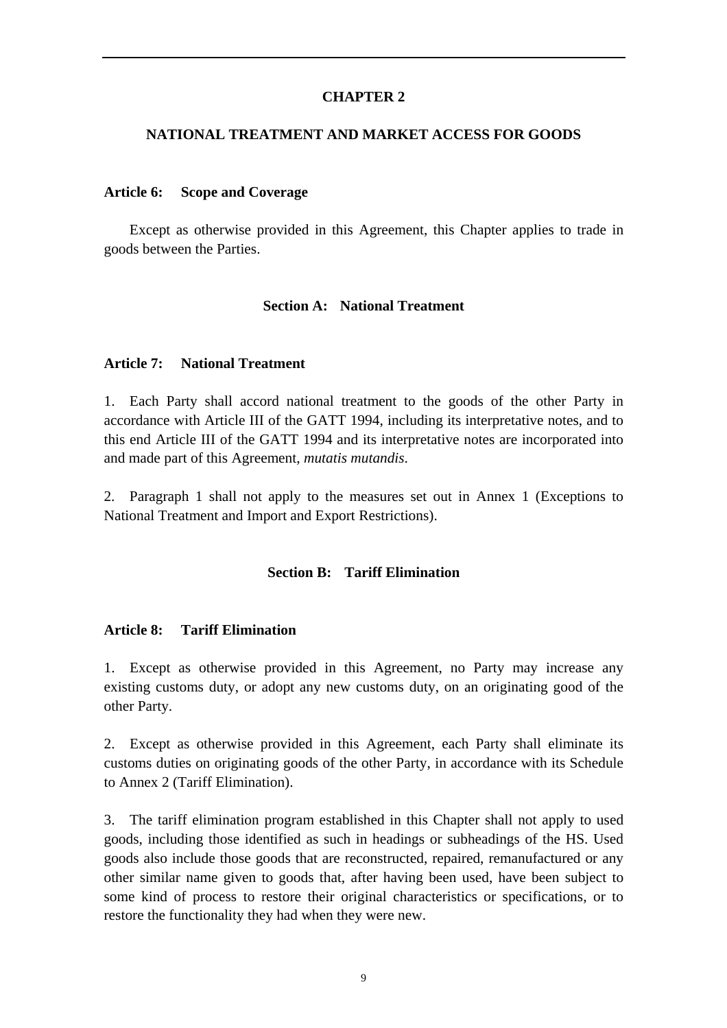# CHAPTER 2

## NATIONAL TREATMENT AND MARKET ACCESS FOR GOODS

### Article 6: Scope and Coverage

Except as otherwise provided in this Agreement, this Chapter applies to trade in goods between the Parties.

## Section A: National Treatment

### Article 7: National Treatment

1. Each Party shall accord national treatment to the goods of the other Party in accordance with Article III of the GATT 1994, including its interpretative notes, and to this end Article III of the GATT 1994 and its interpretative notes are incorporated into and made part of this Agreement, *mutatis mutandis*.

2. Paragraph 1 shall not apply to the measures set out in Annex 1 (Exceptions to National Treatment and Import and Export Restrictions).

## Section B: Tariff Elimination

### Article 8: Tariff Elimination

1. Except as otherwise provided in this Agreement, no Party may increase any existing customs duty, or adopt any new customs duty, on an originating good of the other Party.

2. Except as otherwise provided in this Agreement, each Party shall eliminate its customs duties on originating goods of the other Party, in accordance with its Schedule to Annex 2 (Tariff Elimination).

3. The tariff elimination program established in this Chapter shall not apply to used goods, including those identified as such in headings or subheadings of the HS. Used goods also include those goods that are reconstructed, repaired, remanufactured or any other similar name given to goods that, after having been used, have been subject to some kind of process to restore their original characteristics or specifications, or to restore the functionality they had when they were new.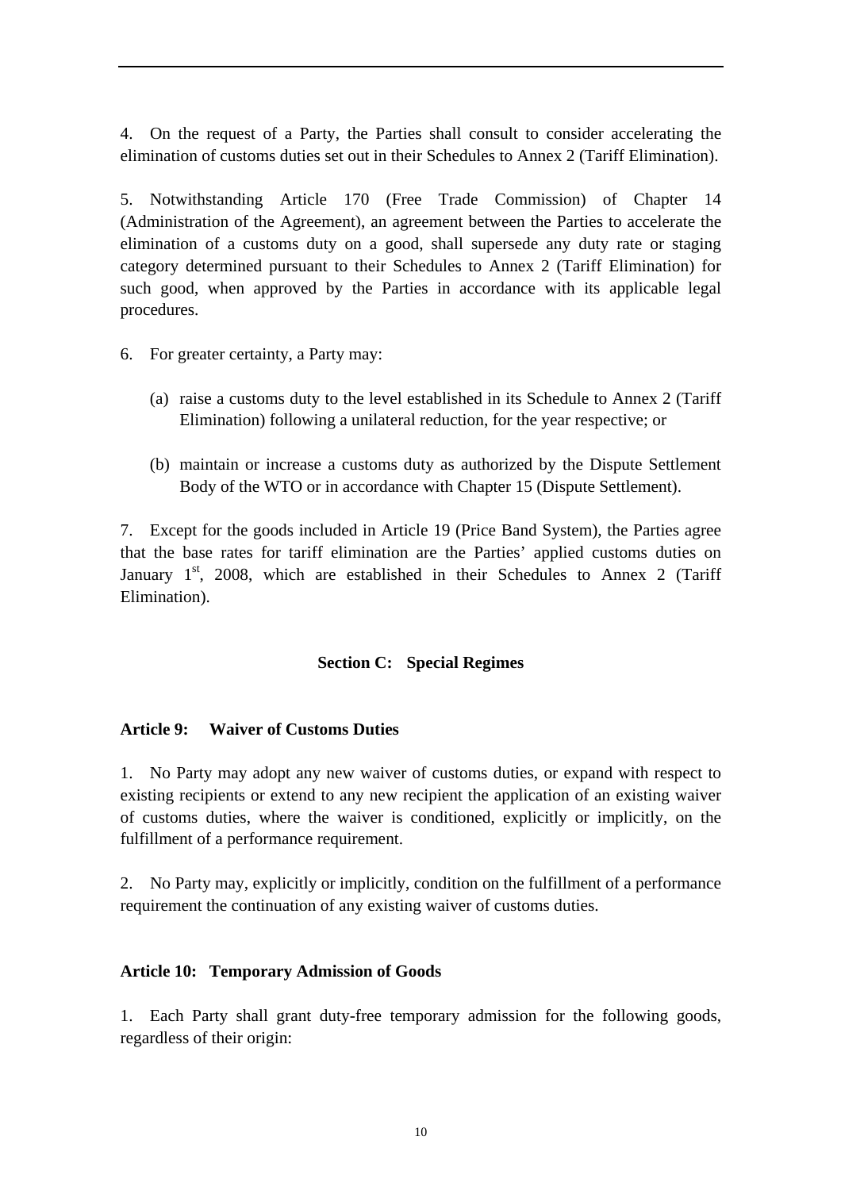4. On the request of a Party, the Parties shall consult to consider accelerating the elimination of customs duties set out in their Schedules to Annex 2 (Tariff Elimination).

5. Notwithstanding Article 170 (Free Trade Commission) of Chapter 14 (Administration of the Agreement), an agreement between the Parties to accelerate the elimination of a customs duty on a good, shall supersede any duty rate or staging category determined pursuant to their Schedules to Annex 2 (Tariff Elimination) for such good, when approved by the Parties in accordance with its applicable legal procedures.

6. For greater certainty, a Party may:

(a) raise a customs duty to the level established in its Schedule to Annex 2 (Tariff Elimination) following a unilateral reduction, for the year respective; or

(b) maintain or increase a customs duty as authorized by the Dispute Settlement Body of the WTO or in accordance with Chapter 15 (Dispute Settlement).

7. Except for the goods included in Article 19 (Price Band System), the Parties agree that the base rates for tariff elimination are the Parties' applied customs duties on January 1st, 2008, which are established in their Schedules to Annex 2 (Tariff Elimination).

## Section C: Special Regimes

### Article 9: Waiver of Customs Duties

1. No Party may adopt any new waiver of customs duties, or expand with respect to existing recipients or extend to any new recipient the application of an existing waiver of customs duties, where the waiver is conditioned, explicitly or implicitly, on the fulfillment of a performance requirement.

2. No Party may, explicitly or implicitly, condition on the fulfillment of a performance requirement the continuation of any existing waiver of customs duties.

### Article 10: Temporary Admission of Goods

1. Each Party shall grant duty-free temporary admission for the following goods, regardless of their origin: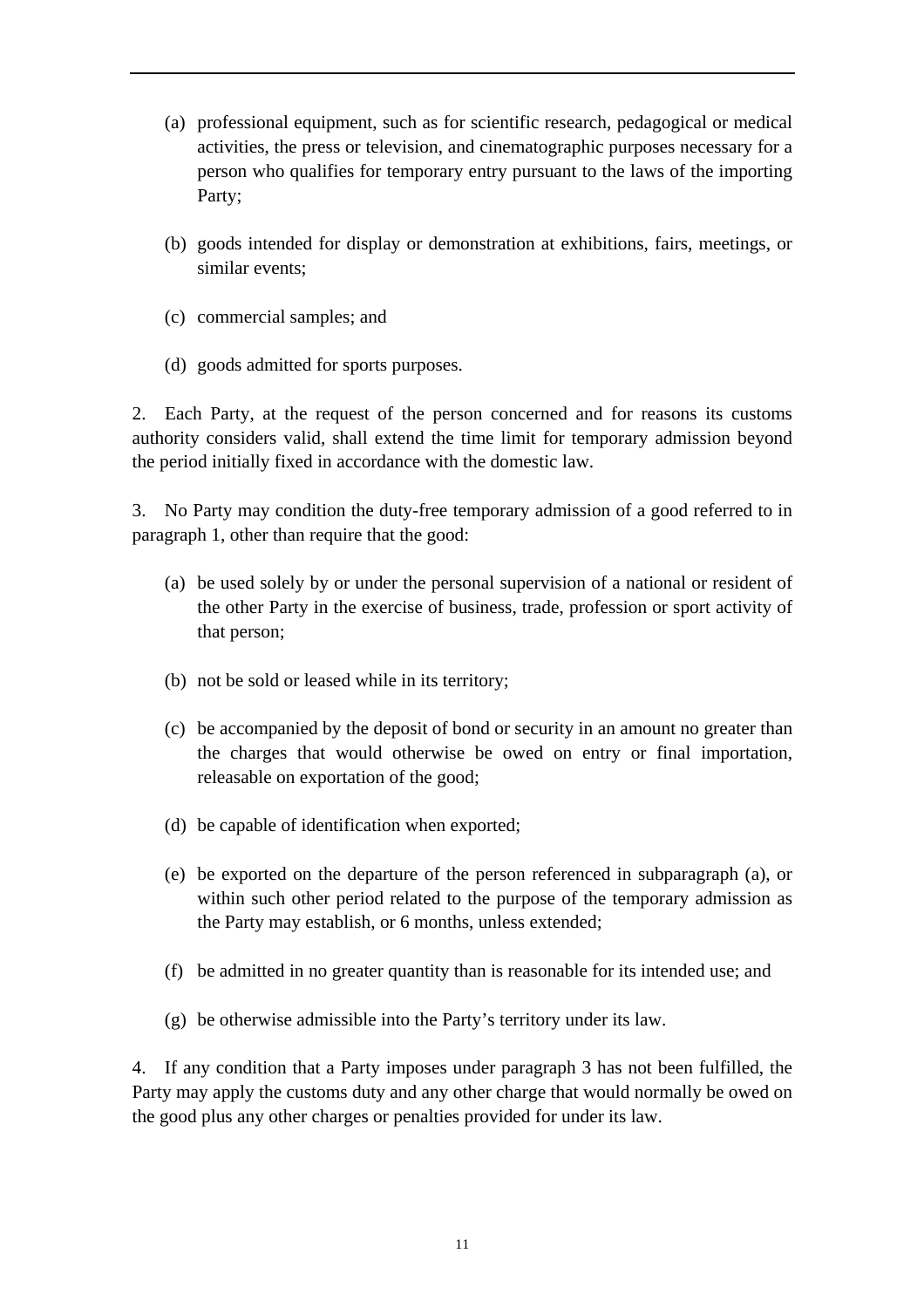(a) professional equipment, such as for scientific research, pedagogical or medical activities, the press or television, and cinematographic purposes necessary for a person who qualifies for temporary entry pursuant to the laws of the importing Party;

(b) goods intended for display or demonstration at exhibitions, fairs, meetings, or similar events;

(c) commercial samples; and

(d) goods admitted for sports purposes.

2. Each Party, at the request of the person concerned and for reasons its customs authority considers valid, shall extend the time limit for temporary admission beyond the period initially fixed in accordance with the domestic law.

3. No Party may condition the duty-free temporary admission of a good referred to in paragraph 1, other than require that the good:

(a) be used solely by or under the personal supervision of a national or resident of the other Party in the exercise of business, trade, profession or sport activity of that person;

(b) not be sold or leased while in its territory;

(c) be accompanied by the deposit of bond or security in an amount no greater than the charges that would otherwise be owed on entry or final importation, releasable on exportation of the good;

(d) be capable of identification when exported;

(e) be exported on the departure of the person referenced in subparagraph (a), or within such other period related to the purpose of the temporary admission as the Party may establish, or 6 months, unless extended;

(f) be admitted in no greater quantity than is reasonable for its intended use; and

(g) be otherwise admissible into the Party's territory under its law.

4. If any condition that a Party imposes under paragraph 3 has not been fulfilled, the Party may apply the customs duty and any other charge that would normally be owed on the good plus any other charges or penalties provided for under its law.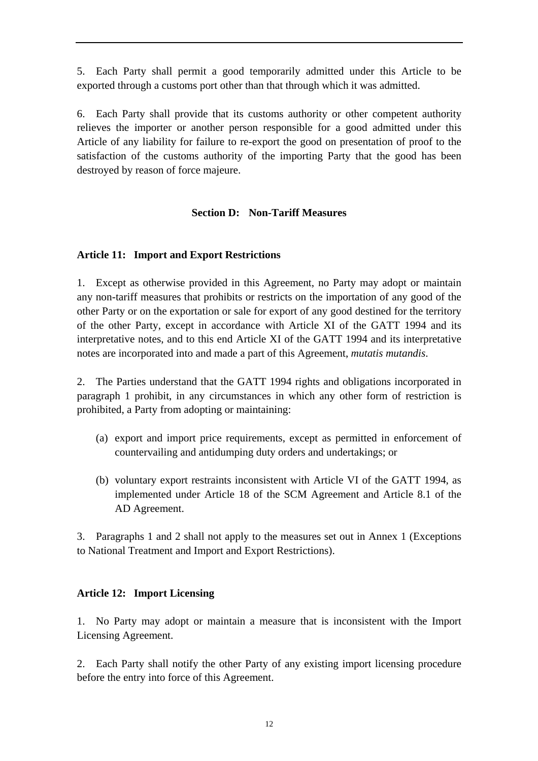5. Each Party shall permit a good temporarily admitted under this Article to be exported through a customs port other than that through which it was admitted.

6. Each Party shall provide that its customs authority or other competent authority relieves the importer or another person responsible for a good admitted under this Article of any liability for failure to re-export the good on presentation of proof to the satisfaction of the customs authority of the importing Party that the good has been destroyed by reason of force majeure.

## Section D: Non-Tariff Measures

### Article 11: Import and Export Restrictions

1. Except as otherwise provided in this Agreement, no Party may adopt or maintain any non-tariff measures that prohibits or restricts on the importation of any good of the other Party or on the exportation or sale for export of any good destined for the territory of the other Party, except in accordance with Article XI of the GATT 1994 and its interpretative notes, and to this end Article XI of the GATT 1994 and its interpretative notes are incorporated into and made a part of this Agreement, *mutatis mutandis*.

2. The Parties understand that the GATT 1994 rights and obligations incorporated in paragraph 1 prohibit, in any circumstances in which any other form of restriction is prohibited, a Party from adopting or maintaining:

(a) export and import price requirements, except as permitted in enforcement of countervailing and antidumping duty orders and undertakings; or

(b) voluntary export restraints inconsistent with Article VI of the GATT 1994, as implemented under Article 18 of the SCM Agreement and Article 8.1 of the AD Agreement.

3. Paragraphs 1 and 2 shall not apply to the measures set out in Annex 1 (Exceptions to National Treatment and Import and Export Restrictions).

### Article 12: Import Licensing

1. No Party may adopt or maintain a measure that is inconsistent with the Import Licensing Agreement.

2. Each Party shall notify the other Party of any existing import licensing procedure before the entry into force of this Agreement.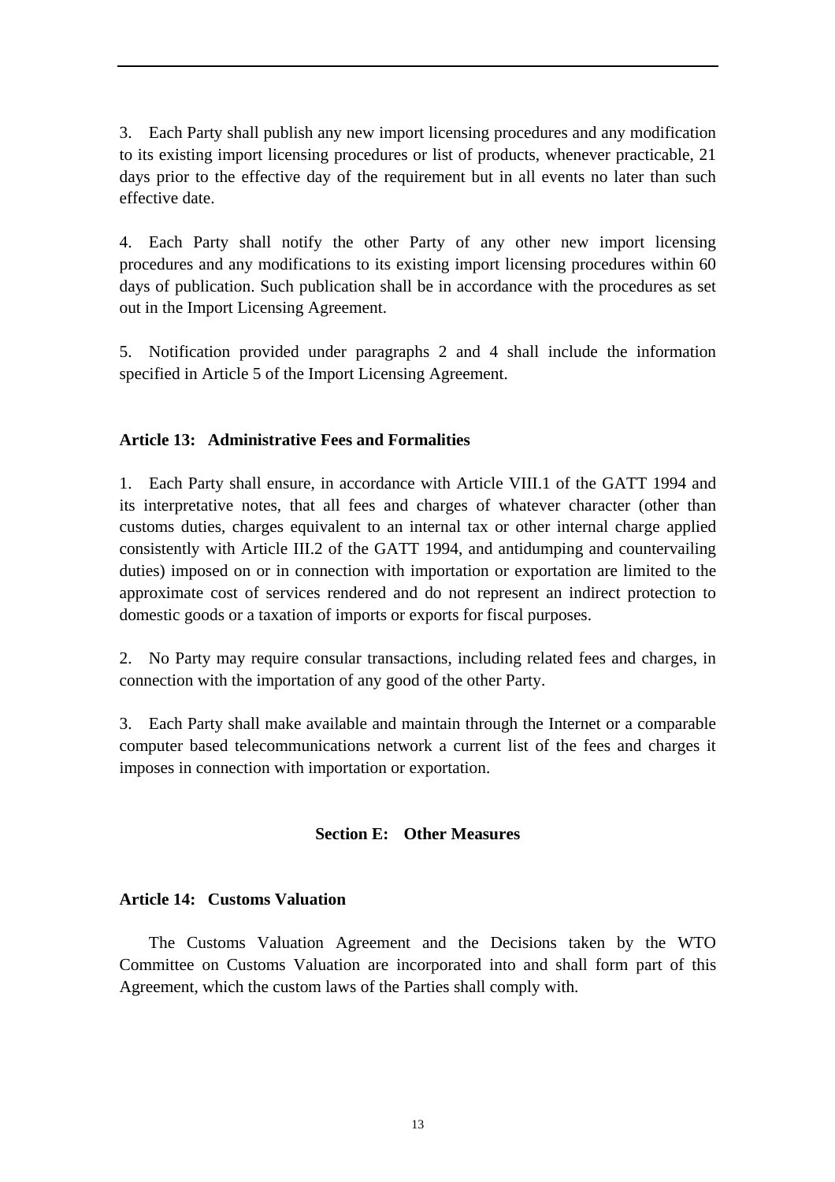3. Each Party shall publish any new import licensing procedures and any modification to its existing import licensing procedures or list of products, whenever practicable, 21 days prior to the effective day of the requirement but in all events no later than such effective date.

4. Each Party shall notify the other Party of any other new import licensing procedures and any modifications to its existing import licensing procedures within 60 days of publication. Such publication shall be in accordance with the procedures as set out in the Import Licensing Agreement.

5. Notification provided under paragraphs 2 and 4 shall include the information specified in Article 5 of the Import Licensing Agreement.

### Article 13: Administrative Fees and Formalities

1. Each Party shall ensure, in accordance with Article VIII.1 of the GATT 1994 and its interpretative notes, that all fees and charges of whatever character (other than customs duties, charges equivalent to an internal tax or other internal charge applied consistently with Article III.2 of the GATT 1994, and antidumping and countervailing duties) imposed on or in connection with importation or exportation are limited to the approximate cost of services rendered and do not represent an indirect protection to domestic goods or a taxation of imports or exports for fiscal purposes.

2. No Party may require consular transactions, including related fees and charges, in connection with the importation of any good of the other Party.

3. Each Party shall make available and maintain through the Internet or a comparable computer based telecommunications network a current list of the fees and charges it imposes in connection with importation or exportation.

## Section E: Other Measures

### Article 14: Customs Valuation

The Customs Valuation Agreement and the Decisions taken by the WTO Committee on Customs Valuation are incorporated into and shall form part of this Agreement, which the custom laws of the Parties shall comply with.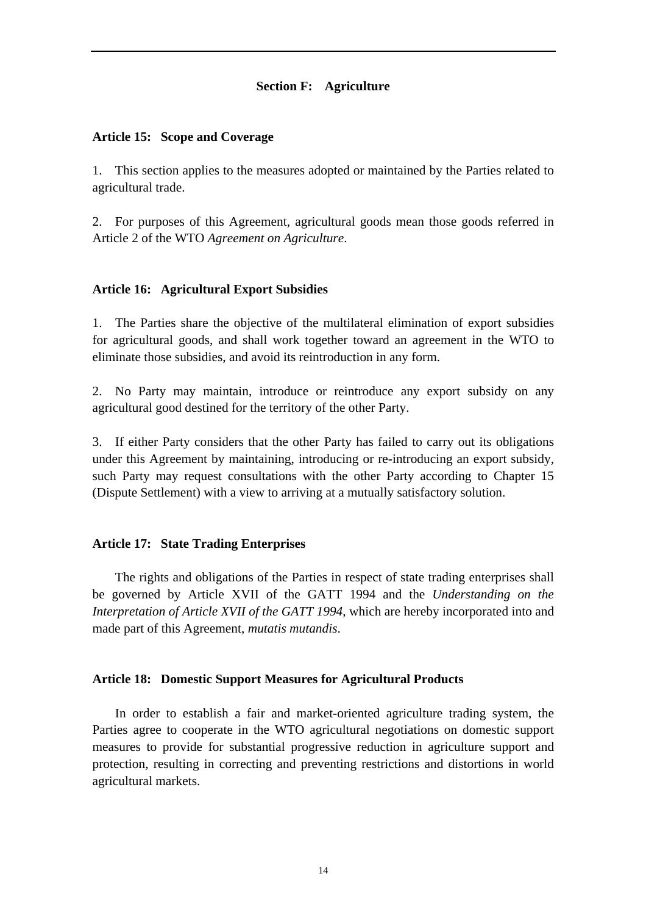## Section F: Agriculture

### Article 15: Scope and Coverage

1. This section applies to the measures adopted or maintained by the Parties related to agricultural trade.

2. For purposes of this Agreement, agricultural goods mean those goods referred in Article 2 of the WTO *Agreement on Agriculture*.

### Article 16: Agricultural Export Subsidies

1. The Parties share the objective of the multilateral elimination of export subsidies for agricultural goods, and shall work together toward an agreement in the WTO to eliminate those subsidies, and avoid its reintroduction in any form.

2. No Party may maintain, introduce or reintroduce any export subsidy on any agricultural good destined for the territory of the other Party.

3. If either Party considers that the other Party has failed to carry out its obligations under this Agreement by maintaining, introducing or re-introducing an export subsidy, such Party may request consultations with the other Party according to Chapter 15 (Dispute Settlement) with a view to arriving at a mutually satisfactory solution.

### Article 17: State Trading Enterprises

The rights and obligations of the Parties in respect of state trading enterprises shall be governed by Article XVII of the GATT 1994 and the *Understanding on the Interpretation of Article XVII of the GATT 1994*, which are hereby incorporated into and made part of this Agreement, *mutatis mutandis*.

### Article 18: Domestic Support Measures for Agricultural Products

In order to establish a fair and market-oriented agriculture trading system, the Parties agree to cooperate in the WTO agricultural negotiations on domestic support measures to provide for substantial progressive reduction in agriculture support and protection, resulting in correcting and preventing restrictions and distortions in world agricultural markets.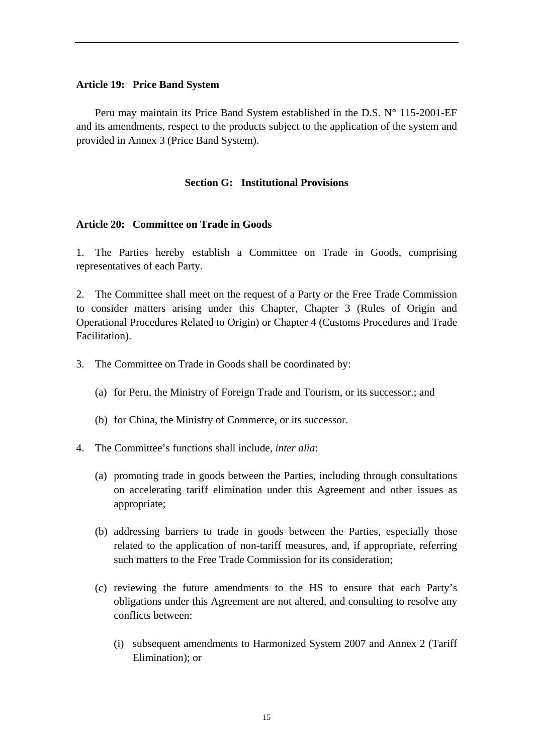**Article 19: Price Band System**

Peru may maintain its Price Band System established in the D.S. N° 115-2001-EF and its amendments, respect to the products subject to the application of the system and provided in Annex 3 (Price Band System).

## Section G: Institutional Provisions

**Article 20: Committee on Trade in Goods**

1. The Parties hereby establish a Committee on Trade in Goods, comprising representatives of each Party.

2. The Committee shall meet on the request of a Party or the Free Trade Commission to consider matters arising under this Chapter, Chapter 3 (Rules of Origin and Operational Procedures Related to Origin) or Chapter 4 (Customs Procedures and Trade Facilitation).

3. The Committee on Trade in Goods shall be coordinated by:

   (a) for Peru, the Ministry of Foreign Trade and Tourism, or its successor.; and

   (b) for China, the Ministry of Commerce, or its successor.

4. The Committee's functions shall include, *inter alia*:

   (a) promoting trade in goods between the Parties, including through consultations on accelerating tariff elimination under this Agreement and other issues as appropriate;

   (b) addressing barriers to trade in goods between the Parties, especially those related to the application of non-tariff measures, and, if appropriate, referring such matters to the Free Trade Commission for its consideration;

   (c) reviewing the future amendments to the HS to ensure that each Party's obligations under this Agreement are not altered, and consulting to resolve any conflicts between:

      (i) subsequent amendments to Harmonized System 2007 and Annex 2 (Tariff Elimination); or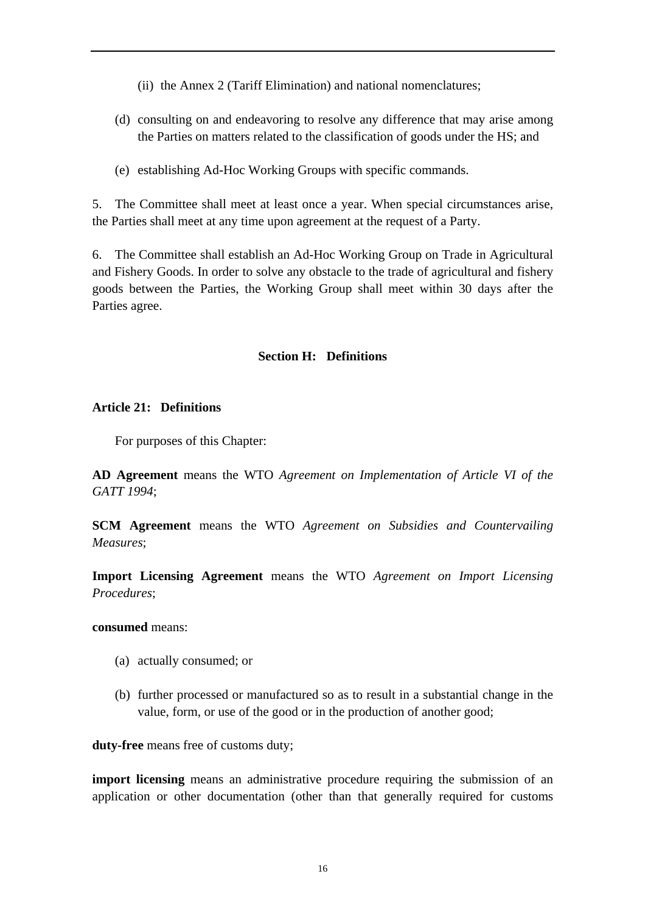(ii) the Annex 2 (Tariff Elimination) and national nomenclatures;

(d) consulting on and endeavoring to resolve any difference that may arise among the Parties on matters related to the classification of goods under the HS; and

(e) establishing Ad-Hoc Working Groups with specific commands.

5. The Committee shall meet at least once a year. When special circumstances arise, the Parties shall meet at any time upon agreement at the request of a Party.

6. The Committee shall establish an Ad-Hoc Working Group on Trade in Agricultural and Fishery Goods. In order to solve any obstacle to the trade of agricultural and fishery goods between the Parties, the Working Group shall meet within 30 days after the Parties agree.

## Section H: Definitions

### Article 21: Definitions

For purposes of this Chapter:

**AD Agreement** means the WTO *Agreement on Implementation of Article VI of the GATT 1994*;

**SCM Agreement** means the WTO *Agreement on Subsidies and Countervailing Measures*;

**Import Licensing Agreement** means the WTO *Agreement on Import Licensing Procedures*;

**consumed** means:

(a) actually consumed; or

(b) further processed or manufactured so as to result in a substantial change in the value, form, or use of the good or in the production of another good;

**duty-free** means free of customs duty;

**import licensing** means an administrative procedure requiring the submission of an application or other documentation (other than that generally required for customs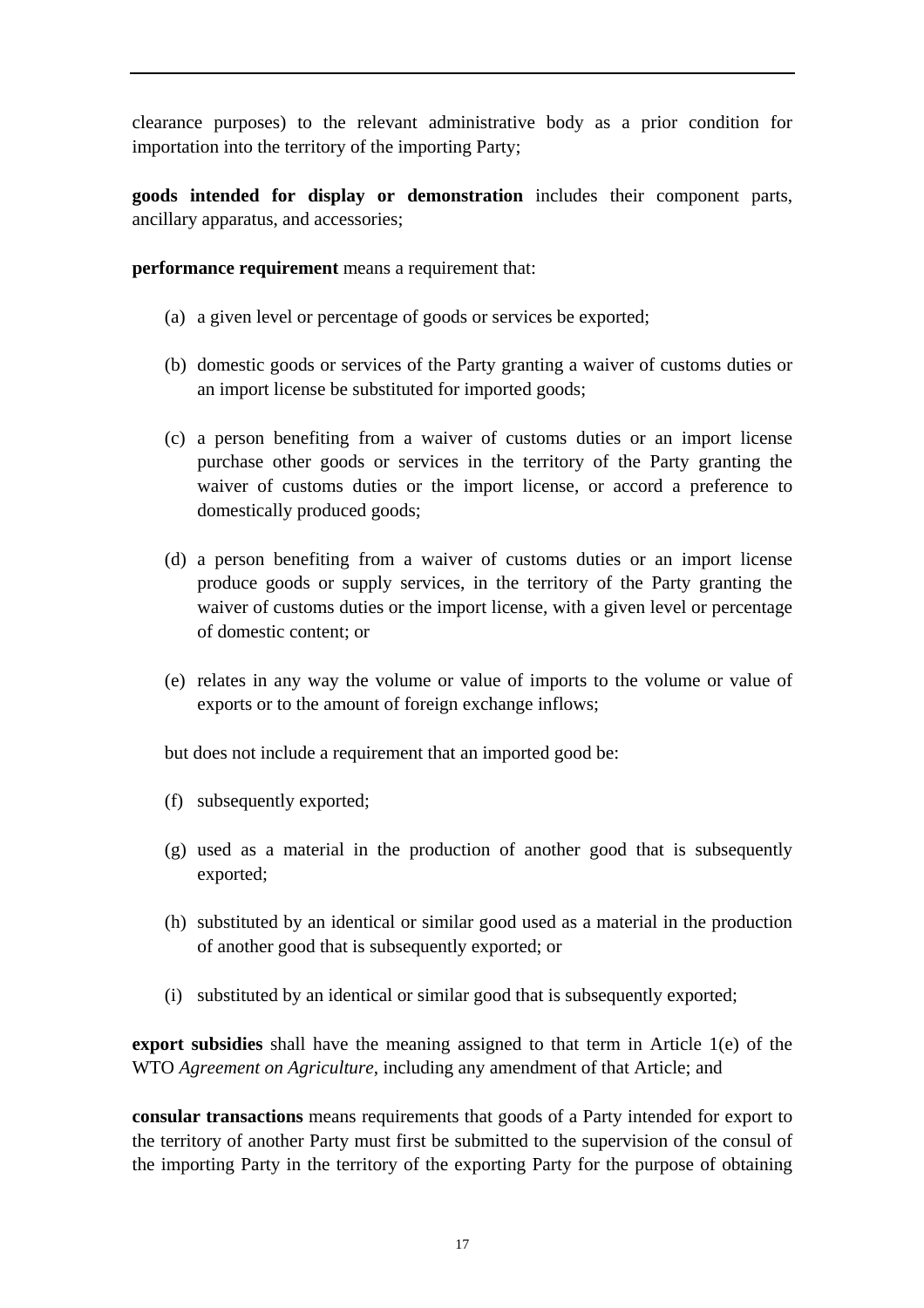clearance purposes) to the relevant administrative body as a prior condition for importation into the territory of the importing Party;

**goods intended for display or demonstration** includes their component parts, ancillary apparatus, and accessories;

**performance requirement** means a requirement that:

(a) a given level or percentage of goods or services be exported;

(b) domestic goods or services of the Party granting a waiver of customs duties or an import license be substituted for imported goods;

(c) a person benefiting from a waiver of customs duties or an import license purchase other goods or services in the territory of the Party granting the waiver of customs duties or the import license, or accord a preference to domestically produced goods;

(d) a person benefiting from a waiver of customs duties or an import license produce goods or supply services, in the territory of the Party granting the waiver of customs duties or the import license, with a given level or percentage of domestic content; or

(e) relates in any way the volume or value of imports to the volume or value of exports or to the amount of foreign exchange inflows;

but does not include a requirement that an imported good be:

(f) subsequently exported;

(g) used as a material in the production of another good that is subsequently exported;

(h) substituted by an identical or similar good used as a material in the production of another good that is subsequently exported; or

(i) substituted by an identical or similar good that is subsequently exported;

**export subsidies** shall have the meaning assigned to that term in Article 1(e) of the WTO *Agreement on Agriculture*, including any amendment of that Article; and

**consular transactions** means requirements that goods of a Party intended for export to the territory of another Party must first be submitted to the supervision of the consul of the importing Party in the territory of the exporting Party for the purpose of obtaining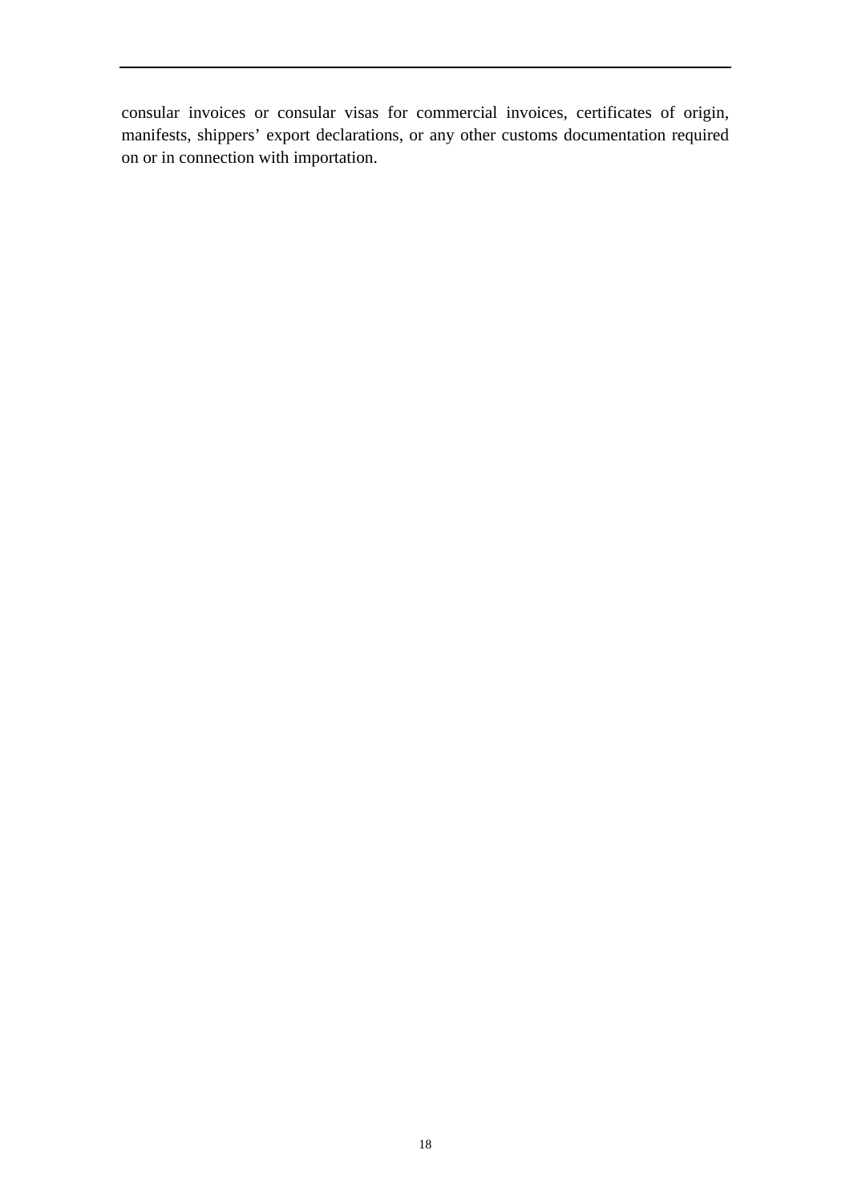consular invoices or consular visas for commercial invoices, certificates of origin, manifests, shippers' export declarations, or any other customs documentation required on or in connection with importation.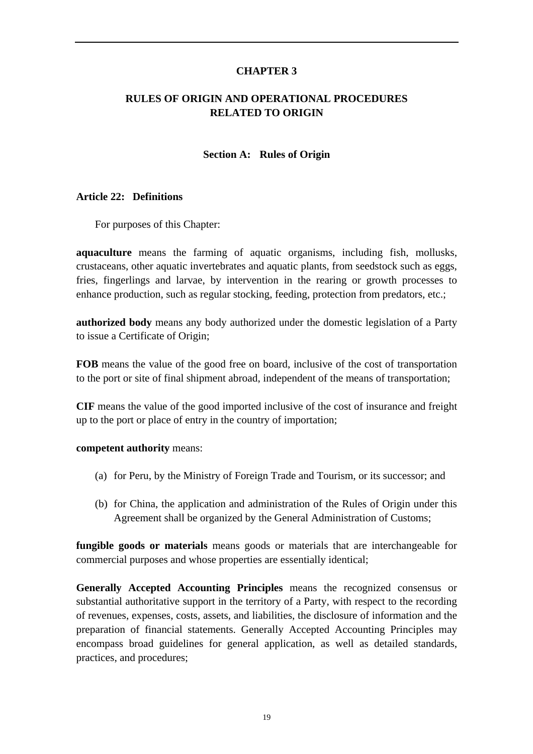# CHAPTER 3

# RULES OF ORIGIN AND OPERATIONAL PROCEDURES RELATED TO ORIGIN

## Section A: Rules of Origin

### Article 22: Definitions

For purposes of this Chapter:

**aquaculture** means the farming of aquatic organisms, including fish, mollusks, crustaceans, other aquatic invertebrates and aquatic plants, from seedstock such as eggs, fries, fingerlings and larvae, by intervention in the rearing or growth processes to enhance production, such as regular stocking, feeding, protection from predators, etc.;

**authorized body** means any body authorized under the domestic legislation of a Party to issue a Certificate of Origin;

**FOB** means the value of the good free on board, inclusive of the cost of transportation to the port or site of final shipment abroad, independent of the means of transportation;

**CIF** means the value of the good imported inclusive of the cost of insurance and freight up to the port or place of entry in the country of importation;

**competent authority** means:

(a) for Peru, by the Ministry of Foreign Trade and Tourism, or its successor; and

(b) for China, the application and administration of the Rules of Origin under this Agreement shall be organized by the General Administration of Customs;

**fungible goods or materials** means goods or materials that are interchangeable for commercial purposes and whose properties are essentially identical;

**Generally Accepted Accounting Principles** means the recognized consensus or substantial authoritative support in the territory of a Party, with respect to the recording of revenues, expenses, costs, assets, and liabilities, the disclosure of information and the preparation of financial statements. Generally Accepted Accounting Principles may encompass broad guidelines for general application, as well as detailed standards, practices, and procedures;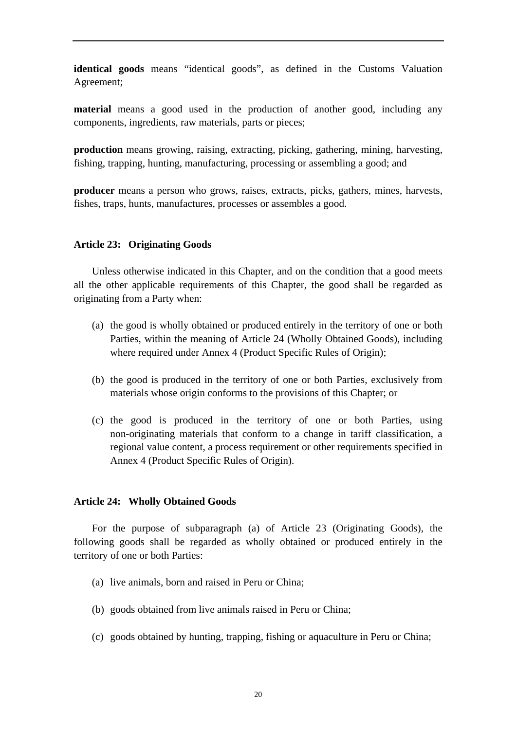**identical goods** means “identical goods”, as defined in the Customs Valuation Agreement;

**material** means a good used in the production of another good, including any components, ingredients, raw materials, parts or pieces;

**production** means growing, raising, extracting, picking, gathering, mining, harvesting, fishing, trapping, hunting, manufacturing, processing or assembling a good; and

**producer** means a person who grows, raises, extracts, picks, gathers, mines, harvests, fishes, traps, hunts, manufactures, processes or assembles a good.

**Article 23: Originating Goods**

Unless otherwise indicated in this Chapter, and on the condition that a good meets all the other applicable requirements of this Chapter, the good shall be regarded as originating from a Party when:

(a) the good is wholly obtained or produced entirely in the territory of one or both Parties, within the meaning of Article 24 (Wholly Obtained Goods), including where required under Annex 4 (Product Specific Rules of Origin);

(b) the good is produced in the territory of one or both Parties, exclusively from materials whose origin conforms to the provisions of this Chapter; or

(c) the good is produced in the territory of one or both Parties, using non-originating materials that conform to a change in tariff classification, a regional value content, a process requirement or other requirements specified in Annex 4 (Product Specific Rules of Origin).

**Article 24: Wholly Obtained Goods**

For the purpose of subparagraph (a) of Article 23 (Originating Goods), the following goods shall be regarded as wholly obtained or produced entirely in the territory of one or both Parties:

(a) live animals, born and raised in Peru or China;

(b) goods obtained from live animals raised in Peru or China;

(c) goods obtained by hunting, trapping, fishing or aquaculture in Peru or China;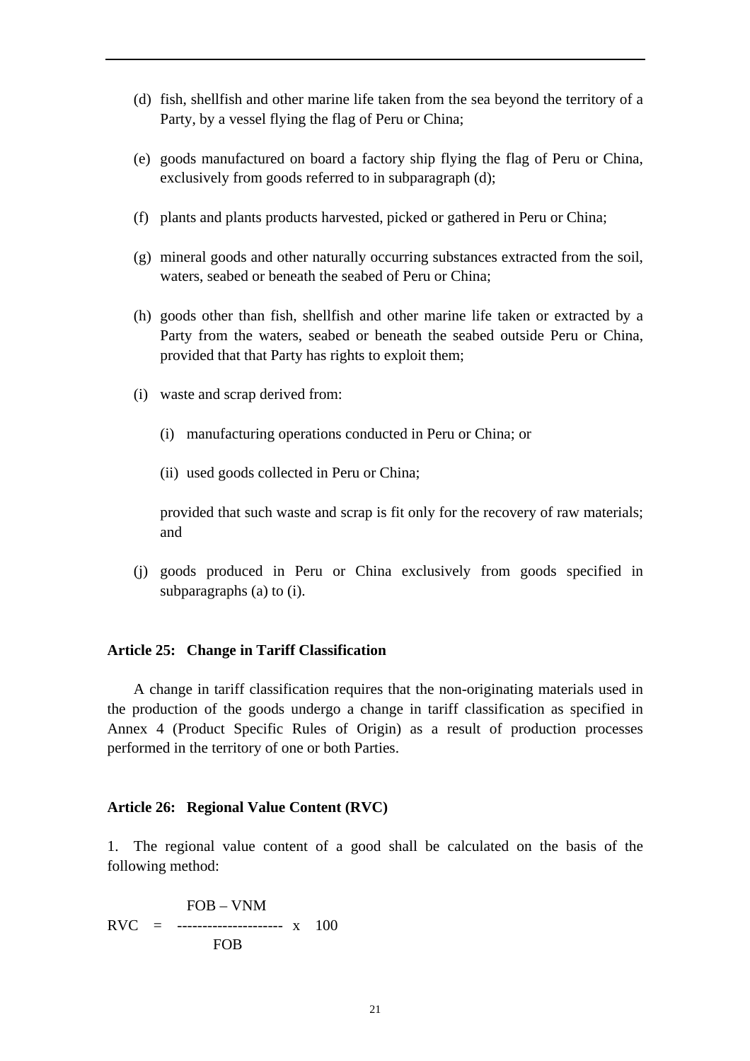(d) fish, shellfish and other marine life taken from the sea beyond the territory of a Party, by a vessel flying the flag of Peru or China;

(e) goods manufactured on board a factory ship flying the flag of Peru or China, exclusively from goods referred to in subparagraph (d);

(f) plants and plants products harvested, picked or gathered in Peru or China;

(g) mineral goods and other naturally occurring substances extracted from the soil, waters, seabed or beneath the seabed of Peru or China;

(h) goods other than fish, shellfish and other marine life taken or extracted by a Party from the waters, seabed or beneath the seabed outside Peru or China, provided that that Party has rights to exploit them;

(i) waste and scrap derived from:

  (i) manufacturing operations conducted in Peru or China; or

  (ii) used goods collected in Peru or China;

  provided that such waste and scrap is fit only for the recovery of raw materials; and

(j) goods produced in Peru or China exclusively from goods specified in subparagraphs (a) to (i).

**Article 25: Change in Tariff Classification**

A change in tariff classification requires that the non-originating materials used in the production of the goods undergo a change in tariff classification as specified in Annex 4 (Product Specific Rules of Origin) as a result of production processes performed in the territory of one or both Parties.

**Article 26: Regional Value Content (RVC)**

1. The regional value content of a good shall be calculated on the basis of the following method:

$$RVC = \frac{FOB - VNM}{FOB} \times 100$$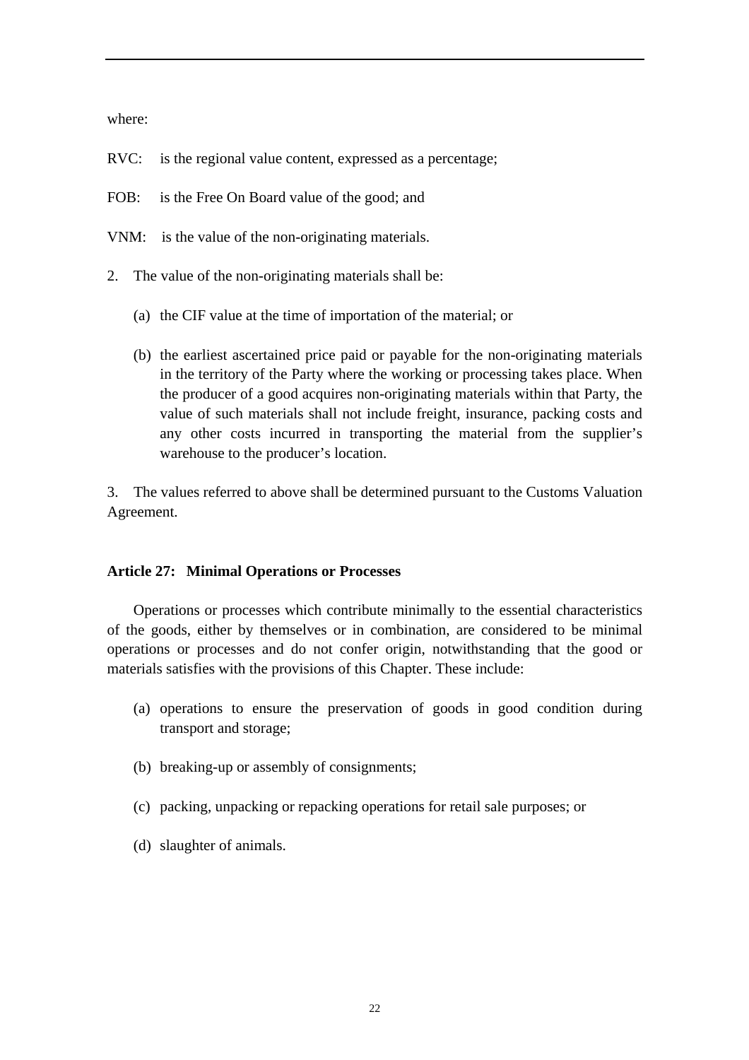where:

RVC: is the regional value content, expressed as a percentage;

FOB: is the Free On Board value of the good; and

VNM: is the value of the non-originating materials.

2. The value of the non-originating materials shall be:

(a) the CIF value at the time of importation of the material; or

(b) the earliest ascertained price paid or payable for the non-originating materials in the territory of the Party where the working or processing takes place. When the producer of a good acquires non-originating materials within that Party, the value of such materials shall not include freight, insurance, packing costs and any other costs incurred in transporting the material from the supplier's warehouse to the producer's location.

3. The values referred to above shall be determined pursuant to the Customs Valuation Agreement.

**Article 27: Minimal Operations or Processes**

Operations or processes which contribute minimally to the essential characteristics of the goods, either by themselves or in combination, are considered to be minimal operations or processes and do not confer origin, notwithstanding that the good or materials satisfies with the provisions of this Chapter. These include:

(a) operations to ensure the preservation of goods in good condition during transport and storage;

(b) breaking-up or assembly of consignments;

(c) packing, unpacking or repacking operations for retail sale purposes; or

(d) slaughter of animals.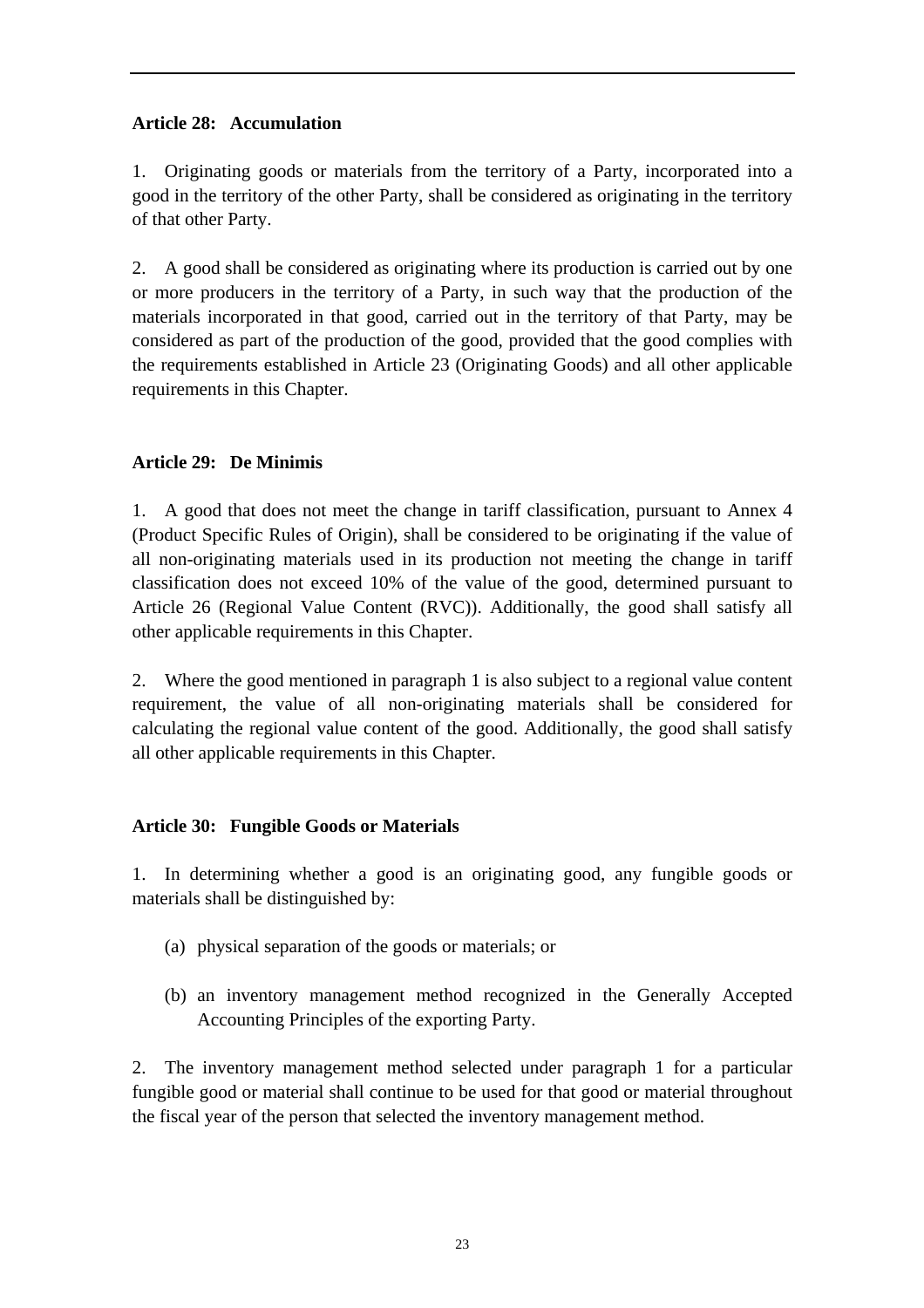### Article 28: Accumulation

1. Originating goods or materials from the territory of a Party, incorporated into a good in the territory of the other Party, shall be considered as originating in the territory of that other Party.

2. A good shall be considered as originating where its production is carried out by one or more producers in the territory of a Party, in such way that the production of the materials incorporated in that good, carried out in the territory of that Party, may be considered as part of the production of the good, provided that the good complies with the requirements established in Article 23 (Originating Goods) and all other applicable requirements in this Chapter.

### Article 29: De Minimis

1. A good that does not meet the change in tariff classification, pursuant to Annex 4 (Product Specific Rules of Origin), shall be considered to be originating if the value of all non-originating materials used in its production not meeting the change in tariff classification does not exceed 10% of the value of the good, determined pursuant to Article 26 (Regional Value Content (RVC)). Additionally, the good shall satisfy all other applicable requirements in this Chapter.

2. Where the good mentioned in paragraph 1 is also subject to a regional value content requirement, the value of all non-originating materials shall be considered for calculating the regional value content of the good. Additionally, the good shall satisfy all other applicable requirements in this Chapter.

### Article 30: Fungible Goods or Materials

1. In determining whether a good is an originating good, any fungible goods or materials shall be distinguished by:

(a) physical separation of the goods or materials; or

(b) an inventory management method recognized in the Generally Accepted Accounting Principles of the exporting Party.

2. The inventory management method selected under paragraph 1 for a particular fungible good or material shall continue to be used for that good or material throughout the fiscal year of the person that selected the inventory management method.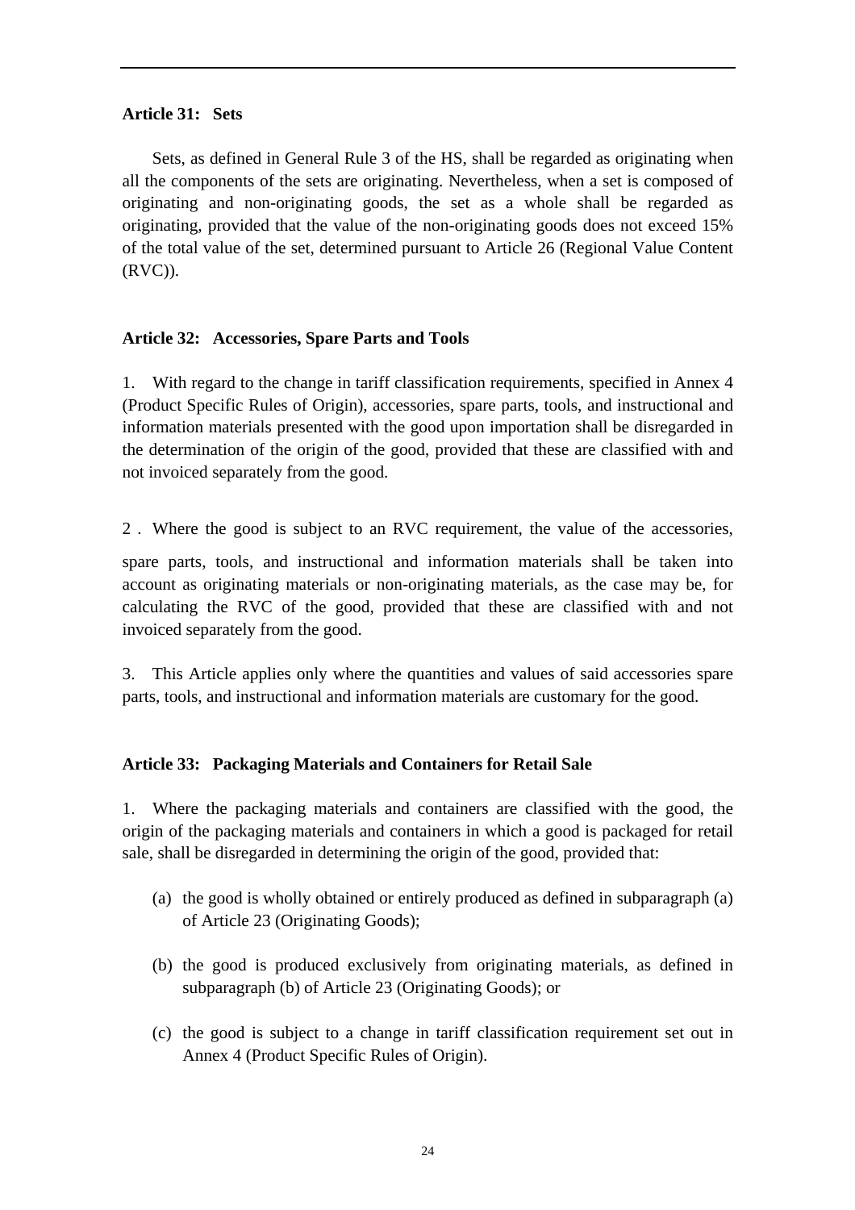### Article 31: Sets

Sets, as defined in General Rule 3 of the HS, shall be regarded as originating when all the components of the sets are originating. Nevertheless, when a set is composed of originating and non-originating goods, the set as a whole shall be regarded as originating, provided that the value of the non-originating goods does not exceed 15% of the total value of the set, determined pursuant to Article 26 (Regional Value Content (RVC)).

### Article 32: Accessories, Spare Parts and Tools

1. With regard to the change in tariff classification requirements, specified in Annex 4 (Product Specific Rules of Origin), accessories, spare parts, tools, and instructional and information materials presented with the good upon importation shall be disregarded in the determination of the origin of the good, provided that these are classified with and not invoiced separately from the good.

2 . Where the good is subject to an RVC requirement, the value of the accessories, spare parts, tools, and instructional and information materials shall be taken into account as originating materials or non-originating materials, as the case may be, for calculating the RVC of the good, provided that these are classified with and not invoiced separately from the good.

3. This Article applies only where the quantities and values of said accessories spare parts, tools, and instructional and information materials are customary for the good.

### Article 33: Packaging Materials and Containers for Retail Sale

1. Where the packaging materials and containers are classified with the good, the origin of the packaging materials and containers in which a good is packaged for retail sale, shall be disregarded in determining the origin of the good, provided that:

(a) the good is wholly obtained or entirely produced as defined in subparagraph (a) of Article 23 (Originating Goods);

(b) the good is produced exclusively from originating materials, as defined in subparagraph (b) of Article 23 (Originating Goods); or

(c) the good is subject to a change in tariff classification requirement set out in Annex 4 (Product Specific Rules of Origin).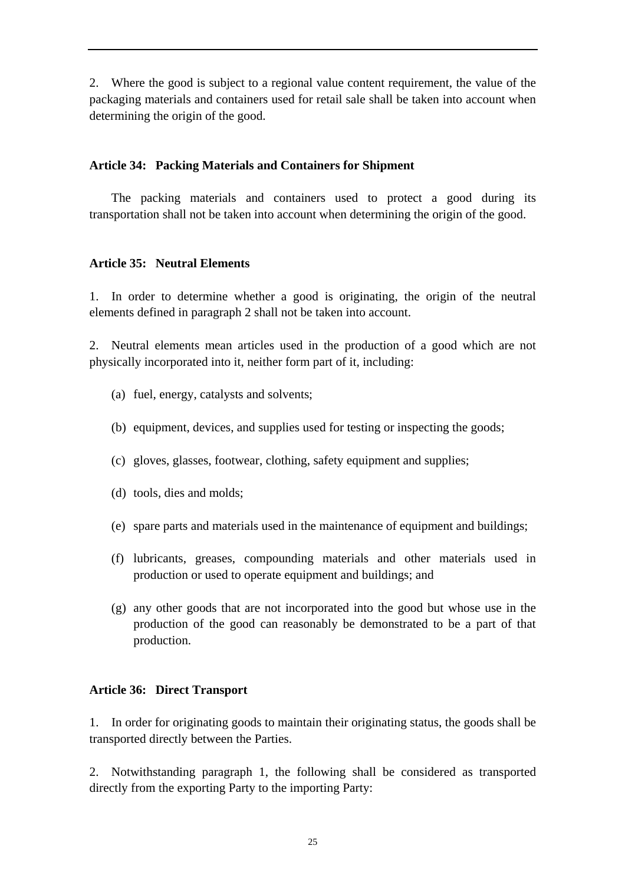2. Where the good is subject to a regional value content requirement, the value of the packaging materials and containers used for retail sale shall be taken into account when determining the origin of the good.

**Article 34: Packing Materials and Containers for Shipment**

The packing materials and containers used to protect a good during its transportation shall not be taken into account when determining the origin of the good.

**Article 35: Neutral Elements**

1. In order to determine whether a good is originating, the origin of the neutral elements defined in paragraph 2 shall not be taken into account.

2. Neutral elements mean articles used in the production of a good which are not physically incorporated into it, neither form part of it, including:

(a) fuel, energy, catalysts and solvents;

(b) equipment, devices, and supplies used for testing or inspecting the goods;

(c) gloves, glasses, footwear, clothing, safety equipment and supplies;

(d) tools, dies and molds;

(e) spare parts and materials used in the maintenance of equipment and buildings;

(f) lubricants, greases, compounding materials and other materials used in production or used to operate equipment and buildings; and

(g) any other goods that are not incorporated into the good but whose use in the production of the good can reasonably be demonstrated to be a part of that production.

**Article 36: Direct Transport**

1. In order for originating goods to maintain their originating status, the goods shall be transported directly between the Parties.

2. Notwithstanding paragraph 1, the following shall be considered as transported directly from the exporting Party to the importing Party: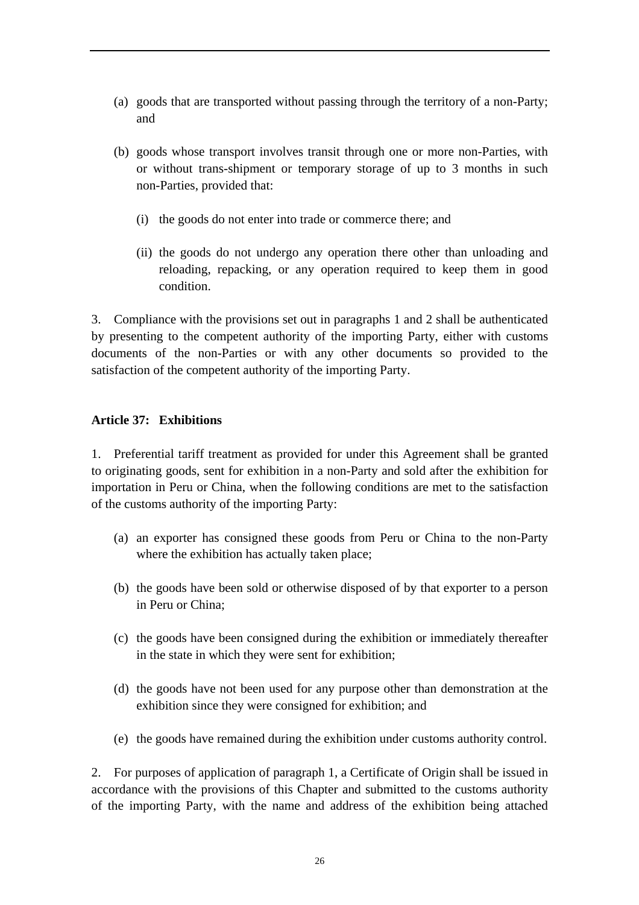(a) goods that are transported without passing through the territory of a non-Party; and

(b) goods whose transport involves transit through one or more non-Parties, with or without trans-shipment or temporary storage of up to 3 months in such non-Parties, provided that:

   (i) the goods do not enter into trade or commerce there; and

   (ii) the goods do not undergo any operation there other than unloading and reloading, repacking, or any operation required to keep them in good condition.

3. Compliance with the provisions set out in paragraphs 1 and 2 shall be authenticated by presenting to the competent authority of the importing Party, either with customs documents of the non-Parties or with any other documents so provided to the satisfaction of the competent authority of the importing Party.

**Article 37: Exhibitions**

1. Preferential tariff treatment as provided for under this Agreement shall be granted to originating goods, sent for exhibition in a non-Party and sold after the exhibition for importation in Peru or China, when the following conditions are met to the satisfaction of the customs authority of the importing Party:

(a) an exporter has consigned these goods from Peru or China to the non-Party where the exhibition has actually taken place;

(b) the goods have been sold or otherwise disposed of by that exporter to a person in Peru or China;

(c) the goods have been consigned during the exhibition or immediately thereafter in the state in which they were sent for exhibition;

(d) the goods have not been used for any purpose other than demonstration at the exhibition since they were consigned for exhibition; and

(e) the goods have remained during the exhibition under customs authority control.

2. For purposes of application of paragraph 1, a Certificate of Origin shall be issued in accordance with the provisions of this Chapter and submitted to the customs authority of the importing Party, with the name and address of the exhibition being attached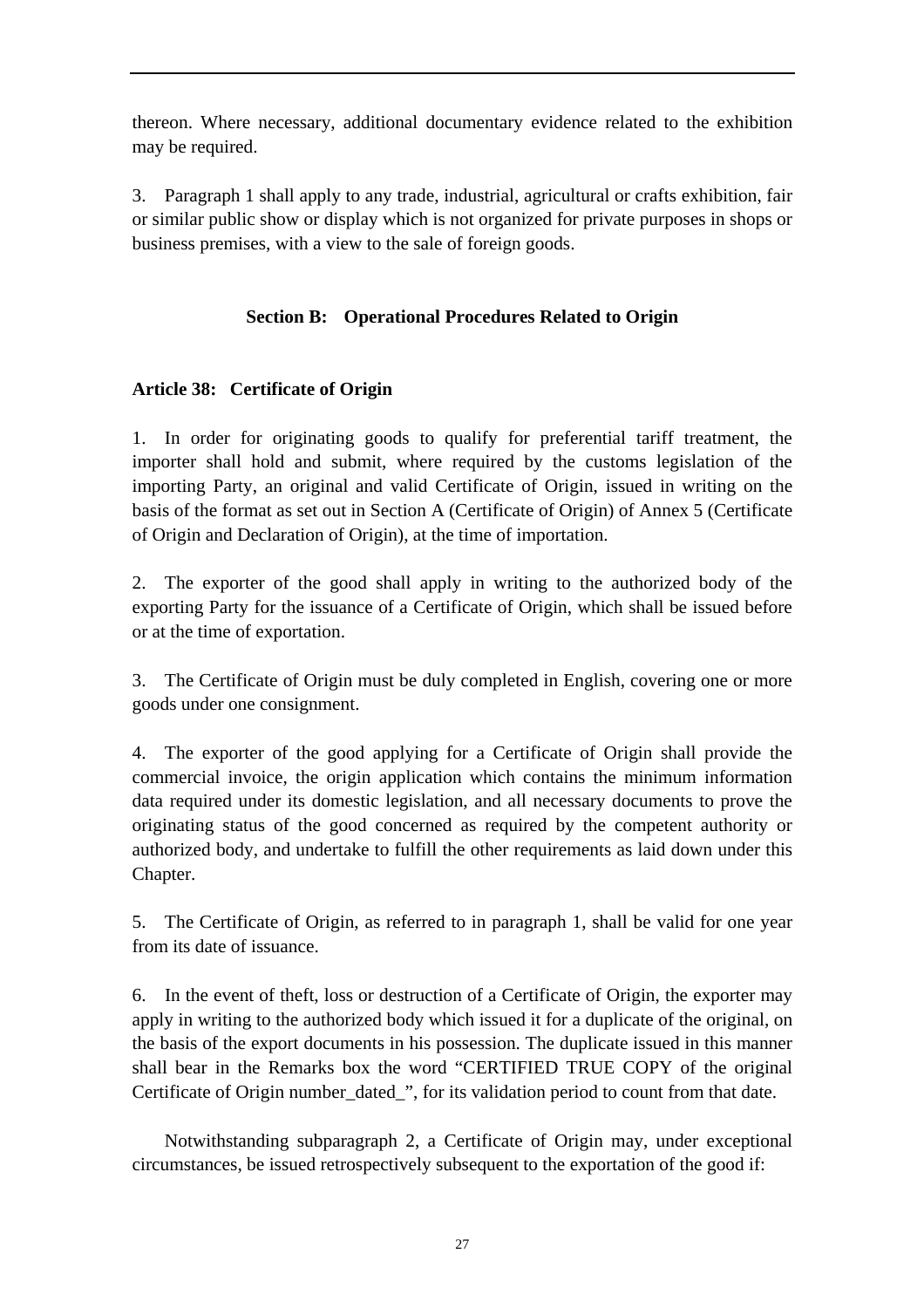thereon. Where necessary, additional documentary evidence related to the exhibition may be required.

3. Paragraph 1 shall apply to any trade, industrial, agricultural or crafts exhibition, fair or similar public show or display which is not organized for private purposes in shops or business premises, with a view to the sale of foreign goods.

## Section B: Operational Procedures Related to Origin

### Article 38: Certificate of Origin

1. In order for originating goods to qualify for preferential tariff treatment, the importer shall hold and submit, where required by the customs legislation of the importing Party, an original and valid Certificate of Origin, issued in writing on the basis of the format as set out in Section A (Certificate of Origin) of Annex 5 (Certificate of Origin and Declaration of Origin), at the time of importation.

2. The exporter of the good shall apply in writing to the authorized body of the exporting Party for the issuance of a Certificate of Origin, which shall be issued before or at the time of exportation.

3. The Certificate of Origin must be duly completed in English, covering one or more goods under one consignment.

4. The exporter of the good applying for a Certificate of Origin shall provide the commercial invoice, the origin application which contains the minimum information data required under its domestic legislation, and all necessary documents to prove the originating status of the good concerned as required by the competent authority or authorized body, and undertake to fulfill the other requirements as laid down under this Chapter.

5. The Certificate of Origin, as referred to in paragraph 1, shall be valid for one year from its date of issuance.

6. In the event of theft, loss or destruction of a Certificate of Origin, the exporter may apply in writing to the authorized body which issued it for a duplicate of the original, on the basis of the export documents in his possession. The duplicate issued in this manner shall bear in the Remarks box the word "CERTIFIED TRUE COPY of the original Certificate of Origin number_dated_", for its validation period to count from that date.

Notwithstanding subparagraph 2, a Certificate of Origin may, under exceptional circumstances, be issued retrospectively subsequent to the exportation of the good if: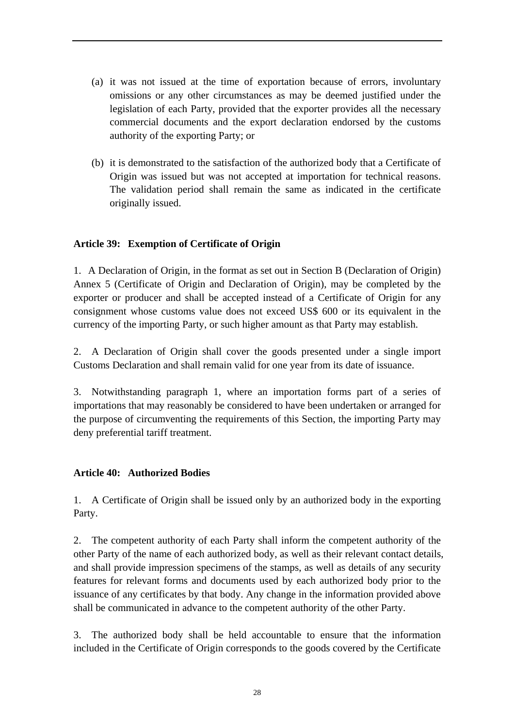(a) it was not issued at the time of exportation because of errors, involuntary omissions or any other circumstances as may be deemed justified under the legislation of each Party, provided that the exporter provides all the necessary commercial documents and the export declaration endorsed by the customs authority of the exporting Party; or

(b) it is demonstrated to the satisfaction of the authorized body that a Certificate of Origin was issued but was not accepted at importation for technical reasons. The validation period shall remain the same as indicated in the certificate originally issued.

**Article 39: Exemption of Certificate of Origin**

1. A Declaration of Origin, in the format as set out in Section B (Declaration of Origin) Annex 5 (Certificate of Origin and Declaration of Origin), may be completed by the exporter or producer and shall be accepted instead of a Certificate of Origin for any consignment whose customs value does not exceed US$ 600 or its equivalent in the currency of the importing Party, or such higher amount as that Party may establish.

2. A Declaration of Origin shall cover the goods presented under a single import Customs Declaration and shall remain valid for one year from its date of issuance.

3. Notwithstanding paragraph 1, where an importation forms part of a series of importations that may reasonably be considered to have been undertaken or arranged for the purpose of circumventing the requirements of this Section, the importing Party may deny preferential tariff treatment.

**Article 40: Authorized Bodies**

1. A Certificate of Origin shall be issued only by an authorized body in the exporting Party.

2. The competent authority of each Party shall inform the competent authority of the other Party of the name of each authorized body, as well as their relevant contact details, and shall provide impression specimens of the stamps, as well as details of any security features for relevant forms and documents used by each authorized body prior to the issuance of any certificates by that body. Any change in the information provided above shall be communicated in advance to the competent authority of the other Party.

3. The authorized body shall be held accountable to ensure that the information included in the Certificate of Origin corresponds to the goods covered by the Certificate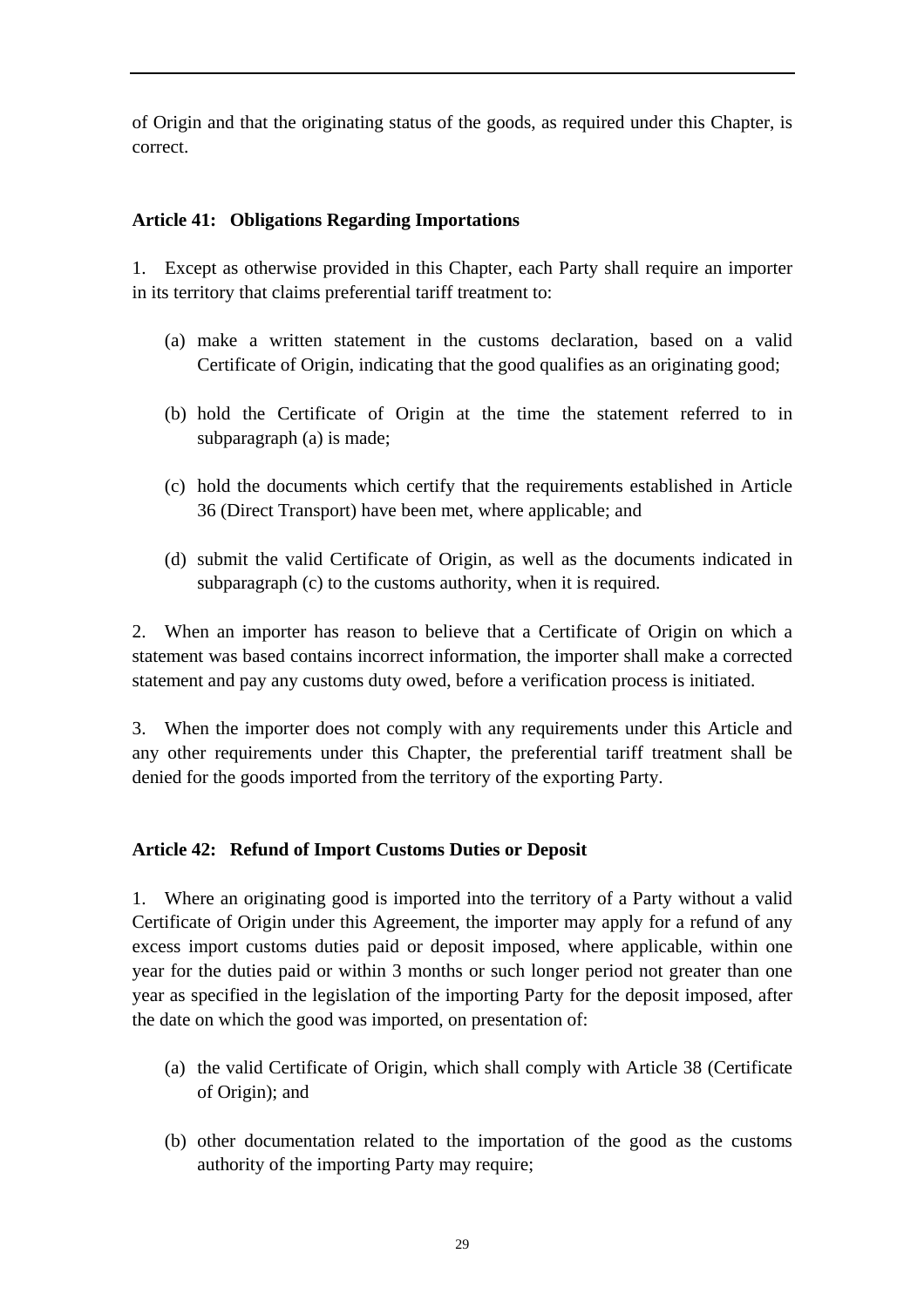of Origin and that the originating status of the goods, as required under this Chapter, is correct.

### Article 41: Obligations Regarding Importations

1. Except as otherwise provided in this Chapter, each Party shall require an importer in its territory that claims preferential tariff treatment to:

   (a) make a written statement in the customs declaration, based on a valid Certificate of Origin, indicating that the good qualifies as an originating good;

   (b) hold the Certificate of Origin at the time the statement referred to in subparagraph (a) is made;

   (c) hold the documents which certify that the requirements established in Article 36 (Direct Transport) have been met, where applicable; and

   (d) submit the valid Certificate of Origin, as well as the documents indicated in subparagraph (c) to the customs authority, when it is required.

2. When an importer has reason to believe that a Certificate of Origin on which a statement was based contains incorrect information, the importer shall make a corrected statement and pay any customs duty owed, before a verification process is initiated.

3. When the importer does not comply with any requirements under this Article and any other requirements under this Chapter, the preferential tariff treatment shall be denied for the goods imported from the territory of the exporting Party.

### Article 42: Refund of Import Customs Duties or Deposit

1. Where an originating good is imported into the territory of a Party without a valid Certificate of Origin under this Agreement, the importer may apply for a refund of any excess import customs duties paid or deposit imposed, where applicable, within one year for the duties paid or within 3 months or such longer period not greater than one year as specified in the legislation of the importing Party for the deposit imposed, after the date on which the good was imported, on presentation of:

   (a) the valid Certificate of Origin, which shall comply with Article 38 (Certificate of Origin); and

   (b) other documentation related to the importation of the good as the customs authority of the importing Party may require;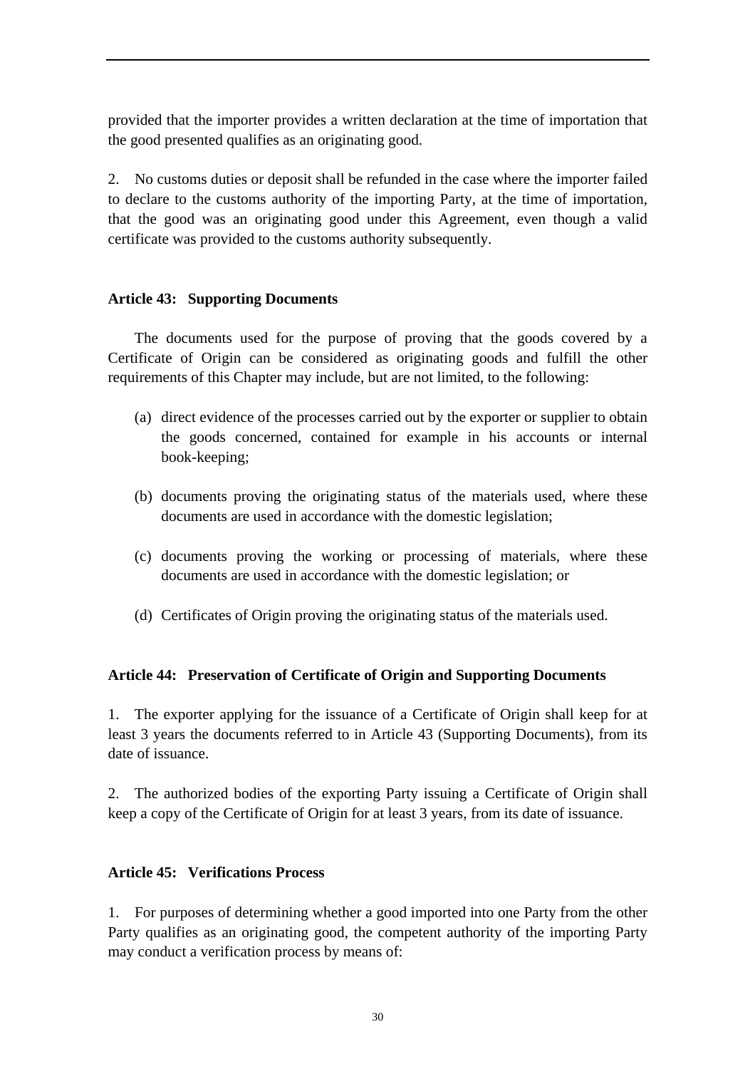provided that the importer provides a written declaration at the time of importation that the good presented qualifies as an originating good.

2. No customs duties or deposit shall be refunded in the case where the importer failed to declare to the customs authority of the importing Party, at the time of importation, that the good was an originating good under this Agreement, even though a valid certificate was provided to the customs authority subsequently.

**Article 43: Supporting Documents**

The documents used for the purpose of proving that the goods covered by a Certificate of Origin can be considered as originating goods and fulfill the other requirements of this Chapter may include, but are not limited, to the following:

(a) direct evidence of the processes carried out by the exporter or supplier to obtain the goods concerned, contained for example in his accounts or internal book-keeping;

(b) documents proving the originating status of the materials used, where these documents are used in accordance with the domestic legislation;

(c) documents proving the working or processing of materials, where these documents are used in accordance with the domestic legislation; or

(d) Certificates of Origin proving the originating status of the materials used.

**Article 44: Preservation of Certificate of Origin and Supporting Documents**

1. The exporter applying for the issuance of a Certificate of Origin shall keep for at least 3 years the documents referred to in Article 43 (Supporting Documents), from its date of issuance.

2. The authorized bodies of the exporting Party issuing a Certificate of Origin shall keep a copy of the Certificate of Origin for at least 3 years, from its date of issuance.

**Article 45: Verifications Process**

1. For purposes of determining whether a good imported into one Party from the other Party qualifies as an originating good, the competent authority of the importing Party may conduct a verification process by means of: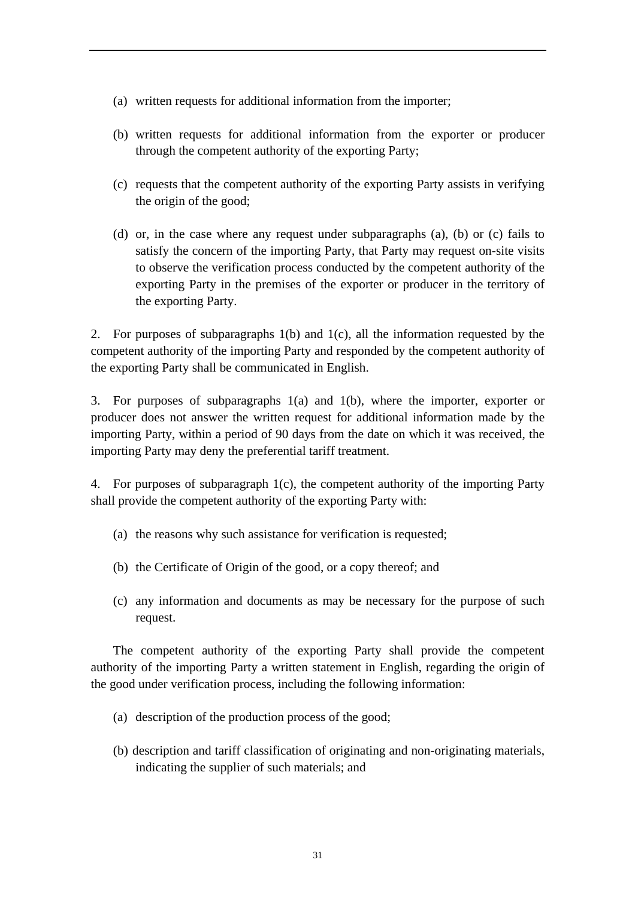(a) written requests for additional information from the importer;

(b) written requests for additional information from the exporter or producer through the competent authority of the exporting Party;

(c) requests that the competent authority of the exporting Party assists in verifying the origin of the good;

(d) or, in the case where any request under subparagraphs (a), (b) or (c) fails to satisfy the concern of the importing Party, that Party may request on-site visits to observe the verification process conducted by the competent authority of the exporting Party in the premises of the exporter or producer in the territory of the exporting Party.

2. For purposes of subparagraphs 1(b) and 1(c), all the information requested by the competent authority of the importing Party and responded by the competent authority of the exporting Party shall be communicated in English.

3. For purposes of subparagraphs 1(a) and 1(b), where the importer, exporter or producer does not answer the written request for additional information made by the importing Party, within a period of 90 days from the date on which it was received, the importing Party may deny the preferential tariff treatment.

4. For purposes of subparagraph 1(c), the competent authority of the importing Party shall provide the competent authority of the exporting Party with:

(a) the reasons why such assistance for verification is requested;

(b) the Certificate of Origin of the good, or a copy thereof; and

(c) any information and documents as may be necessary for the purpose of such request.

The competent authority of the exporting Party shall provide the competent authority of the importing Party a written statement in English, regarding the origin of the good under verification process, including the following information:

(a) description of the production process of the good;

(b) description and tariff classification of originating and non-originating materials, indicating the supplier of such materials; and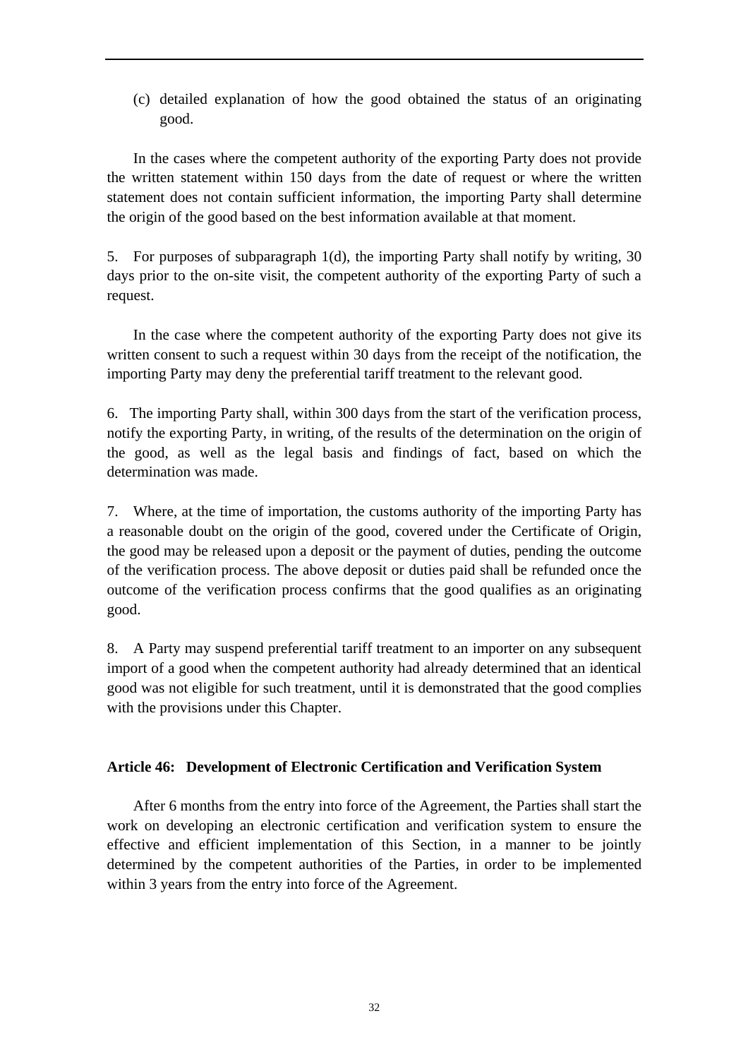(c) detailed explanation of how the good obtained the status of an originating good.

In the cases where the competent authority of the exporting Party does not provide the written statement within 150 days from the date of request or where the written statement does not contain sufficient information, the importing Party shall determine the origin of the good based on the best information available at that moment.

5. For purposes of subparagraph 1(d), the importing Party shall notify by writing, 30 days prior to the on-site visit, the competent authority of the exporting Party of such a request.

In the case where the competent authority of the exporting Party does not give its written consent to such a request within 30 days from the receipt of the notification, the importing Party may deny the preferential tariff treatment to the relevant good.

6. The importing Party shall, within 300 days from the start of the verification process, notify the exporting Party, in writing, of the results of the determination on the origin of the good, as well as the legal basis and findings of fact, based on which the determination was made.

7. Where, at the time of importation, the customs authority of the importing Party has a reasonable doubt on the origin of the good, covered under the Certificate of Origin, the good may be released upon a deposit or the payment of duties, pending the outcome of the verification process. The above deposit or duties paid shall be refunded once the outcome of the verification process confirms that the good qualifies as an originating good.

8. A Party may suspend preferential tariff treatment to an importer on any subsequent import of a good when the competent authority had already determined that an identical good was not eligible for such treatment, until it is demonstrated that the good complies with the provisions under this Chapter.

**Article 46: Development of Electronic Certification and Verification System**

After 6 months from the entry into force of the Agreement, the Parties shall start the work on developing an electronic certification and verification system to ensure the effective and efficient implementation of this Section, in a manner to be jointly determined by the competent authorities of the Parties, in order to be implemented within 3 years from the entry into force of the Agreement.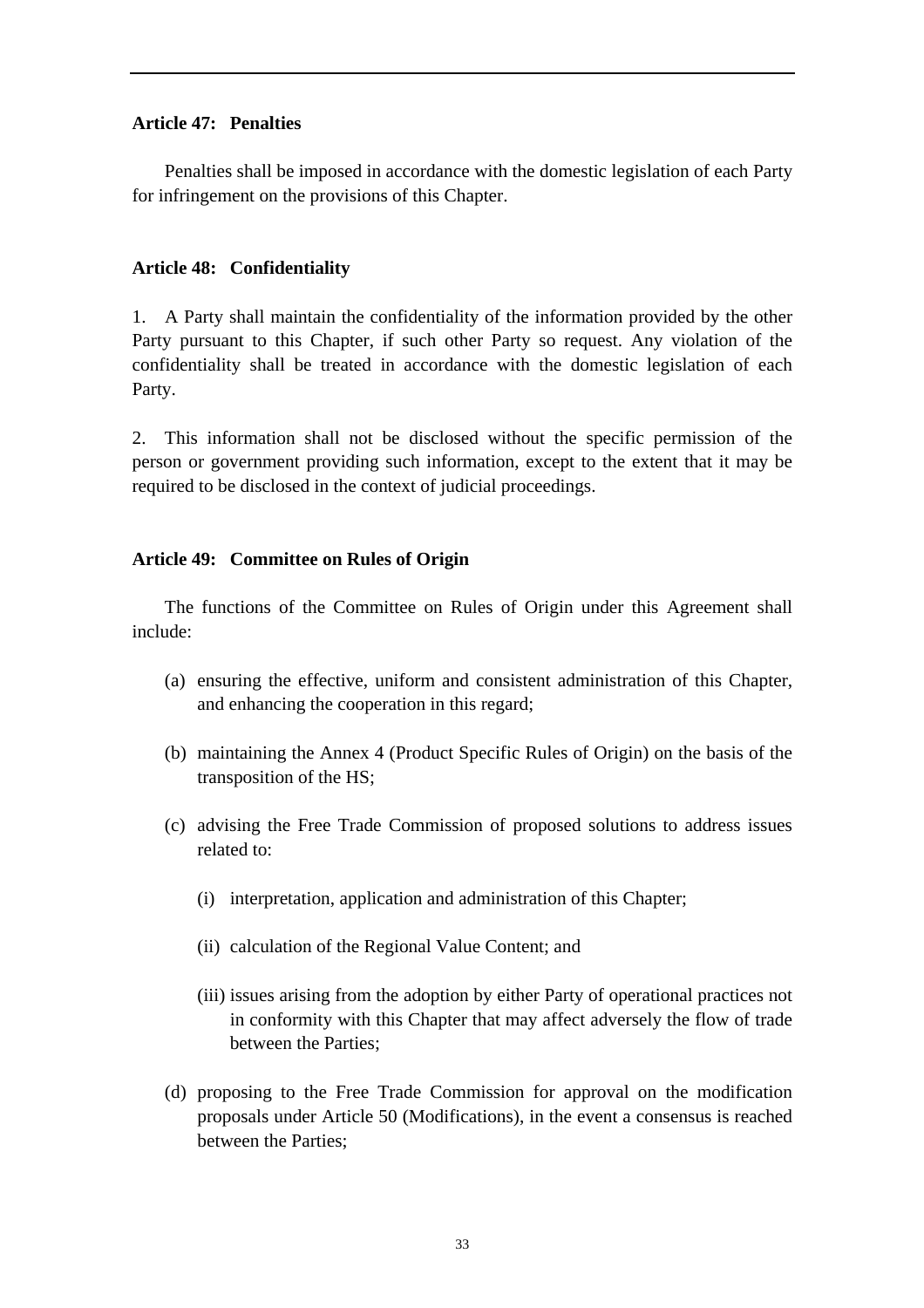### Article 47: Penalties

Penalties shall be imposed in accordance with the domestic legislation of each Party for infringement on the provisions of this Chapter.

### Article 48: Confidentiality

1. A Party shall maintain the confidentiality of the information provided by the other Party pursuant to this Chapter, if such other Party so request. Any violation of the confidentiality shall be treated in accordance with the domestic legislation of each Party.

2. This information shall not be disclosed without the specific permission of the person or government providing such information, except to the extent that it may be required to be disclosed in the context of judicial proceedings.

### Article 49: Committee on Rules of Origin

The functions of the Committee on Rules of Origin under this Agreement shall include:

(a) ensuring the effective, uniform and consistent administration of this Chapter, and enhancing the cooperation in this regard;

(b) maintaining the Annex 4 (Product Specific Rules of Origin) on the basis of the transposition of the HS;

(c) advising the Free Trade Commission of proposed solutions to address issues related to:

- (i) interpretation, application and administration of this Chapter;
- (ii) calculation of the Regional Value Content; and
- (iii) issues arising from the adoption by either Party of operational practices not in conformity with this Chapter that may affect adversely the flow of trade between the Parties;

(d) proposing to the Free Trade Commission for approval on the modification proposals under Article 50 (Modifications), in the event a consensus is reached between the Parties;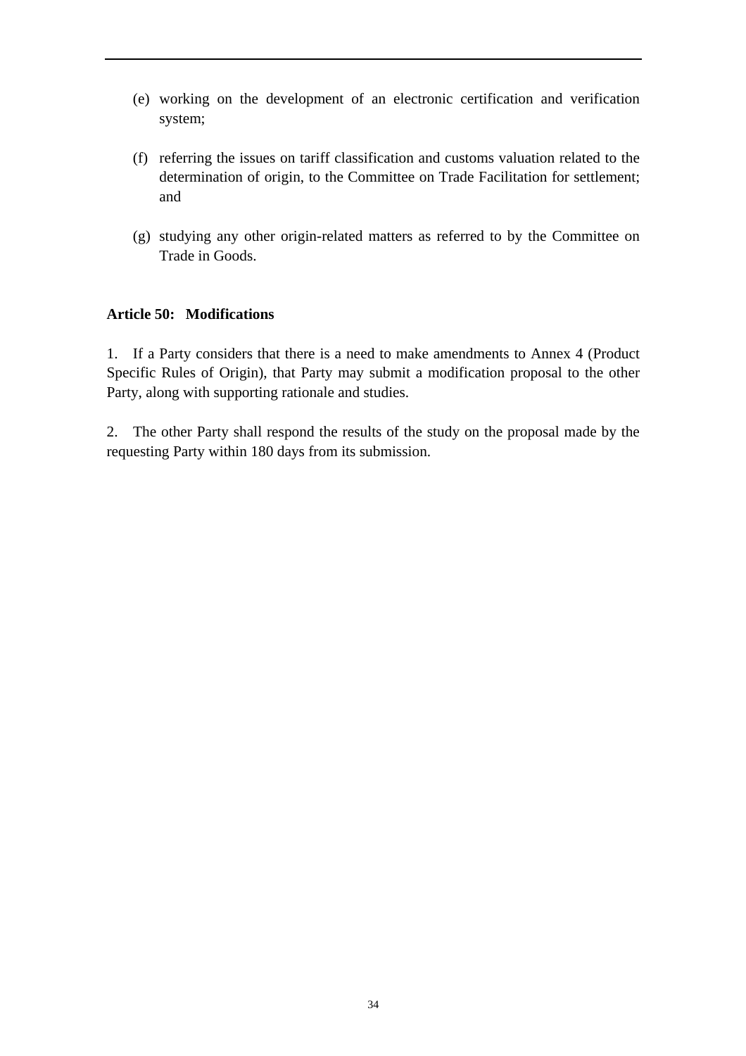(e) working on the development of an electronic certification and verification system;

(f) referring the issues on tariff classification and customs valuation related to the determination of origin, to the Committee on Trade Facilitation for settlement; and

(g) studying any other origin-related matters as referred to by the Committee on Trade in Goods.

**Article 50: Modifications**

1. If a Party considers that there is a need to make amendments to Annex 4 (Product Specific Rules of Origin), that Party may submit a modification proposal to the other Party, along with supporting rationale and studies.

2. The other Party shall respond the results of the study on the proposal made by the requesting Party within 180 days from its submission.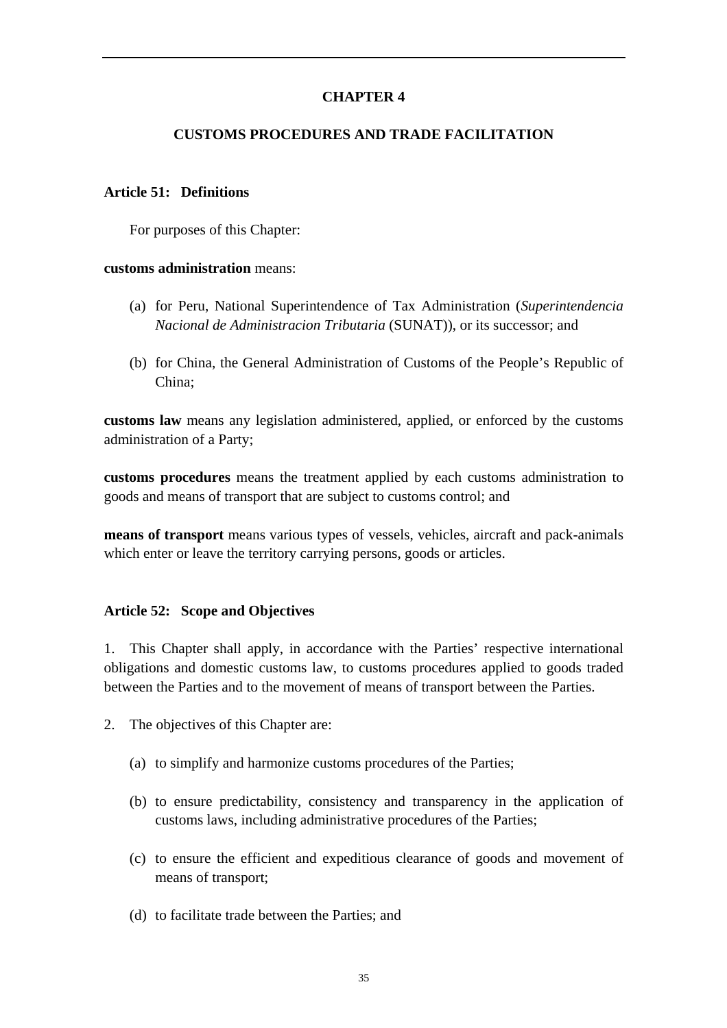## CHAPTER 4

## CUSTOMS PROCEDURES AND TRADE FACILITATION

### Article 51: Definitions

For purposes of this Chapter:

**customs administration** means:

(a) for Peru, National Superintendence of Tax Administration (*Superintendencia Nacional de Administracion Tributaria* (SUNAT)), or its successor; and

(b) for China, the General Administration of Customs of the People's Republic of China;

**customs law** means any legislation administered, applied, or enforced by the customs administration of a Party;

**customs procedures** means the treatment applied by each customs administration to goods and means of transport that are subject to customs control; and

**means of transport** means various types of vessels, vehicles, aircraft and pack-animals which enter or leave the territory carrying persons, goods or articles.

### Article 52: Scope and Objectives

1. This Chapter shall apply, in accordance with the Parties' respective international obligations and domestic customs law, to customs procedures applied to goods traded between the Parties and to the movement of means of transport between the Parties.

2. The objectives of this Chapter are:

(a) to simplify and harmonize customs procedures of the Parties;

(b) to ensure predictability, consistency and transparency in the application of customs laws, including administrative procedures of the Parties;

(c) to ensure the efficient and expeditious clearance of goods and movement of means of transport;

(d) to facilitate trade between the Parties; and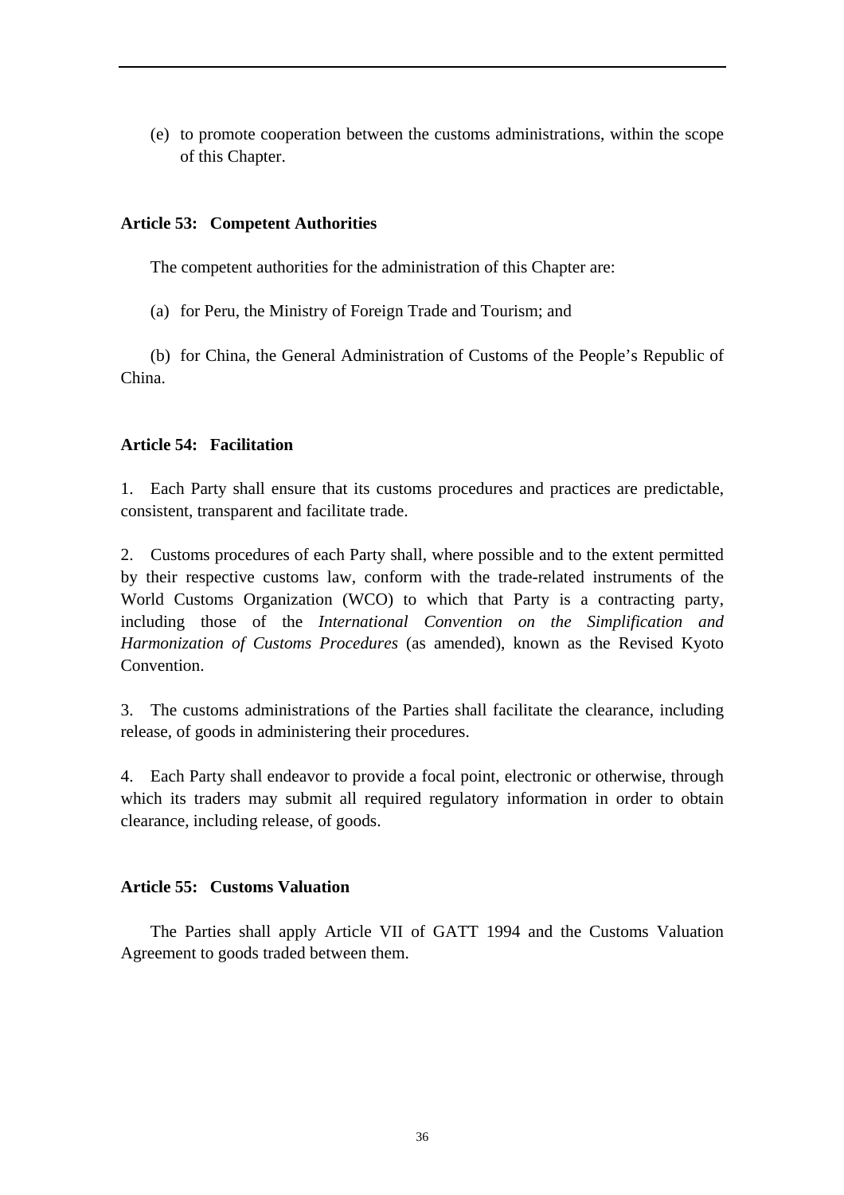(e) to promote cooperation between the customs administrations, within the scope of this Chapter.

**Article 53: Competent Authorities**

The competent authorities for the administration of this Chapter are:

(a) for Peru, the Ministry of Foreign Trade and Tourism; and

(b) for China, the General Administration of Customs of the People's Republic of China.

**Article 54: Facilitation**

1. Each Party shall ensure that its customs procedures and practices are predictable, consistent, transparent and facilitate trade.

2. Customs procedures of each Party shall, where possible and to the extent permitted by their respective customs law, conform with the trade-related instruments of the World Customs Organization (WCO) to which that Party is a contracting party, including those of the *International Convention on the Simplification and Harmonization of Customs Procedures* (as amended), known as the Revised Kyoto Convention.

3. The customs administrations of the Parties shall facilitate the clearance, including release, of goods in administering their procedures.

4. Each Party shall endeavor to provide a focal point, electronic or otherwise, through which its traders may submit all required regulatory information in order to obtain clearance, including release, of goods.

**Article 55: Customs Valuation**

The Parties shall apply Article VII of GATT 1994 and the Customs Valuation Agreement to goods traded between them.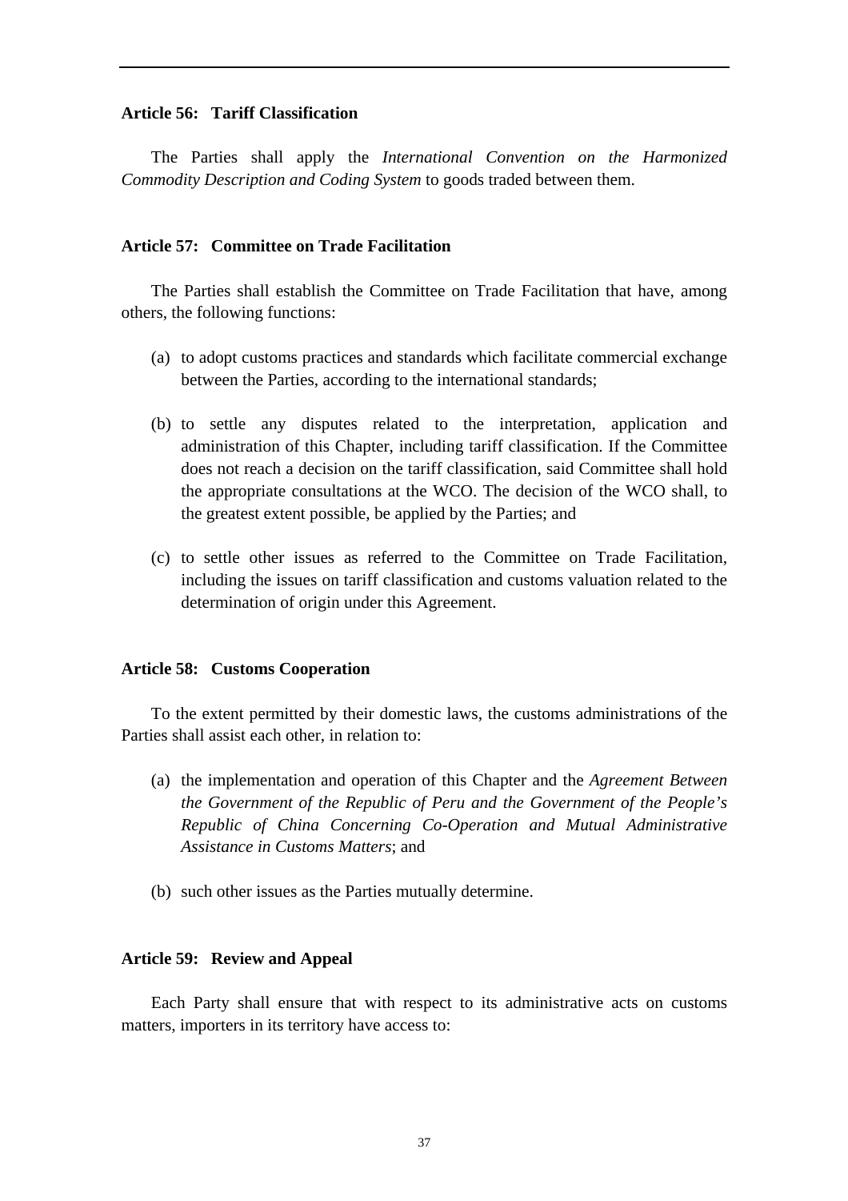**Article 56: Tariff Classification**

The Parties shall apply the *International Convention on the Harmonized Commodity Description and Coding System* to goods traded between them.

**Article 57: Committee on Trade Facilitation**

The Parties shall establish the Committee on Trade Facilitation that have, among others, the following functions:

(a) to adopt customs practices and standards which facilitate commercial exchange between the Parties, according to the international standards;

(b) to settle any disputes related to the interpretation, application and administration of this Chapter, including tariff classification. If the Committee does not reach a decision on the tariff classification, said Committee shall hold the appropriate consultations at the WCO. The decision of the WCO shall, to the greatest extent possible, be applied by the Parties; and

(c) to settle other issues as referred to the Committee on Trade Facilitation, including the issues on tariff classification and customs valuation related to the determination of origin under this Agreement.

**Article 58: Customs Cooperation**

To the extent permitted by their domestic laws, the customs administrations of the Parties shall assist each other, in relation to:

(a) the implementation and operation of this Chapter and the *Agreement Between the Government of the Republic of Peru and the Government of the People's Republic of China Concerning Co-Operation and Mutual Administrative Assistance in Customs Matters*; and

(b) such other issues as the Parties mutually determine.

**Article 59: Review and Appeal**

Each Party shall ensure that with respect to its administrative acts on customs matters, importers in its territory have access to: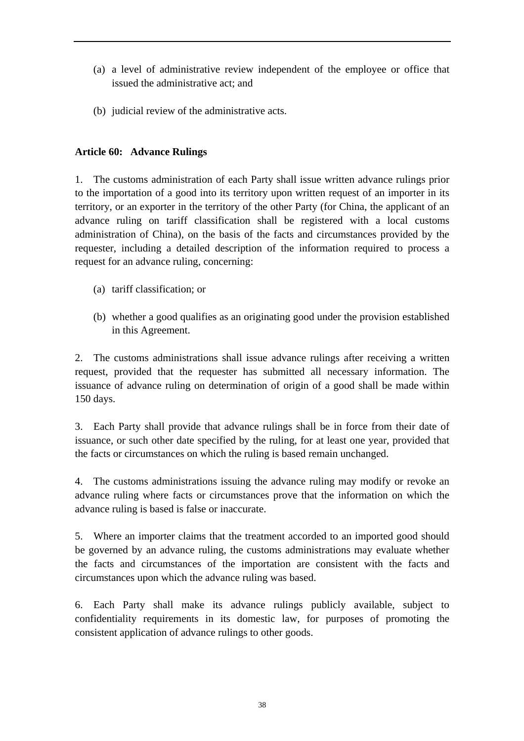(a) a level of administrative review independent of the employee or office that issued the administrative act; and

(b) judicial review of the administrative acts.

**Article 60: Advance Rulings**

1. The customs administration of each Party shall issue written advance rulings prior to the importation of a good into its territory upon written request of an importer in its territory, or an exporter in the territory of the other Party (for China, the applicant of an advance ruling on tariff classification shall be registered with a local customs administration of China), on the basis of the facts and circumstances provided by the requester, including a detailed description of the information required to process a request for an advance ruling, concerning:

(a) tariff classification; or

(b) whether a good qualifies as an originating good under the provision established in this Agreement.

2. The customs administrations shall issue advance rulings after receiving a written request, provided that the requester has submitted all necessary information. The issuance of advance ruling on determination of origin of a good shall be made within 150 days.

3. Each Party shall provide that advance rulings shall be in force from their date of issuance, or such other date specified by the ruling, for at least one year, provided that the facts or circumstances on which the ruling is based remain unchanged.

4. The customs administrations issuing the advance ruling may modify or revoke an advance ruling where facts or circumstances prove that the information on which the advance ruling is based is false or inaccurate.

5. Where an importer claims that the treatment accorded to an imported good should be governed by an advance ruling, the customs administrations may evaluate whether the facts and circumstances of the importation are consistent with the facts and circumstances upon which the advance ruling was based.

6. Each Party shall make its advance rulings publicly available, subject to confidentiality requirements in its domestic law, for purposes of promoting the consistent application of advance rulings to other goods.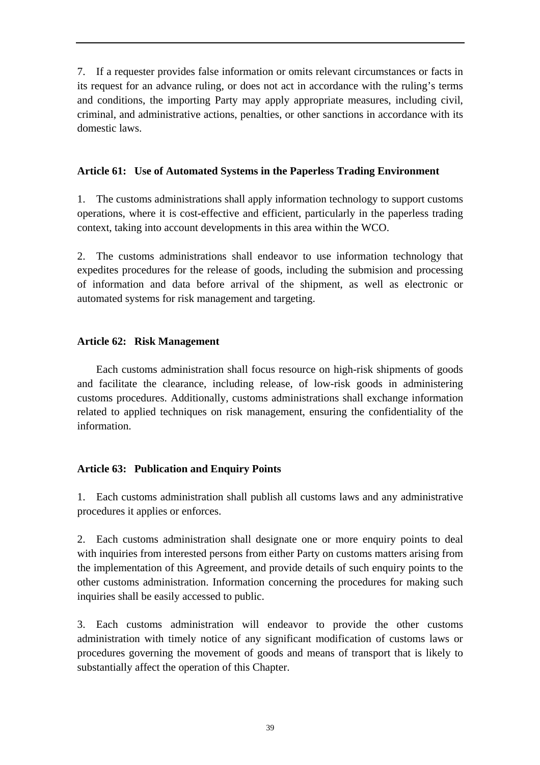7. If a requester provides false information or omits relevant circumstances or facts in its request for an advance ruling, or does not act in accordance with the ruling's terms and conditions, the importing Party may apply appropriate measures, including civil, criminal, and administrative actions, penalties, or other sanctions in accordance with its domestic laws.

**Article 61: Use of Automated Systems in the Paperless Trading Environment**

1. The customs administrations shall apply information technology to support customs operations, where it is cost-effective and efficient, particularly in the paperless trading context, taking into account developments in this area within the WCO.

2. The customs administrations shall endeavor to use information technology that expedites procedures for the release of goods, including the submision and processing of information and data before arrival of the shipment, as well as electronic or automated systems for risk management and targeting.

**Article 62: Risk Management**

Each customs administration shall focus resource on high-risk shipments of goods and facilitate the clearance, including release, of low-risk goods in administering customs procedures. Additionally, customs administrations shall exchange information related to applied techniques on risk management, ensuring the confidentiality of the information.

**Article 63: Publication and Enquiry Points**

1. Each customs administration shall publish all customs laws and any administrative procedures it applies or enforces.

2. Each customs administration shall designate one or more enquiry points to deal with inquiries from interested persons from either Party on customs matters arising from the implementation of this Agreement, and provide details of such enquiry points to the other customs administration. Information concerning the procedures for making such inquiries shall be easily accessed to public.

3. Each customs administration will endeavor to provide the other customs administration with timely notice of any significant modification of customs laws or procedures governing the movement of goods and means of transport that is likely to substantially affect the operation of this Chapter.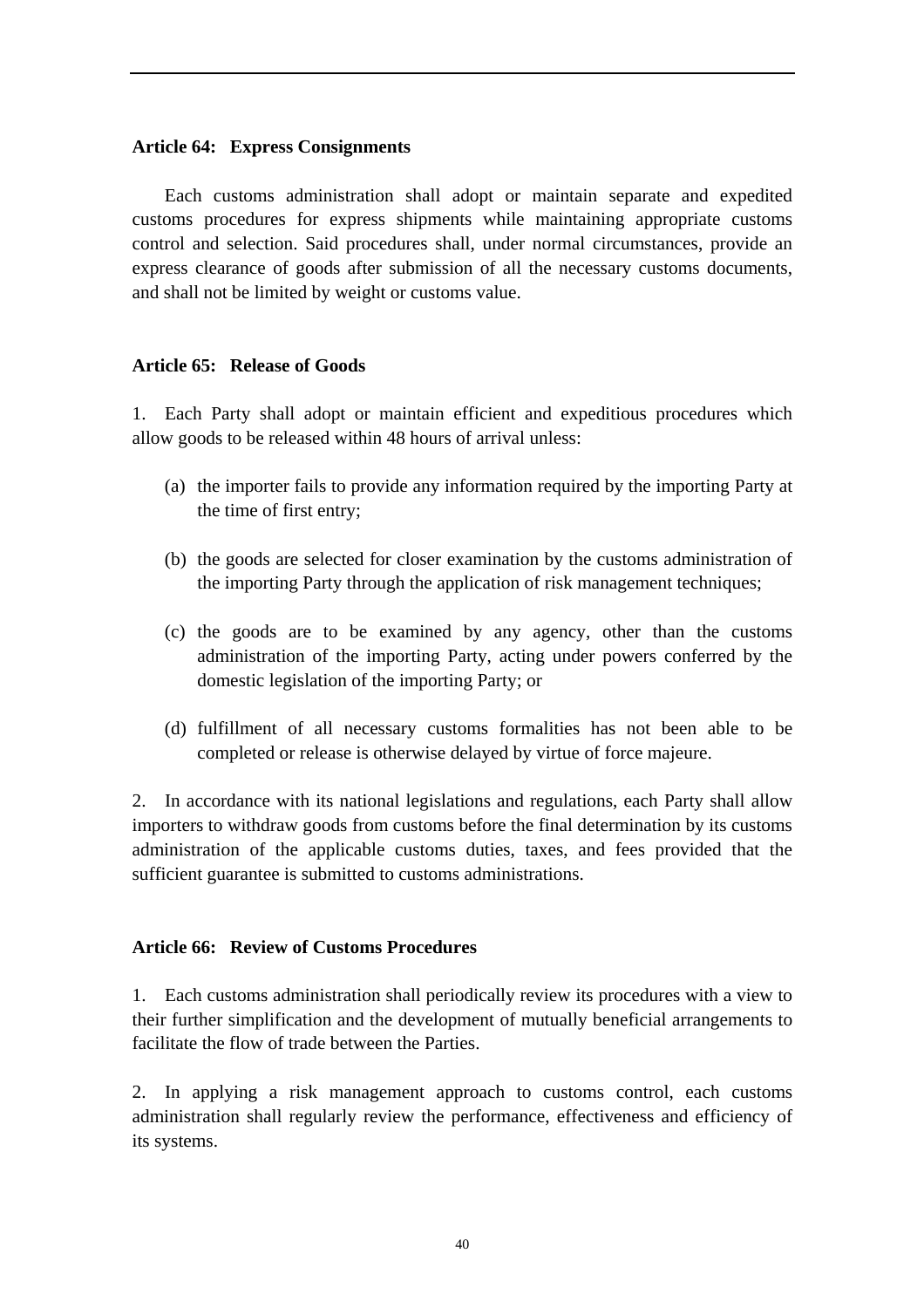### Article 64: Express Consignments

Each customs administration shall adopt or maintain separate and expedited customs procedures for express shipments while maintaining appropriate customs control and selection. Said procedures shall, under normal circumstances, provide an express clearance of goods after submission of all the necessary customs documents, and shall not be limited by weight or customs value.

### Article 65: Release of Goods

1. Each Party shall adopt or maintain efficient and expeditious procedures which allow goods to be released within 48 hours of arrival unless:

   (a) the importer fails to provide any information required by the importing Party at the time of first entry;

   (b) the goods are selected for closer examination by the customs administration of the importing Party through the application of risk management techniques;

   (c) the goods are to be examined by any agency, other than the customs administration of the importing Party, acting under powers conferred by the domestic legislation of the importing Party; or

   (d) fulfillment of all necessary customs formalities has not been able to be completed or release is otherwise delayed by virtue of force majeure.

2. In accordance with its national legislations and regulations, each Party shall allow importers to withdraw goods from customs before the final determination by its customs administration of the applicable customs duties, taxes, and fees provided that the sufficient guarantee is submitted to customs administrations.

### Article 66: Review of Customs Procedures

1. Each customs administration shall periodically review its procedures with a view to their further simplification and the development of mutually beneficial arrangements to facilitate the flow of trade between the Parties.

2. In applying a risk management approach to customs control, each customs administration shall regularly review the performance, effectiveness and efficiency of its systems.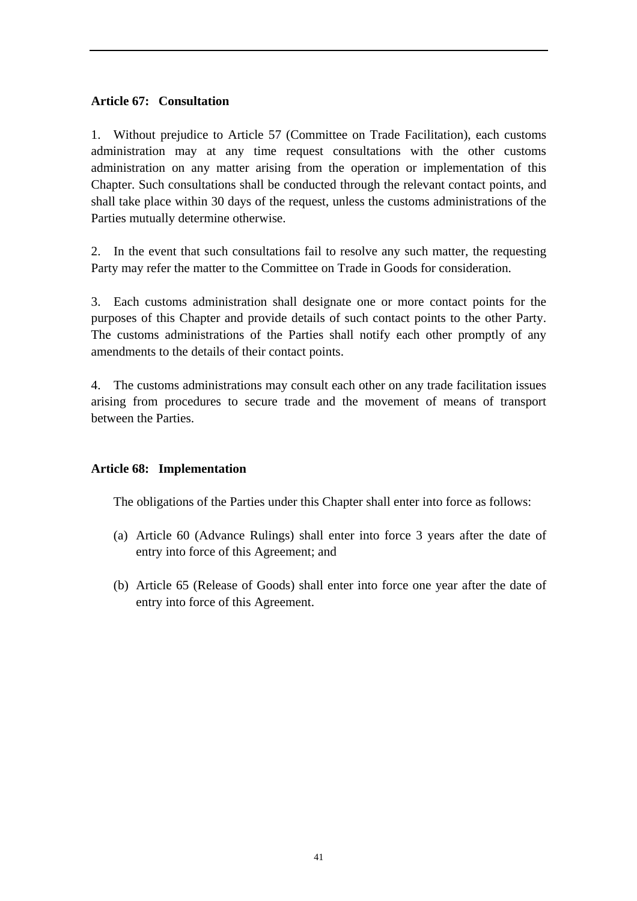**Article 67: Consultation**

1. Without prejudice to Article 57 (Committee on Trade Facilitation), each customs administration may at any time request consultations with the other customs administration on any matter arising from the operation or implementation of this Chapter. Such consultations shall be conducted through the relevant contact points, and shall take place within 30 days of the request, unless the customs administrations of the Parties mutually determine otherwise.

2. In the event that such consultations fail to resolve any such matter, the requesting Party may refer the matter to the Committee on Trade in Goods for consideration.

3. Each customs administration shall designate one or more contact points for the purposes of this Chapter and provide details of such contact points to the other Party. The customs administrations of the Parties shall notify each other promptly of any amendments to the details of their contact points.

4. The customs administrations may consult each other on any trade facilitation issues arising from procedures to secure trade and the movement of means of transport between the Parties.

**Article 68: Implementation**

The obligations of the Parties under this Chapter shall enter into force as follows:

(a) Article 60 (Advance Rulings) shall enter into force 3 years after the date of entry into force of this Agreement; and

(b) Article 65 (Release of Goods) shall enter into force one year after the date of entry into force of this Agreement.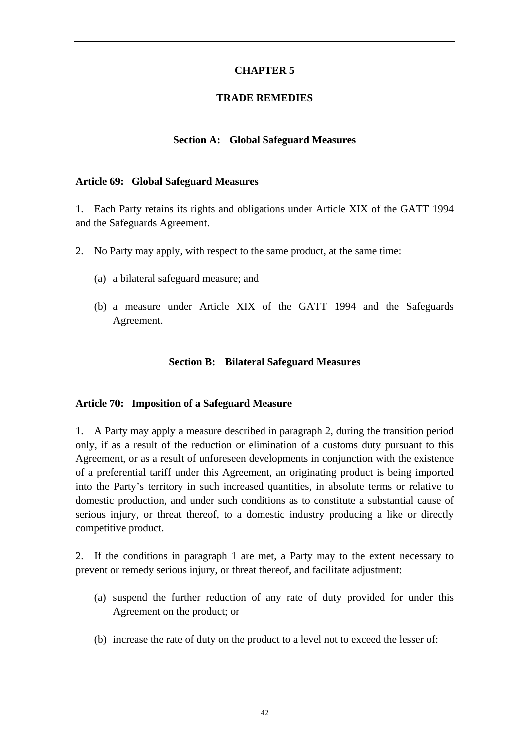# CHAPTER 5

# TRADE REMEDIES

## Section A: Global Safeguard Measures

### Article 69: Global Safeguard Measures

1. Each Party retains its rights and obligations under Article XIX of the GATT 1994 and the Safeguards Agreement.

2. No Party may apply, with respect to the same product, at the same time:

   (a) a bilateral safeguard measure; and

   (b) a measure under Article XIX of the GATT 1994 and the Safeguards Agreement.

## Section B: Bilateral Safeguard Measures

### Article 70: Imposition of a Safeguard Measure

1. A Party may apply a measure described in paragraph 2, during the transition period only, if as a result of the reduction or elimination of a customs duty pursuant to this Agreement, or as a result of unforeseen developments in conjunction with the existence of a preferential tariff under this Agreement, an originating product is being imported into the Party's territory in such increased quantities, in absolute terms or relative to domestic production, and under such conditions as to constitute a substantial cause of serious injury, or threat thereof, to a domestic industry producing a like or directly competitive product.

2. If the conditions in paragraph 1 are met, a Party may to the extent necessary to prevent or remedy serious injury, or threat thereof, and facilitate adjustment:

   (a) suspend the further reduction of any rate of duty provided for under this Agreement on the product; or

   (b) increase the rate of duty on the product to a level not to exceed the lesser of: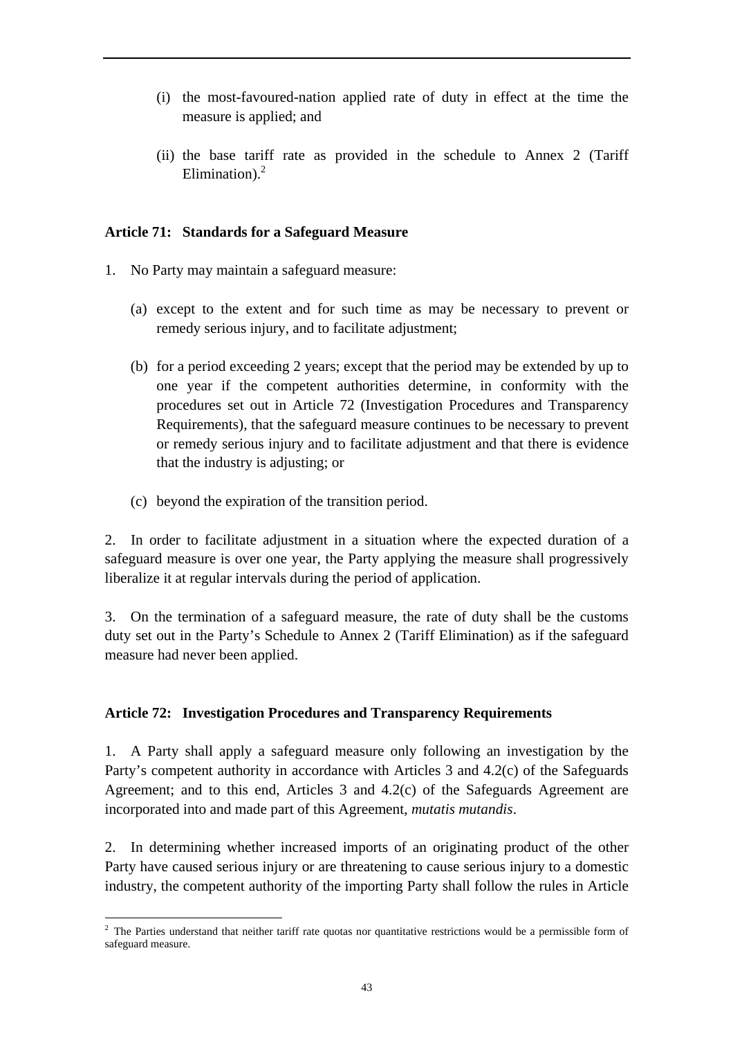(i) the most-favoured-nation applied rate of duty in effect at the time the measure is applied; and

(ii) the base tariff rate as provided in the schedule to Annex 2 (Tariff Elimination).[2]

**Article 71: Standards for a Safeguard Measure**

1. No Party may maintain a safeguard measure:

(a) except to the extent and for such time as may be necessary to prevent or remedy serious injury, and to facilitate adjustment;

(b) for a period exceeding 2 years; except that the period may be extended by up to one year if the competent authorities determine, in conformity with the procedures set out in Article 72 (Investigation Procedures and Transparency Requirements), that the safeguard measure continues to be necessary to prevent or remedy serious injury and to facilitate adjustment and that there is evidence that the industry is adjusting; or

(c) beyond the expiration of the transition period.

2. In order to facilitate adjustment in a situation where the expected duration of a safeguard measure is over one year, the Party applying the measure shall progressively liberalize it at regular intervals during the period of application.

3. On the termination of a safeguard measure, the rate of duty shall be the customs duty set out in the Party's Schedule to Annex 2 (Tariff Elimination) as if the safeguard measure had never been applied.

**Article 72: Investigation Procedures and Transparency Requirements**

1. A Party shall apply a safeguard measure only following an investigation by the Party's competent authority in accordance with Articles 3 and 4.2(c) of the Safeguards Agreement; and to this end, Articles 3 and 4.2(c) of the Safeguards Agreement are incorporated into and made part of this Agreement, *mutatis mutandis*.

2. In determining whether increased imports of an originating product of the other Party have caused serious injury or are threatening to cause serious injury to a domestic industry, the competent authority of the importing Party shall follow the rules in Article

[2] The Parties understand that neither tariff rate quotas nor quantitative restrictions would be a permissible form of safeguard measure.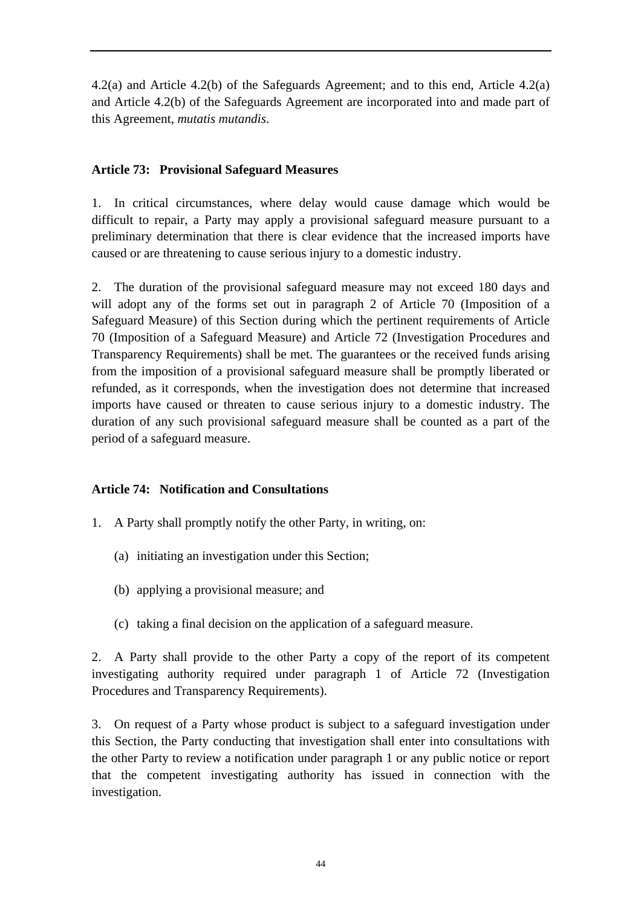4.2(a) and Article 4.2(b) of the Safeguards Agreement; and to this end, Article 4.2(a) and Article 4.2(b) of the Safeguards Agreement are incorporated into and made part of this Agreement, *mutatis mutandis*.

**Article 73: Provisional Safeguard Measures**

1. In critical circumstances, where delay would cause damage which would be difficult to repair, a Party may apply a provisional safeguard measure pursuant to a preliminary determination that there is clear evidence that the increased imports have caused or are threatening to cause serious injury to a domestic industry.

2. The duration of the provisional safeguard measure may not exceed 180 days and will adopt any of the forms set out in paragraph 2 of Article 70 (Imposition of a Safeguard Measure) of this Section during which the pertinent requirements of Article 70 (Imposition of a Safeguard Measure) and Article 72 (Investigation Procedures and Transparency Requirements) shall be met. The guarantees or the received funds arising from the imposition of a provisional safeguard measure shall be promptly liberated or refunded, as it corresponds, when the investigation does not determine that increased imports have caused or threaten to cause serious injury to a domestic industry. The duration of any such provisional safeguard measure shall be counted as a part of the period of a safeguard measure.

**Article 74: Notification and Consultations**

1. A Party shall promptly notify the other Party, in writing, on:

   (a) initiating an investigation under this Section;

   (b) applying a provisional measure; and

   (c) taking a final decision on the application of a safeguard measure.

2. A Party shall provide to the other Party a copy of the report of its competent investigating authority required under paragraph 1 of Article 72 (Investigation Procedures and Transparency Requirements).

3. On request of a Party whose product is subject to a safeguard investigation under this Section, the Party conducting that investigation shall enter into consultations with the other Party to review a notification under paragraph 1 or any public notice or report that the competent investigating authority has issued in connection with the investigation.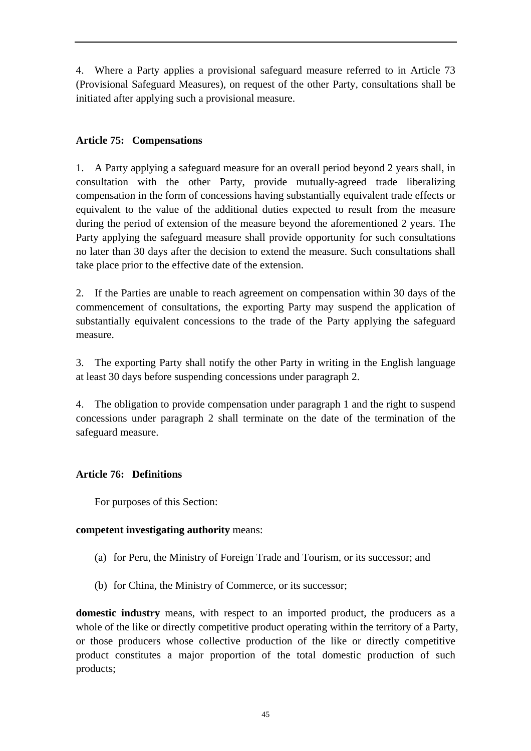4. Where a Party applies a provisional safeguard measure referred to in Article 73 (Provisional Safeguard Measures), on request of the other Party, consultations shall be initiated after applying such a provisional measure.

### Article 75: Compensations

1. A Party applying a safeguard measure for an overall period beyond 2 years shall, in consultation with the other Party, provide mutually-agreed trade liberalizing compensation in the form of concessions having substantially equivalent trade effects or equivalent to the value of the additional duties expected to result from the measure during the period of extension of the measure beyond the aforementioned 2 years. The Party applying the safeguard measure shall provide opportunity for such consultations no later than 30 days after the decision to extend the measure. Such consultations shall take place prior to the effective date of the extension.

2. If the Parties are unable to reach agreement on compensation within 30 days of the commencement of consultations, the exporting Party may suspend the application of substantially equivalent concessions to the trade of the Party applying the safeguard measure.

3. The exporting Party shall notify the other Party in writing in the English language at least 30 days before suspending concessions under paragraph 2.

4. The obligation to provide compensation under paragraph 1 and the right to suspend concessions under paragraph 2 shall terminate on the date of the termination of the safeguard measure.

### Article 76: Definitions

For purposes of this Section:

**competent investigating authority** means:

(a) for Peru, the Ministry of Foreign Trade and Tourism, or its successor; and

(b) for China, the Ministry of Commerce, or its successor;

**domestic industry** means, with respect to an imported product, the producers as a whole of the like or directly competitive product operating within the territory of a Party, or those producers whose collective production of the like or directly competitive product constitutes a major proportion of the total domestic production of such products;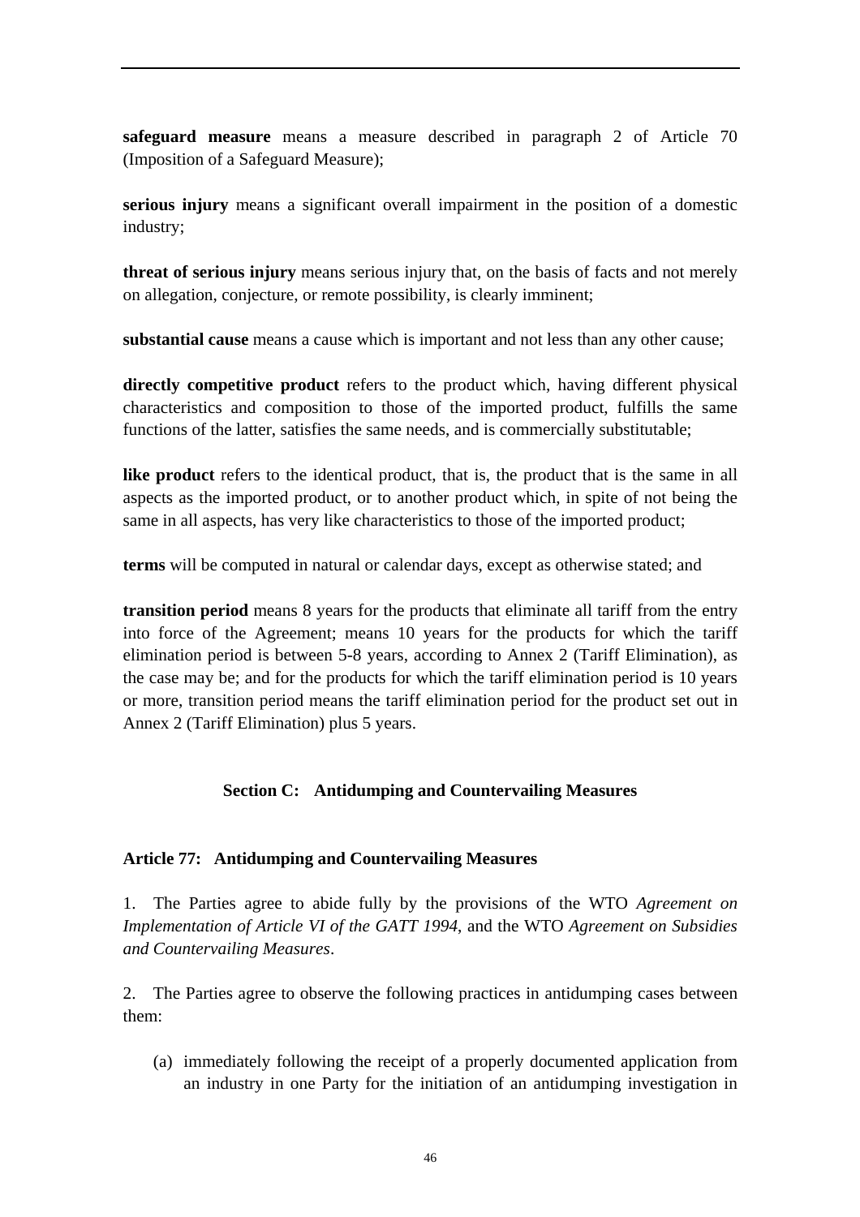**safeguard measure** means a measure described in paragraph 2 of Article 70 (Imposition of a Safeguard Measure);

**serious injury** means a significant overall impairment in the position of a domestic industry;

**threat of serious injury** means serious injury that, on the basis of facts and not merely on allegation, conjecture, or remote possibility, is clearly imminent;

**substantial cause** means a cause which is important and not less than any other cause;

**directly competitive product** refers to the product which, having different physical characteristics and composition to those of the imported product, fulfills the same functions of the latter, satisfies the same needs, and is commercially substitutable;

**like product** refers to the identical product, that is, the product that is the same in all aspects as the imported product, or to another product which, in spite of not being the same in all aspects, has very like characteristics to those of the imported product;

**terms** will be computed in natural or calendar days, except as otherwise stated; and

**transition period** means 8 years for the products that eliminate all tariff from the entry into force of the Agreement; means 10 years for the products for which the tariff elimination period is between 5-8 years, according to Annex 2 (Tariff Elimination), as the case may be; and for the products for which the tariff elimination period is 10 years or more, transition period means the tariff elimination period for the product set out in Annex 2 (Tariff Elimination) plus 5 years.

## Section C: Antidumping and Countervailing Measures

### Article 77: Antidumping and Countervailing Measures

1. The Parties agree to abide fully by the provisions of the WTO *Agreement on Implementation of Article VI of the GATT 1994*, and the WTO *Agreement on Subsidies and Countervailing Measures*.

2. The Parties agree to observe the following practices in antidumping cases between them:

   (a) immediately following the receipt of a properly documented application from an industry in one Party for the initiation of an antidumping investigation in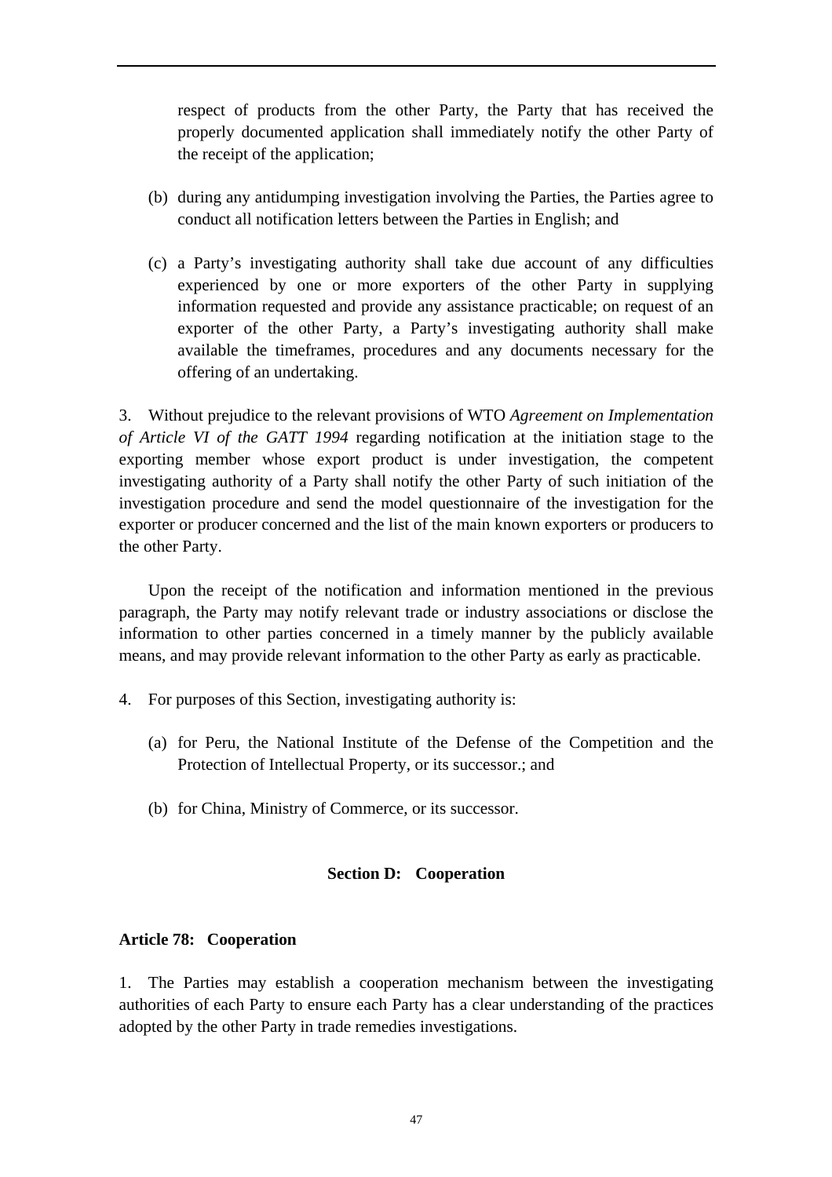respect of products from the other Party, the Party that has received the properly documented application shall immediately notify the other Party of the receipt of the application;

(b) during any antidumping investigation involving the Parties, the Parties agree to conduct all notification letters between the Parties in English; and

(c) a Party's investigating authority shall take due account of any difficulties experienced by one or more exporters of the other Party in supplying information requested and provide any assistance practicable; on request of an exporter of the other Party, a Party's investigating authority shall make available the timeframes, procedures and any documents necessary for the offering of an undertaking.

3. Without prejudice to the relevant provisions of WTO *Agreement on Implementation of Article VI of the GATT 1994* regarding notification at the initiation stage to the exporting member whose export product is under investigation, the competent investigating authority of a Party shall notify the other Party of such initiation of the investigation procedure and send the model questionnaire of the investigation for the exporter or producer concerned and the list of the main known exporters or producers to the other Party.

Upon the receipt of the notification and information mentioned in the previous paragraph, the Party may notify relevant trade or industry associations or disclose the information to other parties concerned in a timely manner by the publicly available means, and may provide relevant information to the other Party as early as practicable.

4. For purposes of this Section, investigating authority is:

(a) for Peru, the National Institute of the Defense of the Competition and the Protection of Intellectual Property, or its successor.; and

(b) for China, Ministry of Commerce, or its successor.

### Section D: Cooperation

#### Article 78: Cooperation

1. The Parties may establish a cooperation mechanism between the investigating authorities of each Party to ensure each Party has a clear understanding of the practices adopted by the other Party in trade remedies investigations.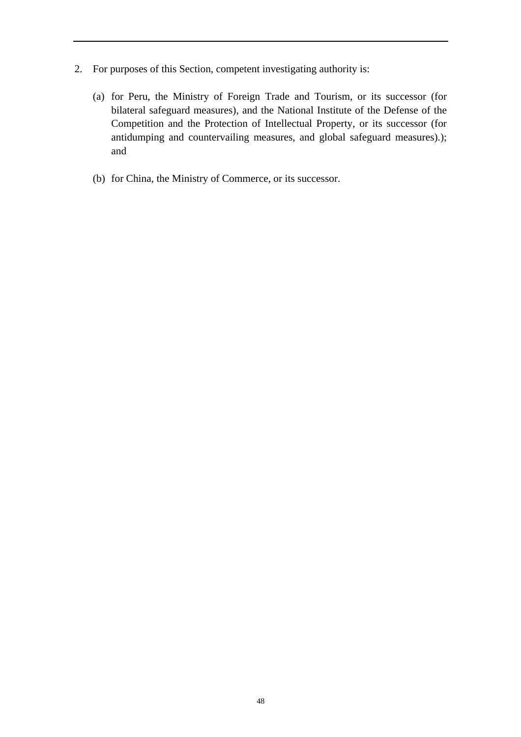2. For purposes of this Section, competent investigating authority is:

   (a) for Peru, the Ministry of Foreign Trade and Tourism, or its successor (for bilateral safeguard measures), and the National Institute of the Defense of the Competition and the Protection of Intellectual Property, or its successor (for antidumping and countervailing measures, and global safeguard measures).); and

   (b) for China, the Ministry of Commerce, or its successor.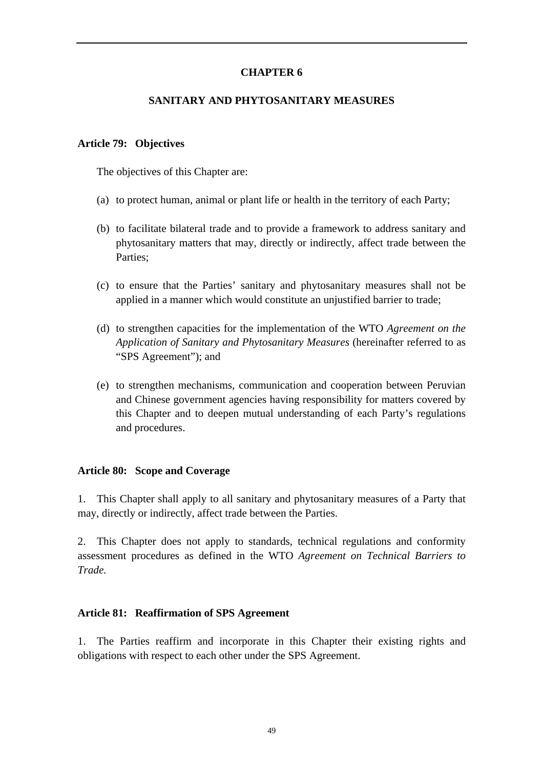# CHAPTER 6

## SANITARY AND PHYTOSANITARY MEASURES

### Article 79: Objectives

The objectives of this Chapter are:

(a) to protect human, animal or plant life or health in the territory of each Party;

(b) to facilitate bilateral trade and to provide a framework to address sanitary and phytosanitary matters that may, directly or indirectly, affect trade between the Parties;

(c) to ensure that the Parties' sanitary and phytosanitary measures shall not be applied in a manner which would constitute an unjustified barrier to trade;

(d) to strengthen capacities for the implementation of the WTO *Agreement on the Application of Sanitary and Phytosanitary Measures* (hereinafter referred to as "SPS Agreement"); and

(e) to strengthen mechanisms, communication and cooperation between Peruvian and Chinese government agencies having responsibility for matters covered by this Chapter and to deepen mutual understanding of each Party's regulations and procedures.

### Article 80: Scope and Coverage

1. This Chapter shall apply to all sanitary and phytosanitary measures of a Party that may, directly or indirectly, affect trade between the Parties.

2. This Chapter does not apply to standards, technical regulations and conformity assessment procedures as defined in the WTO *Agreement on Technical Barriers to Trade.*

### Article 81: Reaffirmation of SPS Agreement

1. The Parties reaffirm and incorporate in this Chapter their existing rights and obligations with respect to each other under the SPS Agreement.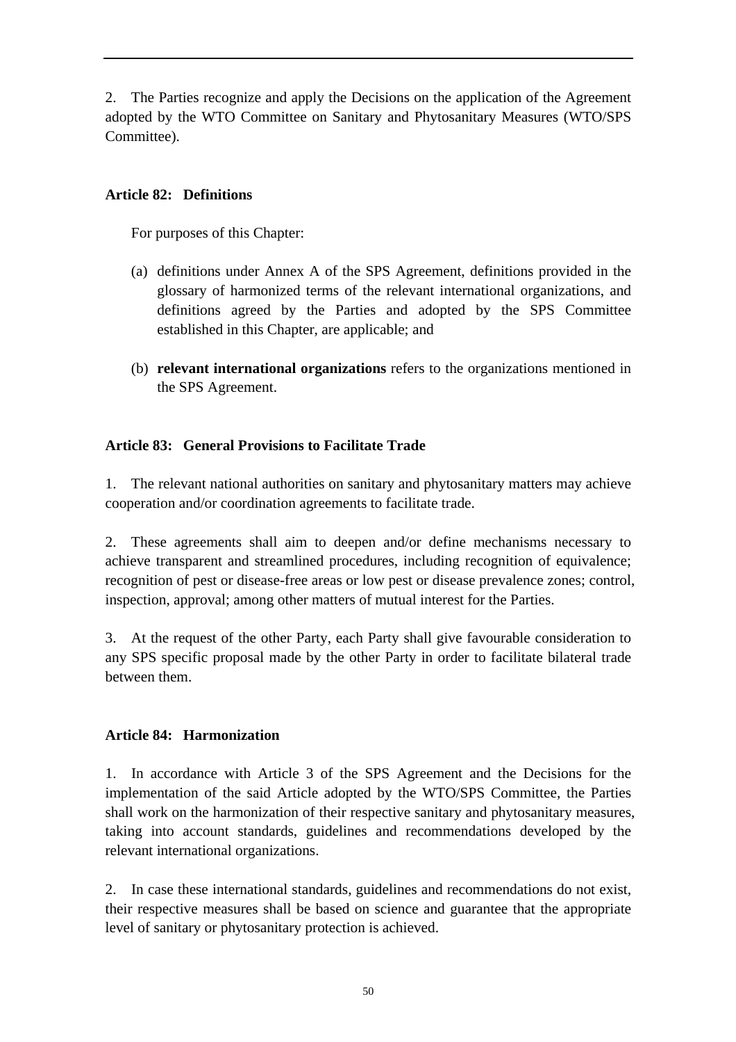2. The Parties recognize and apply the Decisions on the application of the Agreement adopted by the WTO Committee on Sanitary and Phytosanitary Measures (WTO/SPS Committee).

**Article 82: Definitions**

For purposes of this Chapter:

(a) definitions under Annex A of the SPS Agreement, definitions provided in the glossary of harmonized terms of the relevant international organizations, and definitions agreed by the Parties and adopted by the SPS Committee established in this Chapter, are applicable; and

(b) **relevant international organizations** refers to the organizations mentioned in the SPS Agreement.

**Article 83: General Provisions to Facilitate Trade**

1. The relevant national authorities on sanitary and phytosanitary matters may achieve cooperation and/or coordination agreements to facilitate trade.

2. These agreements shall aim to deepen and/or define mechanisms necessary to achieve transparent and streamlined procedures, including recognition of equivalence; recognition of pest or disease-free areas or low pest or disease prevalence zones; control, inspection, approval; among other matters of mutual interest for the Parties.

3. At the request of the other Party, each Party shall give favourable consideration to any SPS specific proposal made by the other Party in order to facilitate bilateral trade between them.

**Article 84: Harmonization**

1. In accordance with Article 3 of the SPS Agreement and the Decisions for the implementation of the said Article adopted by the WTO/SPS Committee, the Parties shall work on the harmonization of their respective sanitary and phytosanitary measures, taking into account standards, guidelines and recommendations developed by the relevant international organizations.

2. In case these international standards, guidelines and recommendations do not exist, their respective measures shall be based on science and guarantee that the appropriate level of sanitary or phytosanitary protection is achieved.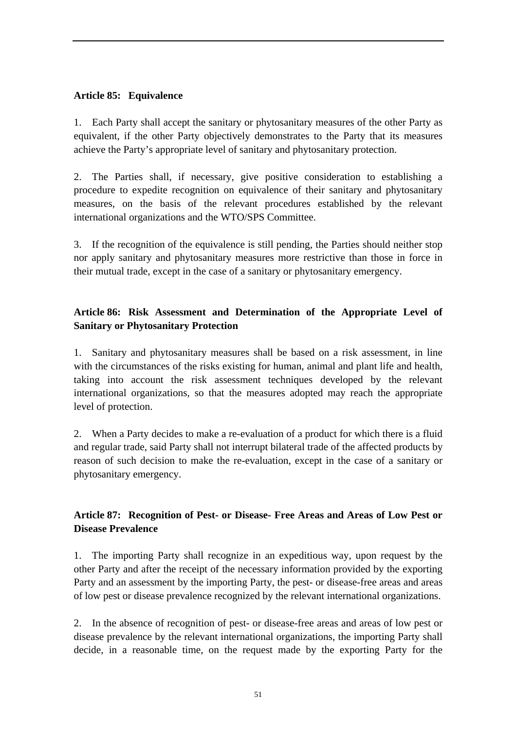**Article 85: Equivalence**

1. Each Party shall accept the sanitary or phytosanitary measures of the other Party as equivalent, if the other Party objectively demonstrates to the Party that its measures achieve the Party's appropriate level of sanitary and phytosanitary protection.

2. The Parties shall, if necessary, give positive consideration to establishing a procedure to expedite recognition on equivalence of their sanitary and phytosanitary measures, on the basis of the relevant procedures established by the relevant international organizations and the WTO/SPS Committee.

3. If the recognition of the equivalence is still pending, the Parties should neither stop nor apply sanitary and phytosanitary measures more restrictive than those in force in their mutual trade, except in the case of a sanitary or phytosanitary emergency.

**Article 86: Risk Assessment and Determination of the Appropriate Level of Sanitary or Phytosanitary Protection**

1. Sanitary and phytosanitary measures shall be based on a risk assessment, in line with the circumstances of the risks existing for human, animal and plant life and health, taking into account the risk assessment techniques developed by the relevant international organizations, so that the measures adopted may reach the appropriate level of protection.

2. When a Party decides to make a re-evaluation of a product for which there is a fluid and regular trade, said Party shall not interrupt bilateral trade of the affected products by reason of such decision to make the re-evaluation, except in the case of a sanitary or phytosanitary emergency.

**Article 87: Recognition of Pest- or Disease- Free Areas and Areas of Low Pest or Disease Prevalence**

1. The importing Party shall recognize in an expeditious way, upon request by the other Party and after the receipt of the necessary information provided by the exporting Party and an assessment by the importing Party, the pest- or disease-free areas and areas of low pest or disease prevalence recognized by the relevant international organizations.

2. In the absence of recognition of pest- or disease-free areas and areas of low pest or disease prevalence by the relevant international organizations, the importing Party shall decide, in a reasonable time, on the request made by the exporting Party for the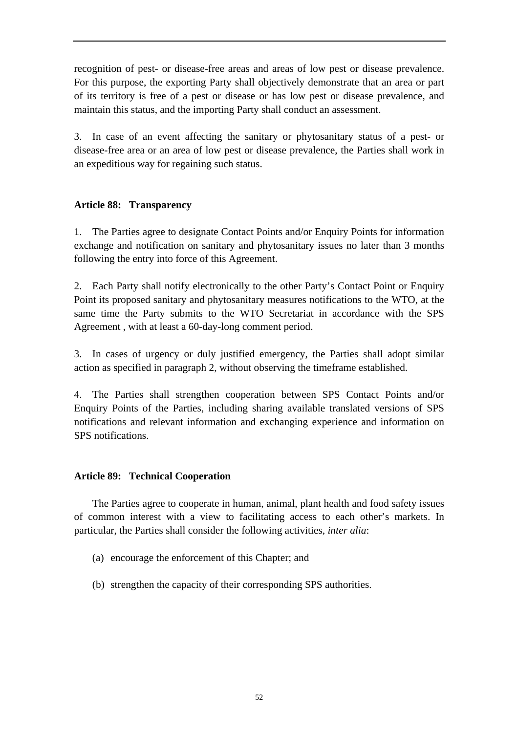recognition of pest- or disease-free areas and areas of low pest or disease prevalence. For this purpose, the exporting Party shall objectively demonstrate that an area or part of its territory is free of a pest or disease or has low pest or disease prevalence, and maintain this status, and the importing Party shall conduct an assessment.

3. In case of an event affecting the sanitary or phytosanitary status of a pest- or disease-free area or an area of low pest or disease prevalence, the Parties shall work in an expeditious way for regaining such status.

**Article 88: Transparency**

1. The Parties agree to designate Contact Points and/or Enquiry Points for information exchange and notification on sanitary and phytosanitary issues no later than 3 months following the entry into force of this Agreement.

2. Each Party shall notify electronically to the other Party's Contact Point or Enquiry Point its proposed sanitary and phytosanitary measures notifications to the WTO, at the same time the Party submits to the WTO Secretariat in accordance with the SPS Agreement , with at least a 60-day-long comment period.

3. In cases of urgency or duly justified emergency, the Parties shall adopt similar action as specified in paragraph 2, without observing the timeframe established.

4. The Parties shall strengthen cooperation between SPS Contact Points and/or Enquiry Points of the Parties, including sharing available translated versions of SPS notifications and relevant information and exchanging experience and information on SPS notifications.

**Article 89: Technical Cooperation**

The Parties agree to cooperate in human, animal, plant health and food safety issues of common interest with a view to facilitating access to each other's markets. In particular, the Parties shall consider the following activities, *inter alia*:

(a) encourage the enforcement of this Chapter; and

(b) strengthen the capacity of their corresponding SPS authorities.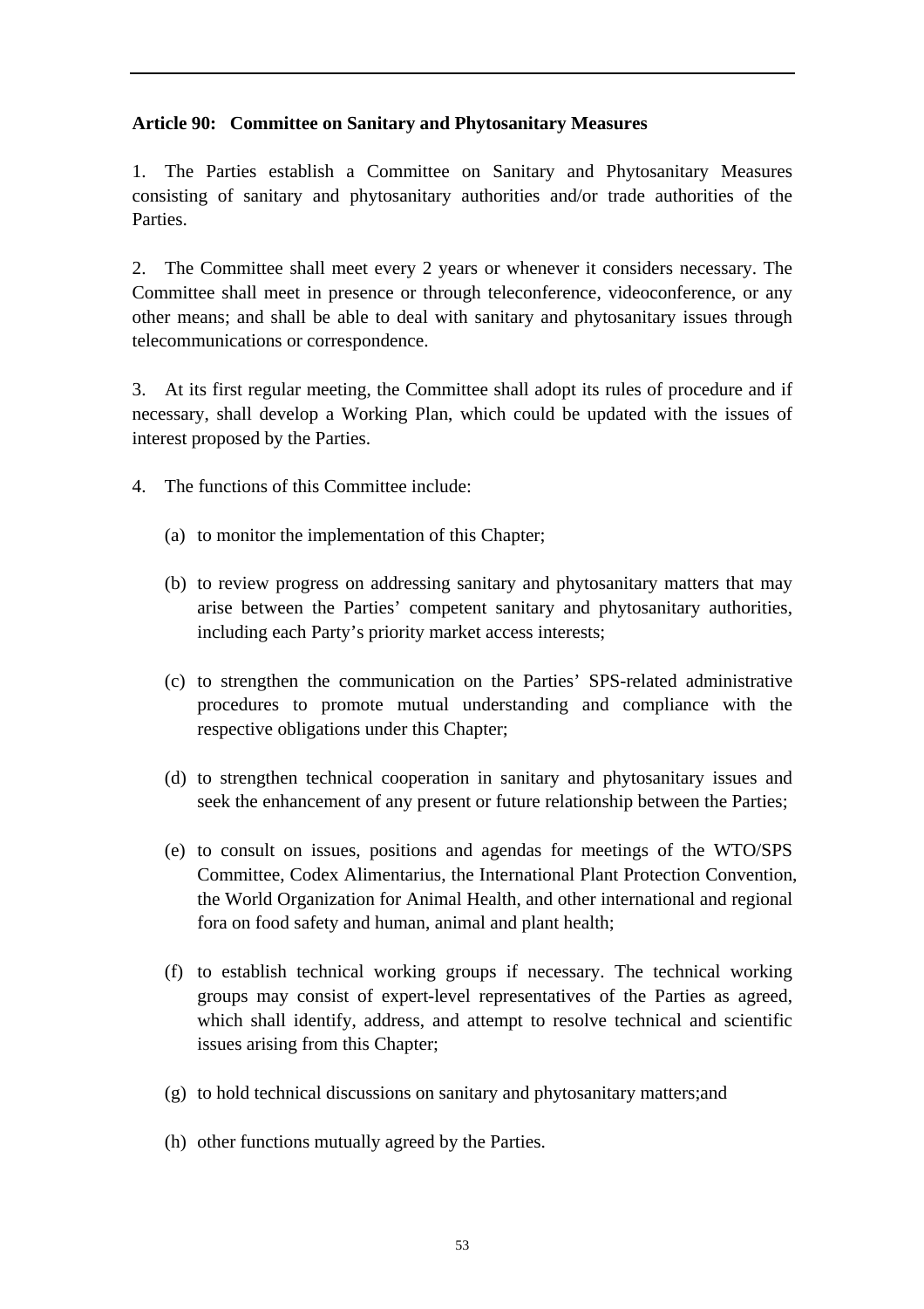**Article 90: Committee on Sanitary and Phytosanitary Measures**

1. The Parties establish a Committee on Sanitary and Phytosanitary Measures consisting of sanitary and phytosanitary authorities and/or trade authorities of the Parties.

2. The Committee shall meet every 2 years or whenever it considers necessary. The Committee shall meet in presence or through teleconference, videoconference, or any other means; and shall be able to deal with sanitary and phytosanitary issues through telecommunications or correspondence.

3. At its first regular meeting, the Committee shall adopt its rules of procedure and if necessary, shall develop a Working Plan, which could be updated with the issues of interest proposed by the Parties.

4. The functions of this Committee include:

   (a) to monitor the implementation of this Chapter;

   (b) to review progress on addressing sanitary and phytosanitary matters that may arise between the Parties' competent sanitary and phytosanitary authorities, including each Party's priority market access interests;

   (c) to strengthen the communication on the Parties' SPS-related administrative procedures to promote mutual understanding and compliance with the respective obligations under this Chapter;

   (d) to strengthen technical cooperation in sanitary and phytosanitary issues and seek the enhancement of any present or future relationship between the Parties;

   (e) to consult on issues, positions and agendas for meetings of the WTO/SPS Committee, Codex Alimentarius, the International Plant Protection Convention, the World Organization for Animal Health, and other international and regional fora on food safety and human, animal and plant health;

   (f) to establish technical working groups if necessary. The technical working groups may consist of expert-level representatives of the Parties as agreed, which shall identify, address, and attempt to resolve technical and scientific issues arising from this Chapter;

   (g) to hold technical discussions on sanitary and phytosanitary matters;and

   (h) other functions mutually agreed by the Parties.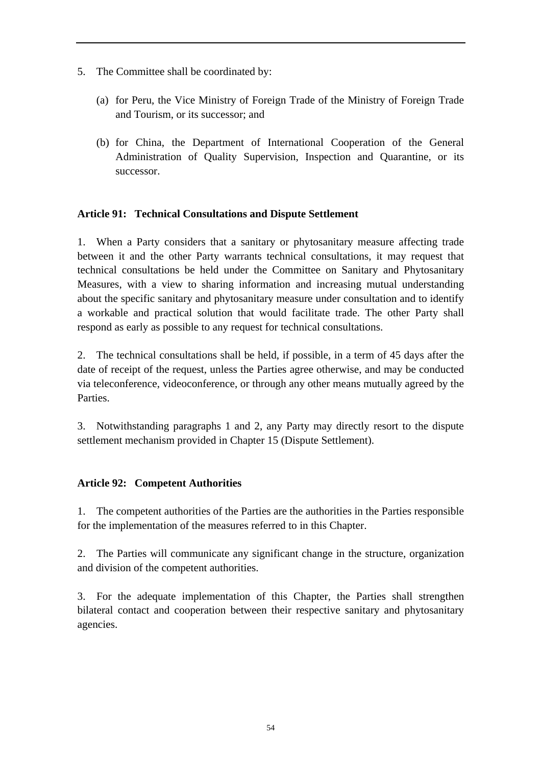5. The Committee shall be coordinated by:

   (a) for Peru, the Vice Ministry of Foreign Trade of the Ministry of Foreign Trade and Tourism, or its successor; and

   (b) for China, the Department of International Cooperation of the General Administration of Quality Supervision, Inspection and Quarantine, or its successor.

**Article 91: Technical Consultations and Dispute Settlement**

1. When a Party considers that a sanitary or phytosanitary measure affecting trade between it and the other Party warrants technical consultations, it may request that technical consultations be held under the Committee on Sanitary and Phytosanitary Measures, with a view to sharing information and increasing mutual understanding about the specific sanitary and phytosanitary measure under consultation and to identify a workable and practical solution that would facilitate trade. The other Party shall respond as early as possible to any request for technical consultations.

2. The technical consultations shall be held, if possible, in a term of 45 days after the date of receipt of the request, unless the Parties agree otherwise, and may be conducted via teleconference, videoconference, or through any other means mutually agreed by the Parties.

3. Notwithstanding paragraphs 1 and 2, any Party may directly resort to the dispute settlement mechanism provided in Chapter 15 (Dispute Settlement).

**Article 92: Competent Authorities**

1. The competent authorities of the Parties are the authorities in the Parties responsible for the implementation of the measures referred to in this Chapter.

2. The Parties will communicate any significant change in the structure, organization and division of the competent authorities.

3. For the adequate implementation of this Chapter, the Parties shall strengthen bilateral contact and cooperation between their respective sanitary and phytosanitary agencies.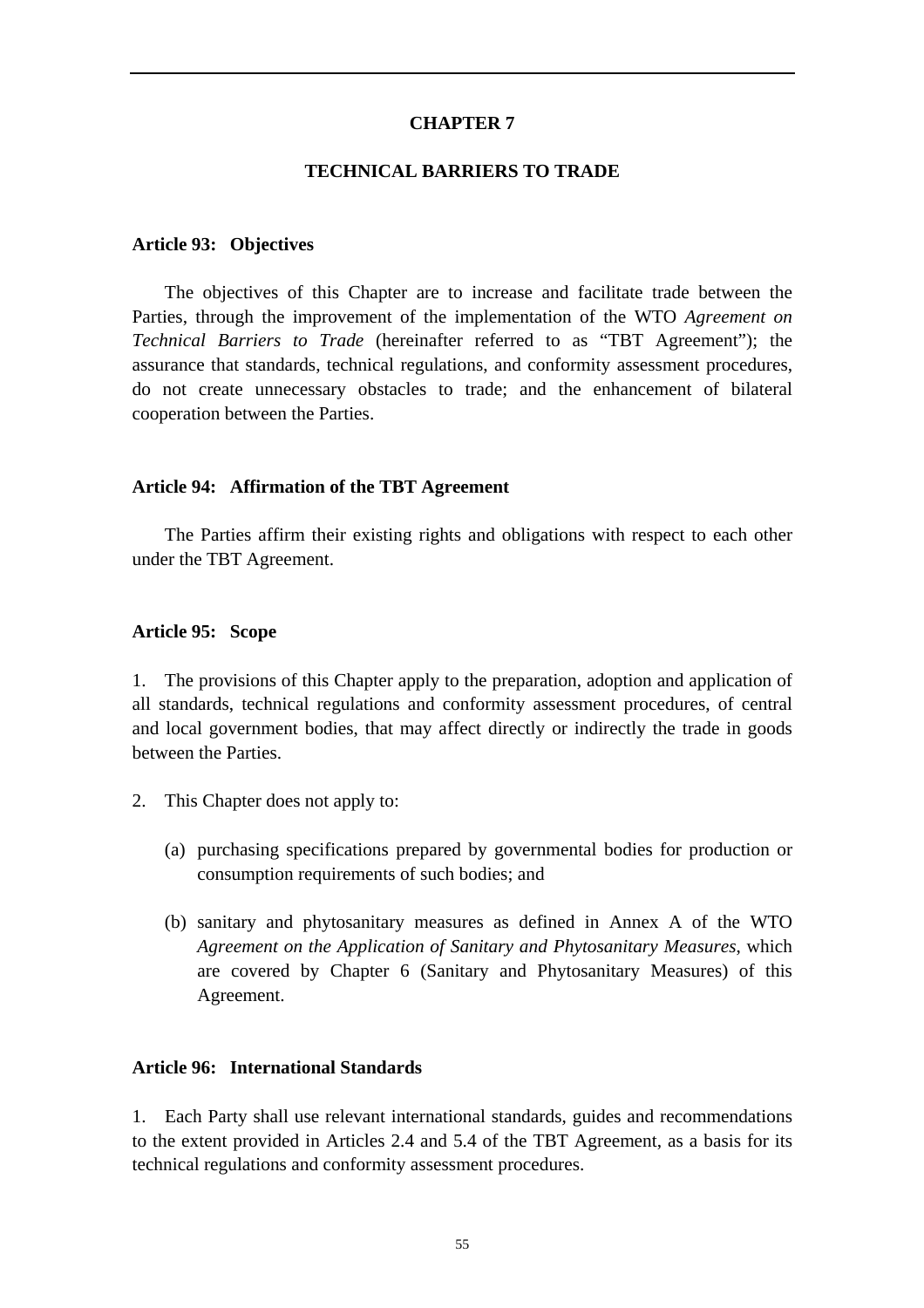# CHAPTER 7

## TECHNICAL BARRIERS TO TRADE

### Article 93: Objectives

The objectives of this Chapter are to increase and facilitate trade between the Parties, through the improvement of the implementation of the WTO *Agreement on Technical Barriers to Trade* (hereinafter referred to as "TBT Agreement"); the assurance that standards, technical regulations, and conformity assessment procedures, do not create unnecessary obstacles to trade; and the enhancement of bilateral cooperation between the Parties.

### Article 94: Affirmation of the TBT Agreement

The Parties affirm their existing rights and obligations with respect to each other under the TBT Agreement.

### Article 95: Scope

1. The provisions of this Chapter apply to the preparation, adoption and application of all standards, technical regulations and conformity assessment procedures, of central and local government bodies, that may affect directly or indirectly the trade in goods between the Parties.

2. This Chapter does not apply to:

(a) purchasing specifications prepared by governmental bodies for production or consumption requirements of such bodies; and

(b) sanitary and phytosanitary measures as defined in Annex A of the WTO *Agreement on the Application of Sanitary and Phytosanitary Measures*, which are covered by Chapter 6 (Sanitary and Phytosanitary Measures) of this Agreement.

### Article 96: International Standards

1. Each Party shall use relevant international standards, guides and recommendations to the extent provided in Articles 2.4 and 5.4 of the TBT Agreement, as a basis for its technical regulations and conformity assessment procedures.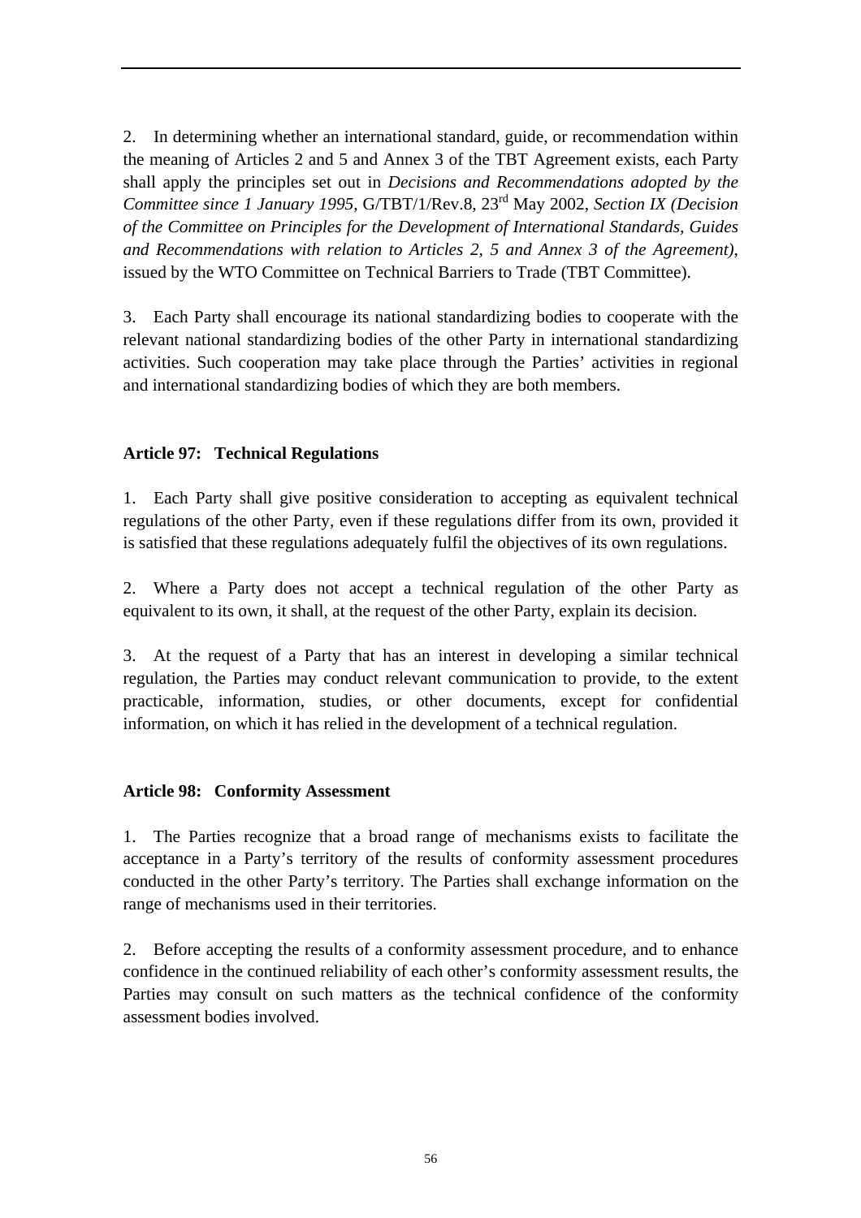2. In determining whether an international standard, guide, or recommendation within the meaning of Articles 2 and 5 and Annex 3 of the TBT Agreement exists, each Party shall apply the principles set out in *Decisions and Recommendations adopted by the Committee since 1 January 1995*, G/TBT/1/Rev.8, 23rd May 2002, *Section IX (Decision of the Committee on Principles for the Development of International Standards, Guides and Recommendations with relation to Articles 2, 5 and Annex 3 of the Agreement)*, issued by the WTO Committee on Technical Barriers to Trade (TBT Committee).

3. Each Party shall encourage its national standardizing bodies to cooperate with the relevant national standardizing bodies of the other Party in international standardizing activities. Such cooperation may take place through the Parties' activities in regional and international standardizing bodies of which they are both members.

**Article 97: Technical Regulations**

1. Each Party shall give positive consideration to accepting as equivalent technical regulations of the other Party, even if these regulations differ from its own, provided it is satisfied that these regulations adequately fulfil the objectives of its own regulations.

2. Where a Party does not accept a technical regulation of the other Party as equivalent to its own, it shall, at the request of the other Party, explain its decision.

3. At the request of a Party that has an interest in developing a similar technical regulation, the Parties may conduct relevant communication to provide, to the extent practicable, information, studies, or other documents, except for confidential information, on which it has relied in the development of a technical regulation.

**Article 98: Conformity Assessment**

1. The Parties recognize that a broad range of mechanisms exists to facilitate the acceptance in a Party's territory of the results of conformity assessment procedures conducted in the other Party's territory. The Parties shall exchange information on the range of mechanisms used in their territories.

2. Before accepting the results of a conformity assessment procedure, and to enhance confidence in the continued reliability of each other's conformity assessment results, the Parties may consult on such matters as the technical confidence of the conformity assessment bodies involved.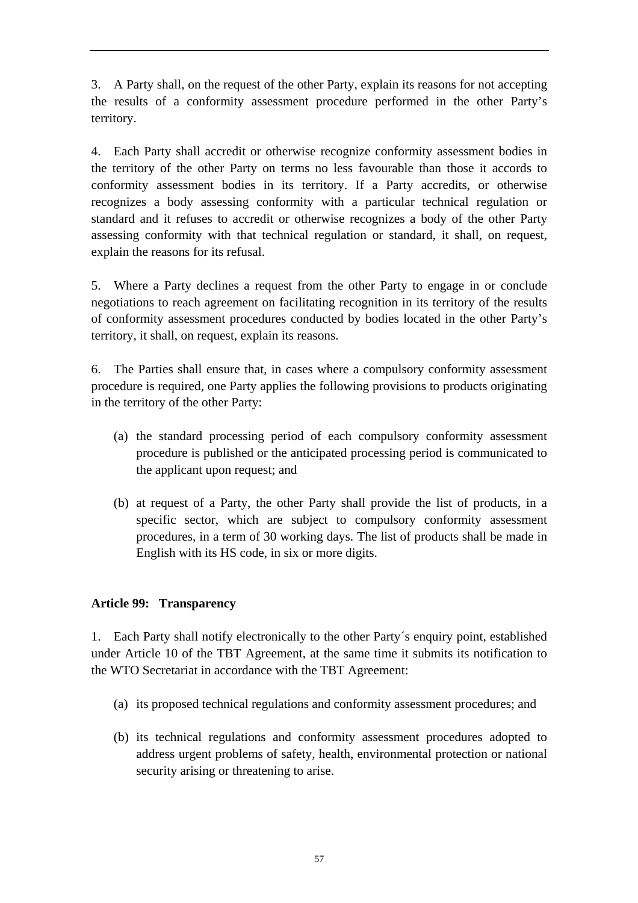3. A Party shall, on the request of the other Party, explain its reasons for not accepting the results of a conformity assessment procedure performed in the other Party's territory.

4. Each Party shall accredit or otherwise recognize conformity assessment bodies in the territory of the other Party on terms no less favourable than those it accords to conformity assessment bodies in its territory. If a Party accredits, or otherwise recognizes a body assessing conformity with a particular technical regulation or standard and it refuses to accredit or otherwise recognizes a body of the other Party assessing conformity with that technical regulation or standard, it shall, on request, explain the reasons for its refusal.

5. Where a Party declines a request from the other Party to engage in or conclude negotiations to reach agreement on facilitating recognition in its territory of the results of conformity assessment procedures conducted by bodies located in the other Party's territory, it shall, on request, explain its reasons.

6. The Parties shall ensure that, in cases where a compulsory conformity assessment procedure is required, one Party applies the following provisions to products originating in the territory of the other Party:

(a) the standard processing period of each compulsory conformity assessment procedure is published or the anticipated processing period is communicated to the applicant upon request; and

(b) at request of a Party, the other Party shall provide the list of products, in a specific sector, which are subject to compulsory conformity assessment procedures, in a term of 30 working days. The list of products shall be made in English with its HS code, in six or more digits.

**Article 99: Transparency**

1. Each Party shall notify electronically to the other Party´s enquiry point, established under Article 10 of the TBT Agreement, at the same time it submits its notification to the WTO Secretariat in accordance with the TBT Agreement:

(a) its proposed technical regulations and conformity assessment procedures; and

(b) its technical regulations and conformity assessment procedures adopted to address urgent problems of safety, health, environmental protection or national security arising or threatening to arise.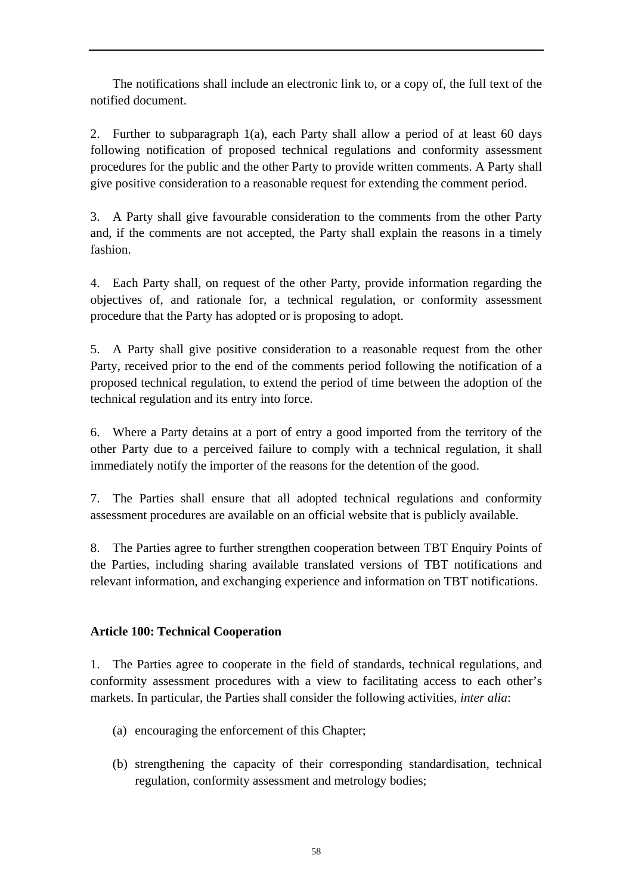The notifications shall include an electronic link to, or a copy of, the full text of the notified document.

2. Further to subparagraph 1(a), each Party shall allow a period of at least 60 days following notification of proposed technical regulations and conformity assessment procedures for the public and the other Party to provide written comments. A Party shall give positive consideration to a reasonable request for extending the comment period.

3. A Party shall give favourable consideration to the comments from the other Party and, if the comments are not accepted, the Party shall explain the reasons in a timely fashion.

4. Each Party shall, on request of the other Party, provide information regarding the objectives of, and rationale for, a technical regulation, or conformity assessment procedure that the Party has adopted or is proposing to adopt.

5. A Party shall give positive consideration to a reasonable request from the other Party, received prior to the end of the comments period following the notification of a proposed technical regulation, to extend the period of time between the adoption of the technical regulation and its entry into force.

6. Where a Party detains at a port of entry a good imported from the territory of the other Party due to a perceived failure to comply with a technical regulation, it shall immediately notify the importer of the reasons for the detention of the good.

7. The Parties shall ensure that all adopted technical regulations and conformity assessment procedures are available on an official website that is publicly available.

8. The Parties agree to further strengthen cooperation between TBT Enquiry Points of the Parties, including sharing available translated versions of TBT notifications and relevant information, and exchanging experience and information on TBT notifications.

**Article 100: Technical Cooperation**

1. The Parties agree to cooperate in the field of standards, technical regulations, and conformity assessment procedures with a view to facilitating access to each other's markets. In particular, the Parties shall consider the following activities, *inter alia*:

(a) encouraging the enforcement of this Chapter;

(b) strengthening the capacity of their corresponding standardisation, technical regulation, conformity assessment and metrology bodies;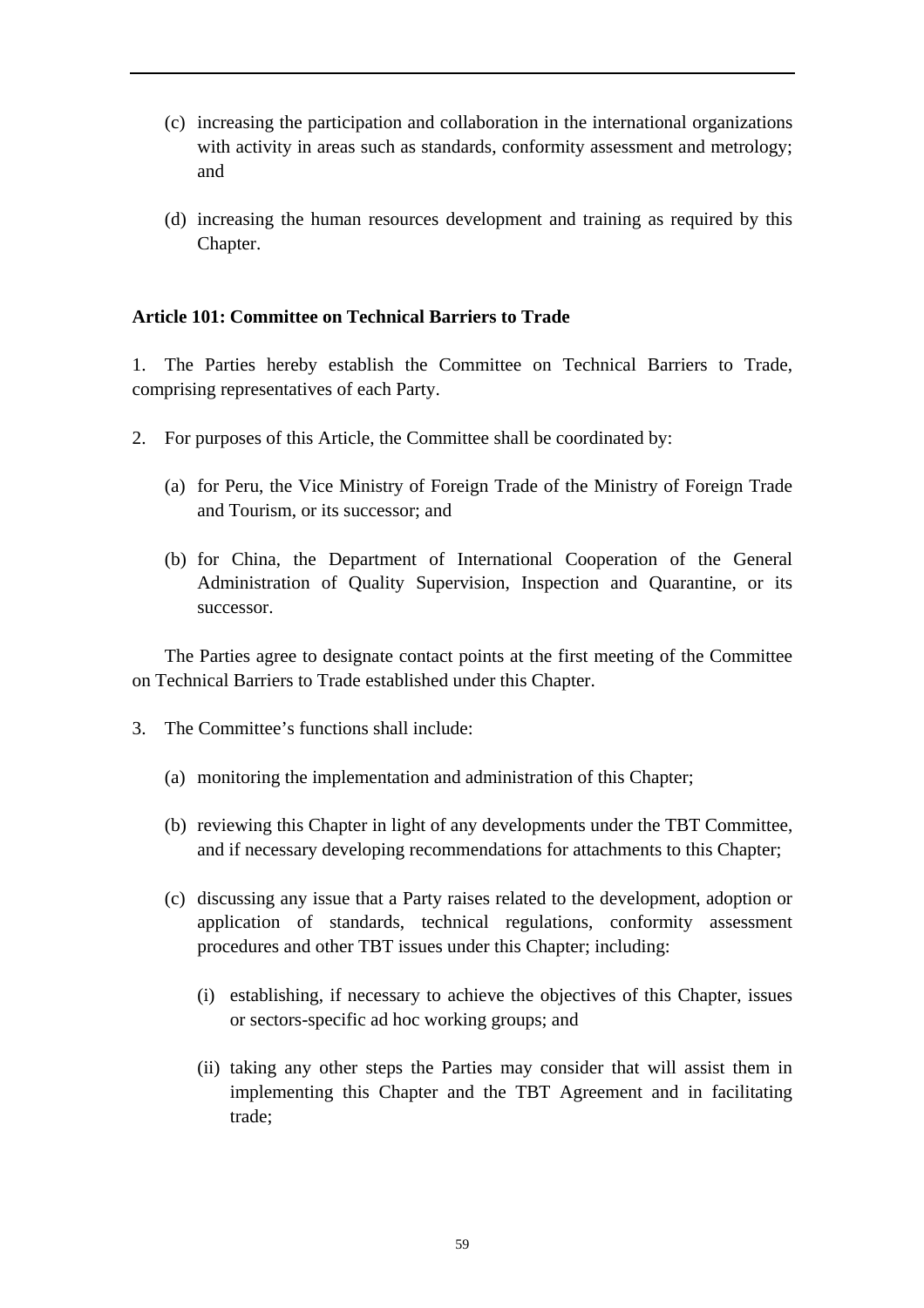(c) increasing the participation and collaboration in the international organizations with activity in areas such as standards, conformity assessment and metrology; and

(d) increasing the human resources development and training as required by this Chapter.

**Article 101: Committee on Technical Barriers to Trade**

1. The Parties hereby establish the Committee on Technical Barriers to Trade, comprising representatives of each Party.

2. For purposes of this Article, the Committee shall be coordinated by:

   (a) for Peru, the Vice Ministry of Foreign Trade of the Ministry of Foreign Trade and Tourism, or its successor; and

   (b) for China, the Department of International Cooperation of the General Administration of Quality Supervision, Inspection and Quarantine, or its successor.

   The Parties agree to designate contact points at the first meeting of the Committee on Technical Barriers to Trade established under this Chapter.

3. The Committee's functions shall include:

   (a) monitoring the implementation and administration of this Chapter;

   (b) reviewing this Chapter in light of any developments under the TBT Committee, and if necessary developing recommendations for attachments to this Chapter;

   (c) discussing any issue that a Party raises related to the development, adoption or application of standards, technical regulations, conformity assessment procedures and other TBT issues under this Chapter; including:

      (i) establishing, if necessary to achieve the objectives of this Chapter, issues or sectors-specific ad hoc working groups; and

      (ii) taking any other steps the Parties may consider that will assist them in implementing this Chapter and the TBT Agreement and in facilitating trade;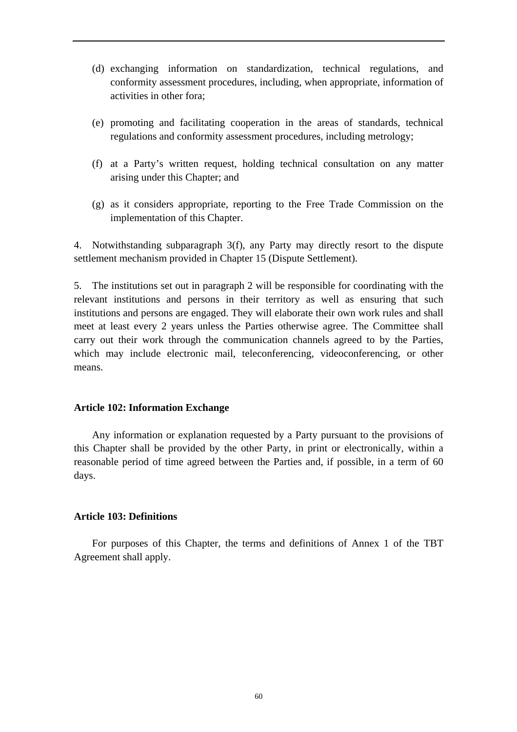(d) exchanging information on standardization, technical regulations, and conformity assessment procedures, including, when appropriate, information of activities in other fora;

(e) promoting and facilitating cooperation in the areas of standards, technical regulations and conformity assessment procedures, including metrology;

(f) at a Party's written request, holding technical consultation on any matter arising under this Chapter; and

(g) as it considers appropriate, reporting to the Free Trade Commission on the implementation of this Chapter.

4. Notwithstanding subparagraph 3(f), any Party may directly resort to the dispute settlement mechanism provided in Chapter 15 (Dispute Settlement).

5. The institutions set out in paragraph 2 will be responsible for coordinating with the relevant institutions and persons in their territory as well as ensuring that such institutions and persons are engaged. They will elaborate their own work rules and shall meet at least every 2 years unless the Parties otherwise agree. The Committee shall carry out their work through the communication channels agreed to by the Parties, which may include electronic mail, teleconferencing, videoconferencing, or other means.

**Article 102: Information Exchange**

Any information or explanation requested by a Party pursuant to the provisions of this Chapter shall be provided by the other Party, in print or electronically, within a reasonable period of time agreed between the Parties and, if possible, in a term of 60 days.

**Article 103: Definitions**

For purposes of this Chapter, the terms and definitions of Annex 1 of the TBT Agreement shall apply.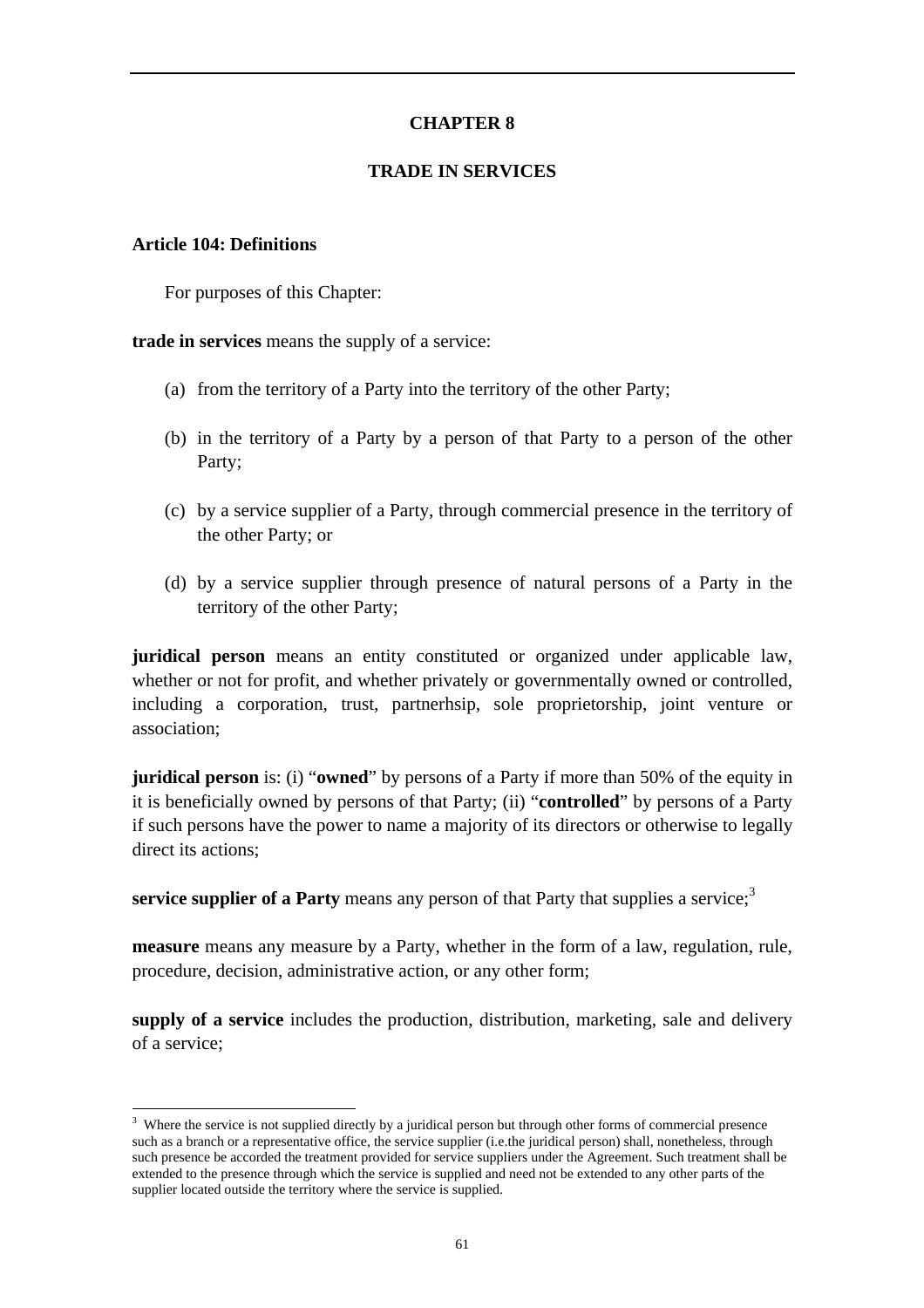# CHAPTER 8

## TRADE IN SERVICES

### Article 104: Definitions

For purposes of this Chapter:

**trade in services** means the supply of a service:

(a) from the territory of a Party into the territory of the other Party;

(b) in the territory of a Party by a person of that Party to a person of the other Party;

(c) by a service supplier of a Party, through commercial presence in the territory of the other Party; or

(d) by a service supplier through presence of natural persons of a Party in the territory of the other Party;

**juridical person** means an entity constituted or organized under applicable law, whether or not for profit, and whether privately or governmentally owned or controlled, including a corporation, trust, partnerhsip, sole proprietorship, joint venture or association;

**juridical person** is: (i) "**owned**" by persons of a Party if more than 50% of the equity in it is beneficially owned by persons of that Party; (ii) "**controlled**" by persons of a Party if such persons have the power to name a majority of its directors or otherwise to legally direct its actions;

**service supplier of a Party** means any person of that Party that supplies a service;[3]

**measure** means any measure by a Party, whether in the form of a law, regulation, rule, procedure, decision, administrative action, or any other form;

**supply of a service** includes the production, distribution, marketing, sale and delivery of a service;

[3] Where the service is not supplied directly by a juridical person but through other forms of commercial presence such as a branch or a representative office, the service supplier (i.e.the juridical person) shall, nonetheless, through such presence be accorded the treatment provided for service suppliers under the Agreement. Such treatment shall be extended to the presence through which the service is supplied and need not be extended to any other parts of the supplier located outside the territory where the service is supplied.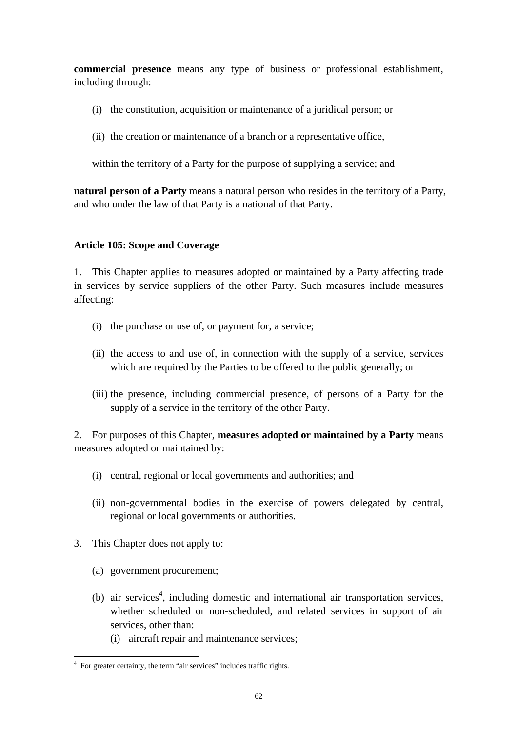**commercial presence** means any type of business or professional establishment, including through:

(i) the constitution, acquisition or maintenance of a juridical person; or

(ii) the creation or maintenance of a branch or a representative office,

within the territory of a Party for the purpose of supplying a service; and

**natural person of a Party** means a natural person who resides in the territory of a Party, and who under the law of that Party is a national of that Party.

### Article 105: Scope and Coverage

1. This Chapter applies to measures adopted or maintained by a Party affecting trade in services by service suppliers of the other Party. Such measures include measures affecting:

(i) the purchase or use of, or payment for, a service;

(ii) the access to and use of, in connection with the supply of a service, services which are required by the Parties to be offered to the public generally; or

(iii) the presence, including commercial presence, of persons of a Party for the supply of a service in the territory of the other Party.

2. For purposes of this Chapter, **measures adopted or maintained by a Party** means measures adopted or maintained by:

(i) central, regional or local governments and authorities; and

(ii) non-governmental bodies in the exercise of powers delegated by central, regional or local governments or authorities.

3. This Chapter does not apply to:

(a) government procurement;

(b) air services[4], including domestic and international air transportation services, whether scheduled or non-scheduled, and related services in support of air services, other than:

(i) aircraft repair and maintenance services;

[4] For greater certainty, the term "air services" includes traffic rights.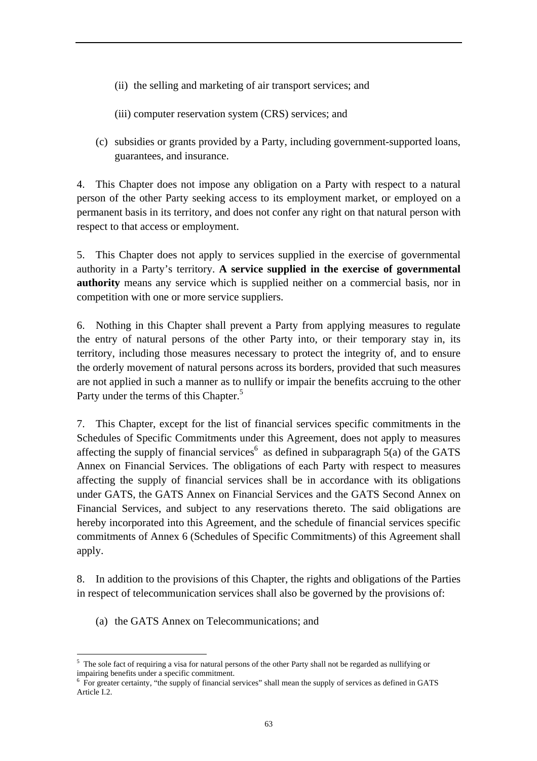(ii) the selling and marketing of air transport services; and

(iii) computer reservation system (CRS) services; and

(c) subsidies or grants provided by a Party, including government-supported loans, guarantees, and insurance.

4. This Chapter does not impose any obligation on a Party with respect to a natural person of the other Party seeking access to its employment market, or employed on a permanent basis in its territory, and does not confer any right on that natural person with respect to that access or employment.

5. This Chapter does not apply to services supplied in the exercise of governmental authority in a Party's territory. **A service supplied in the exercise of governmental authority** means any service which is supplied neither on a commercial basis, nor in competition with one or more service suppliers.

6. Nothing in this Chapter shall prevent a Party from applying measures to regulate the entry of natural persons of the other Party into, or their temporary stay in, its territory, including those measures necessary to protect the integrity of, and to ensure the orderly movement of natural persons across its borders, provided that such measures are not applied in such a manner as to nullify or impair the benefits accruing to the other Party under the terms of this Chapter.[5]

7. This Chapter, except for the list of financial services specific commitments in the Schedules of Specific Commitments under this Agreement, does not apply to measures affecting the supply of financial services[6] as defined in subparagraph 5(a) of the GATS Annex on Financial Services. The obligations of each Party with respect to measures affecting the supply of financial services shall be in accordance with its obligations under GATS, the GATS Annex on Financial Services and the GATS Second Annex on Financial Services, and subject to any reservations thereto. The said obligations are hereby incorporated into this Agreement, and the schedule of financial services specific commitments of Annex 6 (Schedules of Specific Commitments) of this Agreement shall apply.

8. In addition to the provisions of this Chapter, the rights and obligations of the Parties in respect of telecommunication services shall also be governed by the provisions of:

(a) the GATS Annex on Telecommunications; and

---

[5] The sole fact of requiring a visa for natural persons of the other Party shall not be regarded as nullifying or impairing benefits under a specific commitment.

[6] For greater certainty, "the supply of financial services" shall mean the supply of services as defined in GATS Article I.2.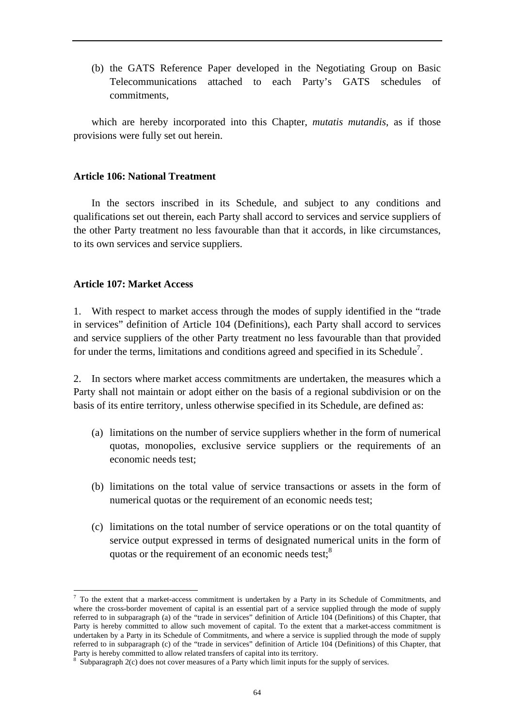(b) the GATS Reference Paper developed in the Negotiating Group on Basic Telecommunications attached to each Party's GATS schedules of commitments,

which are hereby incorporated into this Chapter, *mutatis mutandis*, as if those provisions were fully set out herein.

**Article 106: National Treatment**

In the sectors inscribed in its Schedule, and subject to any conditions and qualifications set out therein, each Party shall accord to services and service suppliers of the other Party treatment no less favourable than that it accords, in like circumstances, to its own services and service suppliers.

**Article 107: Market Access**

1. With respect to market access through the modes of supply identified in the "trade in services" definition of Article 104 (Definitions), each Party shall accord to services and service suppliers of the other Party treatment no less favourable than that provided for under the terms, limitations and conditions agreed and specified in its Schedule[7].

2. In sectors where market access commitments are undertaken, the measures which a Party shall not maintain or adopt either on the basis of a regional subdivision or on the basis of its entire territory, unless otherwise specified in its Schedule, are defined as:

(a) limitations on the number of service suppliers whether in the form of numerical quotas, monopolies, exclusive service suppliers or the requirements of an economic needs test;

(b) limitations on the total value of service transactions or assets in the form of numerical quotas or the requirement of an economic needs test;

(c) limitations on the total number of service operations or on the total quantity of service output expressed in terms of designated numerical units in the form of quotas or the requirement of an economic needs test;[8]

---

[7] To the extent that a market-access commitment is undertaken by a Party in its Schedule of Commitments, and where the cross-border movement of capital is an essential part of a service supplied through the mode of supply referred to in subparagraph (a) of the "trade in services" definition of Article 104 (Definitions) of this Chapter, that Party is hereby committed to allow such movement of capital. To the extent that a market-access commitment is undertaken by a Party in its Schedule of Commitments, and where a service is supplied through the mode of supply referred to in subparagraph (c) of the "trade in services" definition of Article 104 (Definitions) of this Chapter, that Party is hereby committed to allow related transfers of capital into its territory.

[8] Subparagraph 2(c) does not cover measures of a Party which limit inputs for the supply of services.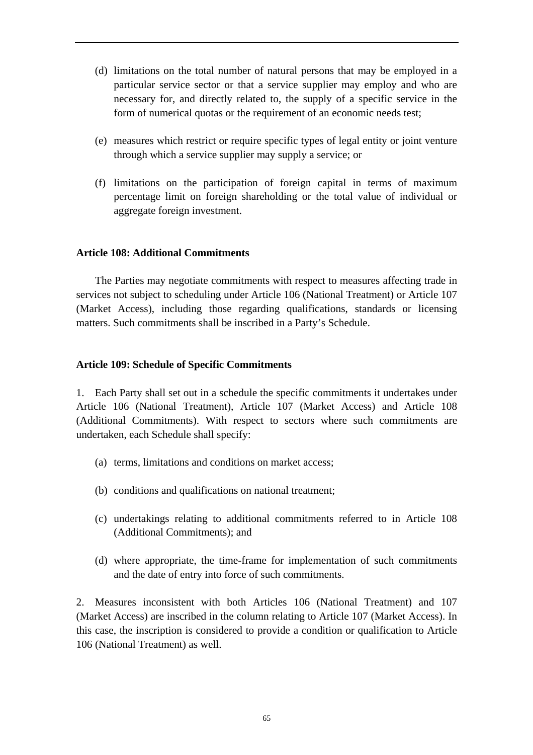(d) limitations on the total number of natural persons that may be employed in a particular service sector or that a service supplier may employ and who are necessary for, and directly related to, the supply of a specific service in the form of numerical quotas or the requirement of an economic needs test;

(e) measures which restrict or require specific types of legal entity or joint venture through which a service supplier may supply a service; or

(f) limitations on the participation of foreign capital in terms of maximum percentage limit on foreign shareholding or the total value of individual or aggregate foreign investment.

**Article 108: Additional Commitments**

The Parties may negotiate commitments with respect to measures affecting trade in services not subject to scheduling under Article 106 (National Treatment) or Article 107 (Market Access), including those regarding qualifications, standards or licensing matters. Such commitments shall be inscribed in a Party's Schedule.

**Article 109: Schedule of Specific Commitments**

1. Each Party shall set out in a schedule the specific commitments it undertakes under Article 106 (National Treatment), Article 107 (Market Access) and Article 108 (Additional Commitments). With respect to sectors where such commitments are undertaken, each Schedule shall specify:

(a) terms, limitations and conditions on market access;

(b) conditions and qualifications on national treatment;

(c) undertakings relating to additional commitments referred to in Article 108 (Additional Commitments); and

(d) where appropriate, the time-frame for implementation of such commitments and the date of entry into force of such commitments.

2. Measures inconsistent with both Articles 106 (National Treatment) and 107 (Market Access) are inscribed in the column relating to Article 107 (Market Access). In this case, the inscription is considered to provide a condition or qualification to Article 106 (National Treatment) as well.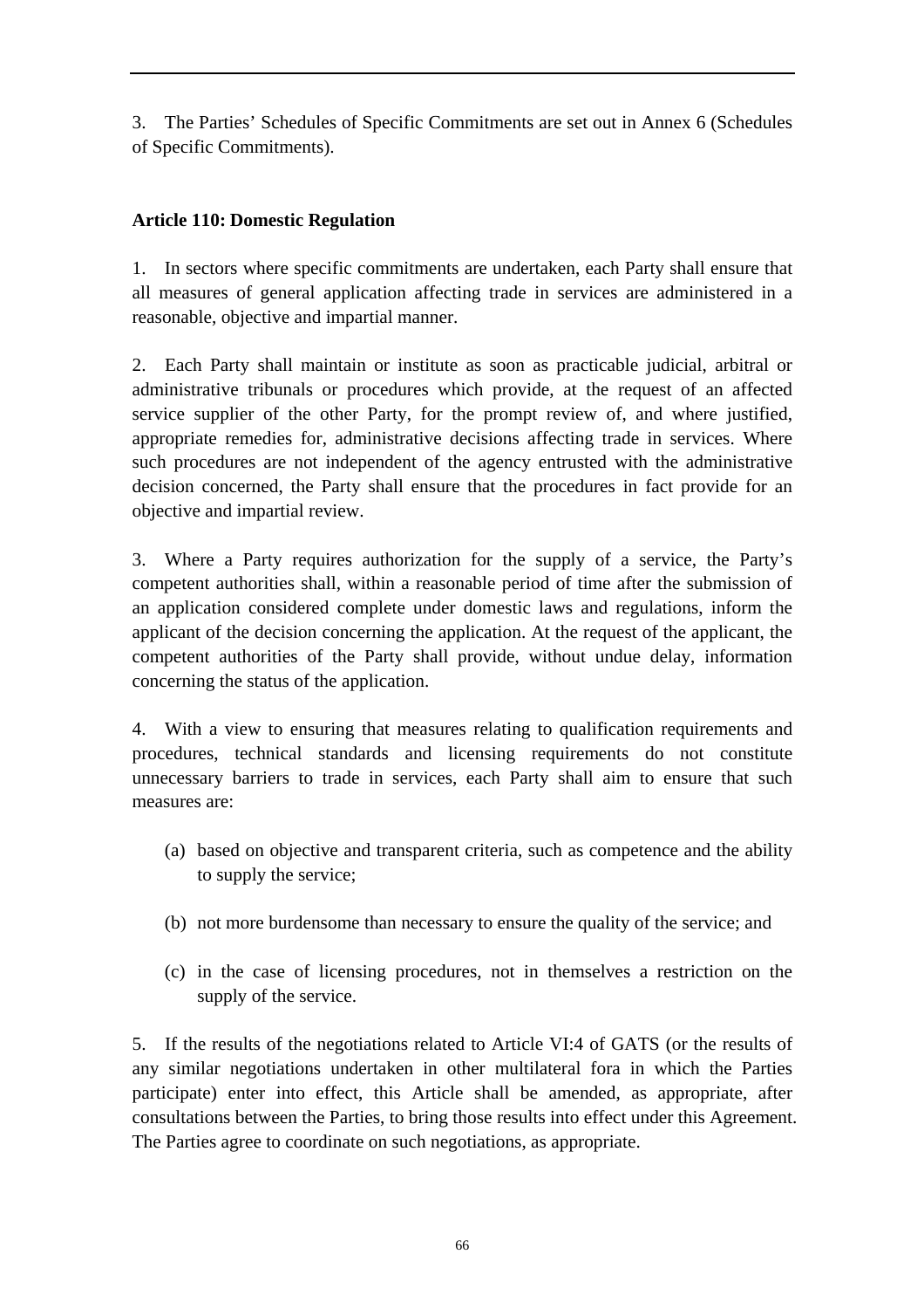3. The Parties' Schedules of Specific Commitments are set out in Annex 6 (Schedules of Specific Commitments).

**Article 110: Domestic Regulation**

1. In sectors where specific commitments are undertaken, each Party shall ensure that all measures of general application affecting trade in services are administered in a reasonable, objective and impartial manner.

2. Each Party shall maintain or institute as soon as practicable judicial, arbitral or administrative tribunals or procedures which provide, at the request of an affected service supplier of the other Party, for the prompt review of, and where justified, appropriate remedies for, administrative decisions affecting trade in services. Where such procedures are not independent of the agency entrusted with the administrative decision concerned, the Party shall ensure that the procedures in fact provide for an objective and impartial review.

3. Where a Party requires authorization for the supply of a service, the Party's competent authorities shall, within a reasonable period of time after the submission of an application considered complete under domestic laws and regulations, inform the applicant of the decision concerning the application. At the request of the applicant, the competent authorities of the Party shall provide, without undue delay, information concerning the status of the application.

4. With a view to ensuring that measures relating to qualification requirements and procedures, technical standards and licensing requirements do not constitute unnecessary barriers to trade in services, each Party shall aim to ensure that such measures are:

(a) based on objective and transparent criteria, such as competence and the ability to supply the service;

(b) not more burdensome than necessary to ensure the quality of the service; and

(c) in the case of licensing procedures, not in themselves a restriction on the supply of the service.

5. If the results of the negotiations related to Article VI:4 of GATS (or the results of any similar negotiations undertaken in other multilateral fora in which the Parties participate) enter into effect, this Article shall be amended, as appropriate, after consultations between the Parties, to bring those results into effect under this Agreement. The Parties agree to coordinate on such negotiations, as appropriate.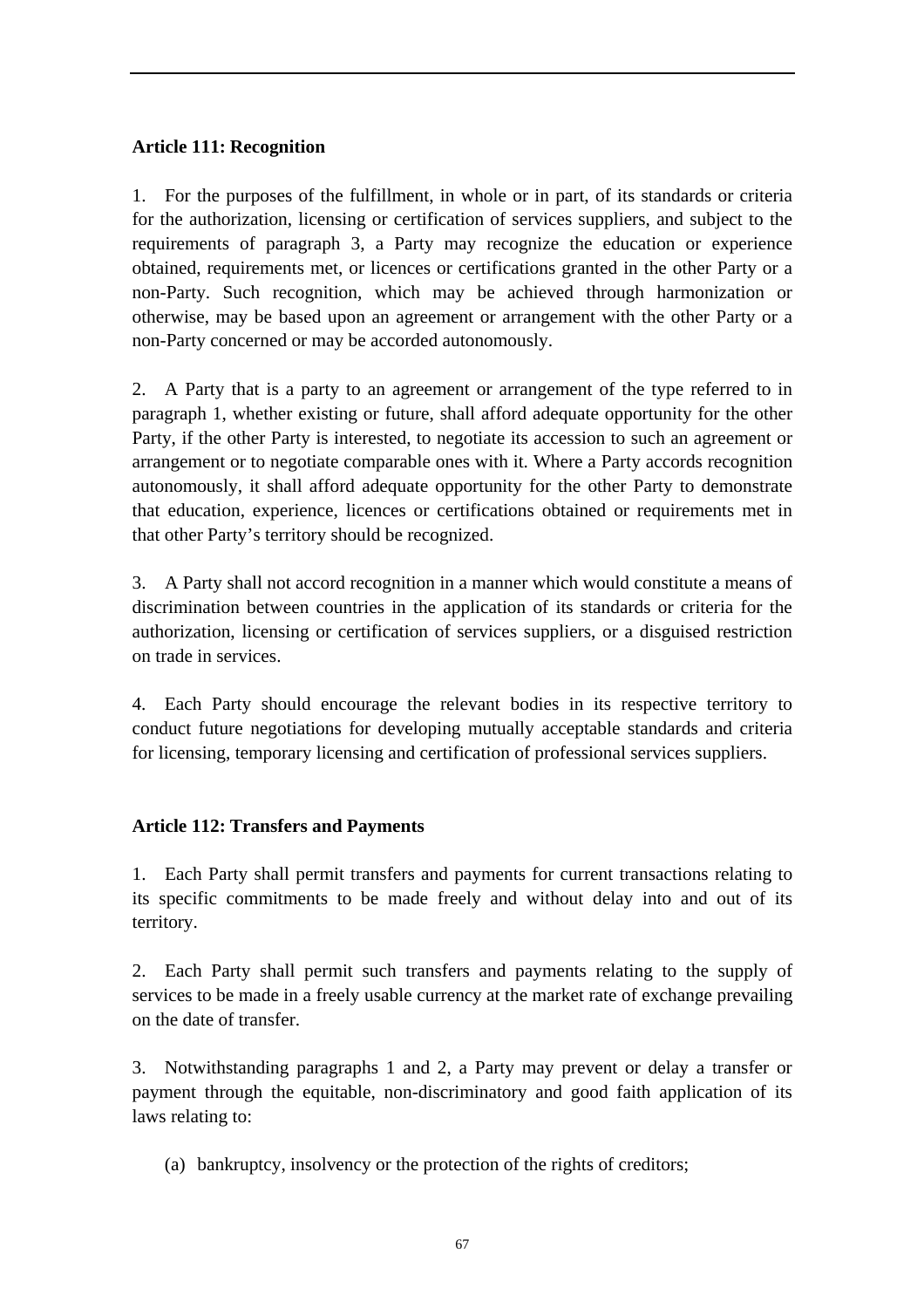**Article 111: Recognition**

1. For the purposes of the fulfillment, in whole or in part, of its standards or criteria for the authorization, licensing or certification of services suppliers, and subject to the requirements of paragraph 3, a Party may recognize the education or experience obtained, requirements met, or licences or certifications granted in the other Party or a non-Party. Such recognition, which may be achieved through harmonization or otherwise, may be based upon an agreement or arrangement with the other Party or a non-Party concerned or may be accorded autonomously.

2. A Party that is a party to an agreement or arrangement of the type referred to in paragraph 1, whether existing or future, shall afford adequate opportunity for the other Party, if the other Party is interested, to negotiate its accession to such an agreement or arrangement or to negotiate comparable ones with it. Where a Party accords recognition autonomously, it shall afford adequate opportunity for the other Party to demonstrate that education, experience, licences or certifications obtained or requirements met in that other Party's territory should be recognized.

3. A Party shall not accord recognition in a manner which would constitute a means of discrimination between countries in the application of its standards or criteria for the authorization, licensing or certification of services suppliers, or a disguised restriction on trade in services.

4. Each Party should encourage the relevant bodies in its respective territory to conduct future negotiations for developing mutually acceptable standards and criteria for licensing, temporary licensing and certification of professional services suppliers.

**Article 112: Transfers and Payments**

1. Each Party shall permit transfers and payments for current transactions relating to its specific commitments to be made freely and without delay into and out of its territory.

2. Each Party shall permit such transfers and payments relating to the supply of services to be made in a freely usable currency at the market rate of exchange prevailing on the date of transfer.

3. Notwithstanding paragraphs 1 and 2, a Party may prevent or delay a transfer or payment through the equitable, non-discriminatory and good faith application of its laws relating to:

(a) bankruptcy, insolvency or the protection of the rights of creditors;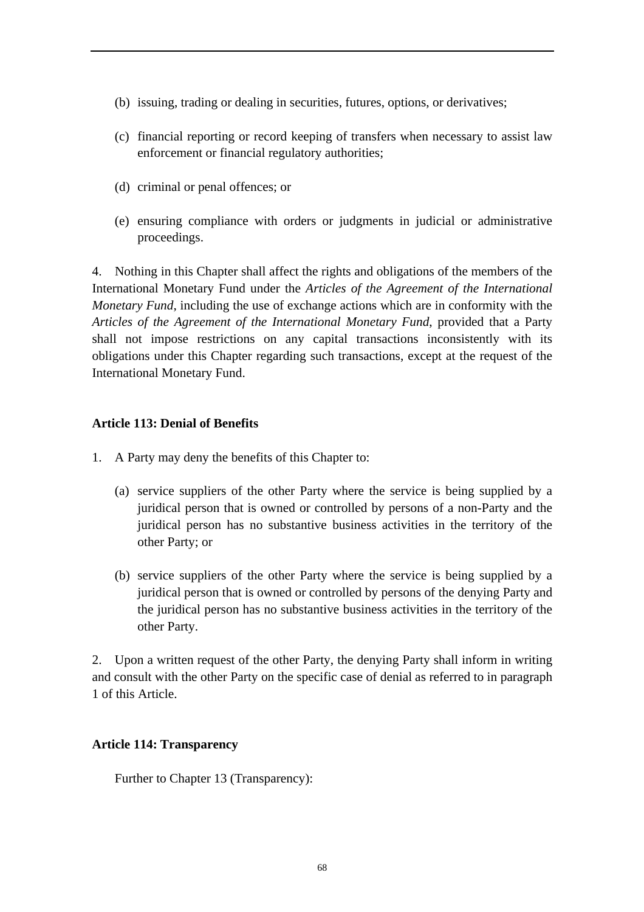(b) issuing, trading or dealing in securities, futures, options, or derivatives;

(c) financial reporting or record keeping of transfers when necessary to assist law enforcement or financial regulatory authorities;

(d) criminal or penal offences; or

(e) ensuring compliance with orders or judgments in judicial or administrative proceedings.

4. Nothing in this Chapter shall affect the rights and obligations of the members of the International Monetary Fund under the *Articles of the Agreement of the International Monetary Fund*, including the use of exchange actions which are in conformity with the *Articles of the Agreement of the International Monetary Fund*, provided that a Party shall not impose restrictions on any capital transactions inconsistently with its obligations under this Chapter regarding such transactions, except at the request of the International Monetary Fund.

**Article 113: Denial of Benefits**

1. A Party may deny the benefits of this Chapter to:

   (a) service suppliers of the other Party where the service is being supplied by a juridical person that is owned or controlled by persons of a non-Party and the juridical person has no substantive business activities in the territory of the other Party; or

   (b) service suppliers of the other Party where the service is being supplied by a juridical person that is owned or controlled by persons of the denying Party and the juridical person has no substantive business activities in the territory of the other Party.

2. Upon a written request of the other Party, the denying Party shall inform in writing and consult with the other Party on the specific case of denial as referred to in paragraph 1 of this Article.

**Article 114: Transparency**

Further to Chapter 13 (Transparency):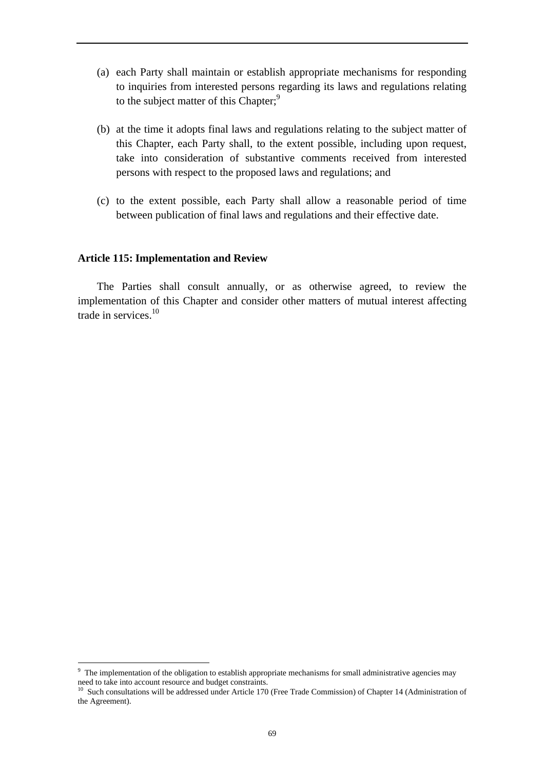(a) each Party shall maintain or establish appropriate mechanisms for responding to inquiries from interested persons regarding its laws and regulations relating to the subject matter of this Chapter;[9]

(b) at the time it adopts final laws and regulations relating to the subject matter of this Chapter, each Party shall, to the extent possible, including upon request, take into consideration of substantive comments received from interested persons with respect to the proposed laws and regulations; and

(c) to the extent possible, each Party shall allow a reasonable period of time between publication of final laws and regulations and their effective date.

**Article 115: Implementation and Review**

The Parties shall consult annually, or as otherwise agreed, to review the implementation of this Chapter and consider other matters of mutual interest affecting trade in services.[10]

---

[9] The implementation of the obligation to establish appropriate mechanisms for small administrative agencies may need to take into account resource and budget constraints.

[10] Such consultations will be addressed under Article 170 (Free Trade Commission) of Chapter 14 (Administration of the Agreement).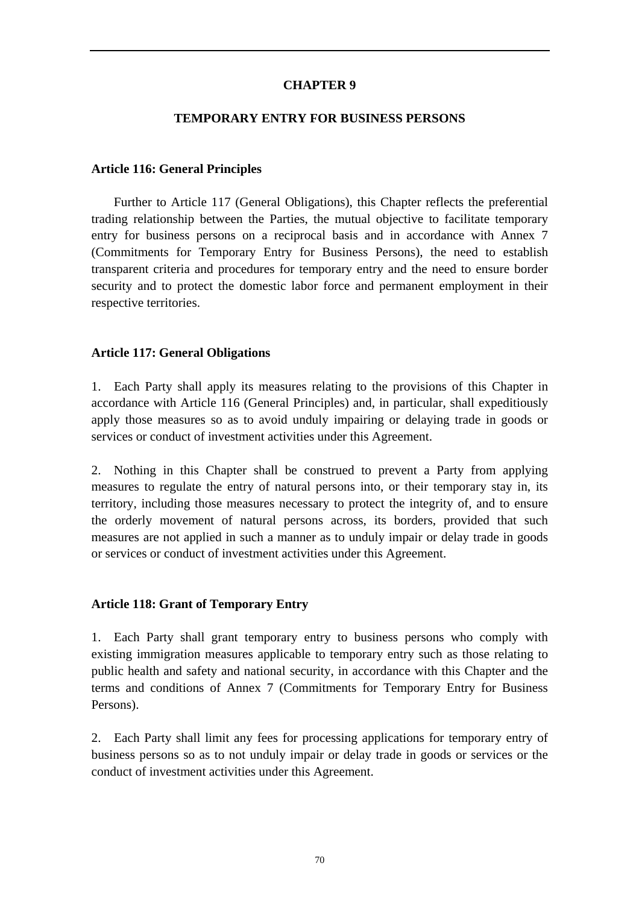## CHAPTER 9

## TEMPORARY ENTRY FOR BUSINESS PERSONS

**Article 116: General Principles**

Further to Article 117 (General Obligations), this Chapter reflects the preferential trading relationship between the Parties, the mutual objective to facilitate temporary entry for business persons on a reciprocal basis and in accordance with Annex 7 (Commitments for Temporary Entry for Business Persons), the need to establish transparent criteria and procedures for temporary entry and the need to ensure border security and to protect the domestic labor force and permanent employment in their respective territories.

**Article 117: General Obligations**

1. Each Party shall apply its measures relating to the provisions of this Chapter in accordance with Article 116 (General Principles) and, in particular, shall expeditiously apply those measures so as to avoid unduly impairing or delaying trade in goods or services or conduct of investment activities under this Agreement.

2. Nothing in this Chapter shall be construed to prevent a Party from applying measures to regulate the entry of natural persons into, or their temporary stay in, its territory, including those measures necessary to protect the integrity of, and to ensure the orderly movement of natural persons across, its borders, provided that such measures are not applied in such a manner as to unduly impair or delay trade in goods or services or conduct of investment activities under this Agreement.

**Article 118: Grant of Temporary Entry**

1. Each Party shall grant temporary entry to business persons who comply with existing immigration measures applicable to temporary entry such as those relating to public health and safety and national security, in accordance with this Chapter and the terms and conditions of Annex 7 (Commitments for Temporary Entry for Business Persons).

2. Each Party shall limit any fees for processing applications for temporary entry of business persons so as to not unduly impair or delay trade in goods or services or the conduct of investment activities under this Agreement.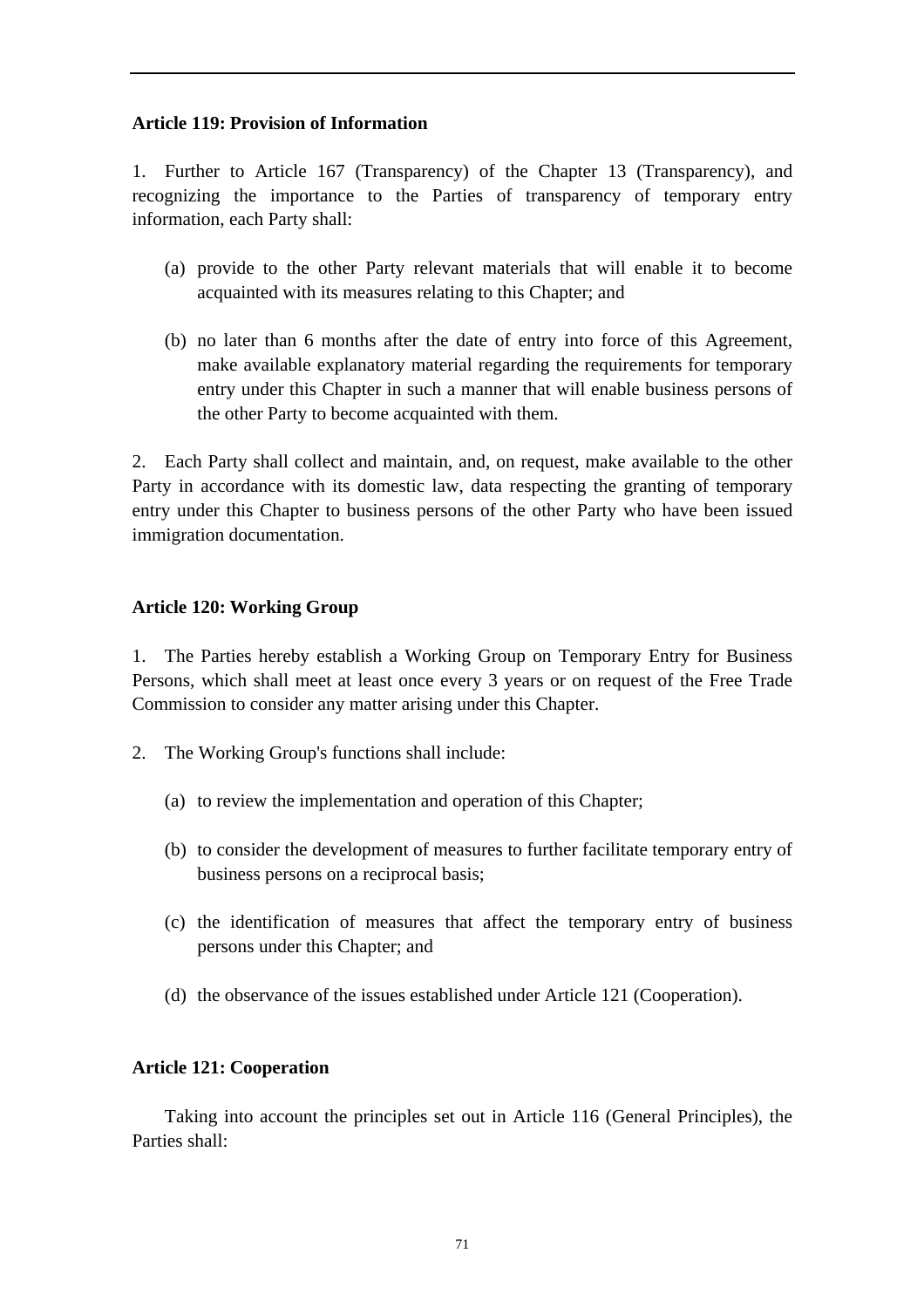**Article 119: Provision of Information**

1. Further to Article 167 (Transparency) of the Chapter 13 (Transparency), and recognizing the importance to the Parties of transparency of temporary entry information, each Party shall:

(a) provide to the other Party relevant materials that will enable it to become acquainted with its measures relating to this Chapter; and

(b) no later than 6 months after the date of entry into force of this Agreement, make available explanatory material regarding the requirements for temporary entry under this Chapter in such a manner that will enable business persons of the other Party to become acquainted with them.

2. Each Party shall collect and maintain, and, on request, make available to the other Party in accordance with its domestic law, data respecting the granting of temporary entry under this Chapter to business persons of the other Party who have been issued immigration documentation.

**Article 120: Working Group**

1. The Parties hereby establish a Working Group on Temporary Entry for Business Persons, which shall meet at least once every 3 years or on request of the Free Trade Commission to consider any matter arising under this Chapter.

2. The Working Group's functions shall include:

(a) to review the implementation and operation of this Chapter;

(b) to consider the development of measures to further facilitate temporary entry of business persons on a reciprocal basis;

(c) the identification of measures that affect the temporary entry of business persons under this Chapter; and

(d) the observance of the issues established under Article 121 (Cooperation).

**Article 121: Cooperation**

Taking into account the principles set out in Article 116 (General Principles), the Parties shall: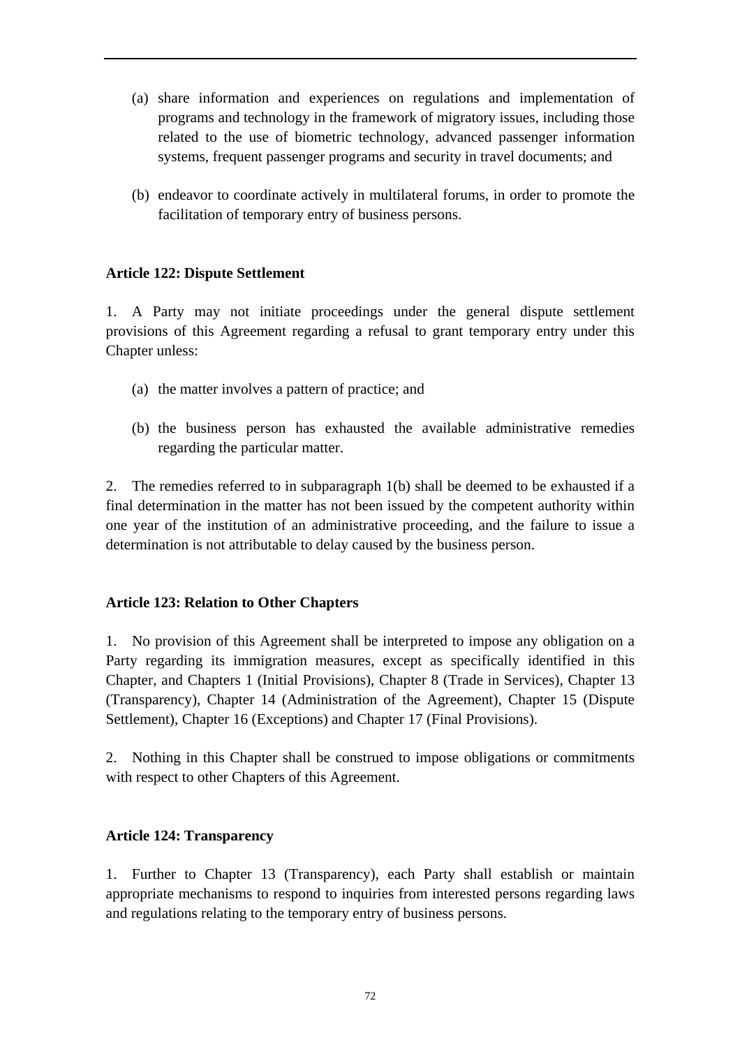(a) share information and experiences on regulations and implementation of programs and technology in the framework of migratory issues, including those related to the use of biometric technology, advanced passenger information systems, frequent passenger programs and security in travel documents; and

(b) endeavor to coordinate actively in multilateral forums, in order to promote the facilitation of temporary entry of business persons.

**Article 122: Dispute Settlement**

1. A Party may not initiate proceedings under the general dispute settlement provisions of this Agreement regarding a refusal to grant temporary entry under this Chapter unless:

(a) the matter involves a pattern of practice; and

(b) the business person has exhausted the available administrative remedies regarding the particular matter.

2. The remedies referred to in subparagraph 1(b) shall be deemed to be exhausted if a final determination in the matter has not been issued by the competent authority within one year of the institution of an administrative proceeding, and the failure to issue a determination is not attributable to delay caused by the business person.

**Article 123: Relation to Other Chapters**

1. No provision of this Agreement shall be interpreted to impose any obligation on a Party regarding its immigration measures, except as specifically identified in this Chapter, and Chapters 1 (Initial Provisions), Chapter 8 (Trade in Services), Chapter 13 (Transparency), Chapter 14 (Administration of the Agreement), Chapter 15 (Dispute Settlement), Chapter 16 (Exceptions) and Chapter 17 (Final Provisions).

2. Nothing in this Chapter shall be construed to impose obligations or commitments with respect to other Chapters of this Agreement.

**Article 124: Transparency**

1. Further to Chapter 13 (Transparency), each Party shall establish or maintain appropriate mechanisms to respond to inquiries from interested persons regarding laws and regulations relating to the temporary entry of business persons.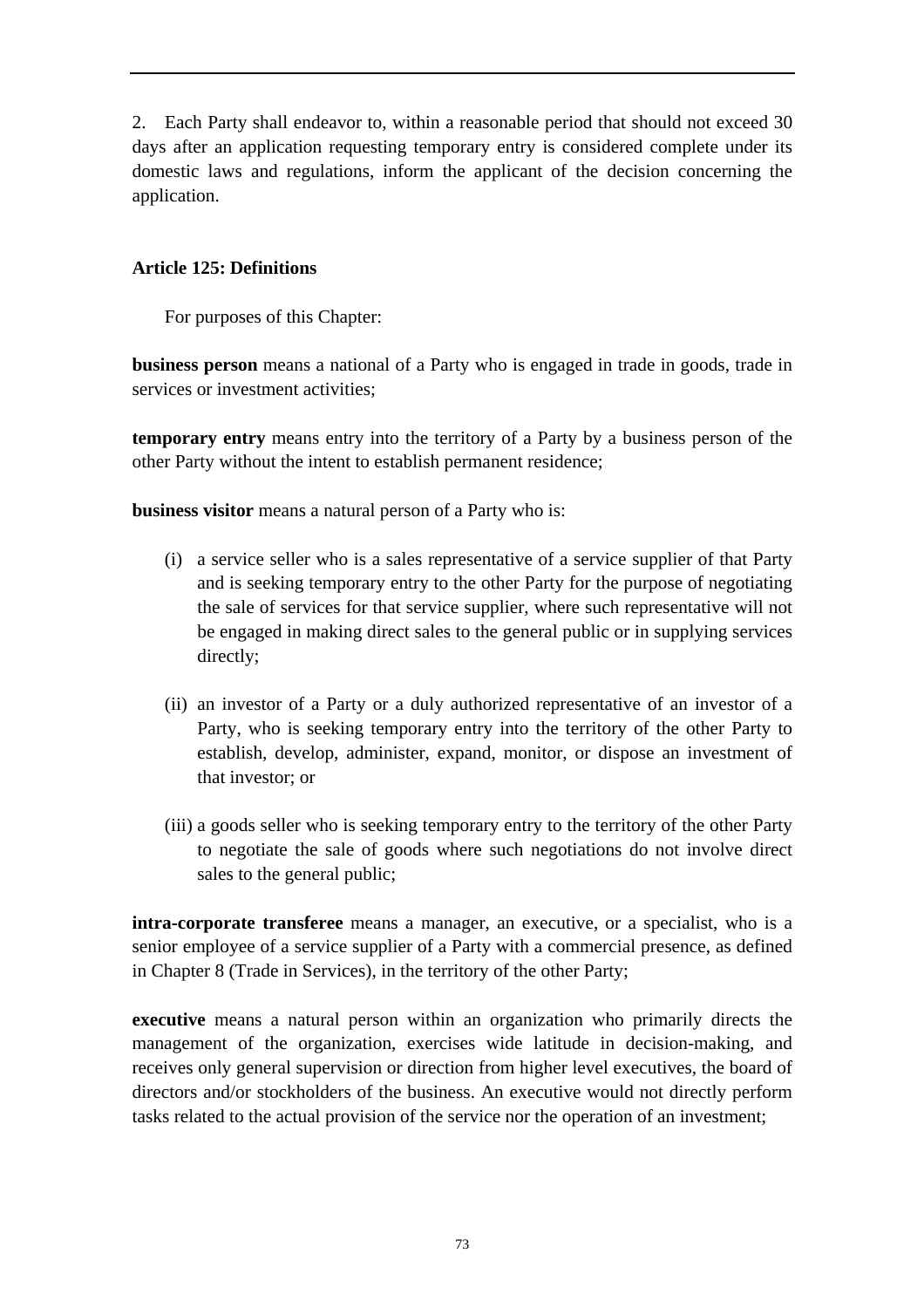2. Each Party shall endeavor to, within a reasonable period that should not exceed 30 days after an application requesting temporary entry is considered complete under its domestic laws and regulations, inform the applicant of the decision concerning the application.

### Article 125: Definitions

For purposes of this Chapter:

**business person** means a national of a Party who is engaged in trade in goods, trade in services or investment activities;

**temporary entry** means entry into the territory of a Party by a business person of the other Party without the intent to establish permanent residence;

**business visitor** means a natural person of a Party who is:

(i) a service seller who is a sales representative of a service supplier of that Party and is seeking temporary entry to the other Party for the purpose of negotiating the sale of services for that service supplier, where such representative will not be engaged in making direct sales to the general public or in supplying services directly;

(ii) an investor of a Party or a duly authorized representative of an investor of a Party, who is seeking temporary entry into the territory of the other Party to establish, develop, administer, expand, monitor, or dispose an investment of that investor; or

(iii) a goods seller who is seeking temporary entry to the territory of the other Party to negotiate the sale of goods where such negotiations do not involve direct sales to the general public;

**intra-corporate transferee** means a manager, an executive, or a specialist, who is a senior employee of a service supplier of a Party with a commercial presence, as defined in Chapter 8 (Trade in Services), in the territory of the other Party;

**executive** means a natural person within an organization who primarily directs the management of the organization, exercises wide latitude in decision-making, and receives only general supervision or direction from higher level executives, the board of directors and/or stockholders of the business. An executive would not directly perform tasks related to the actual provision of the service nor the operation of an investment;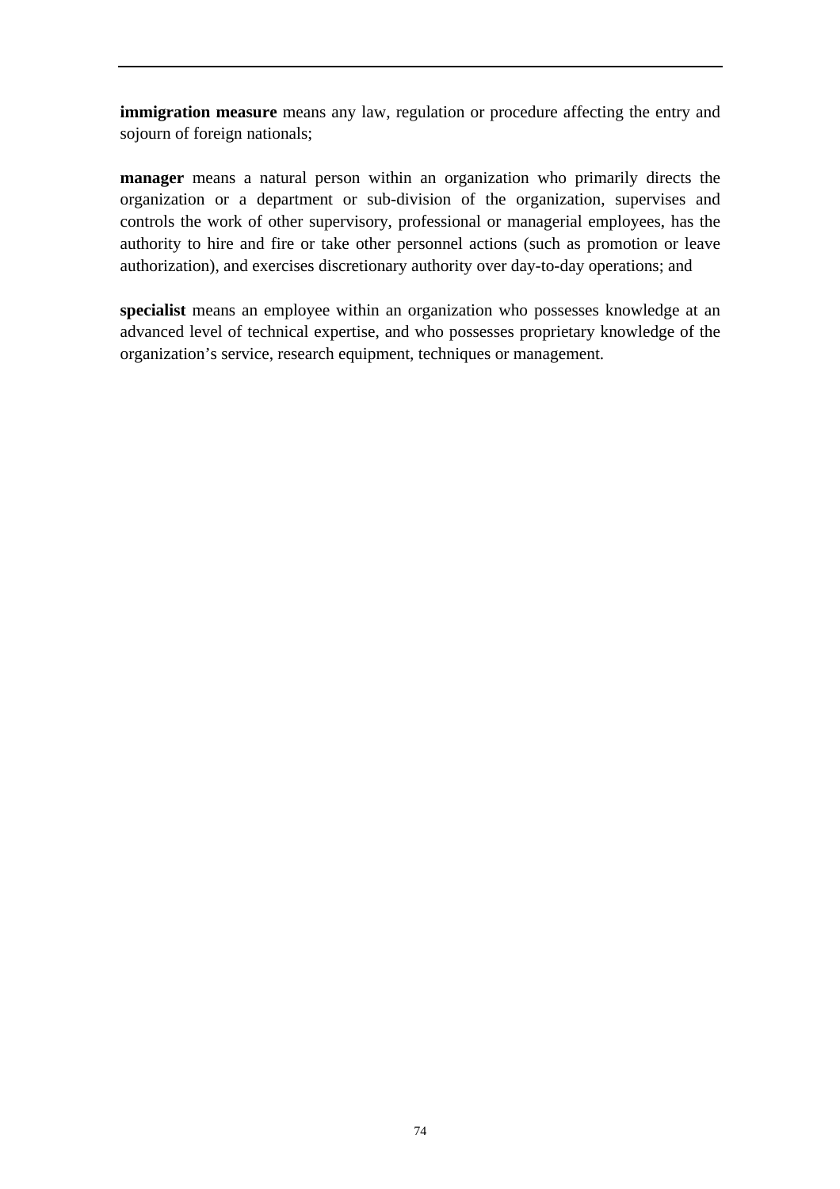**immigration measure** means any law, regulation or procedure affecting the entry and sojourn of foreign nationals;

**manager** means a natural person within an organization who primarily directs the organization or a department or sub-division of the organization, supervises and controls the work of other supervisory, professional or managerial employees, has the authority to hire and fire or take other personnel actions (such as promotion or leave authorization), and exercises discretionary authority over day-to-day operations; and

**specialist** means an employee within an organization who possesses knowledge at an advanced level of technical expertise, and who possesses proprietary knowledge of the organization's service, research equipment, techniques or management.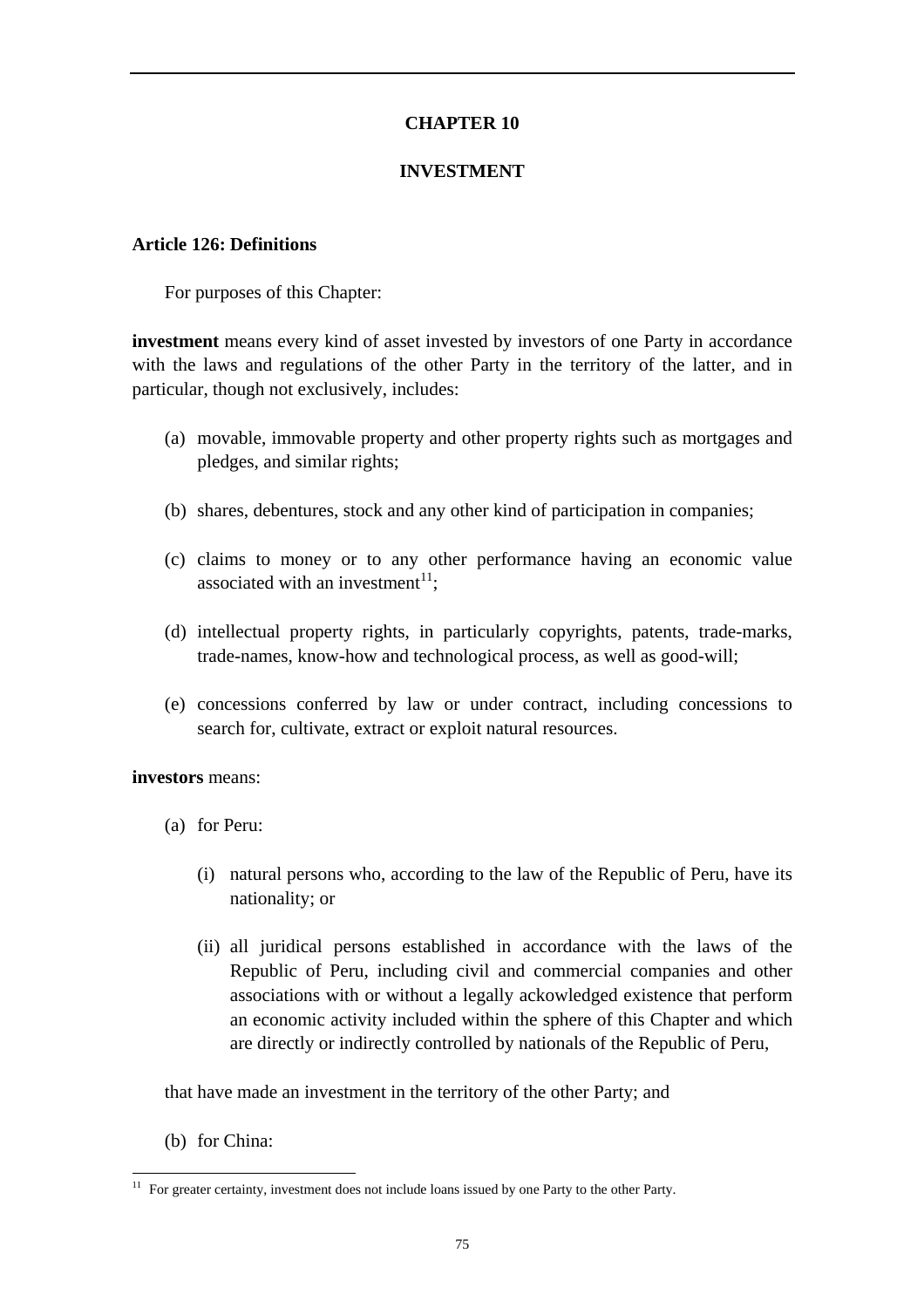# CHAPTER 10

# INVESTMENT

### Article 126: Definitions

For purposes of this Chapter:

**investment** means every kind of asset invested by investors of one Party in accordance with the laws and regulations of the other Party in the territory of the latter, and in particular, though not exclusively, includes:

(a) movable, immovable property and other property rights such as mortgages and pledges, and similar rights;

(b) shares, debentures, stock and any other kind of participation in companies;

(c) claims to money or to any other performance having an economic value associated with an investment[11];

(d) intellectual property rights, in particularly copyrights, patents, trade-marks, trade-names, know-how and technological process, as well as good-will;

(e) concessions conferred by law or under contract, including concessions to search for, cultivate, extract or exploit natural resources.

**investors** means:

(a) for Peru:

(i) natural persons who, according to the law of the Republic of Peru, have its nationality; or

(ii) all juridical persons established in accordance with the laws of the Republic of Peru, including civil and commercial companies and other associations with or without a legally ackowledged existence that perform an economic activity included within the sphere of this Chapter and which are directly or indirectly controlled by nationals of the Republic of Peru,

that have made an investment in the territory of the other Party; and

(b) for China:

[11] For greater certainty, investment does not include loans issued by one Party to the other Party.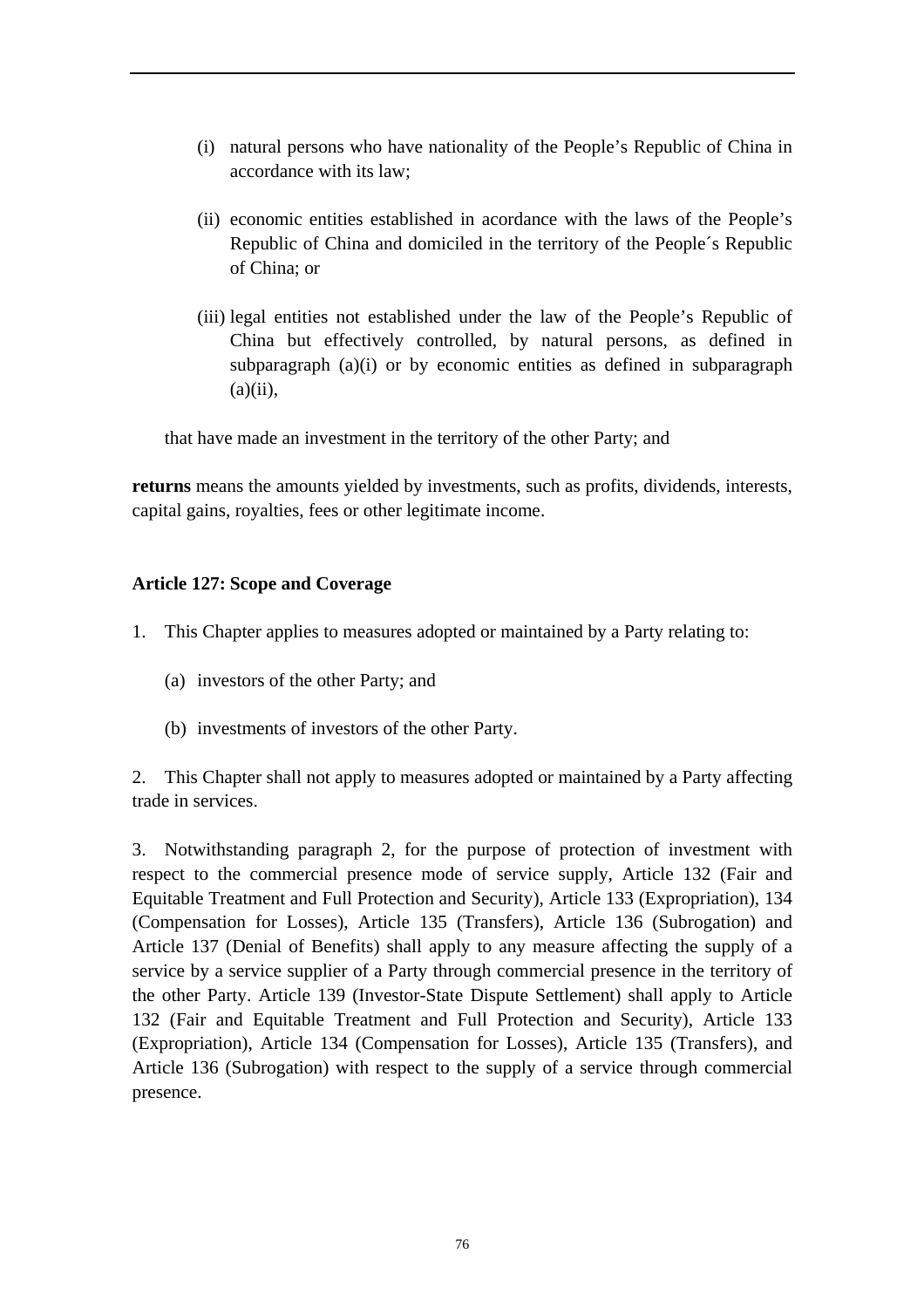(i) natural persons who have nationality of the People's Republic of China in accordance with its law;

(ii) economic entities established in acordance with the laws of the People's Republic of China and domiciled in the territory of the People´s Republic of China; or

(iii) legal entities not established under the law of the People's Republic of China but effectively controlled, by natural persons, as defined in subparagraph (a)(i) or by economic entities as defined in subparagraph (a)(ii),

that have made an investment in the territory of the other Party; and

**returns** means the amounts yielded by investments, such as profits, dividends, interests, capital gains, royalties, fees or other legitimate income.

**Article 127: Scope and Coverage**

1. This Chapter applies to measures adopted or maintained by a Party relating to:

(a) investors of the other Party; and

(b) investments of investors of the other Party.

2. This Chapter shall not apply to measures adopted or maintained by a Party affecting trade in services.

3. Notwithstanding paragraph 2, for the purpose of protection of investment with respect to the commercial presence mode of service supply, Article 132 (Fair and Equitable Treatment and Full Protection and Security), Article 133 (Expropriation), 134 (Compensation for Losses), Article 135 (Transfers), Article 136 (Subrogation) and Article 137 (Denial of Benefits) shall apply to any measure affecting the supply of a service by a service supplier of a Party through commercial presence in the territory of the other Party. Article 139 (Investor-State Dispute Settlement) shall apply to Article 132 (Fair and Equitable Treatment and Full Protection and Security), Article 133 (Expropriation), Article 134 (Compensation for Losses), Article 135 (Transfers), and Article 136 (Subrogation) with respect to the supply of a service through commercial presence.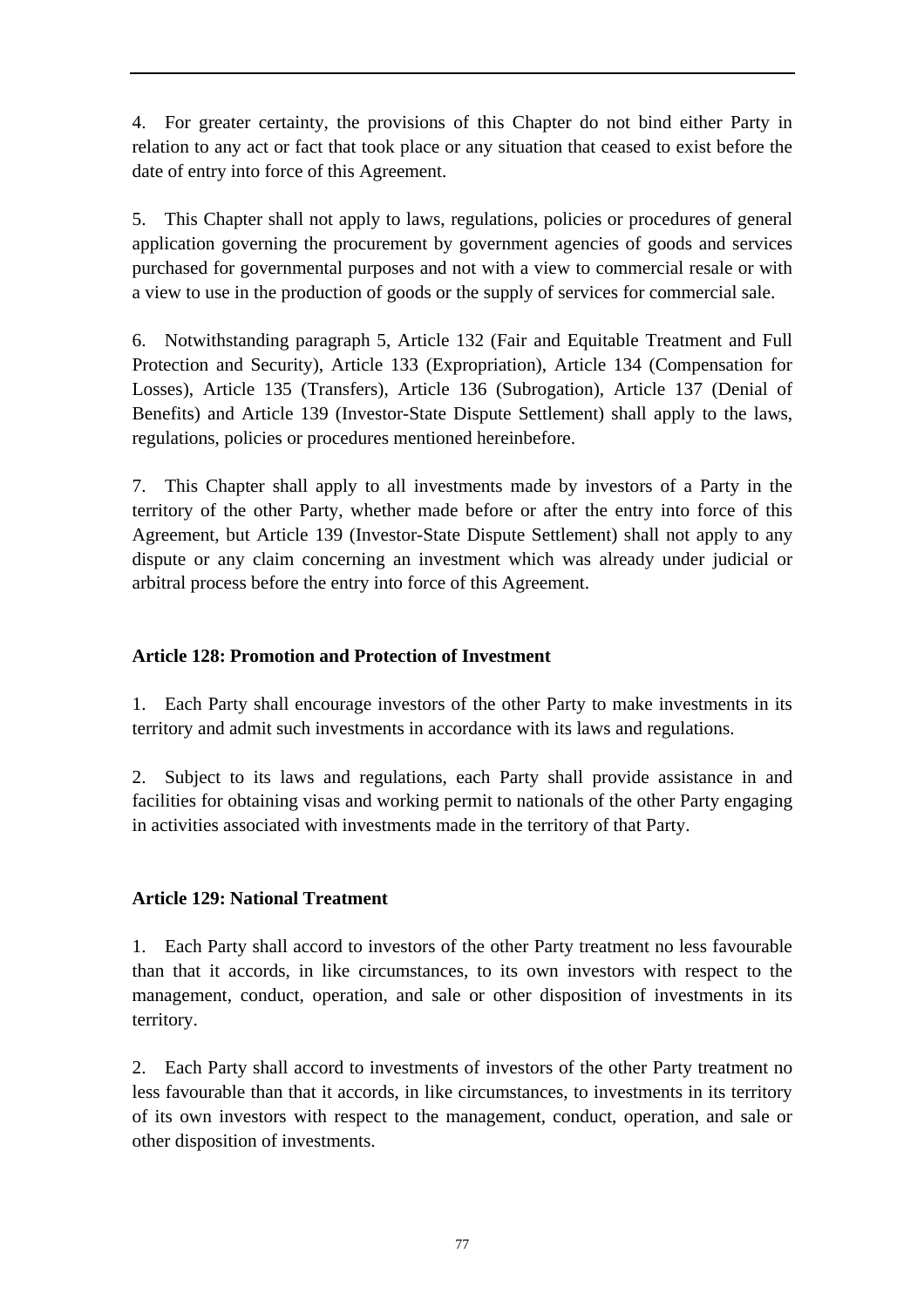4. For greater certainty, the provisions of this Chapter do not bind either Party in relation to any act or fact that took place or any situation that ceased to exist before the date of entry into force of this Agreement.

5. This Chapter shall not apply to laws, regulations, policies or procedures of general application governing the procurement by government agencies of goods and services purchased for governmental purposes and not with a view to commercial resale or with a view to use in the production of goods or the supply of services for commercial sale.

6. Notwithstanding paragraph 5, Article 132 (Fair and Equitable Treatment and Full Protection and Security), Article 133 (Expropriation), Article 134 (Compensation for Losses), Article 135 (Transfers), Article 136 (Subrogation), Article 137 (Denial of Benefits) and Article 139 (Investor-State Dispute Settlement) shall apply to the laws, regulations, policies or procedures mentioned hereinbefore.

7. This Chapter shall apply to all investments made by investors of a Party in the territory of the other Party, whether made before or after the entry into force of this Agreement, but Article 139 (Investor-State Dispute Settlement) shall not apply to any dispute or any claim concerning an investment which was already under judicial or arbitral process before the entry into force of this Agreement.

**Article 128: Promotion and Protection of Investment**

1. Each Party shall encourage investors of the other Party to make investments in its territory and admit such investments in accordance with its laws and regulations.

2. Subject to its laws and regulations, each Party shall provide assistance in and facilities for obtaining visas and working permit to nationals of the other Party engaging in activities associated with investments made in the territory of that Party.

**Article 129: National Treatment**

1. Each Party shall accord to investors of the other Party treatment no less favourable than that it accords, in like circumstances, to its own investors with respect to the management, conduct, operation, and sale or other disposition of investments in its territory.

2. Each Party shall accord to investments of investors of the other Party treatment no less favourable than that it accords, in like circumstances, to investments in its territory of its own investors with respect to the management, conduct, operation, and sale or other disposition of investments.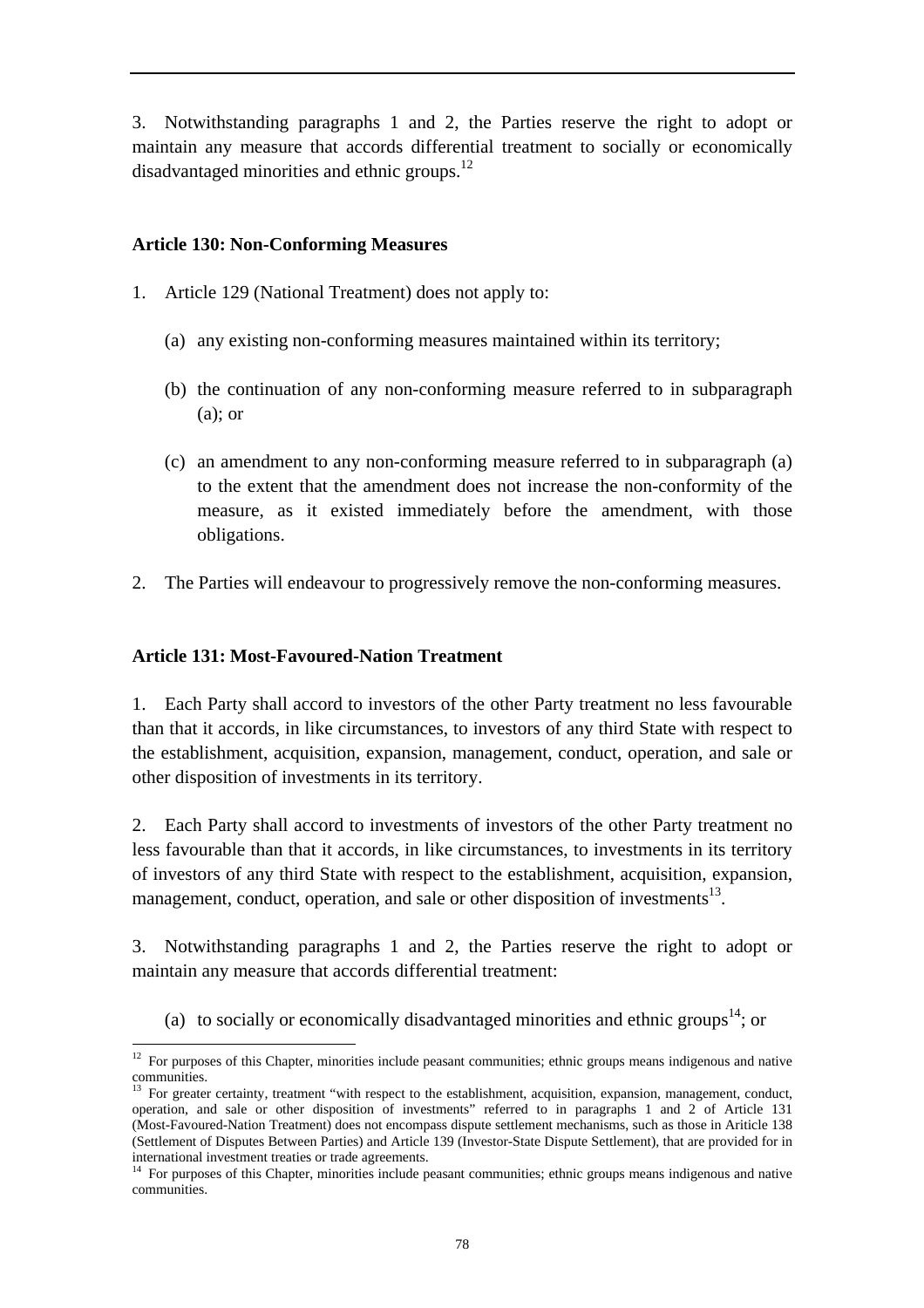3. Notwithstanding paragraphs 1 and 2, the Parties reserve the right to adopt or maintain any measure that accords differential treatment to socially or economically disadvantaged minorities and ethnic groups.[12]

**Article 130: Non-Conforming Measures**

1. Article 129 (National Treatment) does not apply to:

   (a) any existing non-conforming measures maintained within its territory;

   (b) the continuation of any non-conforming measure referred to in subparagraph (a); or

   (c) an amendment to any non-conforming measure referred to in subparagraph (a) to the extent that the amendment does not increase the non-conformity of the measure, as it existed immediately before the amendment, with those obligations.

2. The Parties will endeavour to progressively remove the non-conforming measures.

**Article 131: Most-Favoured-Nation Treatment**

1. Each Party shall accord to investors of the other Party treatment no less favourable than that it accords, in like circumstances, to investors of any third State with respect to the establishment, acquisition, expansion, management, conduct, operation, and sale or other disposition of investments in its territory.

2. Each Party shall accord to investments of investors of the other Party treatment no less favourable than that it accords, in like circumstances, to investments in its territory of investors of any third State with respect to the establishment, acquisition, expansion, management, conduct, operation, and sale or other disposition of investments[13].

3. Notwithstanding paragraphs 1 and 2, the Parties reserve the right to adopt or maintain any measure that accords differential treatment:

   (a) to socially or economically disadvantaged minorities and ethnic groups[14]; or

---

[12] For purposes of this Chapter, minorities include peasant communities; ethnic groups means indigenous and native communities.

[13] For greater certainty, treatment "with respect to the establishment, acquisition, expansion, management, conduct, operation, and sale or other disposition of investments" referred to in paragraphs 1 and 2 of Article 131 (Most-Favoured-Nation Treatment) does not encompass dispute settlement mechanisms, such as those in Article 138 (Settlement of Disputes Between Parties) and Article 139 (Investor-State Dispute Settlement), that are provided for in international investment treaties or trade agreements.

[14] For purposes of this Chapter, minorities include peasant communities; ethnic groups means indigenous and native communities.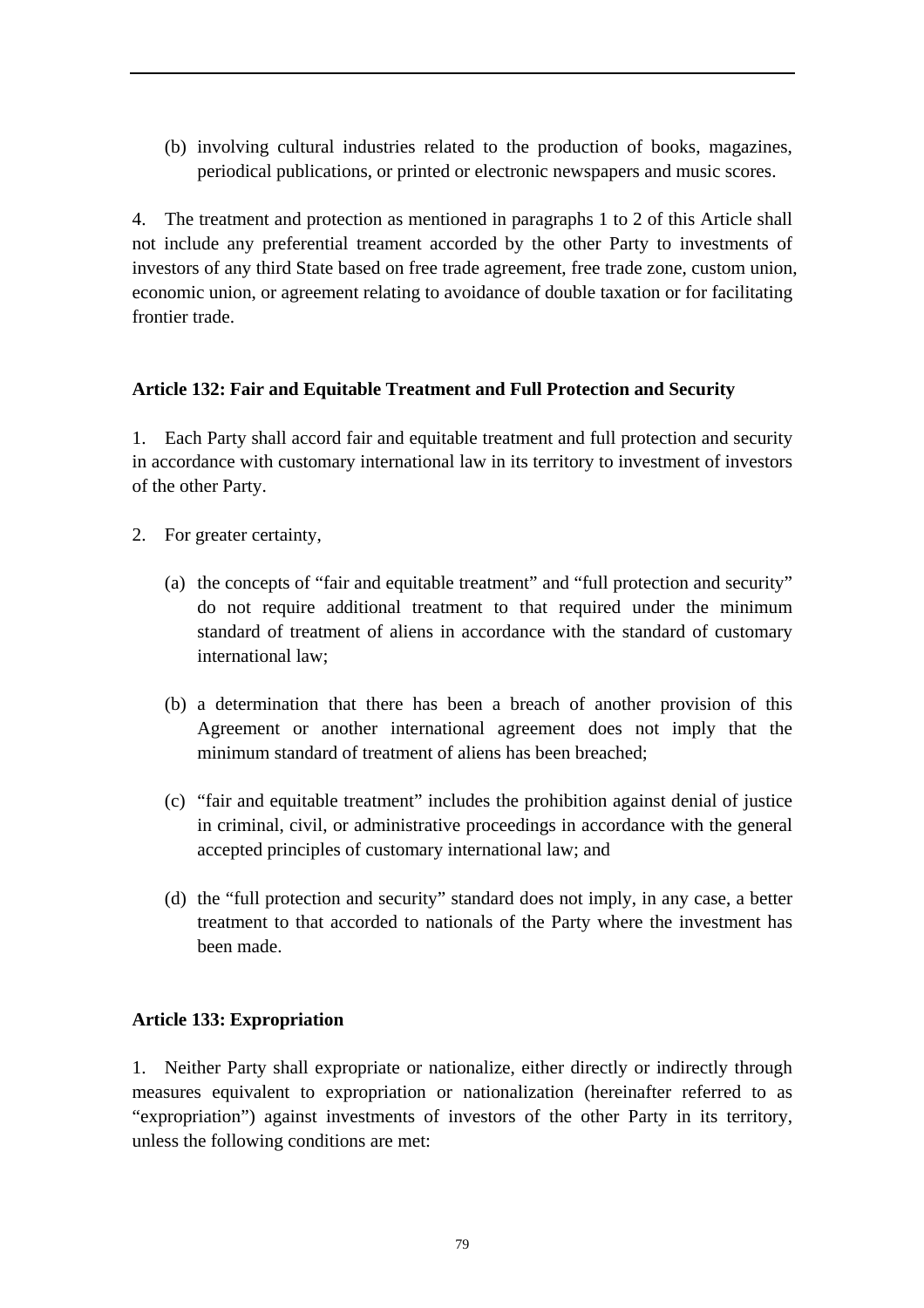(b) involving cultural industries related to the production of books, magazines, periodical publications, or printed or electronic newspapers and music scores.

4. The treatment and protection as mentioned in paragraphs 1 to 2 of this Article shall not include any preferential treament accorded by the other Party to investments of investors of any third State based on free trade agreement, free trade zone, custom union, economic union, or agreement relating to avoidance of double taxation or for facilitating frontier trade.

**Article 132: Fair and Equitable Treatment and Full Protection and Security**

1. Each Party shall accord fair and equitable treatment and full protection and security in accordance with customary international law in its territory to investment of investors of the other Party.

2. For greater certainty,

(a) the concepts of "fair and equitable treatment" and "full protection and security" do not require additional treatment to that required under the minimum standard of treatment of aliens in accordance with the standard of customary international law;

(b) a determination that there has been a breach of another provision of this Agreement or another international agreement does not imply that the minimum standard of treatment of aliens has been breached;

(c) "fair and equitable treatment" includes the prohibition against denial of justice in criminal, civil, or administrative proceedings in accordance with the general accepted principles of customary international law; and

(d) the "full protection and security" standard does not imply, in any case, a better treatment to that accorded to nationals of the Party where the investment has been made.

**Article 133: Expropriation**

1. Neither Party shall expropriate or nationalize, either directly or indirectly through measures equivalent to expropriation or nationalization (hereinafter referred to as "expropriation") against investments of investors of the other Party in its territory, unless the following conditions are met: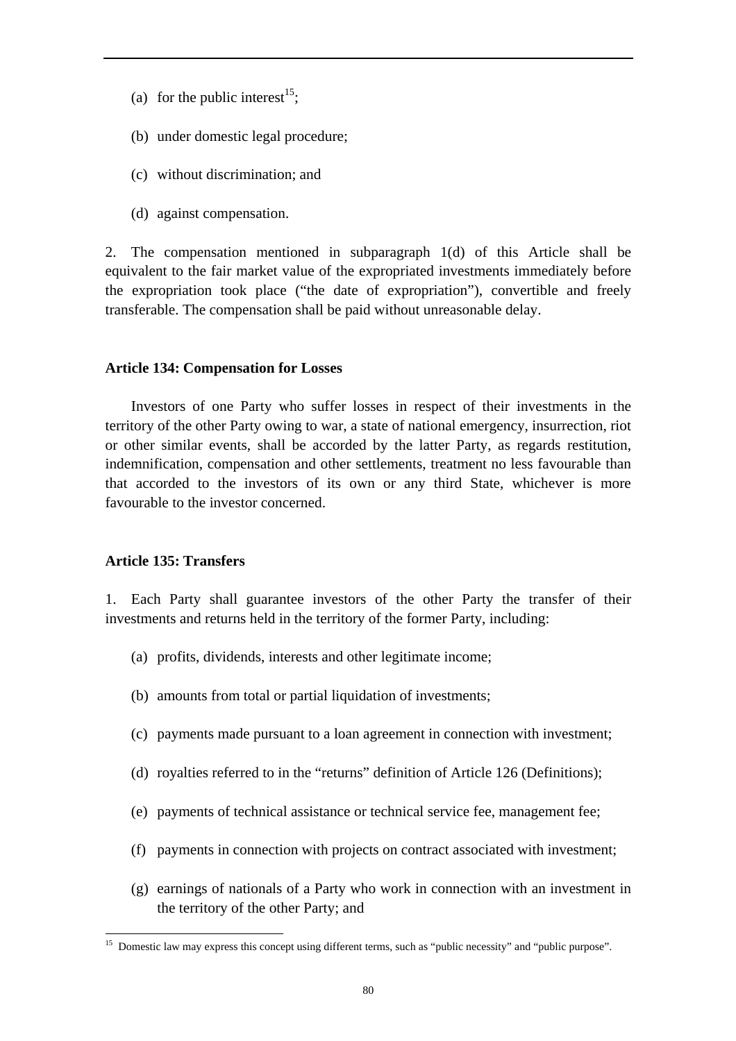(a) for the public interest[15];

(b) under domestic legal procedure;

(c) without discrimination; and

(d) against compensation.

2. The compensation mentioned in subparagraph 1(d) of this Article shall be equivalent to the fair market value of the expropriated investments immediately before the expropriation took place ("the date of expropriation"), convertible and freely transferable. The compensation shall be paid without unreasonable delay.

**Article 134: Compensation for Losses**

Investors of one Party who suffer losses in respect of their investments in the territory of the other Party owing to war, a state of national emergency, insurrection, riot or other similar events, shall be accorded by the latter Party, as regards restitution, indemnification, compensation and other settlements, treatment no less favourable than that accorded to the investors of its own or any third State, whichever is more favourable to the investor concerned.

**Article 135: Transfers**

1. Each Party shall guarantee investors of the other Party the transfer of their investments and returns held in the territory of the former Party, including:

(a) profits, dividends, interests and other legitimate income;

(b) amounts from total or partial liquidation of investments;

(c) payments made pursuant to a loan agreement in connection with investment;

(d) royalties referred to in the "returns" definition of Article 126 (Definitions);

(e) payments of technical assistance or technical service fee, management fee;

(f) payments in connection with projects on contract associated with investment;

(g) earnings of nationals of a Party who work in connection with an investment in the territory of the other Party; and

[15] Domestic law may express this concept using different terms, such as "public necessity" and "public purpose".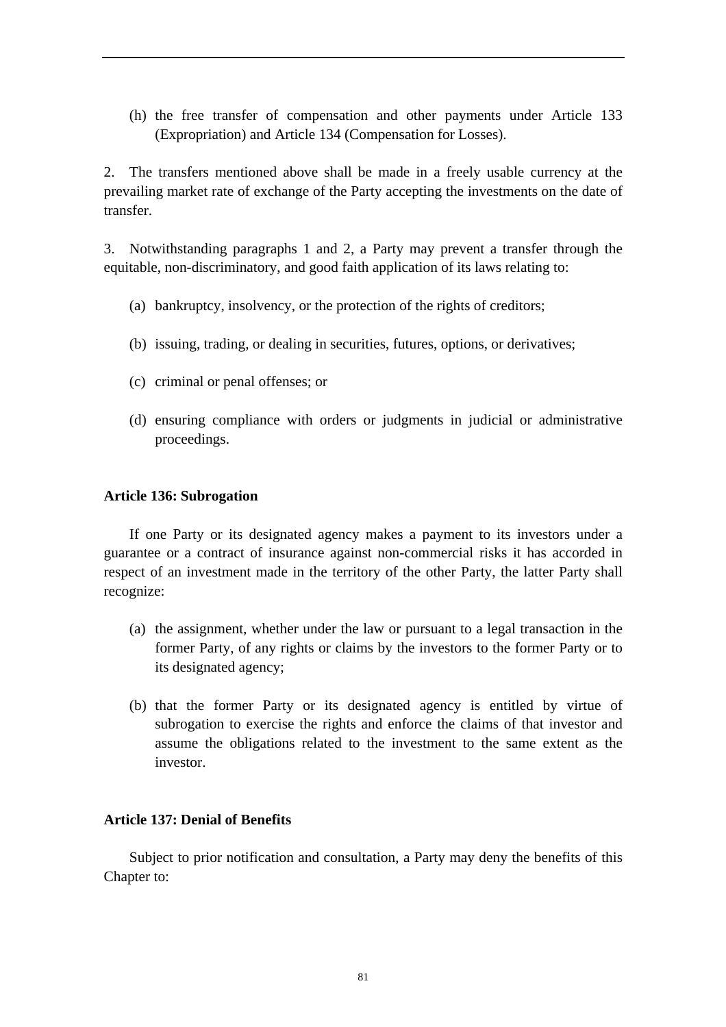(h) the free transfer of compensation and other payments under Article 133 (Expropriation) and Article 134 (Compensation for Losses).

2. The transfers mentioned above shall be made in a freely usable currency at the prevailing market rate of exchange of the Party accepting the investments on the date of transfer.

3. Notwithstanding paragraphs 1 and 2, a Party may prevent a transfer through the equitable, non-discriminatory, and good faith application of its laws relating to:

(a) bankruptcy, insolvency, or the protection of the rights of creditors;

(b) issuing, trading, or dealing in securities, futures, options, or derivatives;

(c) criminal or penal offenses; or

(d) ensuring compliance with orders or judgments in judicial or administrative proceedings.

**Article 136: Subrogation**

If one Party or its designated agency makes a payment to its investors under a guarantee or a contract of insurance against non-commercial risks it has accorded in respect of an investment made in the territory of the other Party, the latter Party shall recognize:

(a) the assignment, whether under the law or pursuant to a legal transaction in the former Party, of any rights or claims by the investors to the former Party or to its designated agency;

(b) that the former Party or its designated agency is entitled by virtue of subrogation to exercise the rights and enforce the claims of that investor and assume the obligations related to the investment to the same extent as the investor.

**Article 137: Denial of Benefits**

Subject to prior notification and consultation, a Party may deny the benefits of this Chapter to: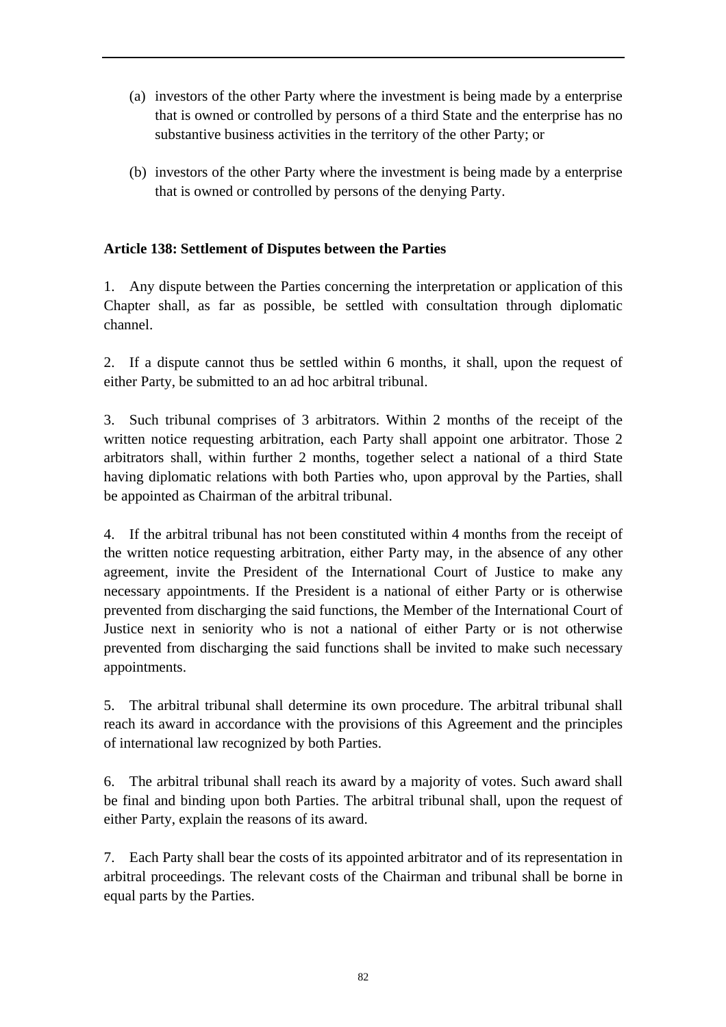(a) investors of the other Party where the investment is being made by a enterprise that is owned or controlled by persons of a third State and the enterprise has no substantive business activities in the territory of the other Party; or

(b) investors of the other Party where the investment is being made by a enterprise that is owned or controlled by persons of the denying Party.

**Article 138: Settlement of Disputes between the Parties**

1. Any dispute between the Parties concerning the interpretation or application of this Chapter shall, as far as possible, be settled with consultation through diplomatic channel.

2. If a dispute cannot thus be settled within 6 months, it shall, upon the request of either Party, be submitted to an ad hoc arbitral tribunal.

3. Such tribunal comprises of 3 arbitrators. Within 2 months of the receipt of the written notice requesting arbitration, each Party shall appoint one arbitrator. Those 2 arbitrators shall, within further 2 months, together select a national of a third State having diplomatic relations with both Parties who, upon approval by the Parties, shall be appointed as Chairman of the arbitral tribunal.

4. If the arbitral tribunal has not been constituted within 4 months from the receipt of the written notice requesting arbitration, either Party may, in the absence of any other agreement, invite the President of the International Court of Justice to make any necessary appointments. If the President is a national of either Party or is otherwise prevented from discharging the said functions, the Member of the International Court of Justice next in seniority who is not a national of either Party or is not otherwise prevented from discharging the said functions shall be invited to make such necessary appointments.

5. The arbitral tribunal shall determine its own procedure. The arbitral tribunal shall reach its award in accordance with the provisions of this Agreement and the principles of international law recognized by both Parties.

6. The arbitral tribunal shall reach its award by a majority of votes. Such award shall be final and binding upon both Parties. The arbitral tribunal shall, upon the request of either Party, explain the reasons of its award.

7. Each Party shall bear the costs of its appointed arbitrator and of its representation in arbitral proceedings. The relevant costs of the Chairman and tribunal shall be borne in equal parts by the Parties.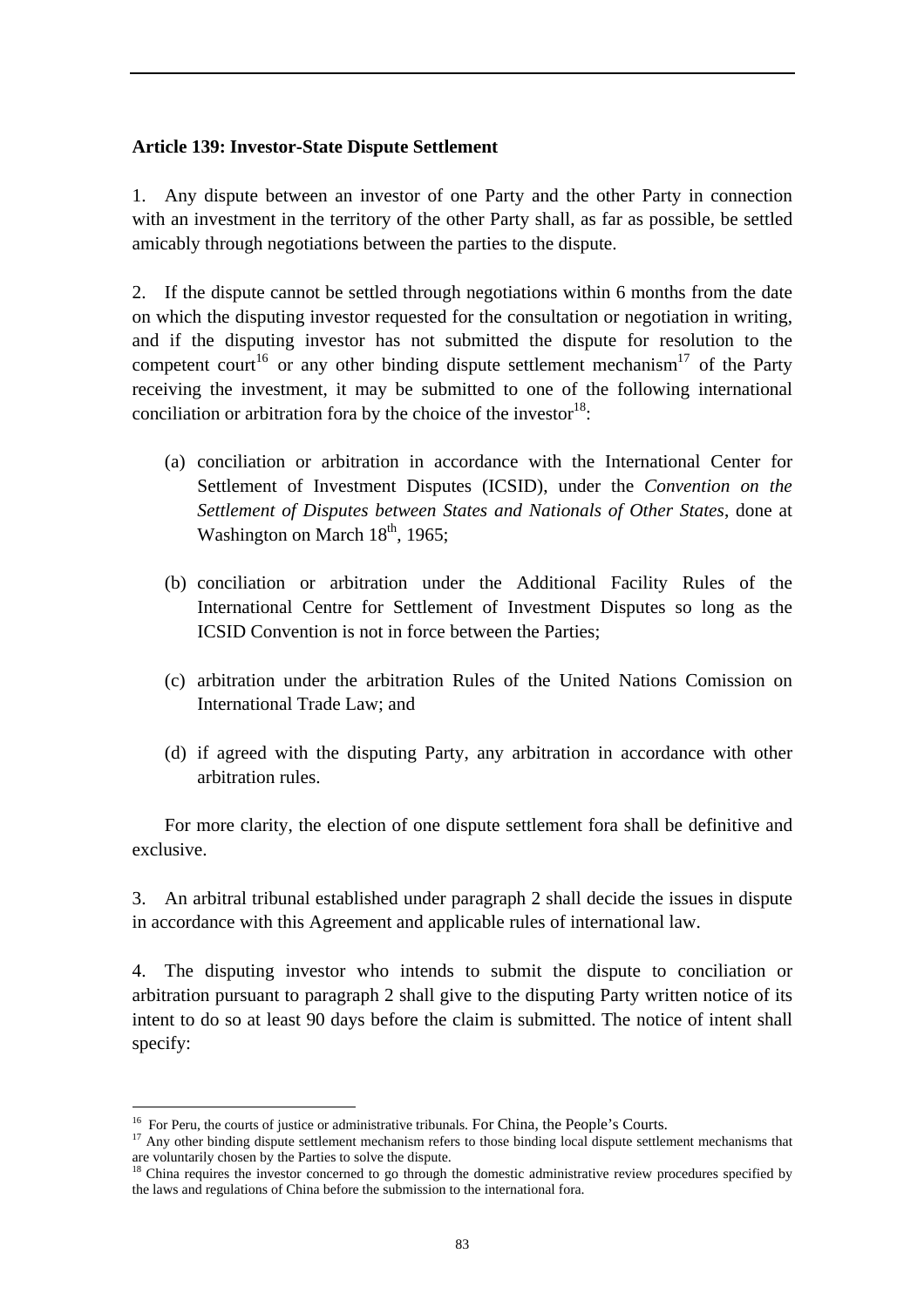**Article 139: Investor-State Dispute Settlement**

1. Any dispute between an investor of one Party and the other Party in connection with an investment in the territory of the other Party shall, as far as possible, be settled amicably through negotiations between the parties to the dispute.

2. If the dispute cannot be settled through negotiations within 6 months from the date on which the disputing investor requested for the consultation or negotiation in writing, and if the disputing investor has not submitted the dispute for resolution to the competent court[16] or any other binding dispute settlement mechanism[17] of the Party receiving the investment, it may be submitted to one of the following international conciliation or arbitration fora by the choice of the investor[18]:

(a) conciliation or arbitration in accordance with the International Center for Settlement of Investment Disputes (ICSID), under the *Convention on the Settlement of Disputes between States and Nationals of Other States*, done at Washington on March 18th, 1965;

(b) conciliation or arbitration under the Additional Facility Rules of the International Centre for Settlement of Investment Disputes so long as the ICSID Convention is not in force between the Parties;

(c) arbitration under the arbitration Rules of the United Nations Comission on International Trade Law; and

(d) if agreed with the disputing Party, any arbitration in accordance with other arbitration rules.

For more clarity, the election of one dispute settlement fora shall be definitive and exclusive.

3. An arbitral tribunal established under paragraph 2 shall decide the issues in dispute in accordance with this Agreement and applicable rules of international law.

4. The disputing investor who intends to submit the dispute to conciliation or arbitration pursuant to paragraph 2 shall give to the disputing Party written notice of its intent to do so at least 90 days before the claim is submitted. The notice of intent shall specify:

---

[16] For Peru, the courts of justice or administrative tribunals. For China, the People's Courts.

[17] Any other binding dispute settlement mechanism refers to those binding local dispute settlement mechanisms that are voluntarily chosen by the Parties to solve the dispute.

[18] China requires the investor concerned to go through the domestic administrative review procedures specified by the laws and regulations of China before the submission to the international fora.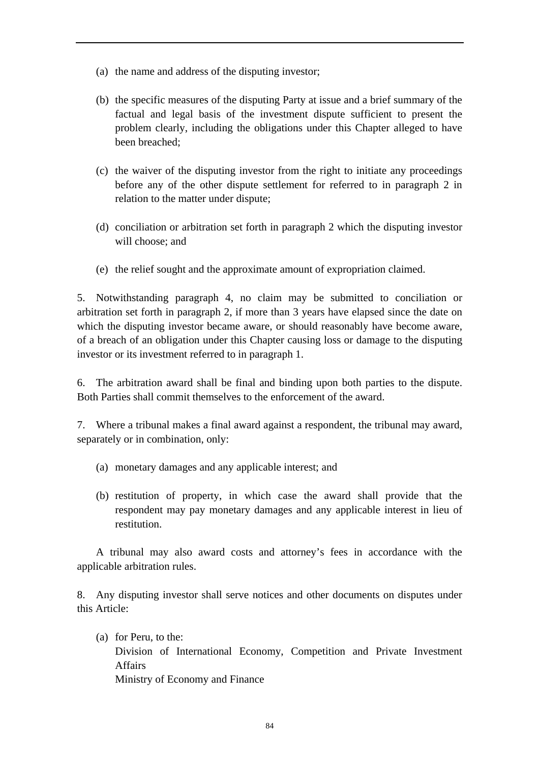(a) the name and address of the disputing investor;

(b) the specific measures of the disputing Party at issue and a brief summary of the factual and legal basis of the investment dispute sufficient to present the problem clearly, including the obligations under this Chapter alleged to have been breached;

(c) the waiver of the disputing investor from the right to initiate any proceedings before any of the other dispute settlement for referred to in paragraph 2 in relation to the matter under dispute;

(d) conciliation or arbitration set forth in paragraph 2 which the disputing investor will choose; and

(e) the relief sought and the approximate amount of expropriation claimed.

5. Notwithstanding paragraph 4, no claim may be submitted to conciliation or arbitration set forth in paragraph 2, if more than 3 years have elapsed since the date on which the disputing investor became aware, or should reasonably have become aware, of a breach of an obligation under this Chapter causing loss or damage to the disputing investor or its investment referred to in paragraph 1.

6. The arbitration award shall be final and binding upon both parties to the dispute. Both Parties shall commit themselves to the enforcement of the award.

7. Where a tribunal makes a final award against a respondent, the tribunal may award, separately or in combination, only:

(a) monetary damages and any applicable interest; and

(b) restitution of property, in which case the award shall provide that the respondent may pay monetary damages and any applicable interest in lieu of restitution.

A tribunal may also award costs and attorney's fees in accordance with the applicable arbitration rules.

8. Any disputing investor shall serve notices and other documents on disputes under this Article:

(a) for Peru, to the:
Division of International Economy, Competition and Private Investment Affairs
Ministry of Economy and Finance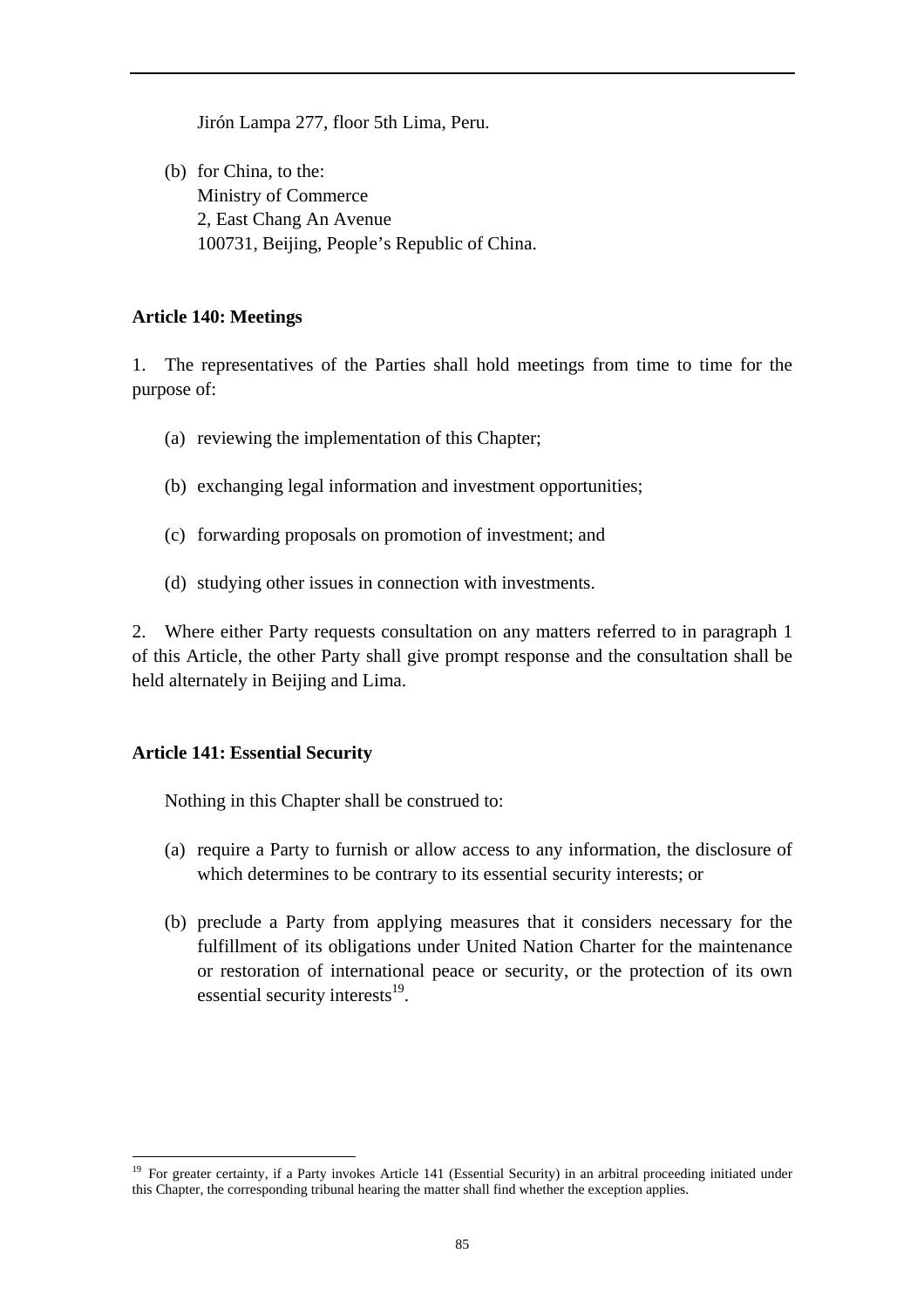Jirón Lampa 277, floor 5th Lima, Peru.

(b) for China, to the:
Ministry of Commerce
2, East Chang An Avenue
100731, Beijing, People's Republic of China.

**Article 140: Meetings**

1. The representatives of the Parties shall hold meetings from time to time for the purpose of:

(a) reviewing the implementation of this Chapter;

(b) exchanging legal information and investment opportunities;

(c) forwarding proposals on promotion of investment; and

(d) studying other issues in connection with investments.

2. Where either Party requests consultation on any matters referred to in paragraph 1 of this Article, the other Party shall give prompt response and the consultation shall be held alternately in Beijing and Lima.

**Article 141: Essential Security**

Nothing in this Chapter shall be construed to:

(a) require a Party to furnish or allow access to any information, the disclosure of which determines to be contrary to its essential security interests; or

(b) preclude a Party from applying measures that it considers necessary for the fulfillment of its obligations under United Nation Charter for the maintenance or restoration of international peace or security, or the protection of its own essential security interests[19].

[19] For greater certainty, if a Party invokes Article 141 (Essential Security) in an arbitral proceeding initiated under this Chapter, the corresponding tribunal hearing the matter shall find whether the exception applies.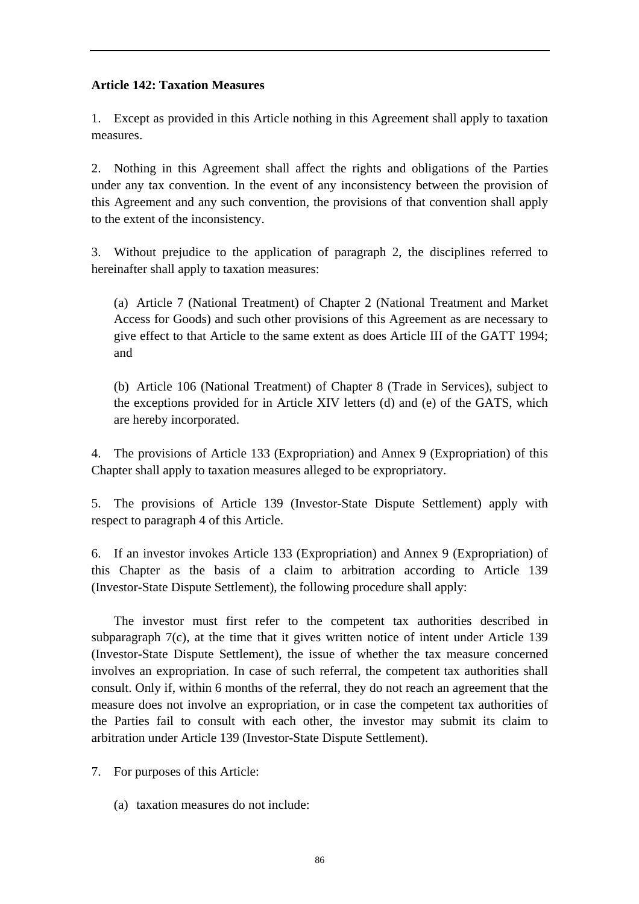**Article 142: Taxation Measures**

1. Except as provided in this Article nothing in this Agreement shall apply to taxation measures.

2. Nothing in this Agreement shall affect the rights and obligations of the Parties under any tax convention. In the event of any inconsistency between the provision of this Agreement and any such convention, the provisions of that convention shall apply to the extent of the inconsistency.

3. Without prejudice to the application of paragraph 2, the disciplines referred to hereinafter shall apply to taxation measures:

(a) Article 7 (National Treatment) of Chapter 2 (National Treatment and Market Access for Goods) and such other provisions of this Agreement as are necessary to give effect to that Article to the same extent as does Article III of the GATT 1994; and

(b) Article 106 (National Treatment) of Chapter 8 (Trade in Services), subject to the exceptions provided for in Article XIV letters (d) and (e) of the GATS, which are hereby incorporated.

4. The provisions of Article 133 (Expropriation) and Annex 9 (Expropriation) of this Chapter shall apply to taxation measures alleged to be expropriatory.

5. The provisions of Article 139 (Investor-State Dispute Settlement) apply with respect to paragraph 4 of this Article.

6. If an investor invokes Article 133 (Expropriation) and Annex 9 (Expropriation) of this Chapter as the basis of a claim to arbitration according to Article 139 (Investor-State Dispute Settlement), the following procedure shall apply:

The investor must first refer to the competent tax authorities described in subparagraph 7(c), at the time that it gives written notice of intent under Article 139 (Investor-State Dispute Settlement), the issue of whether the tax measure concerned involves an expropriation. In case of such referral, the competent tax authorities shall consult. Only if, within 6 months of the referral, they do not reach an agreement that the measure does not involve an expropriation, or in case the competent tax authorities of the Parties fail to consult with each other, the investor may submit its claim to arbitration under Article 139 (Investor-State Dispute Settlement).

7. For purposes of this Article:

(a) taxation measures do not include: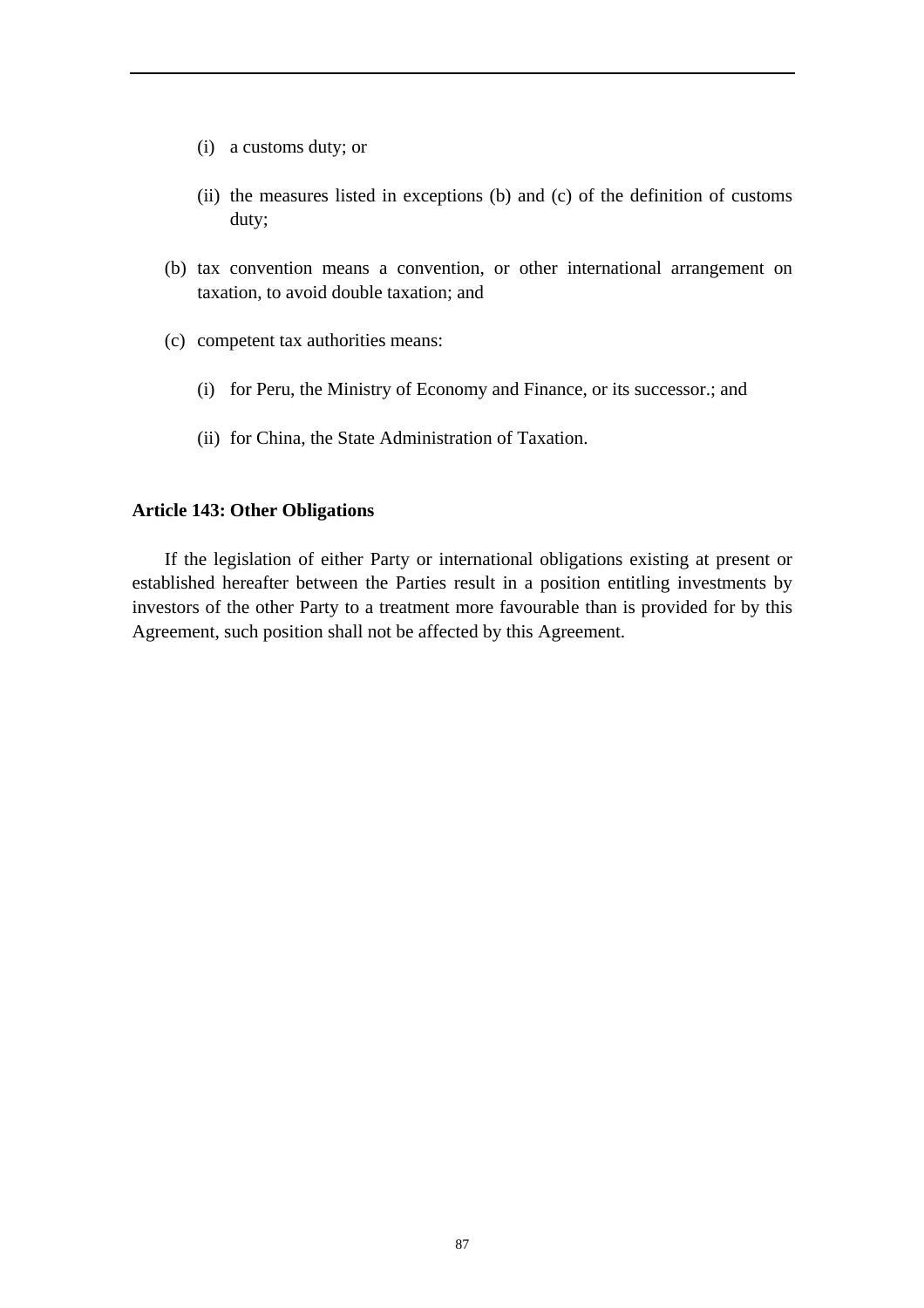(i) a customs duty; or

(ii) the measures listed in exceptions (b) and (c) of the definition of customs duty;

(b) tax convention means a convention, or other international arrangement on taxation, to avoid double taxation; and

(c) competent tax authorities means:

(i) for Peru, the Ministry of Economy and Finance, or its successor.; and

(ii) for China, the State Administration of Taxation.

**Article 143: Other Obligations**

If the legislation of either Party or international obligations existing at present or established hereafter between the Parties result in a position entitling investments by investors of the other Party to a treatment more favourable than is provided for by this Agreement, such position shall not be affected by this Agreement.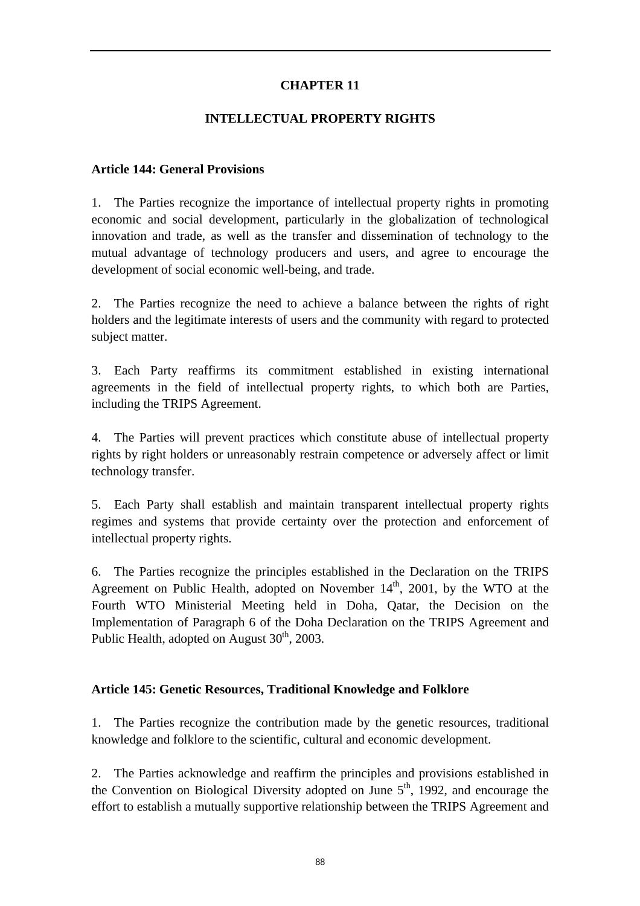# CHAPTER 11

# INTELLECTUAL PROPERTY RIGHTS

## Article 144: General Provisions

1. The Parties recognize the importance of intellectual property rights in promoting economic and social development, particularly in the globalization of technological innovation and trade, as well as the transfer and dissemination of technology to the mutual advantage of technology producers and users, and agree to encourage the development of social economic well-being, and trade.

2. The Parties recognize the need to achieve a balance between the rights of right holders and the legitimate interests of users and the community with regard to protected subject matter.

3. Each Party reaffirms its commitment established in existing international agreements in the field of intellectual property rights, to which both are Parties, including the TRIPS Agreement.

4. The Parties will prevent practices which constitute abuse of intellectual property rights by right holders or unreasonably restrain competence or adversely affect or limit technology transfer.

5. Each Party shall establish and maintain transparent intellectual property rights regimes and systems that provide certainty over the protection and enforcement of intellectual property rights.

6. The Parties recognize the principles established in the Declaration on the TRIPS Agreement on Public Health, adopted on November 14th, 2001, by the WTO at the Fourth WTO Ministerial Meeting held in Doha, Qatar, the Decision on the Implementation of Paragraph 6 of the Doha Declaration on the TRIPS Agreement and Public Health, adopted on August 30th, 2003.

## Article 145: Genetic Resources, Traditional Knowledge and Folklore

1. The Parties recognize the contribution made by the genetic resources, traditional knowledge and folklore to the scientific, cultural and economic development.

2. The Parties acknowledge and reaffirm the principles and provisions established in the Convention on Biological Diversity adopted on June 5th, 1992, and encourage the effort to establish a mutually supportive relationship between the TRIPS Agreement and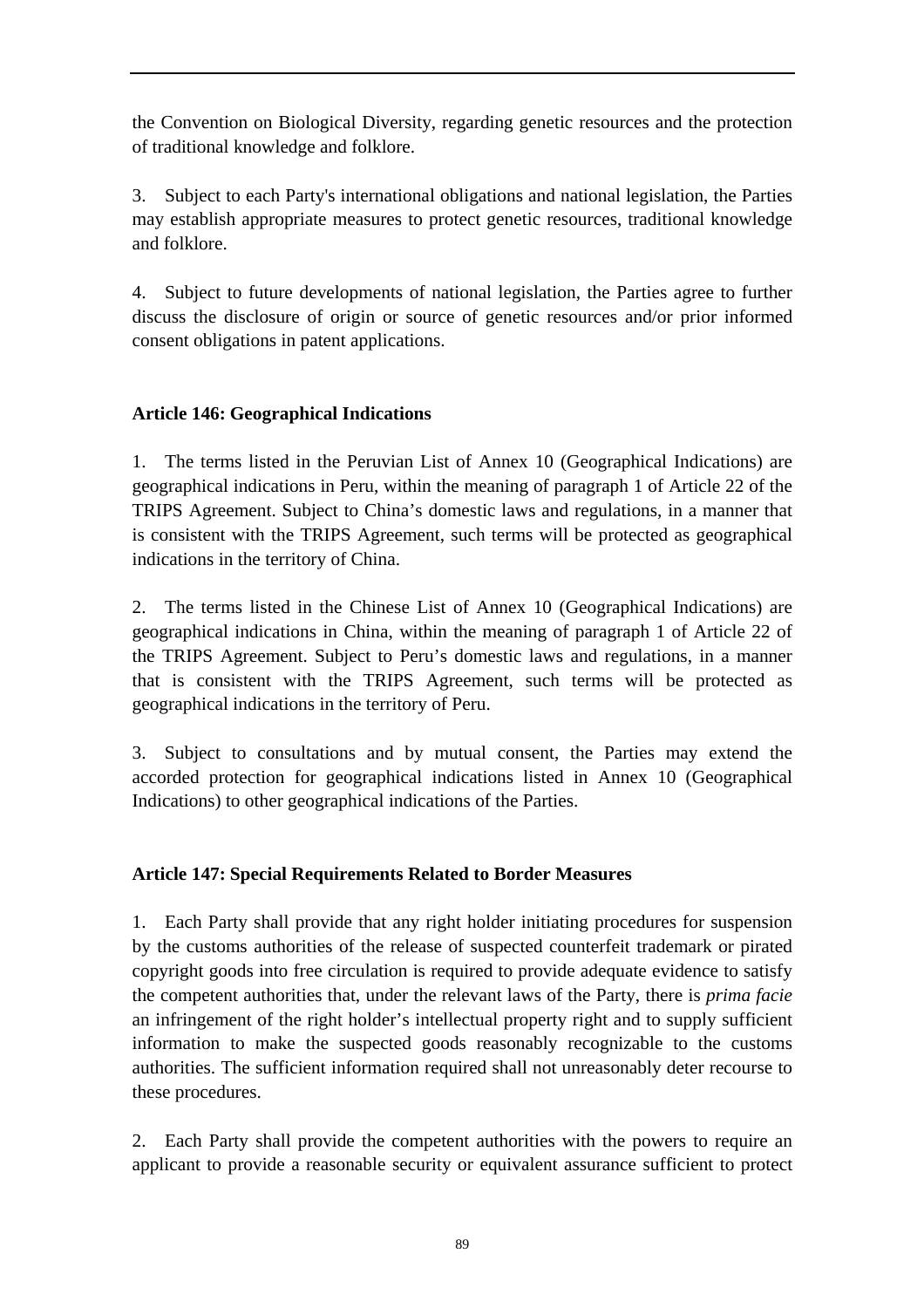the Convention on Biological Diversity, regarding genetic resources and the protection of traditional knowledge and folklore.

3. Subject to each Party's international obligations and national legislation, the Parties may establish appropriate measures to protect genetic resources, traditional knowledge and folklore.

4. Subject to future developments of national legislation, the Parties agree to further discuss the disclosure of origin or source of genetic resources and/or prior informed consent obligations in patent applications.

**Article 146: Geographical Indications**

1. The terms listed in the Peruvian List of Annex 10 (Geographical Indications) are geographical indications in Peru, within the meaning of paragraph 1 of Article 22 of the TRIPS Agreement. Subject to China’s domestic laws and regulations, in a manner that is consistent with the TRIPS Agreement, such terms will be protected as geographical indications in the territory of China.

2. The terms listed in the Chinese List of Annex 10 (Geographical Indications) are geographical indications in China, within the meaning of paragraph 1 of Article 22 of the TRIPS Agreement. Subject to Peru’s domestic laws and regulations, in a manner that is consistent with the TRIPS Agreement, such terms will be protected as geographical indications in the territory of Peru.

3. Subject to consultations and by mutual consent, the Parties may extend the accorded protection for geographical indications listed in Annex 10 (Geographical Indications) to other geographical indications of the Parties.

**Article 147: Special Requirements Related to Border Measures**

1. Each Party shall provide that any right holder initiating procedures for suspension by the customs authorities of the release of suspected counterfeit trademark or pirated copyright goods into free circulation is required to provide adequate evidence to satisfy the competent authorities that, under the relevant laws of the Party, there is *prima facie* an infringement of the right holder’s intellectual property right and to supply sufficient information to make the suspected goods reasonably recognizable to the customs authorities. The sufficient information required shall not unreasonably deter recourse to these procedures.

2. Each Party shall provide the competent authorities with the powers to require an applicant to provide a reasonable security or equivalent assurance sufficient to protect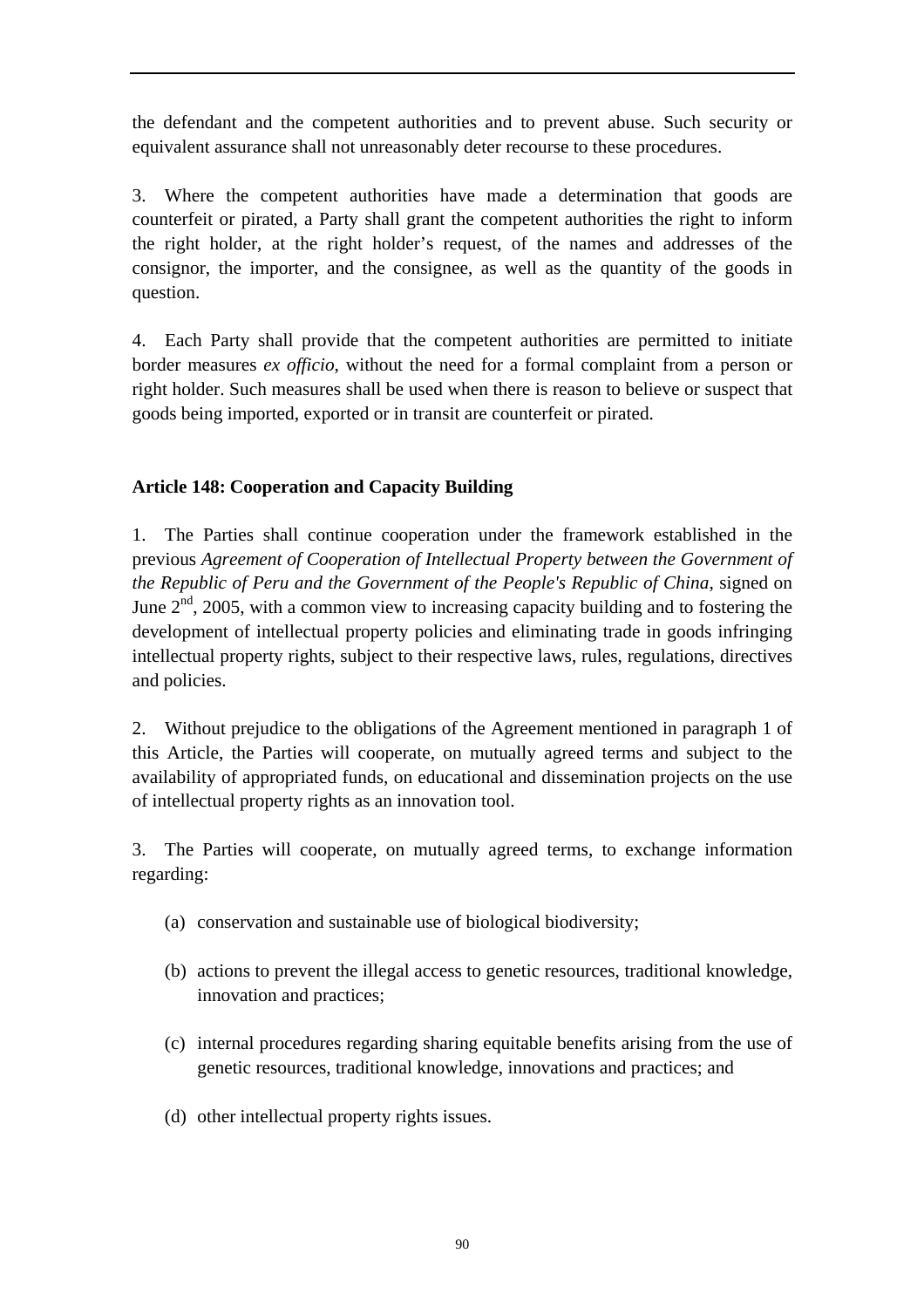the defendant and the competent authorities and to prevent abuse. Such security or equivalent assurance shall not unreasonably deter recourse to these procedures.

3. Where the competent authorities have made a determination that goods are counterfeit or pirated, a Party shall grant the competent authorities the right to inform the right holder, at the right holder's request, of the names and addresses of the consignor, the importer, and the consignee, as well as the quantity of the goods in question.

4. Each Party shall provide that the competent authorities are permitted to initiate border measures *ex officio*, without the need for a formal complaint from a person or right holder. Such measures shall be used when there is reason to believe or suspect that goods being imported, exported or in transit are counterfeit or pirated.

**Article 148: Cooperation and Capacity Building**

1. The Parties shall continue cooperation under the framework established in the previous *Agreement of Cooperation of Intellectual Property between the Government of the Republic of Peru and the Government of the People's Republic of China*, signed on June 2nd, 2005, with a common view to increasing capacity building and to fostering the development of intellectual property policies and eliminating trade in goods infringing intellectual property rights, subject to their respective laws, rules, regulations, directives and policies.

2. Without prejudice to the obligations of the Agreement mentioned in paragraph 1 of this Article, the Parties will cooperate, on mutually agreed terms and subject to the availability of appropriated funds, on educational and dissemination projects on the use of intellectual property rights as an innovation tool.

3. The Parties will cooperate, on mutually agreed terms, to exchange information regarding:

(a) conservation and sustainable use of biological biodiversity;

(b) actions to prevent the illegal access to genetic resources, traditional knowledge, innovation and practices;

(c) internal procedures regarding sharing equitable benefits arising from the use of genetic resources, traditional knowledge, innovations and practices; and

(d) other intellectual property rights issues.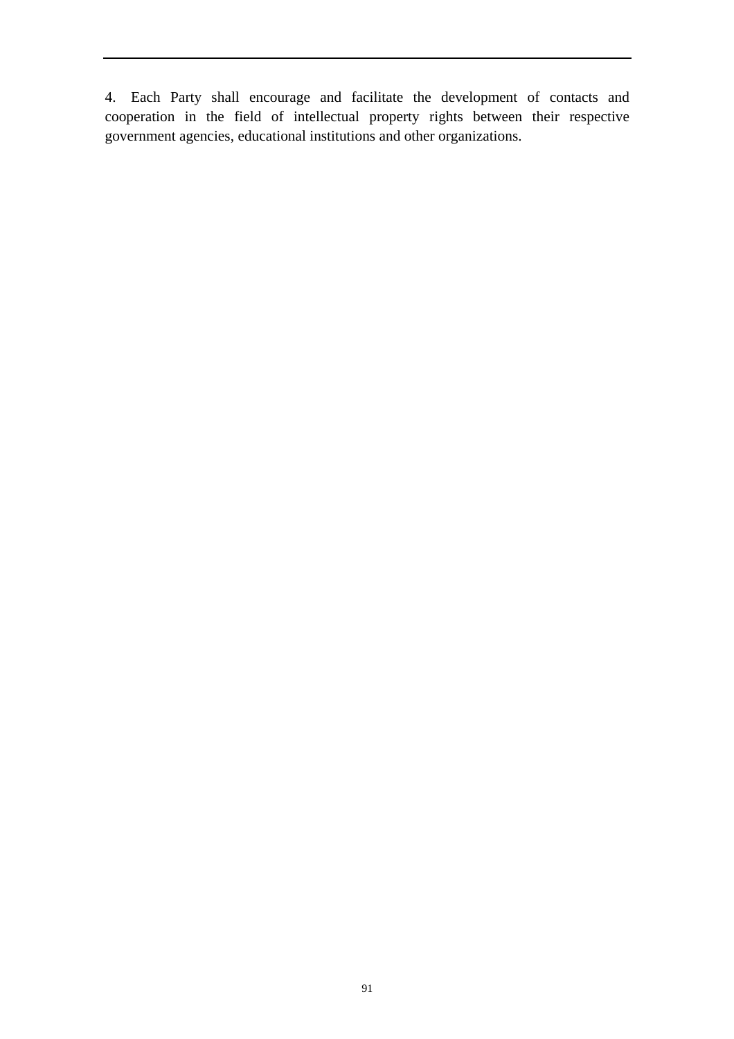4. Each Party shall encourage and facilitate the development of contacts and cooperation in the field of intellectual property rights between their respective government agencies, educational institutions and other organizations.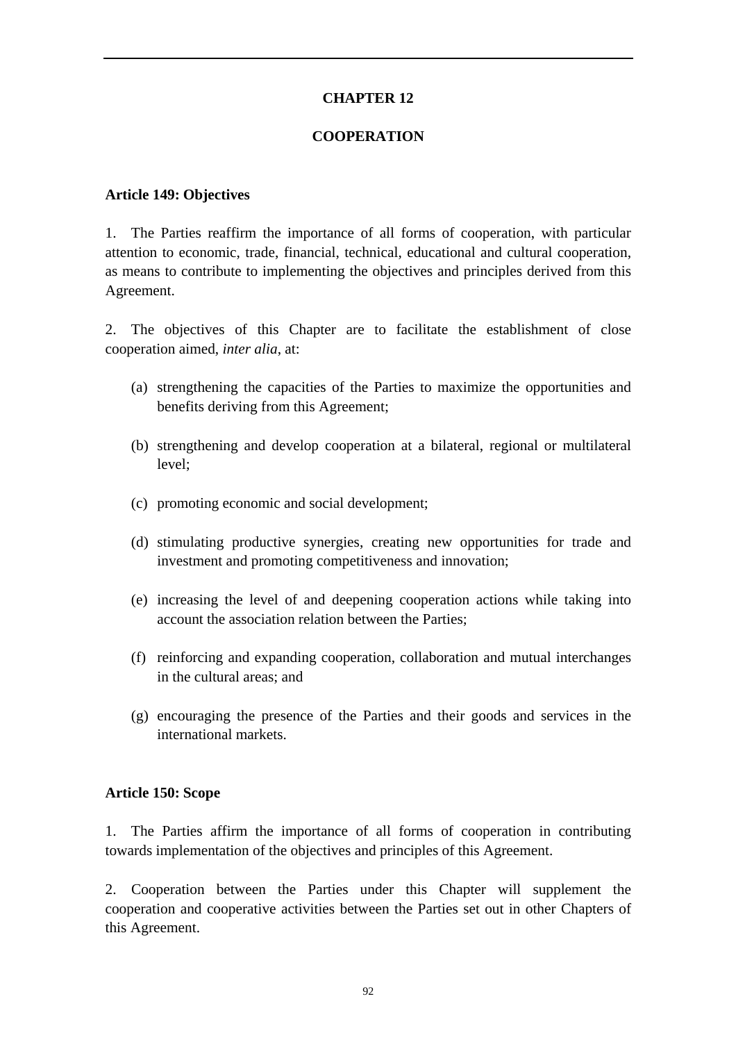# CHAPTER 12

# COOPERATION

### Article 149: Objectives

1. The Parties reaffirm the importance of all forms of cooperation, with particular attention to economic, trade, financial, technical, educational and cultural cooperation, as means to contribute to implementing the objectives and principles derived from this Agreement.

2. The objectives of this Chapter are to facilitate the establishment of close cooperation aimed, *inter alia*, at:

(a) strengthening the capacities of the Parties to maximize the opportunities and benefits deriving from this Agreement;

(b) strengthening and develop cooperation at a bilateral, regional or multilateral level;

(c) promoting economic and social development;

(d) stimulating productive synergies, creating new opportunities for trade and investment and promoting competitiveness and innovation;

(e) increasing the level of and deepening cooperation actions while taking into account the association relation between the Parties;

(f) reinforcing and expanding cooperation, collaboration and mutual interchanges in the cultural areas; and

(g) encouraging the presence of the Parties and their goods and services in the international markets.

### Article 150: Scope

1. The Parties affirm the importance of all forms of cooperation in contributing towards implementation of the objectives and principles of this Agreement.

2. Cooperation between the Parties under this Chapter will supplement the cooperation and cooperative activities between the Parties set out in other Chapters of this Agreement.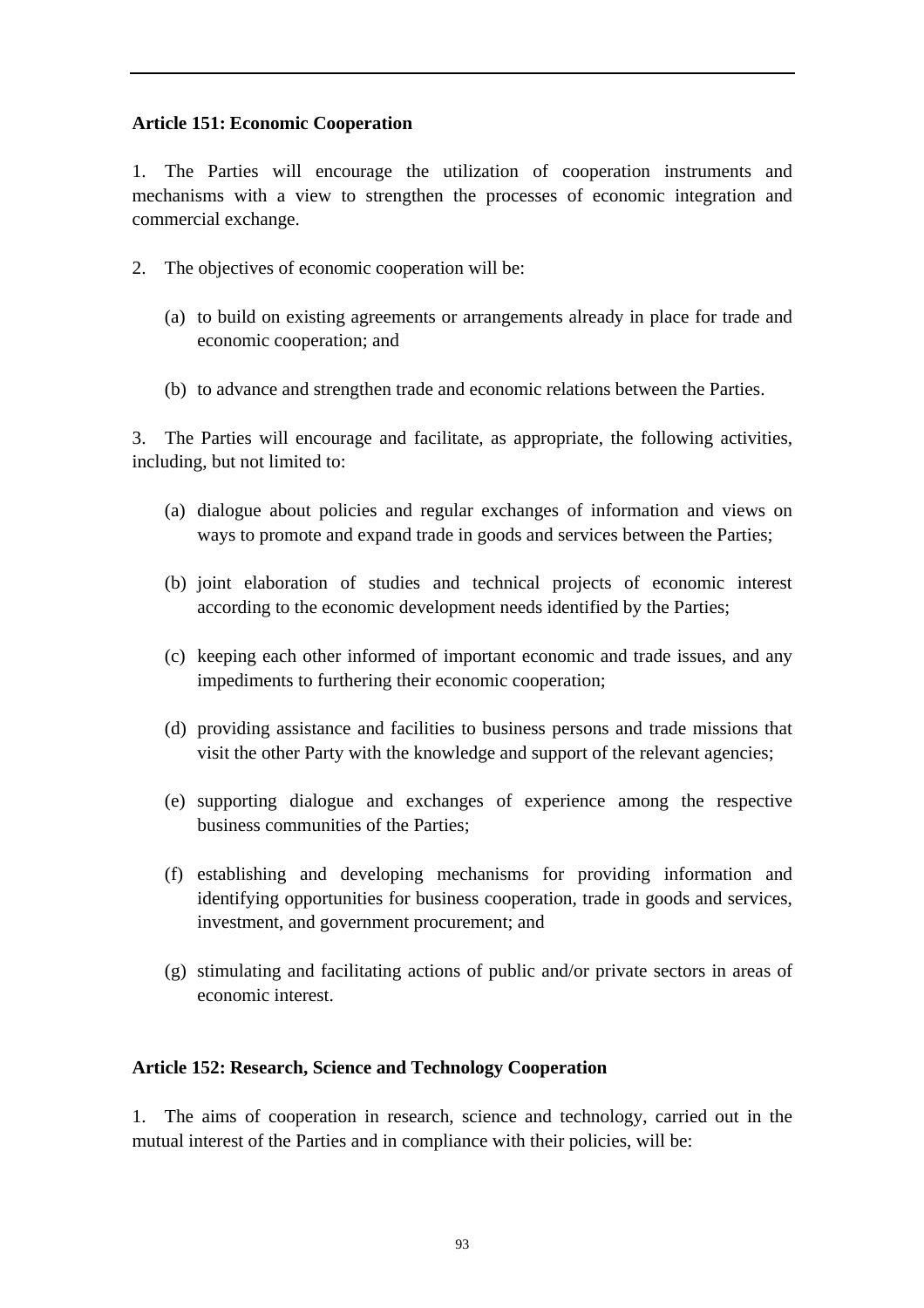**Article 151: Economic Cooperation**

1. The Parties will encourage the utilization of cooperation instruments and mechanisms with a view to strengthen the processes of economic integration and commercial exchange.

2. The objectives of economic cooperation will be:

   (a) to build on existing agreements or arrangements already in place for trade and economic cooperation; and

   (b) to advance and strengthen trade and economic relations between the Parties.

3. The Parties will encourage and facilitate, as appropriate, the following activities, including, but not limited to:

   (a) dialogue about policies and regular exchanges of information and views on ways to promote and expand trade in goods and services between the Parties;

   (b) joint elaboration of studies and technical projects of economic interest according to the economic development needs identified by the Parties;

   (c) keeping each other informed of important economic and trade issues, and any impediments to furthering their economic cooperation;

   (d) providing assistance and facilities to business persons and trade missions that visit the other Party with the knowledge and support of the relevant agencies;

   (e) supporting dialogue and exchanges of experience among the respective business communities of the Parties;

   (f) establishing and developing mechanisms for providing information and identifying opportunities for business cooperation, trade in goods and services, investment, and government procurement; and

   (g) stimulating and facilitating actions of public and/or private sectors in areas of economic interest.

**Article 152: Research, Science and Technology Cooperation**

1. The aims of cooperation in research, science and technology, carried out in the mutual interest of the Parties and in compliance with their policies, will be: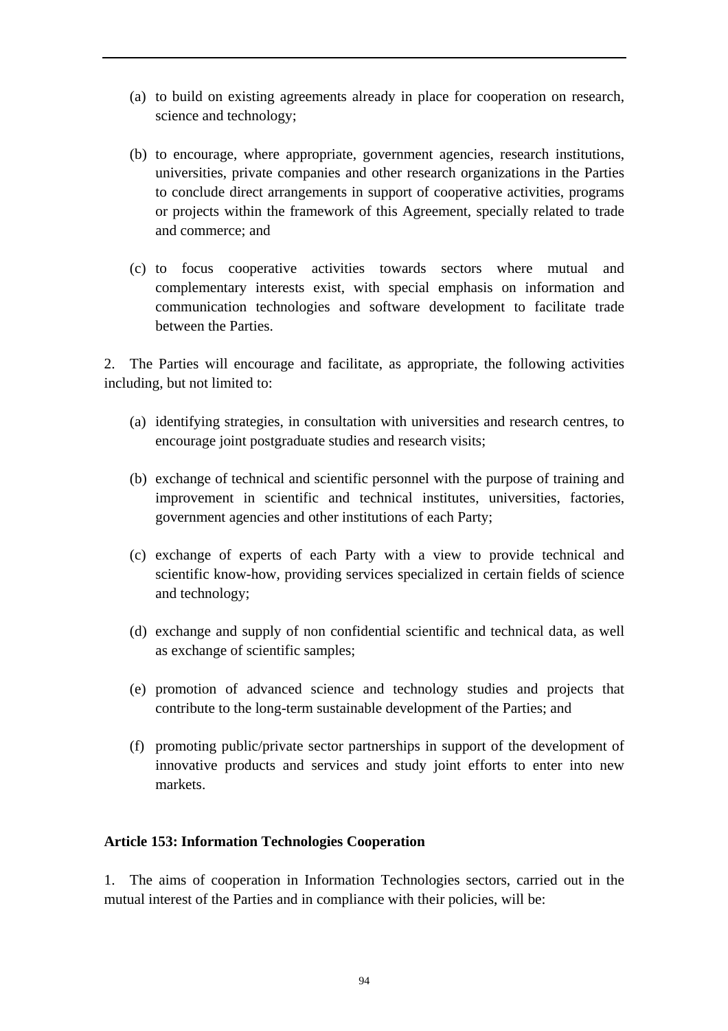(a) to build on existing agreements already in place for cooperation on research, science and technology;

(b) to encourage, where appropriate, government agencies, research institutions, universities, private companies and other research organizations in the Parties to conclude direct arrangements in support of cooperative activities, programs or projects within the framework of this Agreement, specially related to trade and commerce; and

(c) to focus cooperative activities towards sectors where mutual and complementary interests exist, with special emphasis on information and communication technologies and software development to facilitate trade between the Parties.

2. The Parties will encourage and facilitate, as appropriate, the following activities including, but not limited to:

(a) identifying strategies, in consultation with universities and research centres, to encourage joint postgraduate studies and research visits;

(b) exchange of technical and scientific personnel with the purpose of training and improvement in scientific and technical institutes, universities, factories, government agencies and other institutions of each Party;

(c) exchange of experts of each Party with a view to provide technical and scientific know-how, providing services specialized in certain fields of science and technology;

(d) exchange and supply of non confidential scientific and technical data, as well as exchange of scientific samples;

(e) promotion of advanced science and technology studies and projects that contribute to the long-term sustainable development of the Parties; and

(f) promoting public/private sector partnerships in support of the development of innovative products and services and study joint efforts to enter into new markets.

**Article 153: Information Technologies Cooperation**

1. The aims of cooperation in Information Technologies sectors, carried out in the mutual interest of the Parties and in compliance with their policies, will be: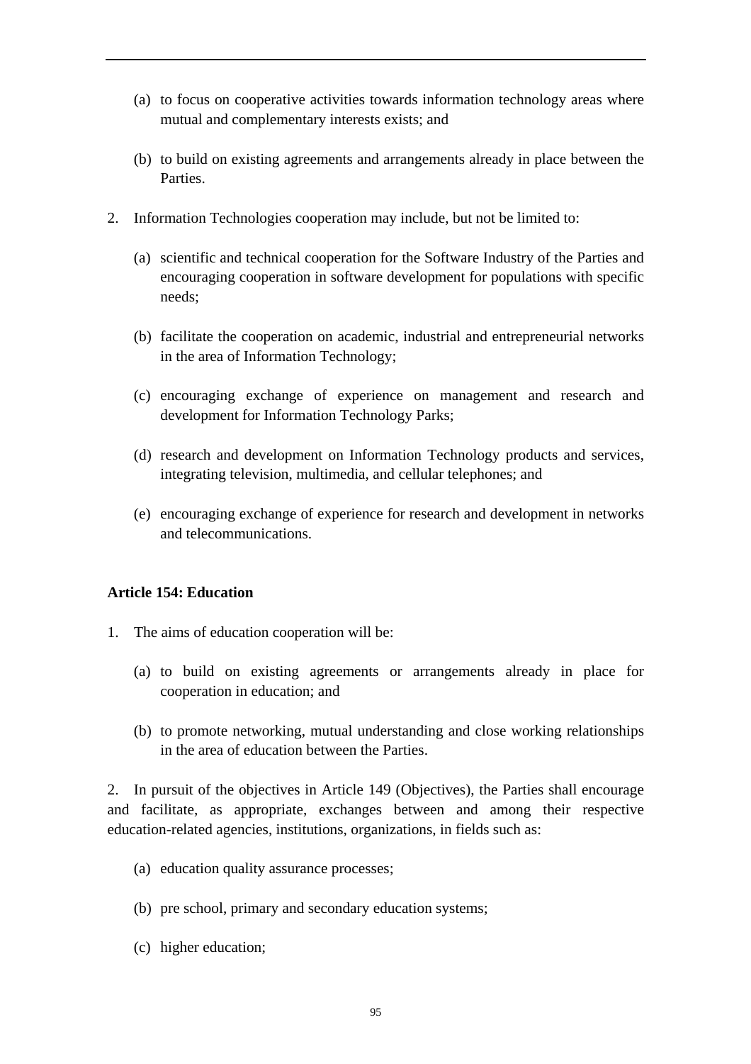(a) to focus on cooperative activities towards information technology areas where mutual and complementary interests exists; and

(b) to build on existing agreements and arrangements already in place between the Parties.

2. Information Technologies cooperation may include, but not be limited to:

(a) scientific and technical cooperation for the Software Industry of the Parties and encouraging cooperation in software development for populations with specific needs;

(b) facilitate the cooperation on academic, industrial and entrepreneurial networks in the area of Information Technology;

(c) encouraging exchange of experience on management and research and development for Information Technology Parks;

(d) research and development on Information Technology products and services, integrating television, multimedia, and cellular telephones; and

(e) encouraging exchange of experience for research and development in networks and telecommunications.

**Article 154: Education**

1. The aims of education cooperation will be:

(a) to build on existing agreements or arrangements already in place for cooperation in education; and

(b) to promote networking, mutual understanding and close working relationships in the area of education between the Parties.

2. In pursuit of the objectives in Article 149 (Objectives), the Parties shall encourage and facilitate, as appropriate, exchanges between and among their respective education-related agencies, institutions, organizations, in fields such as:

(a) education quality assurance processes;

(b) pre school, primary and secondary education systems;

(c) higher education;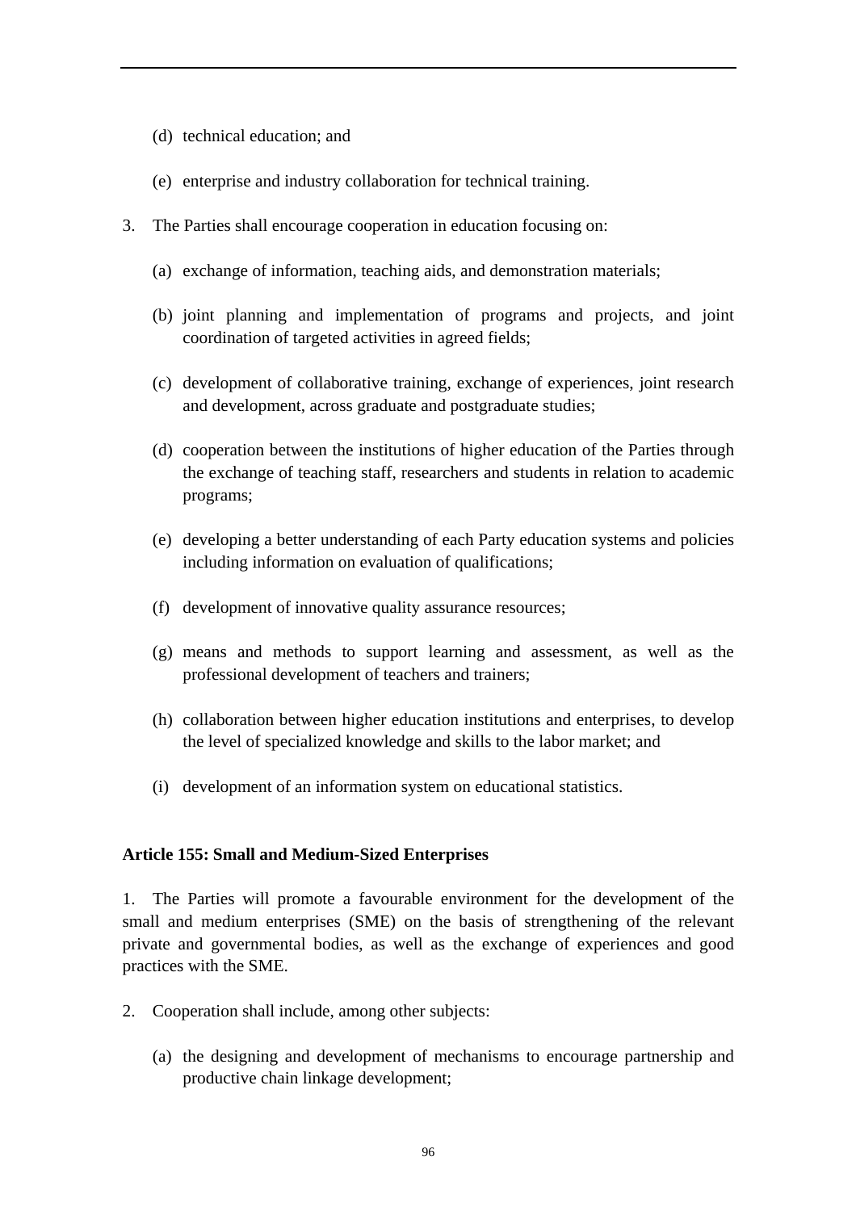(d) technical education; and

(e) enterprise and industry collaboration for technical training.

3. The Parties shall encourage cooperation in education focusing on:

(a) exchange of information, teaching aids, and demonstration materials;

(b) joint planning and implementation of programs and projects, and joint coordination of targeted activities in agreed fields;

(c) development of collaborative training, exchange of experiences, joint research and development, across graduate and postgraduate studies;

(d) cooperation between the institutions of higher education of the Parties through the exchange of teaching staff, researchers and students in relation to academic programs;

(e) developing a better understanding of each Party education systems and policies including information on evaluation of qualifications;

(f) development of innovative quality assurance resources;

(g) means and methods to support learning and assessment, as well as the professional development of teachers and trainers;

(h) collaboration between higher education institutions and enterprises, to develop the level of specialized knowledge and skills to the labor market; and

(i) development of an information system on educational statistics.

**Article 155: Small and Medium-Sized Enterprises**

1. The Parties will promote a favourable environment for the development of the small and medium enterprises (SME) on the basis of strengthening of the relevant private and governmental bodies, as well as the exchange of experiences and good practices with the SME.

2. Cooperation shall include, among other subjects:

(a) the designing and development of mechanisms to encourage partnership and productive chain linkage development;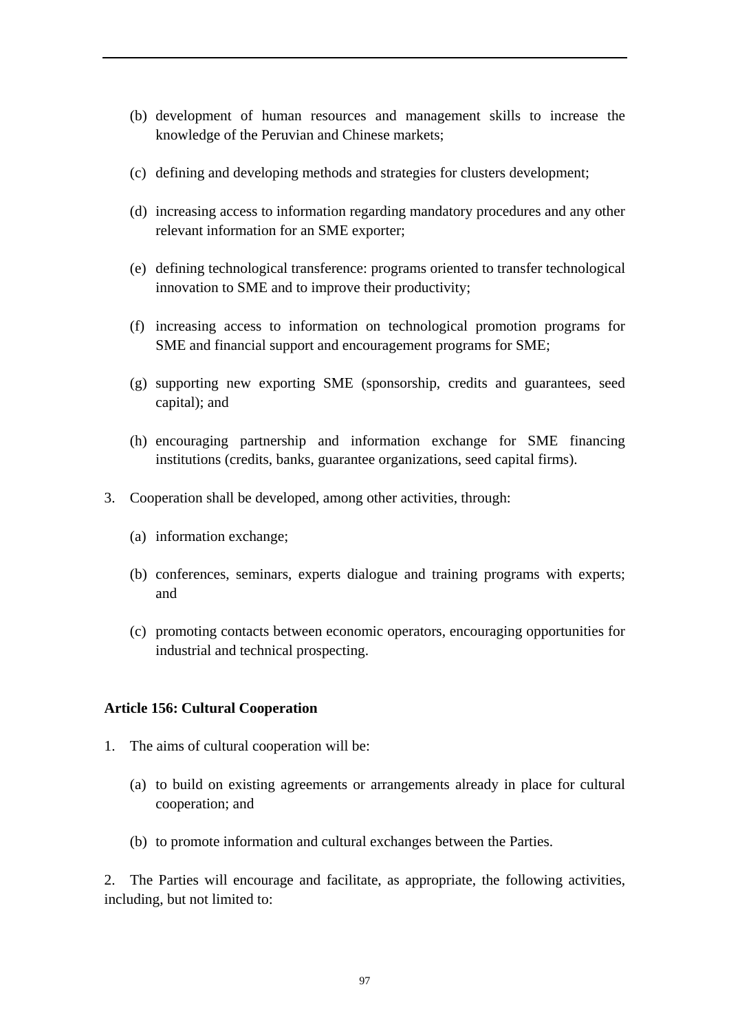(b) development of human resources and management skills to increase the knowledge of the Peruvian and Chinese markets;

(c) defining and developing methods and strategies for clusters development;

(d) increasing access to information regarding mandatory procedures and any other relevant information for an SME exporter;

(e) defining technological transference: programs oriented to transfer technological innovation to SME and to improve their productivity;

(f) increasing access to information on technological promotion programs for SME and financial support and encouragement programs for SME;

(g) supporting new exporting SME (sponsorship, credits and guarantees, seed capital); and

(h) encouraging partnership and information exchange for SME financing institutions (credits, banks, guarantee organizations, seed capital firms).

3. Cooperation shall be developed, among other activities, through:

(a) information exchange;

(b) conferences, seminars, experts dialogue and training programs with experts; and

(c) promoting contacts between economic operators, encouraging opportunities for industrial and technical prospecting.

**Article 156: Cultural Cooperation**

1. The aims of cultural cooperation will be:

(a) to build on existing agreements or arrangements already in place for cultural cooperation; and

(b) to promote information and cultural exchanges between the Parties.

2. The Parties will encourage and facilitate, as appropriate, the following activities, including, but not limited to: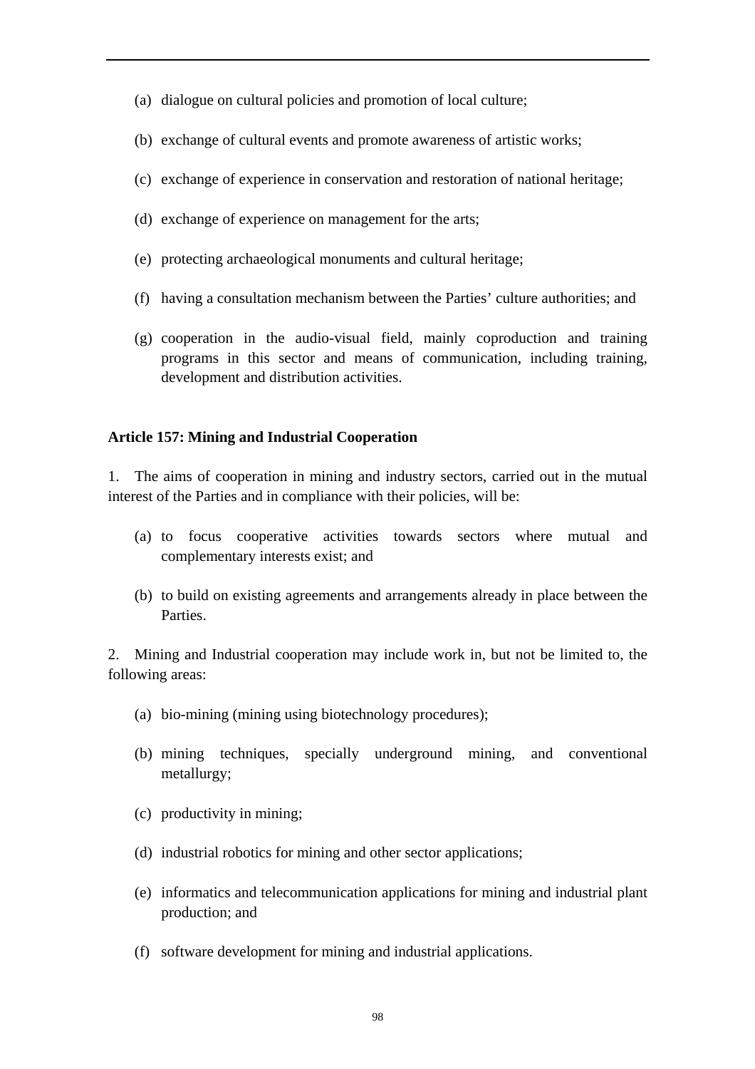(a) dialogue on cultural policies and promotion of local culture;

(b) exchange of cultural events and promote awareness of artistic works;

(c) exchange of experience in conservation and restoration of national heritage;

(d) exchange of experience on management for the arts;

(e) protecting archaeological monuments and cultural heritage;

(f) having a consultation mechanism between the Parties' culture authorities; and

(g) cooperation in the audio-visual field, mainly coproduction and training programs in this sector and means of communication, including training, development and distribution activities.

**Article 157: Mining and Industrial Cooperation**

1. The aims of cooperation in mining and industry sectors, carried out in the mutual interest of the Parties and in compliance with their policies, will be:

(a) to focus cooperative activities towards sectors where mutual and complementary interests exist; and

(b) to build on existing agreements and arrangements already in place between the Parties.

2. Mining and Industrial cooperation may include work in, but not be limited to, the following areas:

(a) bio-mining (mining using biotechnology procedures);

(b) mining techniques, specially underground mining, and conventional metallurgy;

(c) productivity in mining;

(d) industrial robotics for mining and other sector applications;

(e) informatics and telecommunication applications for mining and industrial plant production; and

(f) software development for mining and industrial applications.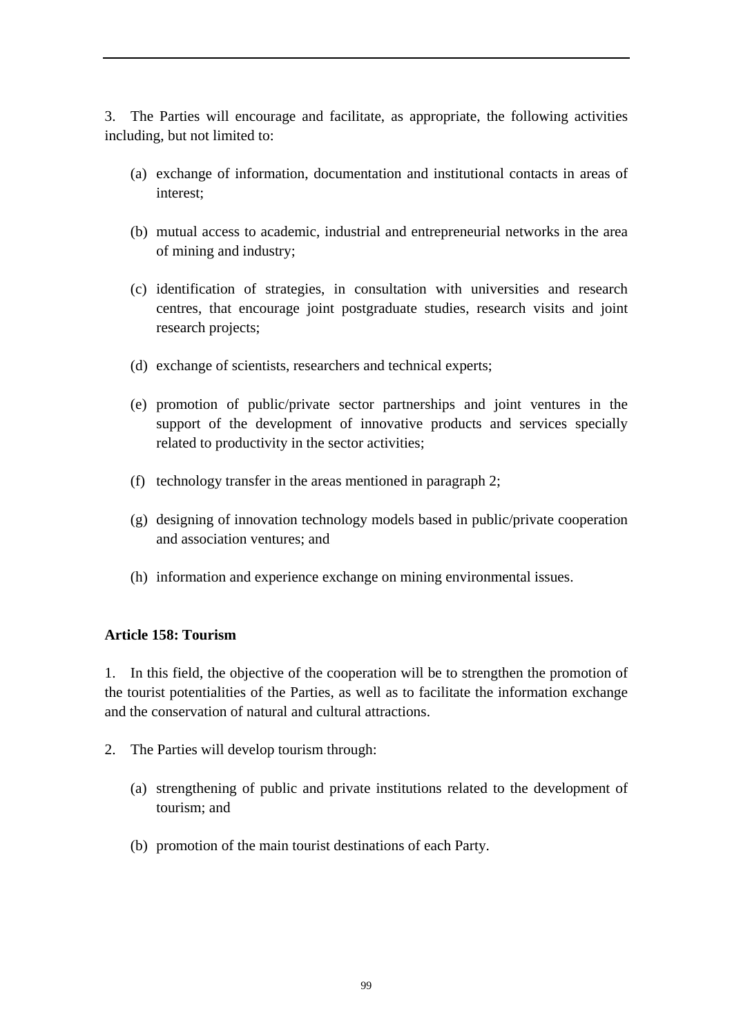3. The Parties will encourage and facilitate, as appropriate, the following activities including, but not limited to:

(a) exchange of information, documentation and institutional contacts in areas of interest;

(b) mutual access to academic, industrial and entrepreneurial networks in the area of mining and industry;

(c) identification of strategies, in consultation with universities and research centres, that encourage joint postgraduate studies, research visits and joint research projects;

(d) exchange of scientists, researchers and technical experts;

(e) promotion of public/private sector partnerships and joint ventures in the support of the development of innovative products and services specially related to productivity in the sector activities;

(f) technology transfer in the areas mentioned in paragraph 2;

(g) designing of innovation technology models based in public/private cooperation and association ventures; and

(h) information and experience exchange on mining environmental issues.

**Article 158: Tourism**

1. In this field, the objective of the cooperation will be to strengthen the promotion of the tourist potentialities of the Parties, as well as to facilitate the information exchange and the conservation of natural and cultural attractions.

2. The Parties will develop tourism through:

(a) strengthening of public and private institutions related to the development of tourism; and

(b) promotion of the main tourist destinations of each Party.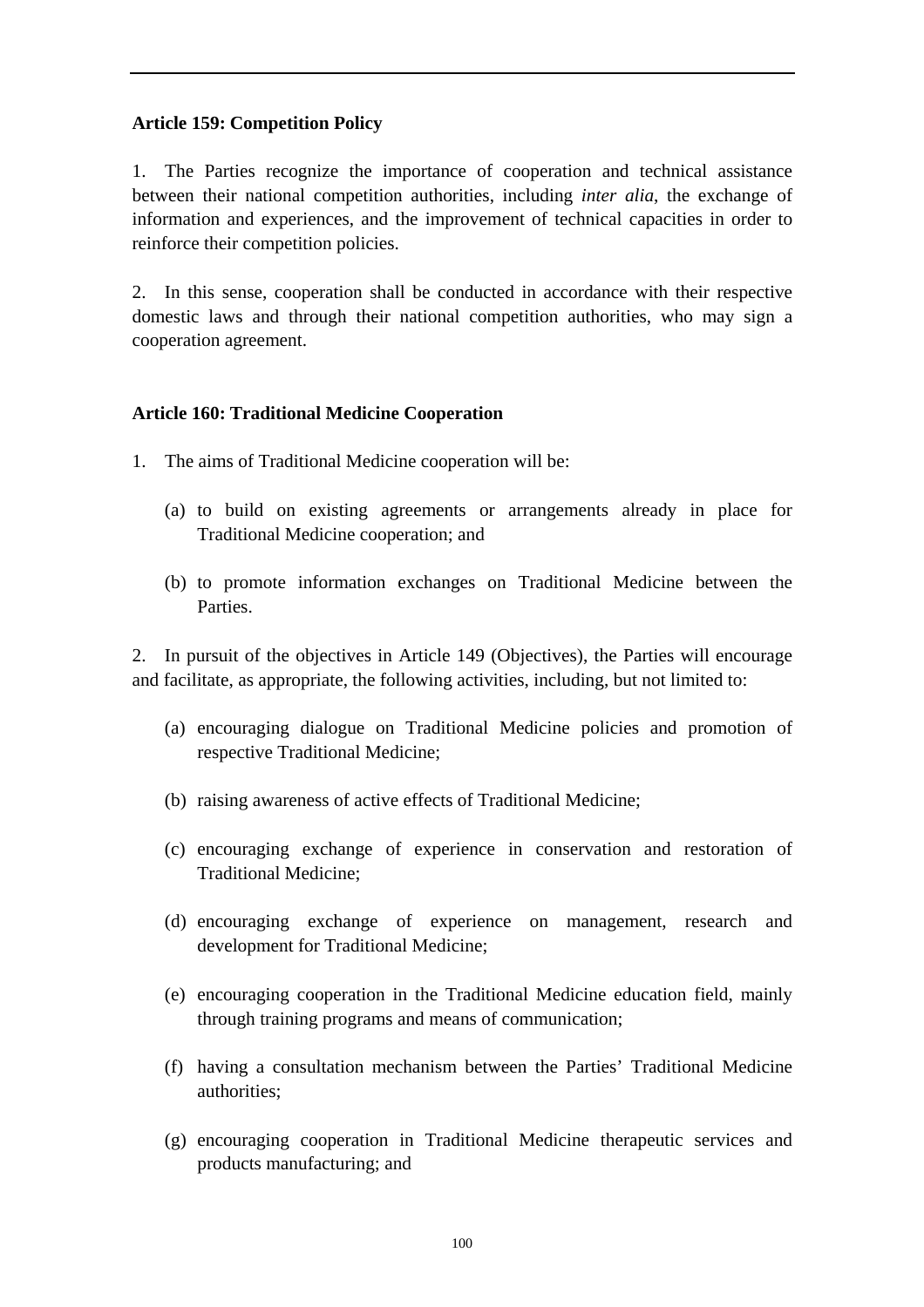**Article 159: Competition Policy**

1. The Parties recognize the importance of cooperation and technical assistance between their national competition authorities, including *inter alia*, the exchange of information and experiences, and the improvement of technical capacities in order to reinforce their competition policies.

2. In this sense, cooperation shall be conducted in accordance with their respective domestic laws and through their national competition authorities, who may sign a cooperation agreement.

**Article 160: Traditional Medicine Cooperation**

1. The aims of Traditional Medicine cooperation will be:

   (a) to build on existing agreements or arrangements already in place for Traditional Medicine cooperation; and

   (b) to promote information exchanges on Traditional Medicine between the Parties.

2. In pursuit of the objectives in Article 149 (Objectives), the Parties will encourage and facilitate, as appropriate, the following activities, including, but not limited to:

   (a) encouraging dialogue on Traditional Medicine policies and promotion of respective Traditional Medicine;

   (b) raising awareness of active effects of Traditional Medicine;

   (c) encouraging exchange of experience in conservation and restoration of Traditional Medicine;

   (d) encouraging exchange of experience on management, research and development for Traditional Medicine;

   (e) encouraging cooperation in the Traditional Medicine education field, mainly through training programs and means of communication;

   (f) having a consultation mechanism between the Parties' Traditional Medicine authorities;

   (g) encouraging cooperation in Traditional Medicine therapeutic services and products manufacturing; and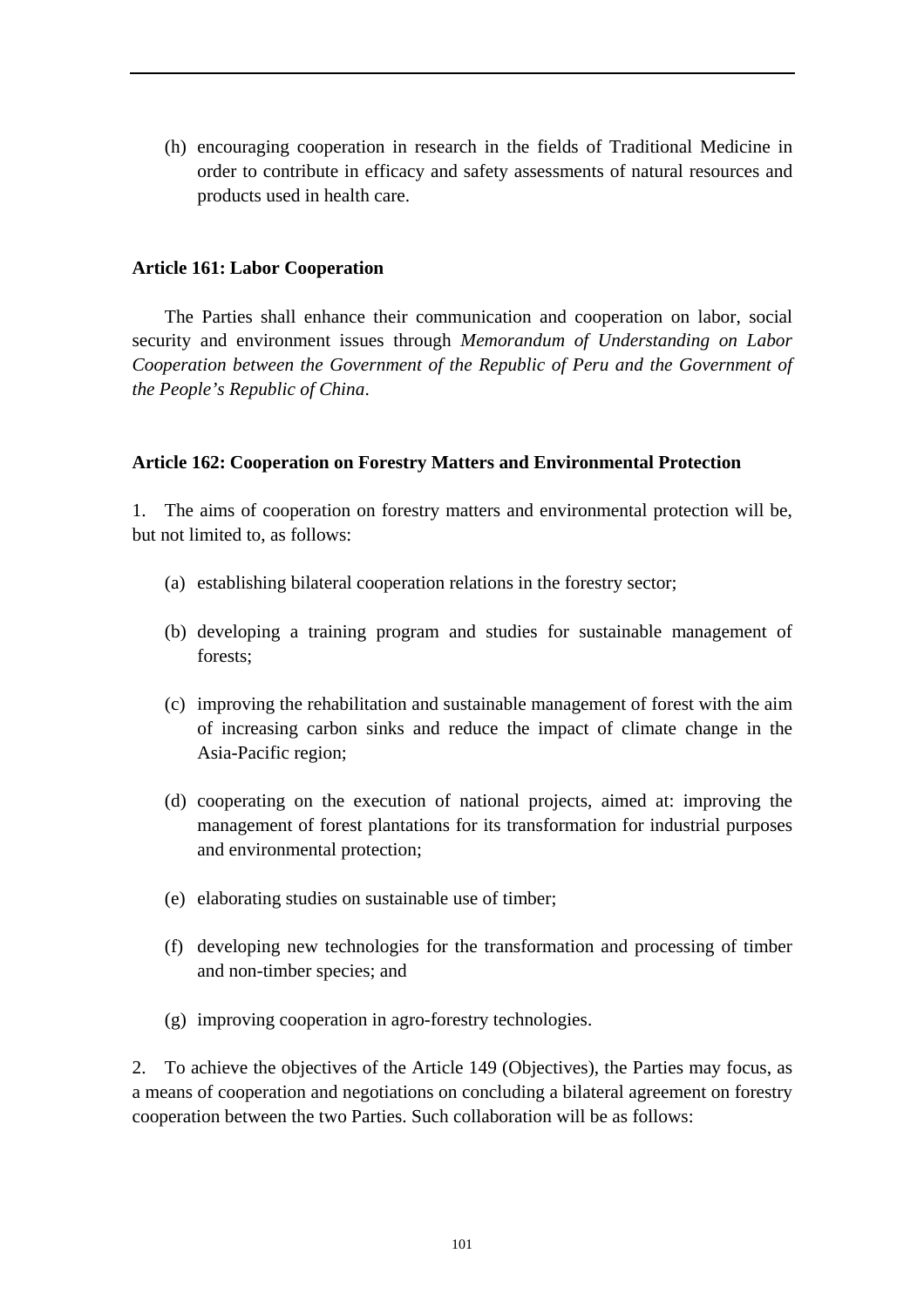(h) encouraging cooperation in research in the fields of Traditional Medicine in order to contribute in efficacy and safety assessments of natural resources and products used in health care.

**Article 161: Labor Cooperation**

The Parties shall enhance their communication and cooperation on labor, social security and environment issues through *Memorandum of Understanding on Labor Cooperation between the Government of the Republic of Peru and the Government of the People's Republic of China*.

**Article 162: Cooperation on Forestry Matters and Environmental Protection**

1. The aims of cooperation on forestry matters and environmental protection will be, but not limited to, as follows:

(a) establishing bilateral cooperation relations in the forestry sector;

(b) developing a training program and studies for sustainable management of forests;

(c) improving the rehabilitation and sustainable management of forest with the aim of increasing carbon sinks and reduce the impact of climate change in the Asia-Pacific region;

(d) cooperating on the execution of national projects, aimed at: improving the management of forest plantations for its transformation for industrial purposes and environmental protection;

(e) elaborating studies on sustainable use of timber;

(f) developing new technologies for the transformation and processing of timber and non-timber species; and

(g) improving cooperation in agro-forestry technologies.

2. To achieve the objectives of the Article 149 (Objectives), the Parties may focus, as a means of cooperation and negotiations on concluding a bilateral agreement on forestry cooperation between the two Parties. Such collaboration will be as follows: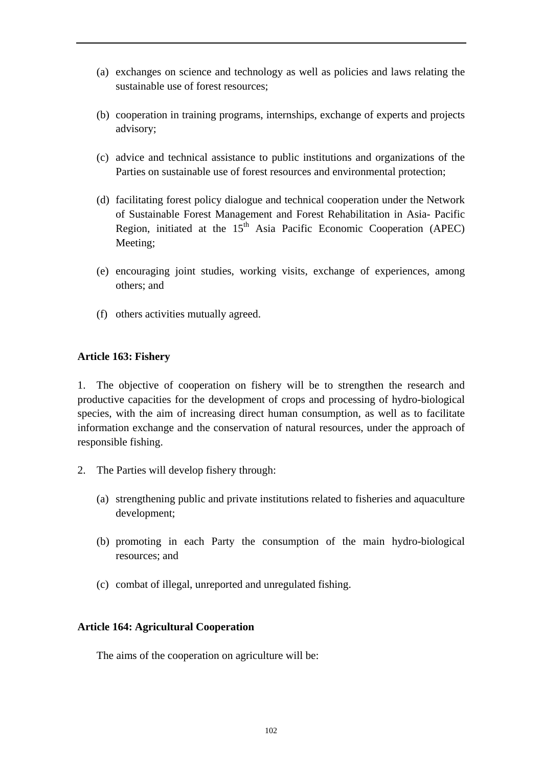(a) exchanges on science and technology as well as policies and laws relating the sustainable use of forest resources;

(b) cooperation in training programs, internships, exchange of experts and projects advisory;

(c) advice and technical assistance to public institutions and organizations of the Parties on sustainable use of forest resources and environmental protection;

(d) facilitating forest policy dialogue and technical cooperation under the Network of Sustainable Forest Management and Forest Rehabilitation in Asia- Pacific Region, initiated at the 15th Asia Pacific Economic Cooperation (APEC) Meeting;

(e) encouraging joint studies, working visits, exchange of experiences, among others; and

(f) others activities mutually agreed.

**Article 163: Fishery**

1. The objective of cooperation on fishery will be to strengthen the research and productive capacities for the development of crops and processing of hydro-biological species, with the aim of increasing direct human consumption, as well as to facilitate information exchange and the conservation of natural resources, under the approach of responsible fishing.

2. The Parties will develop fishery through:

(a) strengthening public and private institutions related to fisheries and aquaculture development;

(b) promoting in each Party the consumption of the main hydro-biological resources; and

(c) combat of illegal, unreported and unregulated fishing.

**Article 164: Agricultural Cooperation**

The aims of the cooperation on agriculture will be: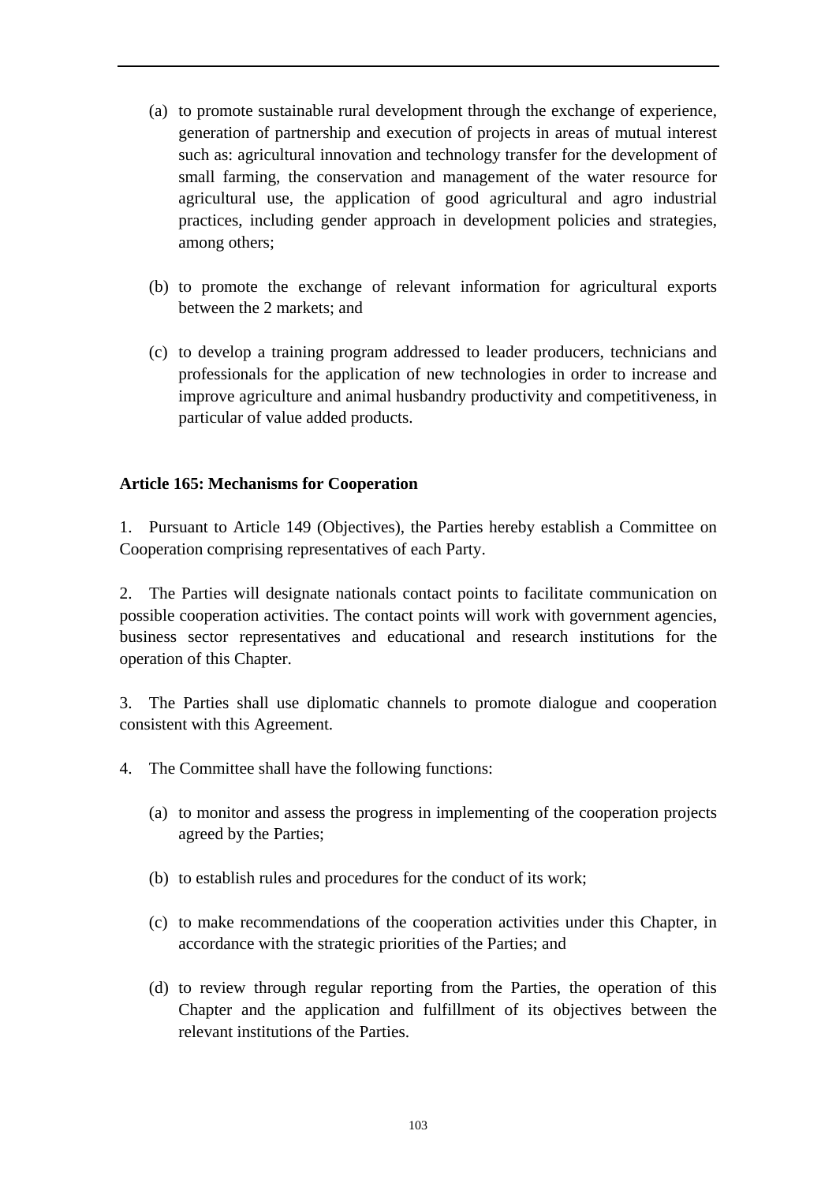(a) to promote sustainable rural development through the exchange of experience, generation of partnership and execution of projects in areas of mutual interest such as: agricultural innovation and technology transfer for the development of small farming, the conservation and management of the water resource for agricultural use, the application of good agricultural and agro industrial practices, including gender approach in development policies and strategies, among others;

(b) to promote the exchange of relevant information for agricultural exports between the 2 markets; and

(c) to develop a training program addressed to leader producers, technicians and professionals for the application of new technologies in order to increase and improve agriculture and animal husbandry productivity and competitiveness, in particular of value added products.

**Article 165: Mechanisms for Cooperation**

1. Pursuant to Article 149 (Objectives), the Parties hereby establish a Committee on Cooperation comprising representatives of each Party.

2. The Parties will designate nationals contact points to facilitate communication on possible cooperation activities. The contact points will work with government agencies, business sector representatives and educational and research institutions for the operation of this Chapter.

3. The Parties shall use diplomatic channels to promote dialogue and cooperation consistent with this Agreement.

4. The Committee shall have the following functions:

(a) to monitor and assess the progress in implementing of the cooperation projects agreed by the Parties;

(b) to establish rules and procedures for the conduct of its work;

(c) to make recommendations of the cooperation activities under this Chapter, in accordance with the strategic priorities of the Parties; and

(d) to review through regular reporting from the Parties, the operation of this Chapter and the application and fulfillment of its objectives between the relevant institutions of the Parties.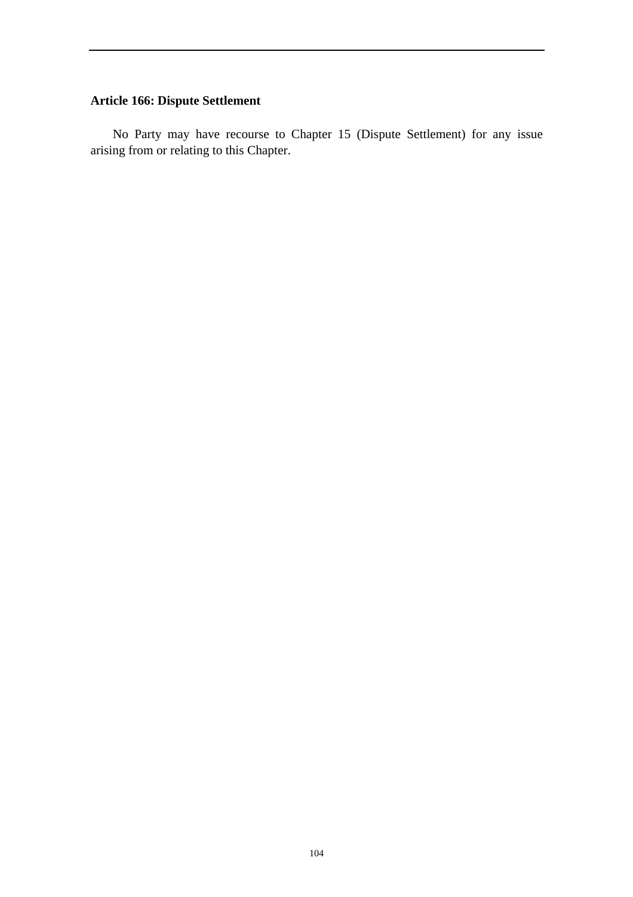**Article 166: Dispute Settlement**

No Party may have recourse to Chapter 15 (Dispute Settlement) for any issue arising from or relating to this Chapter.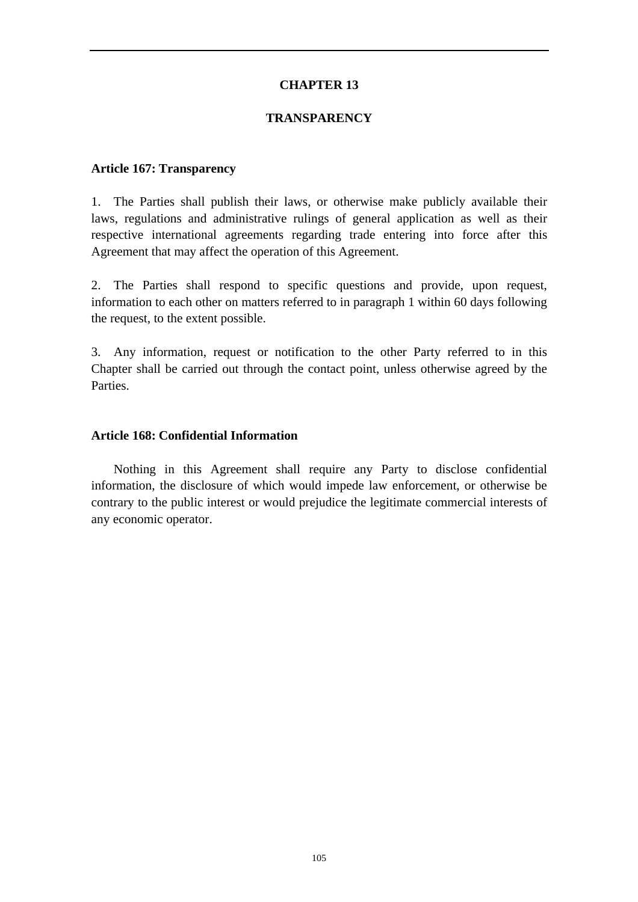# CHAPTER 13

# TRANSPARENCY

## Article 167: Transparency

1. The Parties shall publish their laws, or otherwise make publicly available their laws, regulations and administrative rulings of general application as well as their respective international agreements regarding trade entering into force after this Agreement that may affect the operation of this Agreement.

2. The Parties shall respond to specific questions and provide, upon request, information to each other on matters referred to in paragraph 1 within 60 days following the request, to the extent possible.

3. Any information, request or notification to the other Party referred to in this Chapter shall be carried out through the contact point, unless otherwise agreed by the Parties.

## Article 168: Confidential Information

Nothing in this Agreement shall require any Party to disclose confidential information, the disclosure of which would impede law enforcement, or otherwise be contrary to the public interest or would prejudice the legitimate commercial interests of any economic operator.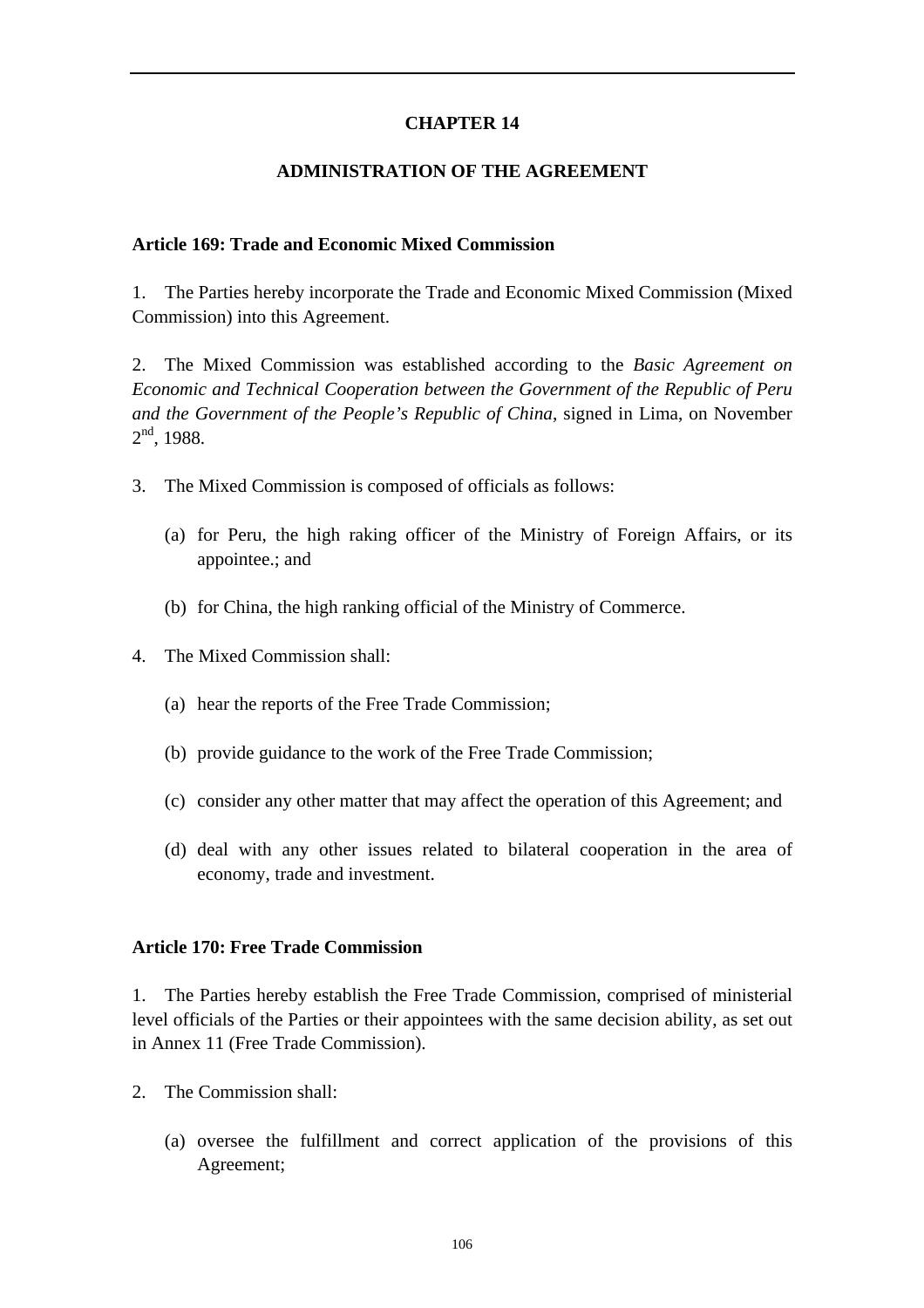# CHAPTER 14

## ADMINISTRATION OF THE AGREEMENT

**Article 169: Trade and Economic Mixed Commission**

1. The Parties hereby incorporate the Trade and Economic Mixed Commission (Mixed Commission) into this Agreement.

2. The Mixed Commission was established according to the *Basic Agreement on Economic and Technical Cooperation between the Government of the Republic of Peru and the Government of the People's Republic of China*, signed in Lima, on November 2nd, 1988.

3. The Mixed Commission is composed of officials as follows:

   (a) for Peru, the high raking officer of the Ministry of Foreign Affairs, or its appointee.; and

   (b) for China, the high ranking official of the Ministry of Commerce.

4. The Mixed Commission shall:

   (a) hear the reports of the Free Trade Commission;

   (b) provide guidance to the work of the Free Trade Commission;

   (c) consider any other matter that may affect the operation of this Agreement; and

   (d) deal with any other issues related to bilateral cooperation in the area of economy, trade and investment.

**Article 170: Free Trade Commission**

1. The Parties hereby establish the Free Trade Commission, comprised of ministerial level officials of the Parties or their appointees with the same decision ability, as set out in Annex 11 (Free Trade Commission).

2. The Commission shall:

   (a) oversee the fulfillment and correct application of the provisions of this Agreement;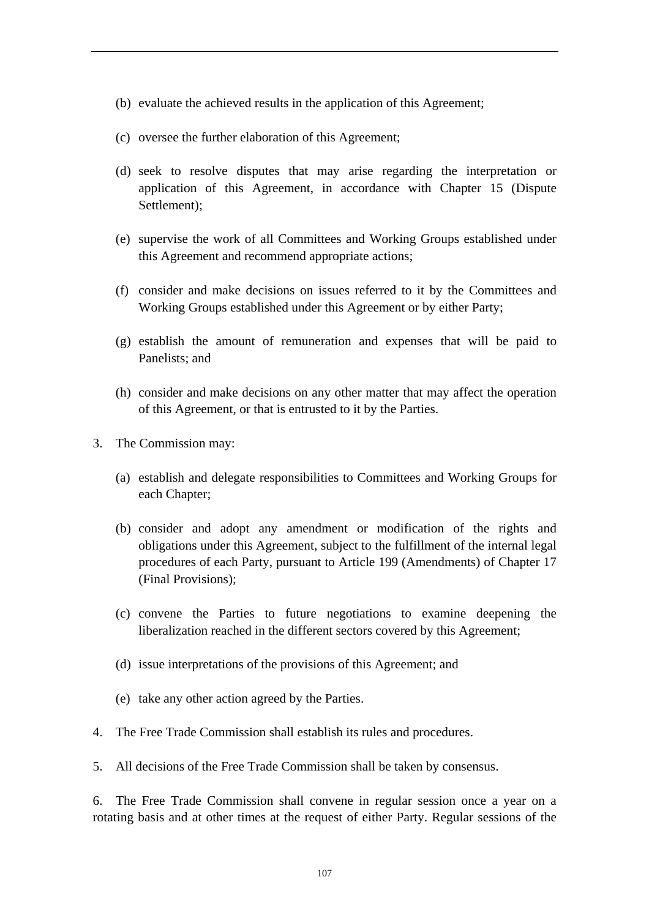(b) evaluate the achieved results in the application of this Agreement;

(c) oversee the further elaboration of this Agreement;

(d) seek to resolve disputes that may arise regarding the interpretation or application of this Agreement, in accordance with Chapter 15 (Dispute Settlement);

(e) supervise the work of all Committees and Working Groups established under this Agreement and recommend appropriate actions;

(f) consider and make decisions on issues referred to it by the Committees and Working Groups established under this Agreement or by either Party;

(g) establish the amount of remuneration and expenses that will be paid to Panelists; and

(h) consider and make decisions on any other matter that may affect the operation of this Agreement, or that is entrusted to it by the Parties.

3. The Commission may:

(a) establish and delegate responsibilities to Committees and Working Groups for each Chapter;

(b) consider and adopt any amendment or modification of the rights and obligations under this Agreement, subject to the fulfillment of the internal legal procedures of each Party, pursuant to Article 199 (Amendments) of Chapter 17 (Final Provisions);

(c) convene the Parties to future negotiations to examine deepening the liberalization reached in the different sectors covered by this Agreement;

(d) issue interpretations of the provisions of this Agreement; and

(e) take any other action agreed by the Parties.

4. The Free Trade Commission shall establish its rules and procedures.

5. All decisions of the Free Trade Commission shall be taken by consensus.

6. The Free Trade Commission shall convene in regular session once a year on a rotating basis and at other times at the request of either Party. Regular sessions of the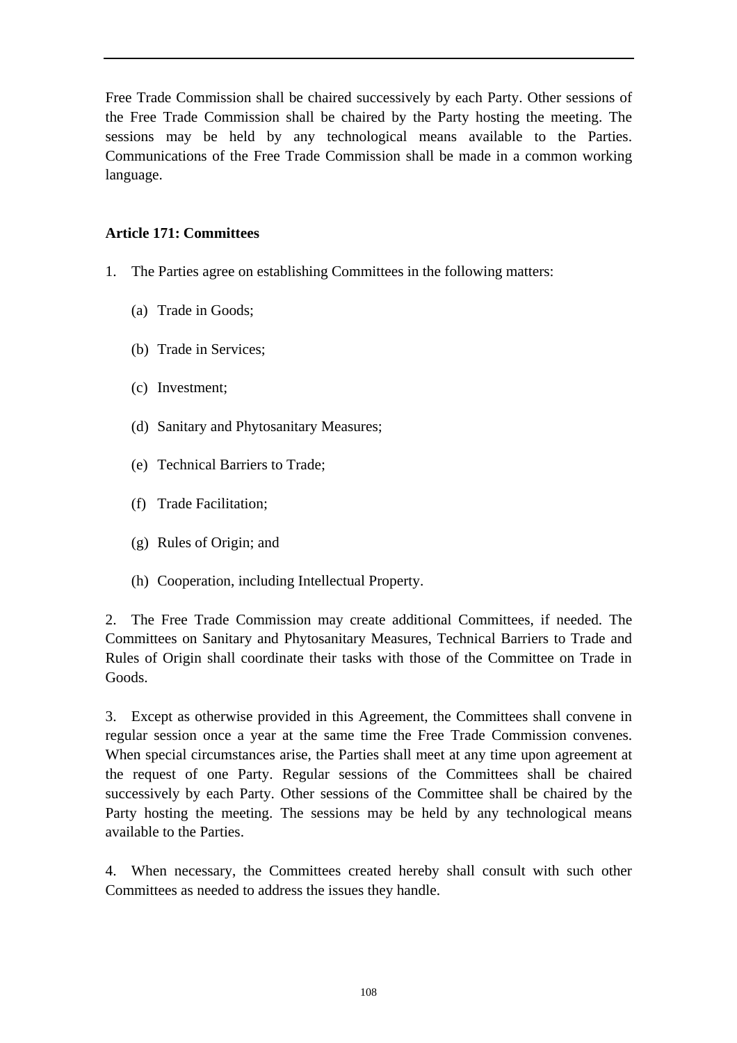Free Trade Commission shall be chaired successively by each Party. Other sessions of the Free Trade Commission shall be chaired by the Party hosting the meeting. The sessions may be held by any technological means available to the Parties. Communications of the Free Trade Commission shall be made in a common working language.

**Article 171: Committees**

1. The Parties agree on establishing Committees in the following matters:

   (a) Trade in Goods;

   (b) Trade in Services;

   (c) Investment;

   (d) Sanitary and Phytosanitary Measures;

   (e) Technical Barriers to Trade;

   (f) Trade Facilitation;

   (g) Rules of Origin; and

   (h) Cooperation, including Intellectual Property.

2. The Free Trade Commission may create additional Committees, if needed. The Committees on Sanitary and Phytosanitary Measures, Technical Barriers to Trade and Rules of Origin shall coordinate their tasks with those of the Committee on Trade in Goods.

3. Except as otherwise provided in this Agreement, the Committees shall convene in regular session once a year at the same time the Free Trade Commission convenes. When special circumstances arise, the Parties shall meet at any time upon agreement at the request of one Party. Regular sessions of the Committees shall be chaired successively by each Party. Other sessions of the Committee shall be chaired by the Party hosting the meeting. The sessions may be held by any technological means available to the Parties.

4. When necessary, the Committees created hereby shall consult with such other Committees as needed to address the issues they handle.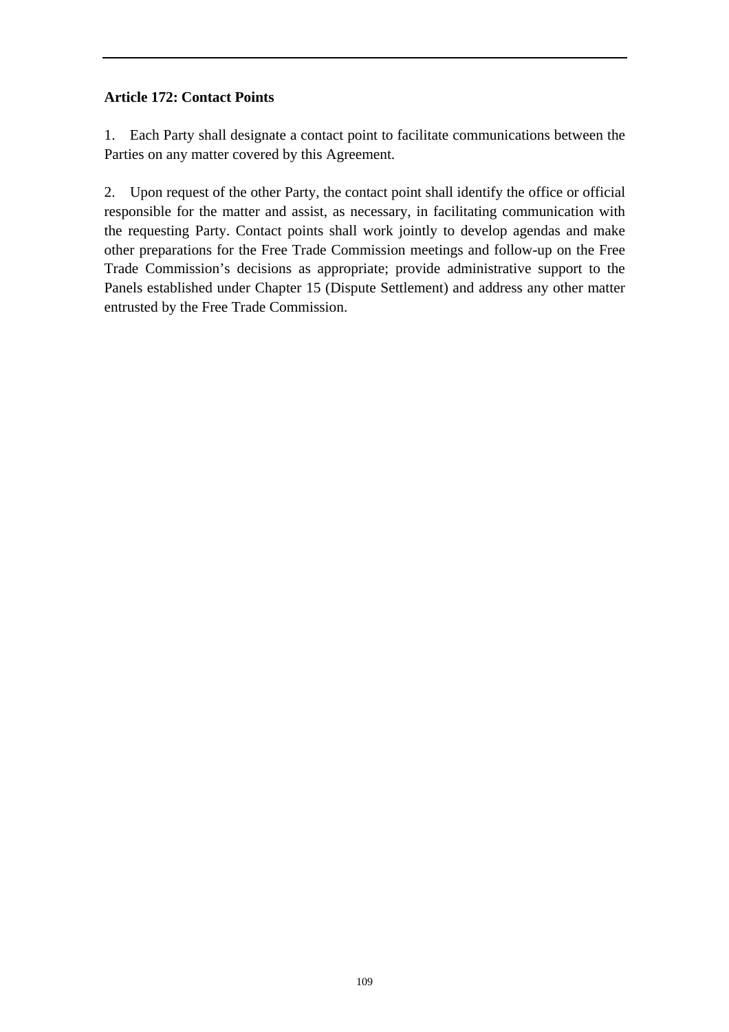**Article 172: Contact Points**

1. Each Party shall designate a contact point to facilitate communications between the Parties on any matter covered by this Agreement.

2. Upon request of the other Party, the contact point shall identify the office or official responsible for the matter and assist, as necessary, in facilitating communication with the requesting Party. Contact points shall work jointly to develop agendas and make other preparations for the Free Trade Commission meetings and follow-up on the Free Trade Commission's decisions as appropriate; provide administrative support to the Panels established under Chapter 15 (Dispute Settlement) and address any other matter entrusted by the Free Trade Commission.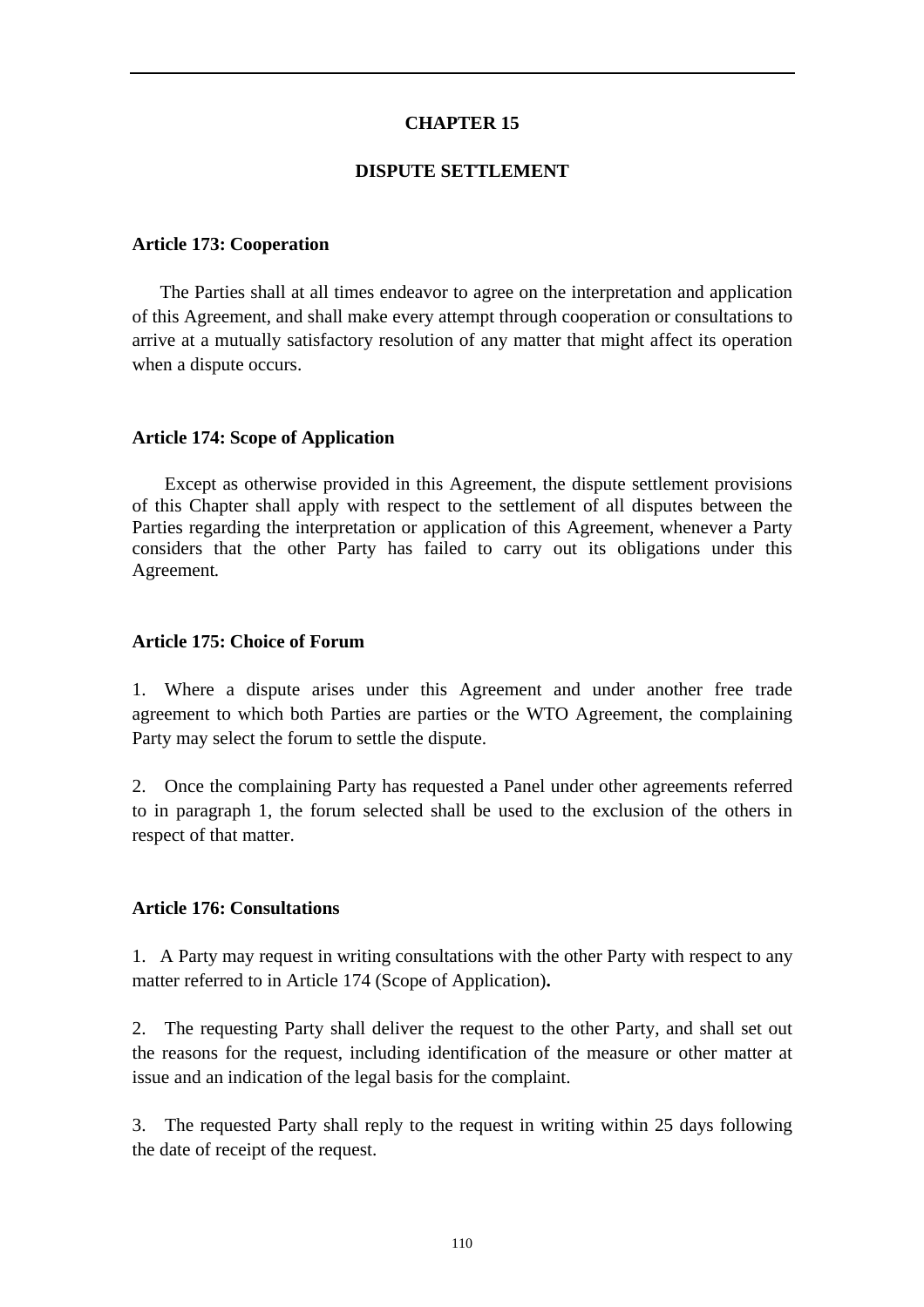# CHAPTER 15

## DISPUTE SETTLEMENT

### Article 173: Cooperation

The Parties shall at all times endeavor to agree on the interpretation and application of this Agreement, and shall make every attempt through cooperation or consultations to arrive at a mutually satisfactory resolution of any matter that might affect its operation when a dispute occurs.

### Article 174: Scope of Application

Except as otherwise provided in this Agreement, the dispute settlement provisions of this Chapter shall apply with respect to the settlement of all disputes between the Parties regarding the interpretation or application of this Agreement, whenever a Party considers that the other Party has failed to carry out its obligations under this Agreement*.*

### Article 175: Choice of Forum

1. Where a dispute arises under this Agreement and under another free trade agreement to which both Parties are parties or the WTO Agreement, the complaining Party may select the forum to settle the dispute.

2. Once the complaining Party has requested a Panel under other agreements referred to in paragraph 1, the forum selected shall be used to the exclusion of the others in respect of that matter.

### Article 176: Consultations

1. A Party may request in writing consultations with the other Party with respect to any matter referred to in Article 174 (Scope of Application)**.**

2. The requesting Party shall deliver the request to the other Party, and shall set out the reasons for the request, including identification of the measure or other matter at issue and an indication of the legal basis for the complaint.

3. The requested Party shall reply to the request in writing within 25 days following the date of receipt of the request.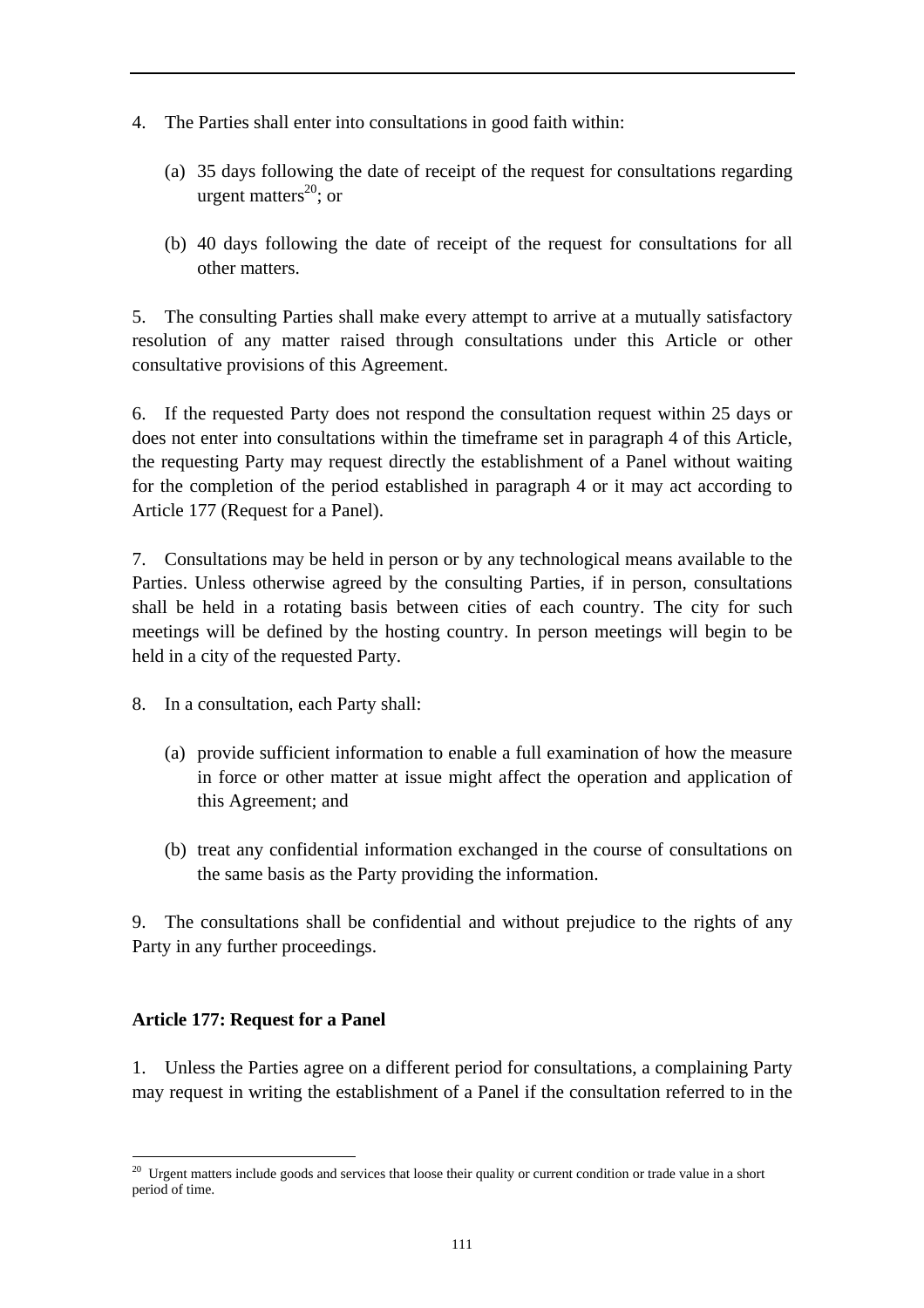4. The Parties shall enter into consultations in good faith within:

   (a) 35 days following the date of receipt of the request for consultations regarding urgent matters[20]; or

   (b) 40 days following the date of receipt of the request for consultations for all other matters.

5. The consulting Parties shall make every attempt to arrive at a mutually satisfactory resolution of any matter raised through consultations under this Article or other consultative provisions of this Agreement.

6. If the requested Party does not respond the consultation request within 25 days or does not enter into consultations within the timeframe set in paragraph 4 of this Article, the requesting Party may request directly the establishment of a Panel without waiting for the completion of the period established in paragraph 4 or it may act according to Article 177 (Request for a Panel).

7. Consultations may be held in person or by any technological means available to the Parties. Unless otherwise agreed by the consulting Parties, if in person, consultations shall be held in a rotating basis between cities of each country. The city for such meetings will be defined by the hosting country. In person meetings will begin to be held in a city of the requested Party.

8. In a consultation, each Party shall:

   (a) provide sufficient information to enable a full examination of how the measure in force or other matter at issue might affect the operation and application of this Agreement; and

   (b) treat any confidential information exchanged in the course of consultations on the same basis as the Party providing the information.

9. The consultations shall be confidential and without prejudice to the rights of any Party in any further proceedings.

**Article 177: Request for a Panel**

1. Unless the Parties agree on a different period for consultations, a complaining Party may request in writing the establishment of a Panel if the consultation referred to in the

[20] Urgent matters include goods and services that loose their quality or current condition or trade value in a short period of time.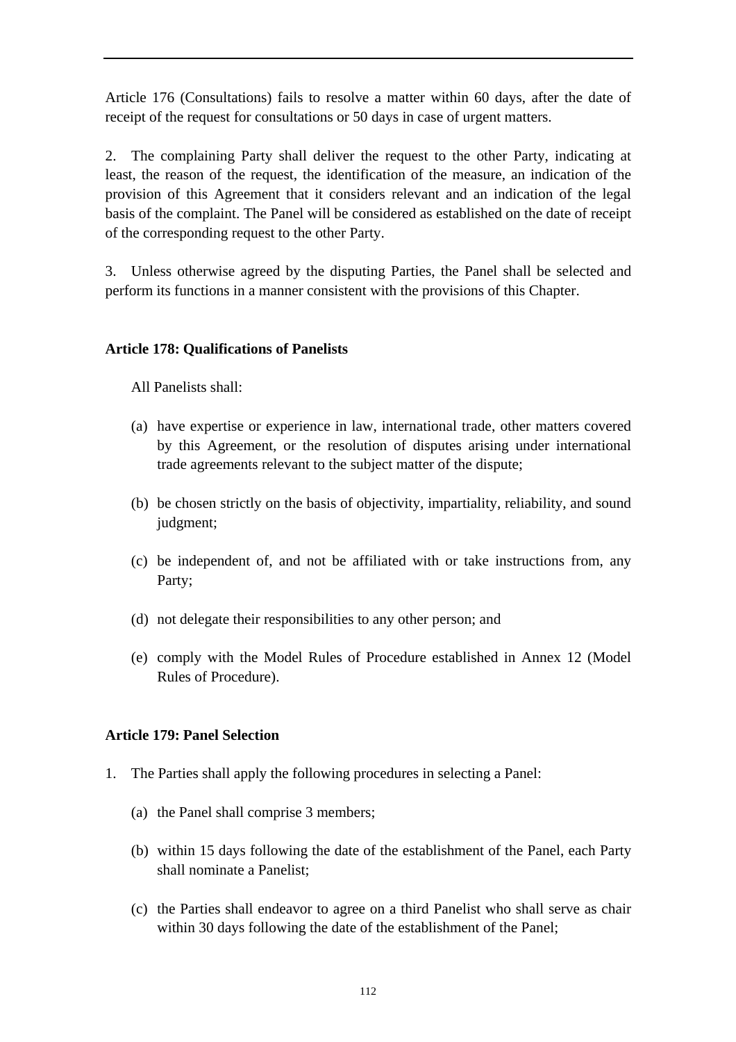Article 176 (Consultations) fails to resolve a matter within 60 days, after the date of receipt of the request for consultations or 50 days in case of urgent matters.

2. The complaining Party shall deliver the request to the other Party, indicating at least, the reason of the request, the identification of the measure, an indication of the provision of this Agreement that it considers relevant and an indication of the legal basis of the complaint. The Panel will be considered as established on the date of receipt of the corresponding request to the other Party.

3. Unless otherwise agreed by the disputing Parties, the Panel shall be selected and perform its functions in a manner consistent with the provisions of this Chapter.

**Article 178: Qualifications of Panelists**

All Panelists shall:

(a) have expertise or experience in law, international trade, other matters covered by this Agreement, or the resolution of disputes arising under international trade agreements relevant to the subject matter of the dispute;

(b) be chosen strictly on the basis of objectivity, impartiality, reliability, and sound judgment;

(c) be independent of, and not be affiliated with or take instructions from, any Party;

(d) not delegate their responsibilities to any other person; and

(e) comply with the Model Rules of Procedure established in Annex 12 (Model Rules of Procedure).

**Article 179: Panel Selection**

1. The Parties shall apply the following procedures in selecting a Panel:

(a) the Panel shall comprise 3 members;

(b) within 15 days following the date of the establishment of the Panel, each Party shall nominate a Panelist;

(c) the Parties shall endeavor to agree on a third Panelist who shall serve as chair within 30 days following the date of the establishment of the Panel;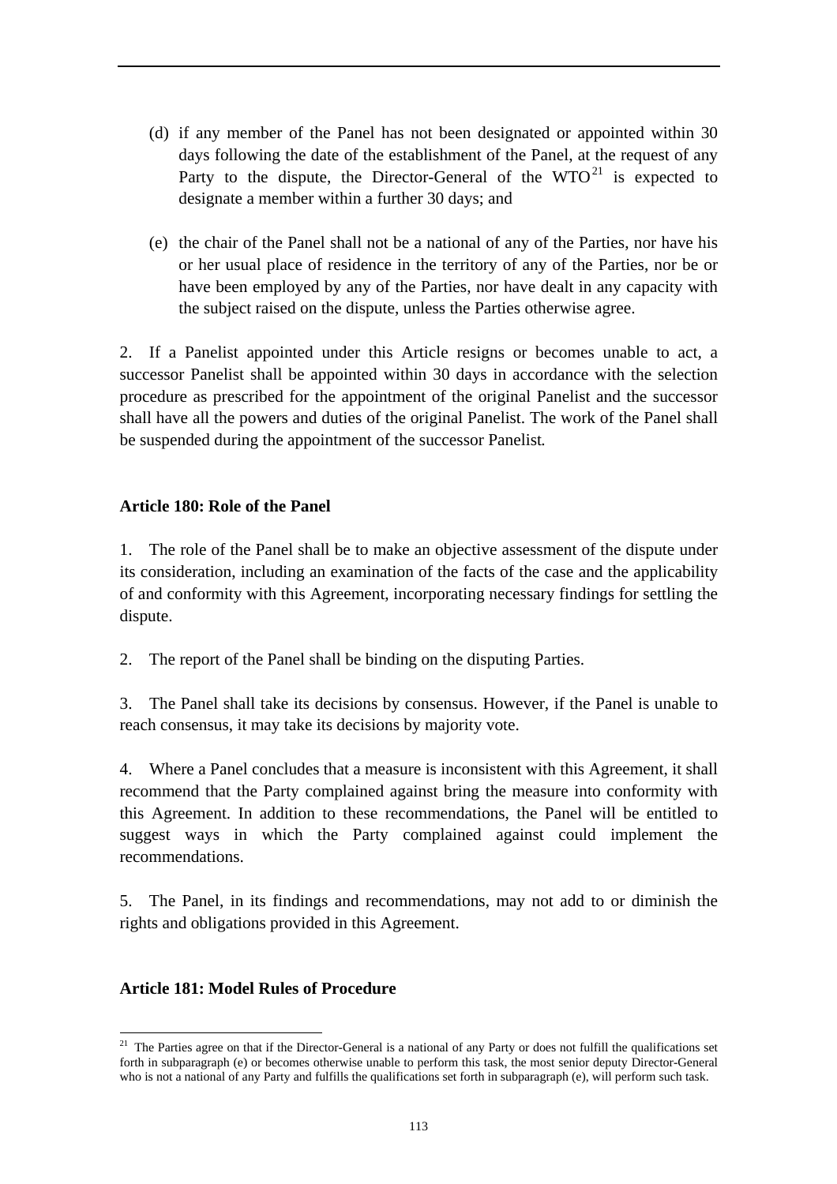(d) if any member of the Panel has not been designated or appointed within 30 days following the date of the establishment of the Panel, at the request of any Party to the dispute, the Director-General of the WTO[21] is expected to designate a member within a further 30 days; and

(e) the chair of the Panel shall not be a national of any of the Parties, nor have his or her usual place of residence in the territory of any of the Parties, nor be or have been employed by any of the Parties, nor have dealt in any capacity with the subject raised on the dispute, unless the Parties otherwise agree.

2. If a Panelist appointed under this Article resigns or becomes unable to act, a successor Panelist shall be appointed within 30 days in accordance with the selection procedure as prescribed for the appointment of the original Panelist and the successor shall have all the powers and duties of the original Panelist. The work of the Panel shall be suspended during the appointment of the successor Panelist.

**Article 180: Role of the Panel**

1. The role of the Panel shall be to make an objective assessment of the dispute under its consideration, including an examination of the facts of the case and the applicability of and conformity with this Agreement, incorporating necessary findings for settling the dispute.

2. The report of the Panel shall be binding on the disputing Parties.

3. The Panel shall take its decisions by consensus. However, if the Panel is unable to reach consensus, it may take its decisions by majority vote.

4. Where a Panel concludes that a measure is inconsistent with this Agreement, it shall recommend that the Party complained against bring the measure into conformity with this Agreement. In addition to these recommendations, the Panel will be entitled to suggest ways in which the Party complained against could implement the recommendations.

5. The Panel, in its findings and recommendations, may not add to or diminish the rights and obligations provided in this Agreement.

**Article 181: Model Rules of Procedure**

[21] The Parties agree on that if the Director-General is a national of any Party or does not fulfill the qualifications set forth in subparagraph (e) or becomes otherwise unable to perform this task, the most senior deputy Director-General who is not a national of any Party and fulfills the qualifications set forth in subparagraph (e), will perform such task.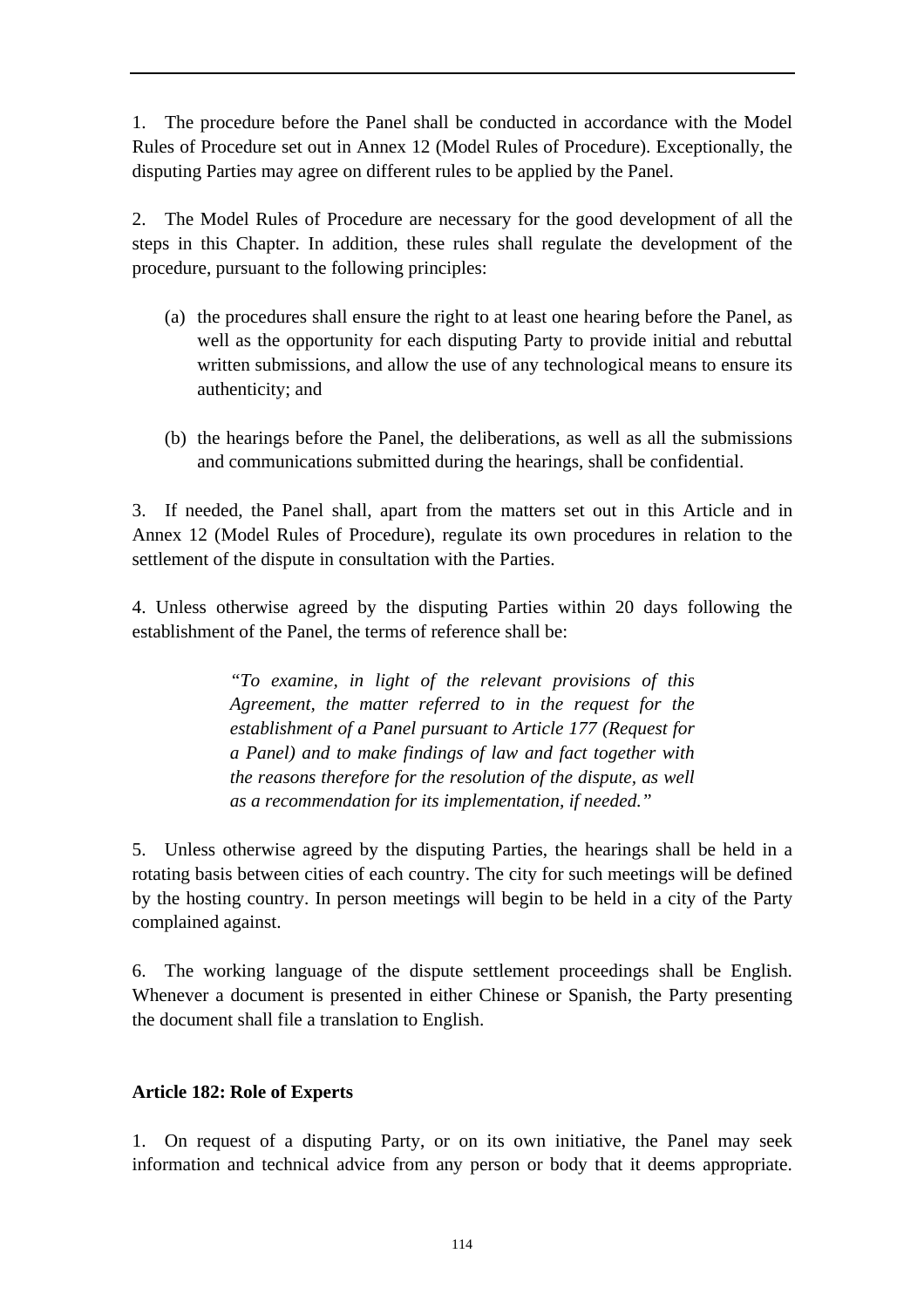1. The procedure before the Panel shall be conducted in accordance with the Model Rules of Procedure set out in Annex 12 (Model Rules of Procedure). Exceptionally, the disputing Parties may agree on different rules to be applied by the Panel.

2. The Model Rules of Procedure are necessary for the good development of all the steps in this Chapter. In addition, these rules shall regulate the development of the procedure, pursuant to the following principles:

   (a) the procedures shall ensure the right to at least one hearing before the Panel, as well as the opportunity for each disputing Party to provide initial and rebuttal written submissions, and allow the use of any technological means to ensure its authenticity; and

   (b) the hearings before the Panel, the deliberations, as well as all the submissions and communications submitted during the hearings, shall be confidential.

3. If needed, the Panel shall, apart from the matters set out in this Article and in Annex 12 (Model Rules of Procedure), regulate its own procedures in relation to the settlement of the dispute in consultation with the Parties.

4. Unless otherwise agreed by the disputing Parties within 20 days following the establishment of the Panel, the terms of reference shall be:

> *"To examine, in light of the relevant provisions of this Agreement, the matter referred to in the request for the establishment of a Panel pursuant to Article 177 (Request for a Panel) and to make findings of law and fact together with the reasons therefore for the resolution of the dispute, as well as a recommendation for its implementation, if needed."*

5. Unless otherwise agreed by the disputing Parties, the hearings shall be held in a rotating basis between cities of each country. The city for such meetings will be defined by the hosting country. In person meetings will begin to be held in a city of the Party complained against.

6. The working language of the dispute settlement proceedings shall be English. Whenever a document is presented in either Chinese or Spanish, the Party presenting the document shall file a translation to English.

**Article 182: Role of Experts**

1. On request of a disputing Party, or on its own initiative, the Panel may seek information and technical advice from any person or body that it deems appropriate.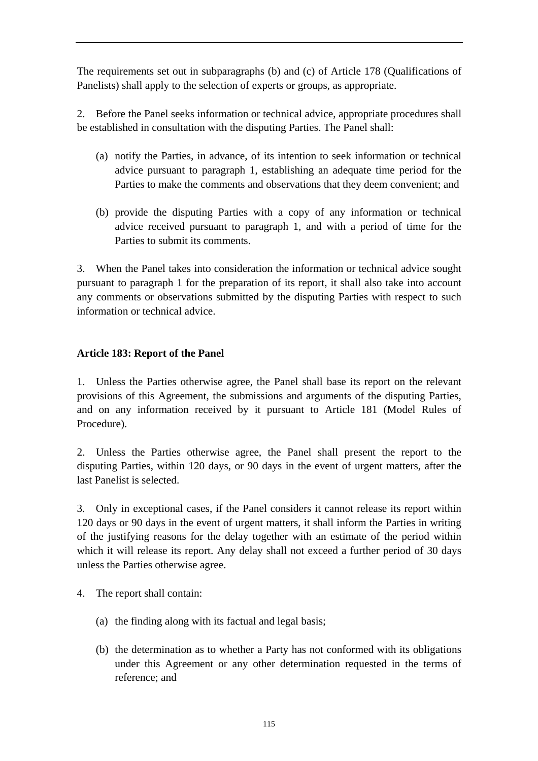The requirements set out in subparagraphs (b) and (c) of Article 178 (Qualifications of Panelists) shall apply to the selection of experts or groups, as appropriate.

2. Before the Panel seeks information or technical advice, appropriate procedures shall be established in consultation with the disputing Parties. The Panel shall:

(a) notify the Parties, in advance, of its intention to seek information or technical advice pursuant to paragraph 1, establishing an adequate time period for the Parties to make the comments and observations that they deem convenient; and

(b) provide the disputing Parties with a copy of any information or technical advice received pursuant to paragraph 1, and with a period of time for the Parties to submit its comments.

3. When the Panel takes into consideration the information or technical advice sought pursuant to paragraph 1 for the preparation of its report, it shall also take into account any comments or observations submitted by the disputing Parties with respect to such information or technical advice.

**Article 183: Report of the Panel**

1. Unless the Parties otherwise agree, the Panel shall base its report on the relevant provisions of this Agreement, the submissions and arguments of the disputing Parties, and on any information received by it pursuant to Article 181 (Model Rules of Procedure).

2. Unless the Parties otherwise agree, the Panel shall present the report to the disputing Parties, within 120 days, or 90 days in the event of urgent matters, after the last Panelist is selected.

3. Only in exceptional cases, if the Panel considers it cannot release its report within 120 days or 90 days in the event of urgent matters, it shall inform the Parties in writing of the justifying reasons for the delay together with an estimate of the period within which it will release its report. Any delay shall not exceed a further period of 30 days unless the Parties otherwise agree.

4. The report shall contain:

(a) the finding along with its factual and legal basis;

(b) the determination as to whether a Party has not conformed with its obligations under this Agreement or any other determination requested in the terms of reference; and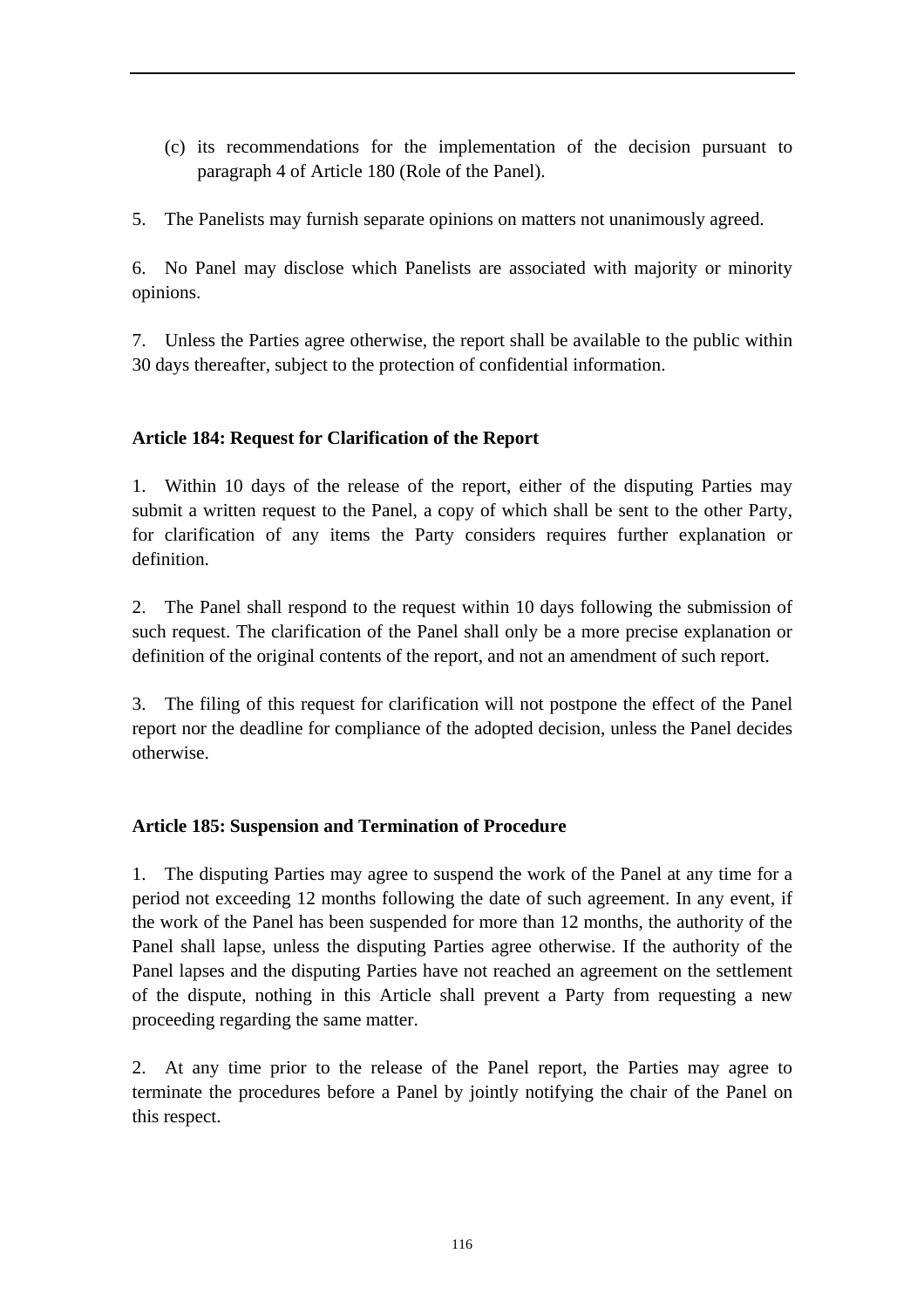(c) its recommendations for the implementation of the decision pursuant to paragraph 4 of Article 180 (Role of the Panel).

5. The Panelists may furnish separate opinions on matters not unanimously agreed.

6. No Panel may disclose which Panelists are associated with majority or minority opinions.

7. Unless the Parties agree otherwise, the report shall be available to the public within 30 days thereafter, subject to the protection of confidential information.

**Article 184: Request for Clarification of the Report**

1. Within 10 days of the release of the report, either of the disputing Parties may submit a written request to the Panel, a copy of which shall be sent to the other Party, for clarification of any items the Party considers requires further explanation or definition.

2. The Panel shall respond to the request within 10 days following the submission of such request. The clarification of the Panel shall only be a more precise explanation or definition of the original contents of the report, and not an amendment of such report.

3. The filing of this request for clarification will not postpone the effect of the Panel report nor the deadline for compliance of the adopted decision, unless the Panel decides otherwise.

**Article 185: Suspension and Termination of Procedure**

1. The disputing Parties may agree to suspend the work of the Panel at any time for a period not exceeding 12 months following the date of such agreement. In any event, if the work of the Panel has been suspended for more than 12 months, the authority of the Panel shall lapse, unless the disputing Parties agree otherwise. If the authority of the Panel lapses and the disputing Parties have not reached an agreement on the settlement of the dispute, nothing in this Article shall prevent a Party from requesting a new proceeding regarding the same matter.

2. At any time prior to the release of the Panel report, the Parties may agree to terminate the procedures before a Panel by jointly notifying the chair of the Panel on this respect.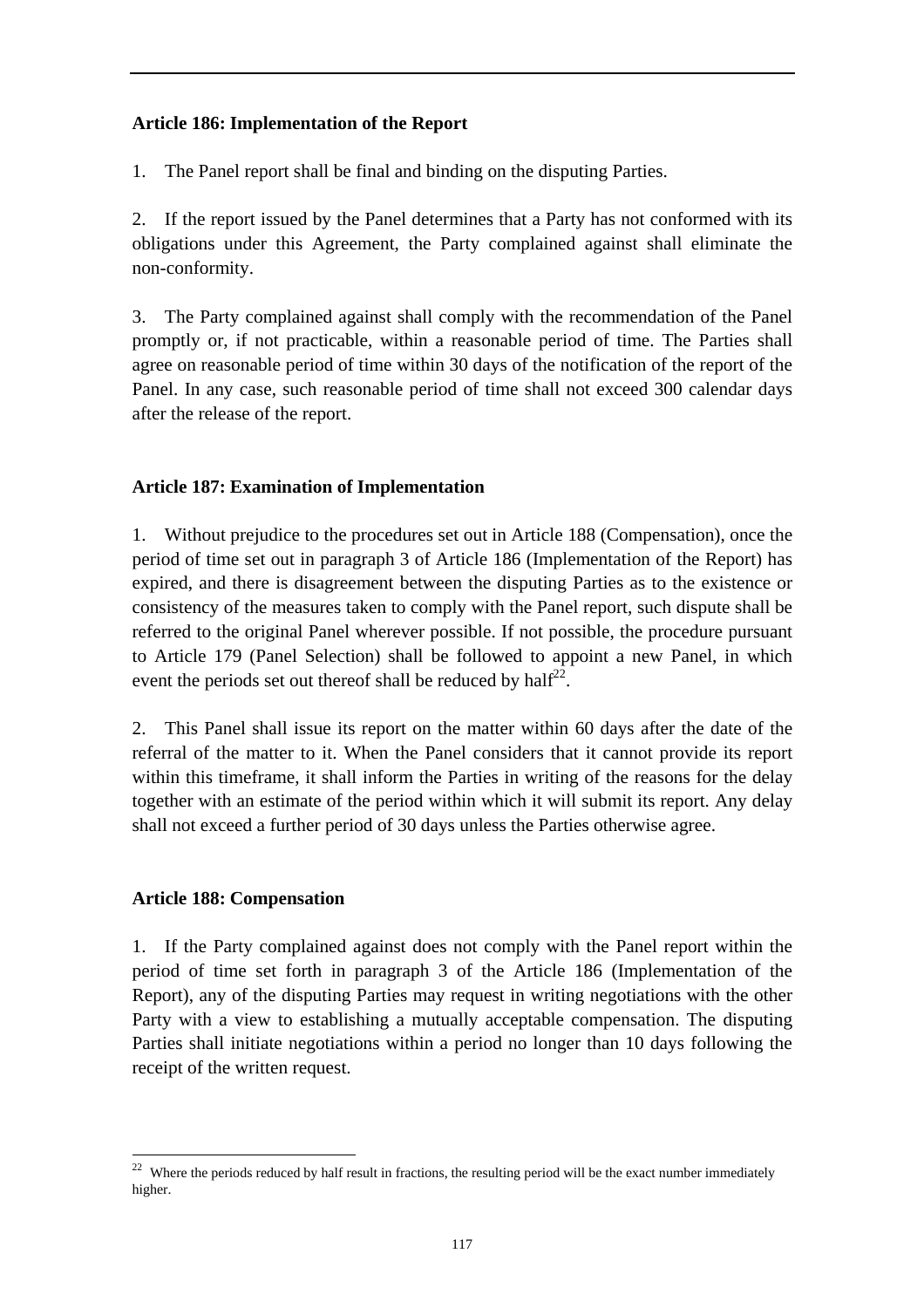**Article 186: Implementation of the Report**

1. The Panel report shall be final and binding on the disputing Parties.

2. If the report issued by the Panel determines that a Party has not conformed with its obligations under this Agreement, the Party complained against shall eliminate the non-conformity.

3. The Party complained against shall comply with the recommendation of the Panel promptly or, if not practicable, within a reasonable period of time. The Parties shall agree on reasonable period of time within 30 days of the notification of the report of the Panel. In any case, such reasonable period of time shall not exceed 300 calendar days after the release of the report.

**Article 187: Examination of Implementation**

1. Without prejudice to the procedures set out in Article 188 (Compensation), once the period of time set out in paragraph 3 of Article 186 (Implementation of the Report) has expired, and there is disagreement between the disputing Parties as to the existence or consistency of the measures taken to comply with the Panel report, such dispute shall be referred to the original Panel wherever possible. If not possible, the procedure pursuant to Article 179 (Panel Selection) shall be followed to appoint a new Panel, in which event the periods set out thereof shall be reduced by half[22].

2. This Panel shall issue its report on the matter within 60 days after the date of the referral of the matter to it. When the Panel considers that it cannot provide its report within this timeframe, it shall inform the Parties in writing of the reasons for the delay together with an estimate of the period within which it will submit its report. Any delay shall not exceed a further period of 30 days unless the Parties otherwise agree.

**Article 188: Compensation**

1. If the Party complained against does not comply with the Panel report within the period of time set forth in paragraph 3 of the Article 186 (Implementation of the Report), any of the disputing Parties may request in writing negotiations with the other Party with a view to establishing a mutually acceptable compensation. The disputing Parties shall initiate negotiations within a period no longer than 10 days following the receipt of the written request.

---

[22] Where the periods reduced by half result in fractions, the resulting period will be the exact number immediately higher.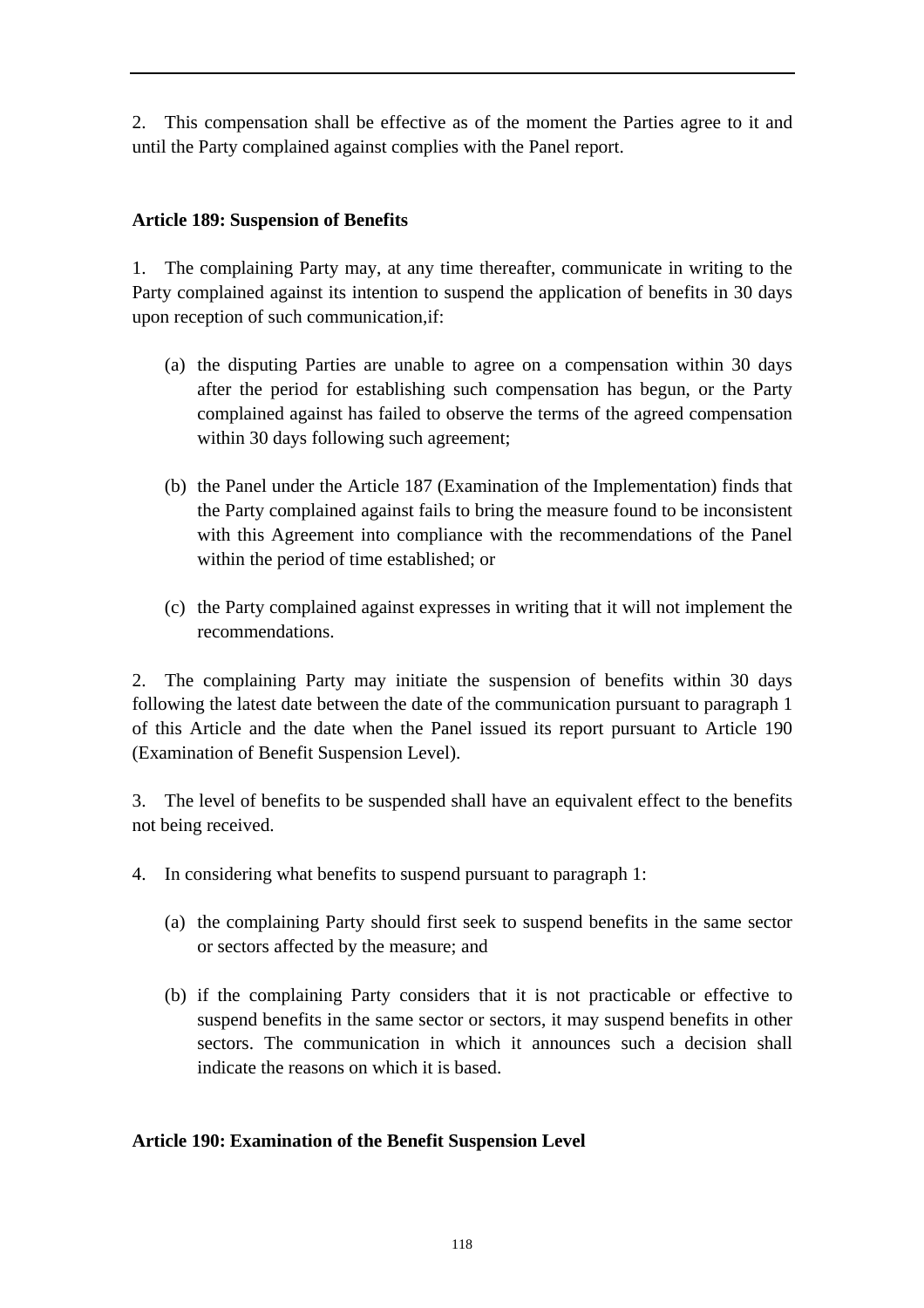2. This compensation shall be effective as of the moment the Parties agree to it and until the Party complained against complies with the Panel report.

**Article 189: Suspension of Benefits**

1. The complaining Party may, at any time thereafter, communicate in writing to the Party complained against its intention to suspend the application of benefits in 30 days upon reception of such communication,if:

(a) the disputing Parties are unable to agree on a compensation within 30 days after the period for establishing such compensation has begun, or the Party complained against has failed to observe the terms of the agreed compensation within 30 days following such agreement;

(b) the Panel under the Article 187 (Examination of the Implementation) finds that the Party complained against fails to bring the measure found to be inconsistent with this Agreement into compliance with the recommendations of the Panel within the period of time established; or

(c) the Party complained against expresses in writing that it will not implement the recommendations.

2. The complaining Party may initiate the suspension of benefits within 30 days following the latest date between the date of the communication pursuant to paragraph 1 of this Article and the date when the Panel issued its report pursuant to Article 190 (Examination of Benefit Suspension Level).

3. The level of benefits to be suspended shall have an equivalent effect to the benefits not being received.

4. In considering what benefits to suspend pursuant to paragraph 1:

(a) the complaining Party should first seek to suspend benefits in the same sector or sectors affected by the measure; and

(b) if the complaining Party considers that it is not practicable or effective to suspend benefits in the same sector or sectors, it may suspend benefits in other sectors. The communication in which it announces such a decision shall indicate the reasons on which it is based.

**Article 190: Examination of the Benefit Suspension Level**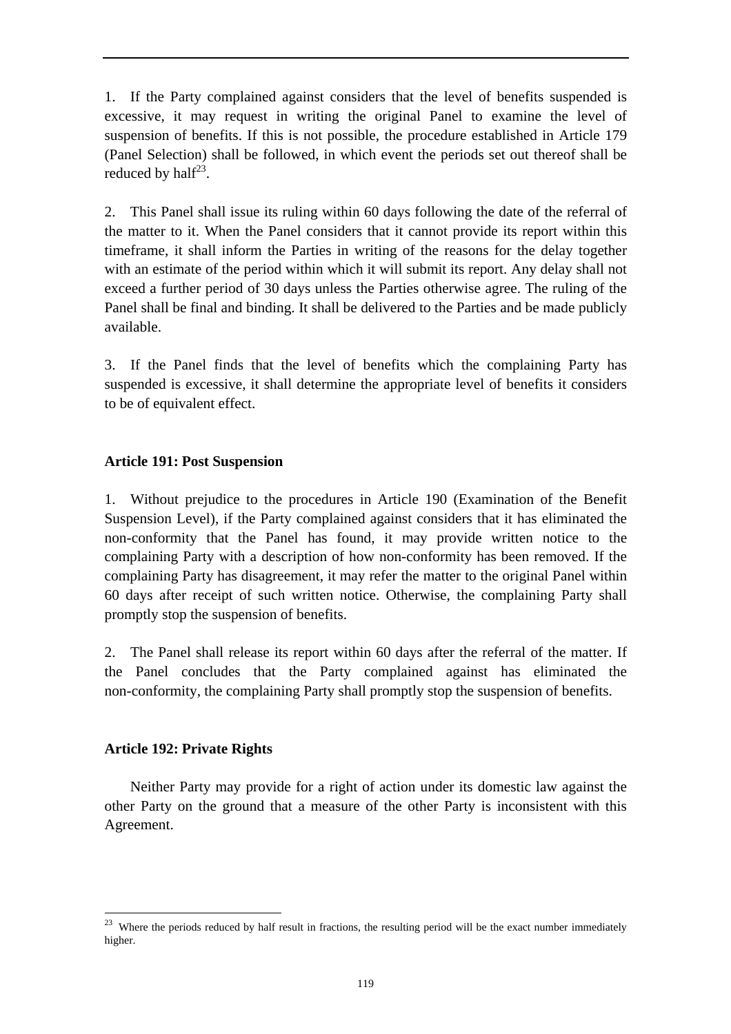1. If the Party complained against considers that the level of benefits suspended is excessive, it may request in writing the original Panel to examine the level of suspension of benefits. If this is not possible, the procedure established in Article 179 (Panel Selection) shall be followed, in which event the periods set out thereof shall be reduced by half[23].

2. This Panel shall issue its ruling within 60 days following the date of the referral of the matter to it. When the Panel considers that it cannot provide its report within this timeframe, it shall inform the Parties in writing of the reasons for the delay together with an estimate of the period within which it will submit its report. Any delay shall not exceed a further period of 30 days unless the Parties otherwise agree. The ruling of the Panel shall be final and binding. It shall be delivered to the Parties and be made publicly available.

3. If the Panel finds that the level of benefits which the complaining Party has suspended is excessive, it shall determine the appropriate level of benefits it considers to be of equivalent effect.

**Article 191: Post Suspension**

1. Without prejudice to the procedures in Article 190 (Examination of the Benefit Suspension Level), if the Party complained against considers that it has eliminated the non-conformity that the Panel has found, it may provide written notice to the complaining Party with a description of how non-conformity has been removed. If the complaining Party has disagreement, it may refer the matter to the original Panel within 60 days after receipt of such written notice. Otherwise, the complaining Party shall promptly stop the suspension of benefits.

2. The Panel shall release its report within 60 days after the referral of the matter. If the Panel concludes that the Party complained against has eliminated the non-conformity, the complaining Party shall promptly stop the suspension of benefits.

**Article 192: Private Rights**

Neither Party may provide for a right of action under its domestic law against the other Party on the ground that a measure of the other Party is inconsistent with this Agreement.

---

[23] Where the periods reduced by half result in fractions, the resulting period will be the exact number immediately higher.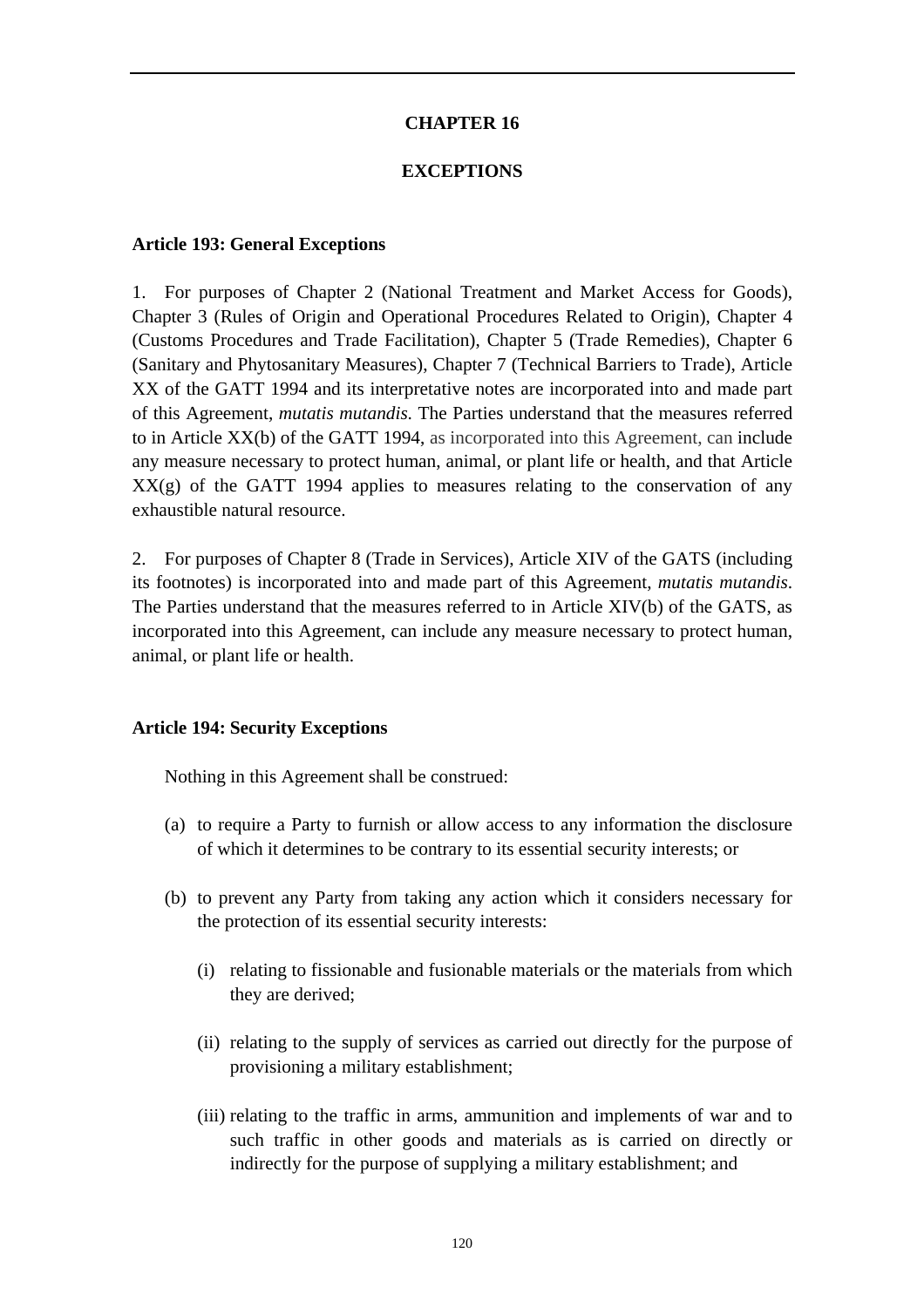## CHAPTER 16

## EXCEPTIONS

### Article 193: General Exceptions

1. For purposes of Chapter 2 (National Treatment and Market Access for Goods), Chapter 3 (Rules of Origin and Operational Procedures Related to Origin), Chapter 4 (Customs Procedures and Trade Facilitation), Chapter 5 (Trade Remedies), Chapter 6 (Sanitary and Phytosanitary Measures), Chapter 7 (Technical Barriers to Trade), Article XX of the GATT 1994 and its interpretative notes are incorporated into and made part of this Agreement, *mutatis mutandis*. The Parties understand that the measures referred to in Article XX(b) of the GATT 1994, as incorporated into this Agreement, can include any measure necessary to protect human, animal, or plant life or health, and that Article XX(g) of the GATT 1994 applies to measures relating to the conservation of any exhaustible natural resource.

2. For purposes of Chapter 8 (Trade in Services), Article XIV of the GATS (including its footnotes) is incorporated into and made part of this Agreement, *mutatis mutandis*. The Parties understand that the measures referred to in Article XIV(b) of the GATS, as incorporated into this Agreement, can include any measure necessary to protect human, animal, or plant life or health.

### Article 194: Security Exceptions

Nothing in this Agreement shall be construed:

(a) to require a Party to furnish or allow access to any information the disclosure of which it determines to be contrary to its essential security interests; or

(b) to prevent any Party from taking any action which it considers necessary for the protection of its essential security interests:

(i) relating to fissionable and fusionable materials or the materials from which they are derived;

(ii) relating to the supply of services as carried out directly for the purpose of provisioning a military establishment;

(iii) relating to the traffic in arms, ammunition and implements of war and to such traffic in other goods and materials as is carried on directly or indirectly for the purpose of supplying a military establishment; and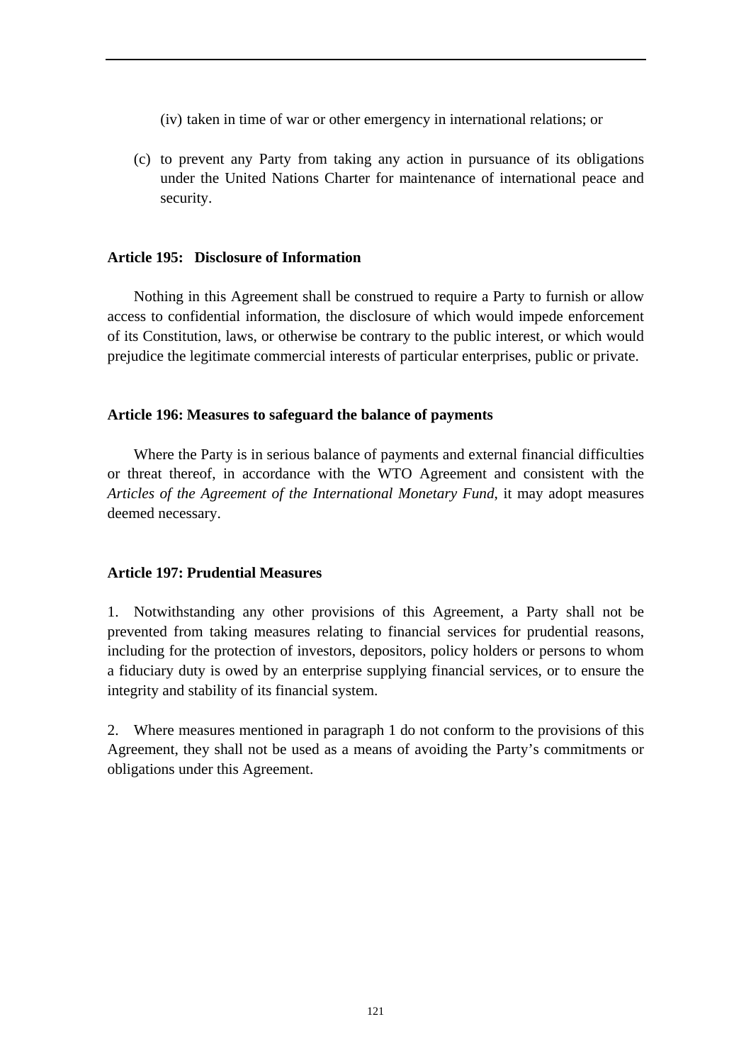(iv) taken in time of war or other emergency in international relations; or

(c) to prevent any Party from taking any action in pursuance of its obligations under the United Nations Charter for maintenance of international peace and security.

**Article 195: Disclosure of Information**

Nothing in this Agreement shall be construed to require a Party to furnish or allow access to confidential information, the disclosure of which would impede enforcement of its Constitution, laws, or otherwise be contrary to the public interest, or which would prejudice the legitimate commercial interests of particular enterprises, public or private.

**Article 196: Measures to safeguard the balance of payments**

Where the Party is in serious balance of payments and external financial difficulties or threat thereof, in accordance with the WTO Agreement and consistent with the *Articles of the Agreement of the International Monetary Fund*, it may adopt measures deemed necessary.

**Article 197: Prudential Measures**

1. Notwithstanding any other provisions of this Agreement, a Party shall not be prevented from taking measures relating to financial services for prudential reasons, including for the protection of investors, depositors, policy holders or persons to whom a fiduciary duty is owed by an enterprise supplying financial services, or to ensure the integrity and stability of its financial system.

2. Where measures mentioned in paragraph 1 do not conform to the provisions of this Agreement, they shall not be used as a means of avoiding the Party's commitments or obligations under this Agreement.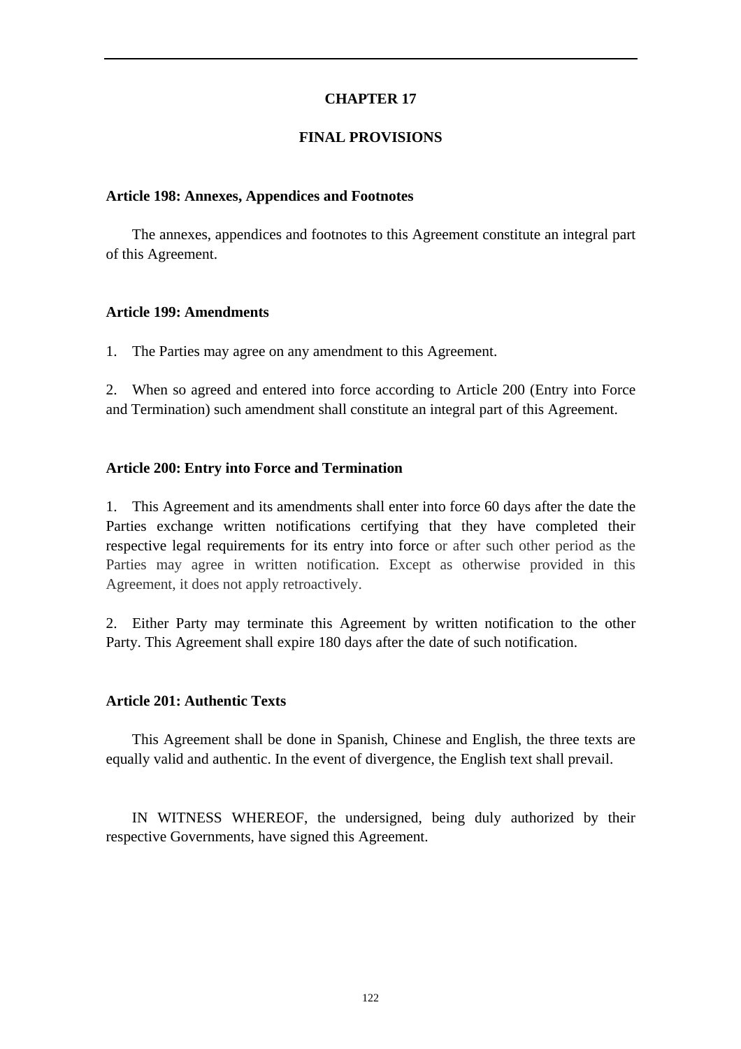# CHAPTER 17

# FINAL PROVISIONS

**Article 198: Annexes, Appendices and Footnotes**

The annexes, appendices and footnotes to this Agreement constitute an integral part of this Agreement.

**Article 199: Amendments**

1. The Parties may agree on any amendment to this Agreement.

2. When so agreed and entered into force according to Article 200 (Entry into Force and Termination) such amendment shall constitute an integral part of this Agreement.

**Article 200: Entry into Force and Termination**

1. This Agreement and its amendments shall enter into force 60 days after the date the Parties exchange written notifications certifying that they have completed their respective legal requirements for its entry into force or after such other period as the Parties may agree in written notification. Except as otherwise provided in this Agreement, it does not apply retroactively.

2. Either Party may terminate this Agreement by written notification to the other Party. This Agreement shall expire 180 days after the date of such notification.

**Article 201: Authentic Texts**

This Agreement shall be done in Spanish, Chinese and English, the three texts are equally valid and authentic. In the event of divergence, the English text shall prevail.

IN WITNESS WHEREOF, the undersigned, being duly authorized by their respective Governments, have signed this Agreement.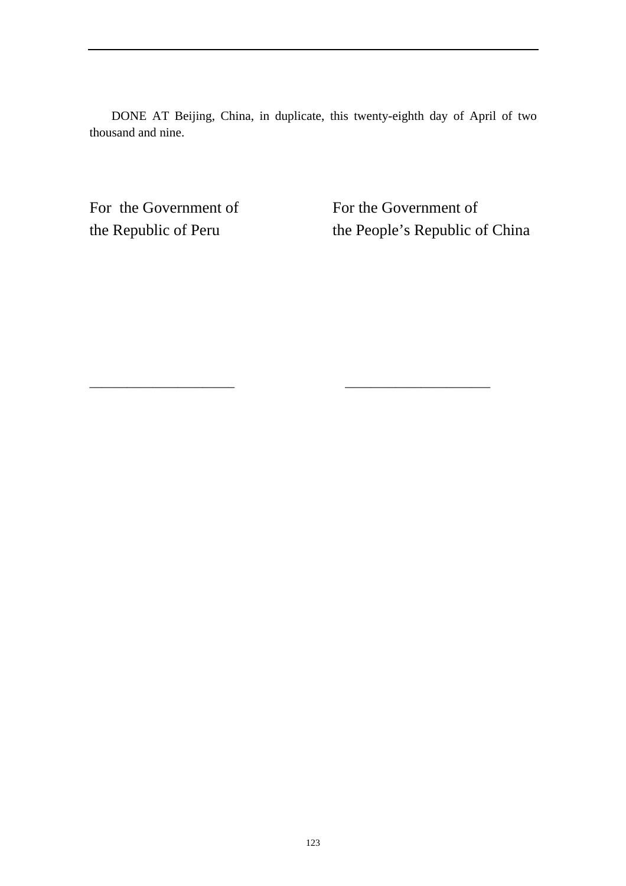DONE AT Beijing, China, in duplicate, this twenty-eighth day of April of two thousand and nine.

| | |
|---|---|
| For the Government of the Republic of Peru | For the Government of the People's Republic of China |
| ______________________ | ______________________ |